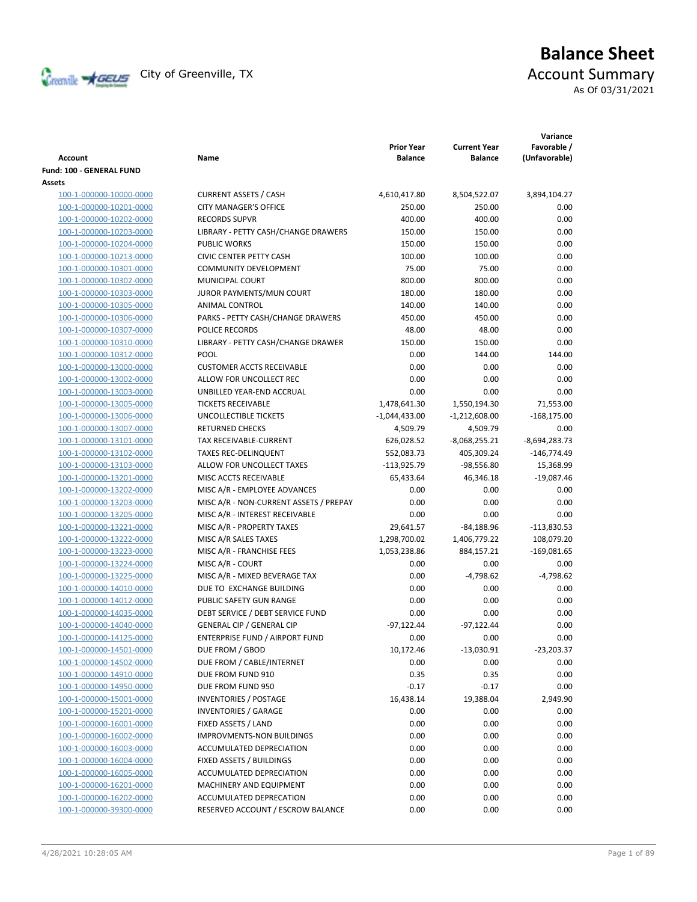City of Greenville, TX

# Balance Sheet

## Account Summary

As Of 03/31/2021

| Account | Name | Prior Year Balance | Current Year Balance | Variance Favorable / (Unfavorable) |
|---|---|---|---|---|
| **Fund: 100 - GENERAL FUND** | | | | |
| **Assets** | | | | |
| 100-1-000000-10000-0000 | CURRENT ASSETS / CASH | 4,610,417.80 | 8,504,522.07 | 3,894,104.27 |
| 100-1-000000-10201-0000 | CITY MANAGER'S OFFICE | 250.00 | 250.00 | 0.00 |
| 100-1-000000-10202-0000 | RECORDS SUPVR | 400.00 | 400.00 | 0.00 |
| 100-1-000000-10203-0000 | LIBRARY - PETTY CASH/CHANGE DRAWERS | 150.00 | 150.00 | 0.00 |
| 100-1-000000-10204-0000 | PUBLIC WORKS | 150.00 | 150.00 | 0.00 |
| 100-1-000000-10213-0000 | CIVIC CENTER PETTY CASH | 100.00 | 100.00 | 0.00 |
| 100-1-000000-10301-0000 | COMMUNITY DEVELOPMENT | 75.00 | 75.00 | 0.00 |
| 100-1-000000-10302-0000 | MUNICIPAL COURT | 800.00 | 800.00 | 0.00 |
| 100-1-000000-10303-0000 | JUROR PAYMENTS/MUN COURT | 180.00 | 180.00 | 0.00 |
| 100-1-000000-10305-0000 | ANIMAL CONTROL | 140.00 | 140.00 | 0.00 |
| 100-1-000000-10306-0000 | PARKS - PETTY CASH/CHANGE DRAWERS | 450.00 | 450.00 | 0.00 |
| 100-1-000000-10307-0000 | POLICE RECORDS | 48.00 | 48.00 | 0.00 |
| 100-1-000000-10310-0000 | LIBRARY - PETTY CASH/CHANGE DRAWER | 150.00 | 150.00 | 0.00 |
| 100-1-000000-10312-0000 | POOL | 0.00 | 144.00 | 144.00 |
| 100-1-000000-13000-0000 | CUSTOMER ACCTS RECEIVABLE | 0.00 | 0.00 | 0.00 |
| 100-1-000000-13002-0000 | ALLOW FOR UNCOLLECT REC | 0.00 | 0.00 | 0.00 |
| 100-1-000000-13003-0000 | UNBILLED YEAR-END ACCRUAL | 0.00 | 0.00 | 0.00 |
| 100-1-000000-13005-0000 | TICKETS RECEIVABLE | 1,478,641.30 | 1,550,194.30 | 71,553.00 |
| 100-1-000000-13006-0000 | UNCOLLECTIBLE TICKETS | -1,044,433.00 | -1,212,608.00 | -168,175.00 |
| 100-1-000000-13007-0000 | RETURNED CHECKS | 4,509.79 | 4,509.79 | 0.00 |
| 100-1-000000-13101-0000 | TAX RECEIVABLE-CURRENT | 626,028.52 | -8,068,255.21 | -8,694,283.73 |
| 100-1-000000-13102-0000 | TAXES REC-DELINQUENT | 552,083.73 | 405,309.24 | -146,774.49 |
| 100-1-000000-13103-0000 | ALLOW FOR UNCOLLECT TAXES | -113,925.79 | -98,556.80 | 15,368.99 |
| 100-1-000000-13201-0000 | MISC ACCTS RECEIVABLE | 65,433.64 | 46,346.18 | -19,087.46 |
| 100-1-000000-13202-0000 | MISC A/R - EMPLOYEE ADVANCES | 0.00 | 0.00 | 0.00 |
| 100-1-000000-13203-0000 | MISC A/R - NON-CURRENT ASSETS / PREPAY | 0.00 | 0.00 | 0.00 |
| 100-1-000000-13205-0000 | MISC A/R - INTEREST RECEIVABLE | 0.00 | 0.00 | 0.00 |
| 100-1-000000-13221-0000 | MISC A/R - PROPERTY TAXES | 29,641.57 | -84,188.96 | -113,830.53 |
| 100-1-000000-13222-0000 | MISC A/R SALES TAXES | 1,298,700.02 | 1,406,779.22 | 108,079.20 |
| 100-1-000000-13223-0000 | MISC A/R - FRANCHISE FEES | 1,053,238.86 | 884,157.21 | -169,081.65 |
| 100-1-000000-13224-0000 | MISC A/R - COURT | 0.00 | 0.00 | 0.00 |
| 100-1-000000-13225-0000 | MISC A/R - MIXED BEVERAGE TAX | 0.00 | -4,798.62 | -4,798.62 |
| 100-1-000000-14010-0000 | DUE TO EXCHANGE BUILDING | 0.00 | 0.00 | 0.00 |
| 100-1-000000-14012-0000 | PUBLIC SAFETY GUN RANGE | 0.00 | 0.00 | 0.00 |
| 100-1-000000-14035-0000 | DEBT SERVICE / DEBT SERVICE FUND | 0.00 | 0.00 | 0.00 |
| 100-1-000000-14040-0000 | GENERAL CIP / GENERAL CIP | -97,122.44 | -97,122.44 | 0.00 |
| 100-1-000000-14125-0000 | ENTERPRISE FUND / AIRPORT FUND | 0.00 | 0.00 | 0.00 |
| 100-1-000000-14501-0000 | DUE FROM / GBOD | 10,172.46 | -13,030.91 | -23,203.37 |
| 100-1-000000-14502-0000 | DUE FROM / CABLE/INTERNET | 0.00 | 0.00 | 0.00 |
| 100-1-000000-14910-0000 | DUE FROM FUND 910 | 0.35 | 0.35 | 0.00 |
| 100-1-000000-14950-0000 | DUE FROM FUND 950 | -0.17 | -0.17 | 0.00 |
| 100-1-000000-15001-0000 | INVENTORIES / POSTAGE | 16,438.14 | 19,388.04 | 2,949.90 |
| 100-1-000000-15201-0000 | INVENTORIES / GARAGE | 0.00 | 0.00 | 0.00 |
| 100-1-000000-16001-0000 | FIXED ASSETS / LAND | 0.00 | 0.00 | 0.00 |
| 100-1-000000-16002-0000 | IMPROVMENTS-NON BUILDINGS | 0.00 | 0.00 | 0.00 |
| 100-1-000000-16003-0000 | ACCUMULATED DEPRECIATION | 0.00 | 0.00 | 0.00 |
| 100-1-000000-16004-0000 | FIXED ASSETS / BUILDINGS | 0.00 | 0.00 | 0.00 |
| 100-1-000000-16005-0000 | ACCUMULATED DEPRECIATION | 0.00 | 0.00 | 0.00 |
| 100-1-000000-16201-0000 | MACHINERY AND EQUIPMENT | 0.00 | 0.00 | 0.00 |
| 100-1-000000-16202-0000 | ACCUMULATED DEPRECATION | 0.00 | 0.00 | 0.00 |
| 100-1-000000-39300-0000 | RESERVED ACCOUNT / ESCROW BALANCE | 0.00 | 0.00 | 0.00 |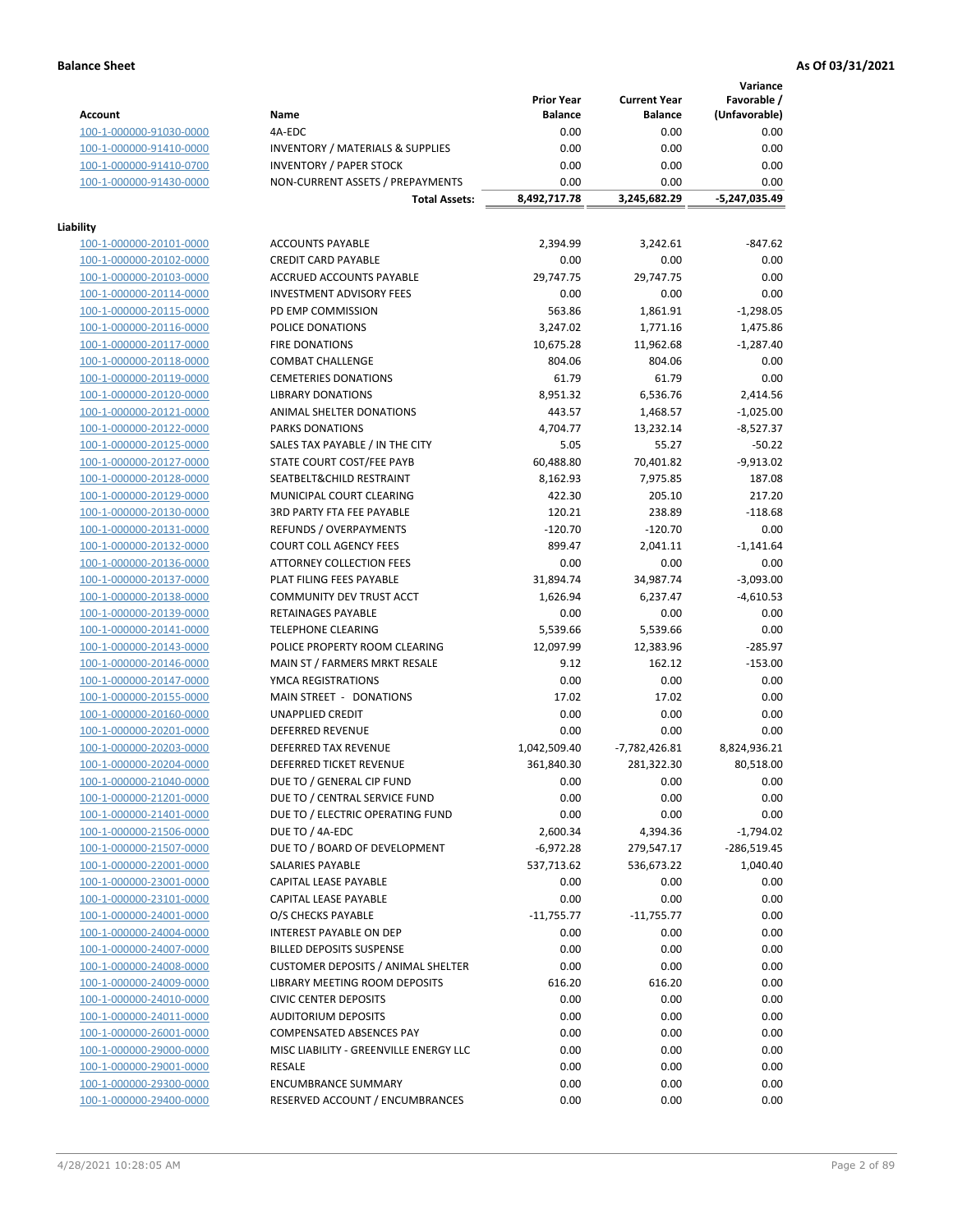**Balance Sheet** **As Of 03/31/2021**

| Account | Name | Prior Year Balance | Current Year Balance | Variance Favorable / (Unfavorable) |
|---|---|---|---|---|
| 100-1-000000-91030-0000 | 4A-EDC | 0.00 | 0.00 | 0.00 |
| 100-1-000000-91410-0000 | INVENTORY / MATERIALS & SUPPLIES | 0.00 | 0.00 | 0.00 |
| 100-1-000000-91410-0700 | INVENTORY / PAPER STOCK | 0.00 | 0.00 | 0.00 |
| 100-1-000000-91430-0000 | NON-CURRENT ASSETS / PREPAYMENTS | 0.00 | 0.00 | 0.00 |
| | **Total Assets:** | **8,492,717.78** | **3,245,682.29** | **-5,247,035.49** |
| **Liability** | | | | |
| 100-1-000000-20101-0000 | ACCOUNTS PAYABLE | 2,394.99 | 3,242.61 | -847.62 |
| 100-1-000000-20102-0000 | CREDIT CARD PAYABLE | 0.00 | 0.00 | 0.00 |
| 100-1-000000-20103-0000 | ACCRUED ACCOUNTS PAYABLE | 29,747.75 | 29,747.75 | 0.00 |
| 100-1-000000-20114-0000 | INVESTMENT ADVISORY FEES | 0.00 | 0.00 | 0.00 |
| 100-1-000000-20115-0000 | PD EMP COMMISSION | 563.86 | 1,861.91 | -1,298.05 |
| 100-1-000000-20116-0000 | POLICE DONATIONS | 3,247.02 | 1,771.16 | 1,475.86 |
| 100-1-000000-20117-0000 | FIRE DONATIONS | 10,675.28 | 11,962.68 | -1,287.40 |
| 100-1-000000-20118-0000 | COMBAT CHALLENGE | 804.06 | 804.06 | 0.00 |
| 100-1-000000-20119-0000 | CEMETERIES DONATIONS | 61.79 | 61.79 | 0.00 |
| 100-1-000000-20120-0000 | LIBRARY DONATIONS | 8,951.32 | 6,536.76 | 2,414.56 |
| 100-1-000000-20121-0000 | ANIMAL SHELTER DONATIONS | 443.57 | 1,468.57 | -1,025.00 |
| 100-1-000000-20122-0000 | PARKS DONATIONS | 4,704.77 | 13,232.14 | -8,527.37 |
| 100-1-000000-20125-0000 | SALES TAX PAYABLE / IN THE CITY | 5.05 | 55.27 | -50.22 |
| 100-1-000000-20127-0000 | STATE COURT COST/FEE PAYB | 60,488.80 | 70,401.82 | -9,913.02 |
| 100-1-000000-20128-0000 | SEATBELT&CHILD RESTRAINT | 8,162.93 | 7,975.85 | 187.08 |
| 100-1-000000-20129-0000 | MUNICIPAL COURT CLEARING | 422.30 | 205.10 | 217.20 |
| 100-1-000000-20130-0000 | 3RD PARTY FTA FEE PAYABLE | 120.21 | 238.89 | -118.68 |
| 100-1-000000-20131-0000 | REFUNDS / OVERPAYMENTS | -120.70 | -120.70 | 0.00 |
| 100-1-000000-20132-0000 | COURT COLL AGENCY FEES | 899.47 | 2,041.11 | -1,141.64 |
| 100-1-000000-20136-0000 | ATTORNEY COLLECTION FEES | 0.00 | 0.00 | 0.00 |
| 100-1-000000-20137-0000 | PLAT FILING FEES PAYABLE | 31,894.74 | 34,987.74 | -3,093.00 |
| 100-1-000000-20138-0000 | COMMUNITY DEV TRUST ACCT | 1,626.94 | 6,237.47 | -4,610.53 |
| 100-1-000000-20139-0000 | RETAINAGES PAYABLE | 0.00 | 0.00 | 0.00 |
| 100-1-000000-20141-0000 | TELEPHONE CLEARING | 5,539.66 | 5,539.66 | 0.00 |
| 100-1-000000-20143-0000 | POLICE PROPERTY ROOM CLEARING | 12,097.99 | 12,383.96 | -285.97 |
| 100-1-000000-20146-0000 | MAIN ST / FARMERS MRKT RESALE | 9.12 | 162.12 | -153.00 |
| 100-1-000000-20147-0000 | YMCA REGISTRATIONS | 0.00 | 0.00 | 0.00 |
| 100-1-000000-20155-0000 | MAIN STREET - DONATIONS | 17.02 | 17.02 | 0.00 |
| 100-1-000000-20160-0000 | UNAPPLIED CREDIT | 0.00 | 0.00 | 0.00 |
| 100-1-000000-20201-0000 | DEFERRED REVENUE | 0.00 | 0.00 | 0.00 |
| 100-1-000000-20203-0000 | DEFERRED TAX REVENUE | 1,042,509.40 | -7,782,426.81 | 8,824,936.21 |
| 100-1-000000-20204-0000 | DEFERRED TICKET REVENUE | 361,840.30 | 281,322.30 | 80,518.00 |
| 100-1-000000-21040-0000 | DUE TO / GENERAL CIP FUND | 0.00 | 0.00 | 0.00 |
| 100-1-000000-21201-0000 | DUE TO / CENTRAL SERVICE FUND | 0.00 | 0.00 | 0.00 |
| 100-1-000000-21401-0000 | DUE TO / ELECTRIC OPERATING FUND | 0.00 | 0.00 | 0.00 |
| 100-1-000000-21506-0000 | DUE TO / 4A-EDC | 2,600.34 | 4,394.36 | -1,794.02 |
| 100-1-000000-21507-0000 | DUE TO / BOARD OF DEVELOPMENT | -6,972.28 | 279,547.17 | -286,519.45 |
| 100-1-000000-22001-0000 | SALARIES PAYABLE | 537,713.62 | 536,673.22 | 1,040.40 |
| 100-1-000000-23001-0000 | CAPITAL LEASE PAYABLE | 0.00 | 0.00 | 0.00 |
| 100-1-000000-23101-0000 | CAPITAL LEASE PAYABLE | 0.00 | 0.00 | 0.00 |
| 100-1-000000-24001-0000 | O/S CHECKS PAYABLE | -11,755.77 | -11,755.77 | 0.00 |
| 100-1-000000-24004-0000 | INTEREST PAYABLE ON DEP | 0.00 | 0.00 | 0.00 |
| 100-1-000000-24007-0000 | BILLED DEPOSITS SUSPENSE | 0.00 | 0.00 | 0.00 |
| 100-1-000000-24008-0000 | CUSTOMER DEPOSITS / ANIMAL SHELTER | 0.00 | 0.00 | 0.00 |
| 100-1-000000-24009-0000 | LIBRARY MEETING ROOM DEPOSITS | 616.20 | 616.20 | 0.00 |
| 100-1-000000-24010-0000 | CIVIC CENTER DEPOSITS | 0.00 | 0.00 | 0.00 |
| 100-1-000000-24011-0000 | AUDITORIUM DEPOSITS | 0.00 | 0.00 | 0.00 |
| 100-1-000000-26001-0000 | COMPENSATED ABSENCES PAY | 0.00 | 0.00 | 0.00 |
| 100-1-000000-29000-0000 | MISC LIABILITY - GREENVILLE ENERGY LLC | 0.00 | 0.00 | 0.00 |
| 100-1-000000-29001-0000 | RESALE | 0.00 | 0.00 | 0.00 |
| 100-1-000000-29300-0000 | ENCUMBRANCE SUMMARY | 0.00 | 0.00 | 0.00 |
| 100-1-000000-29400-0000 | RESERVED ACCOUNT / ENCUMBRANCES | 0.00 | 0.00 | 0.00 |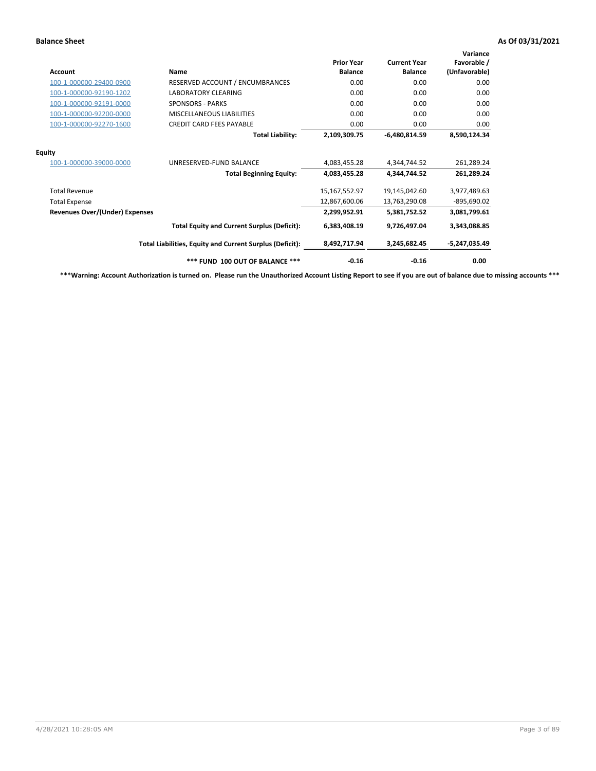**Balance Sheet** **As Of 03/31/2021**

| Account | Name | Prior Year Balance | Current Year Balance | Variance Favorable / (Unfavorable) |
|---|---|---|---|---|
| 100-1-000000-29400-0900 | RESERVED ACCOUNT / ENCUMBRANCES | 0.00 | 0.00 | 0.00 |
| 100-1-000000-92190-1202 | LABORATORY CLEARING | 0.00 | 0.00 | 0.00 |
| 100-1-000000-92191-0000 | SPONSORS - PARKS | 0.00 | 0.00 | 0.00 |
| 100-1-000000-92200-0000 | MISCELLANEOUS LIABILITIES | 0.00 | 0.00 | 0.00 |
| 100-1-000000-92270-1600 | CREDIT CARD FEES PAYABLE | 0.00 | 0.00 | 0.00 |
| | **Total Liability:** | **2,109,309.75** | **-6,480,814.59** | **8,590,124.34** |
| **Equity** | | | | |
| 100-1-000000-39000-0000 | UNRESERVED-FUND BALANCE | 4,083,455.28 | 4,344,744.52 | 261,289.24 |
| | **Total Beginning Equity:** | **4,083,455.28** | **4,344,744.52** | **261,289.24** |
| Total Revenue | | 15,167,552.97 | 19,145,042.60 | 3,977,489.63 |
| Total Expense | | 12,867,600.06 | 13,763,290.08 | -895,690.02 |
| **Revenues Over/(Under) Expenses** | | **2,299,952.91** | **5,381,752.52** | **3,081,799.61** |
| | **Total Equity and Current Surplus (Deficit):** | **6,383,408.19** | **9,726,497.04** | **3,343,088.85** |
| | **Total Liabilities, Equity and Current Surplus (Deficit):** | **8,492,717.94** | **3,245,682.45** | **-5,247,035.49** |
| | **\*\*\* FUND 100 OUT OF BALANCE \*\*\*** | **-0.16** | **-0.16** | **0.00** |

**\*\*\*Warning: Account Authorization is turned on. Please run the Unauthorized Account Listing Report to see if you are out of balance due to missing accounts \*\*\***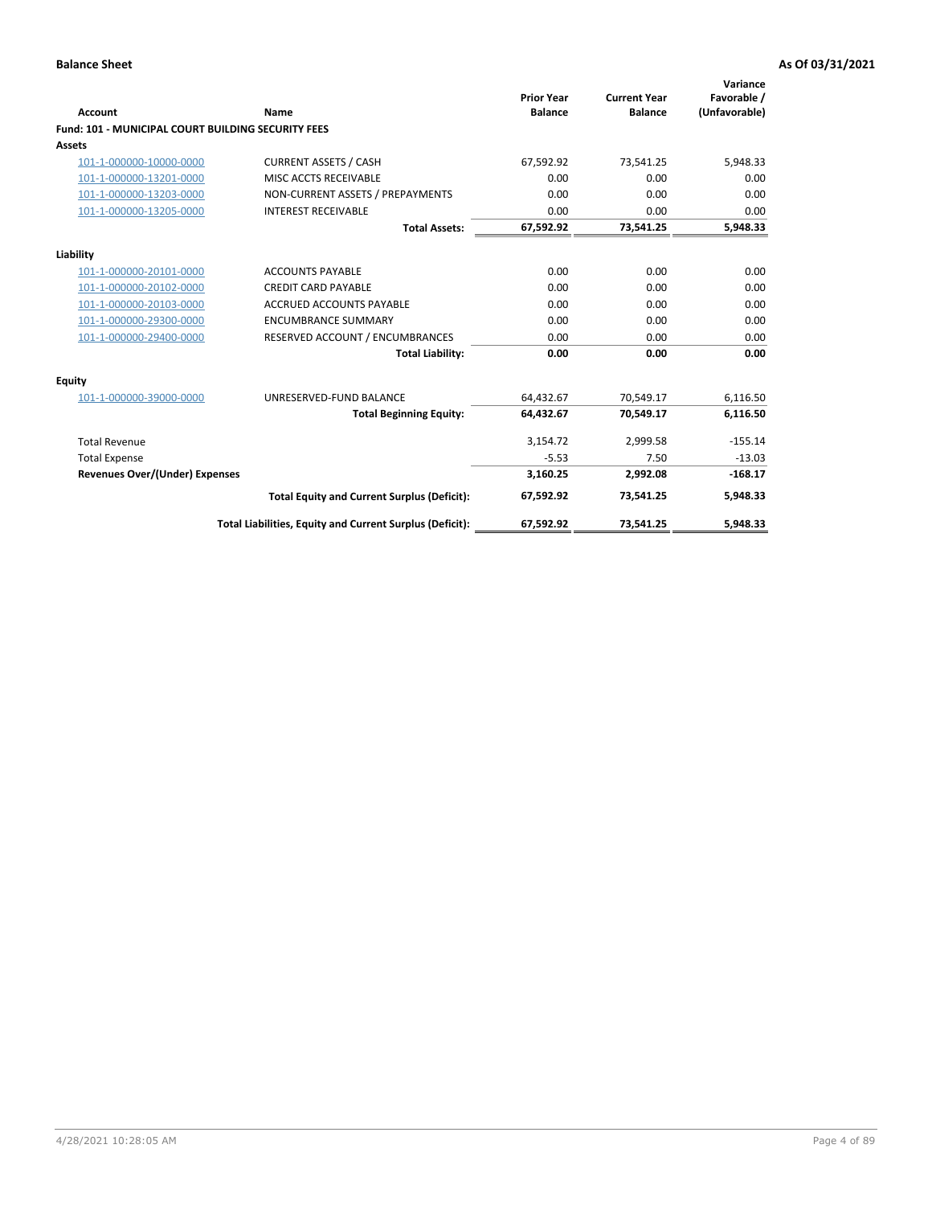**Balance Sheet** **As Of 03/31/2021**

| Account | Name | Prior Year Balance | Current Year Balance | Variance Favorable / (Unfavorable) |
|---|---|---|---|---|
| **Fund: 101 - MUNICIPAL COURT BUILDING SECURITY FEES** | | | | |
| **Assets** | | | | |
| 101-1-000000-10000-0000 | CURRENT ASSETS / CASH | 67,592.92 | 73,541.25 | 5,948.33 |
| 101-1-000000-13201-0000 | MISC ACCTS RECEIVABLE | 0.00 | 0.00 | 0.00 |
| 101-1-000000-13203-0000 | NON-CURRENT ASSETS / PREPAYMENTS | 0.00 | 0.00 | 0.00 |
| 101-1-000000-13205-0000 | INTEREST RECEIVABLE | 0.00 | 0.00 | 0.00 |
| | **Total Assets:** | **67,592.92** | **73,541.25** | **5,948.33** |
| **Liability** | | | | |
| 101-1-000000-20101-0000 | ACCOUNTS PAYABLE | 0.00 | 0.00 | 0.00 |
| 101-1-000000-20102-0000 | CREDIT CARD PAYABLE | 0.00 | 0.00 | 0.00 |
| 101-1-000000-20103-0000 | ACCRUED ACCOUNTS PAYABLE | 0.00 | 0.00 | 0.00 |
| 101-1-000000-29300-0000 | ENCUMBRANCE SUMMARY | 0.00 | 0.00 | 0.00 |
| 101-1-000000-29400-0000 | RESERVED ACCOUNT / ENCUMBRANCES | 0.00 | 0.00 | 0.00 |
| | **Total Liability:** | **0.00** | **0.00** | **0.00** |
| **Equity** | | | | |
| 101-1-000000-39000-0000 | UNRESERVED-FUND BALANCE | 64,432.67 | 70,549.17 | 6,116.50 |
| | **Total Beginning Equity:** | **64,432.67** | **70,549.17** | **6,116.50** |
| Total Revenue | | 3,154.72 | 2,999.58 | -155.14 |
| Total Expense | | -5.53 | 7.50 | -13.03 |
| **Revenues Over/(Under) Expenses** | | **3,160.25** | **2,992.08** | **-168.17** |
| | **Total Equity and Current Surplus (Deficit):** | **67,592.92** | **73,541.25** | **5,948.33** |
| | **Total Liabilities, Equity and Current Surplus (Deficit):** | **67,592.92** | **73,541.25** | **5,948.33** |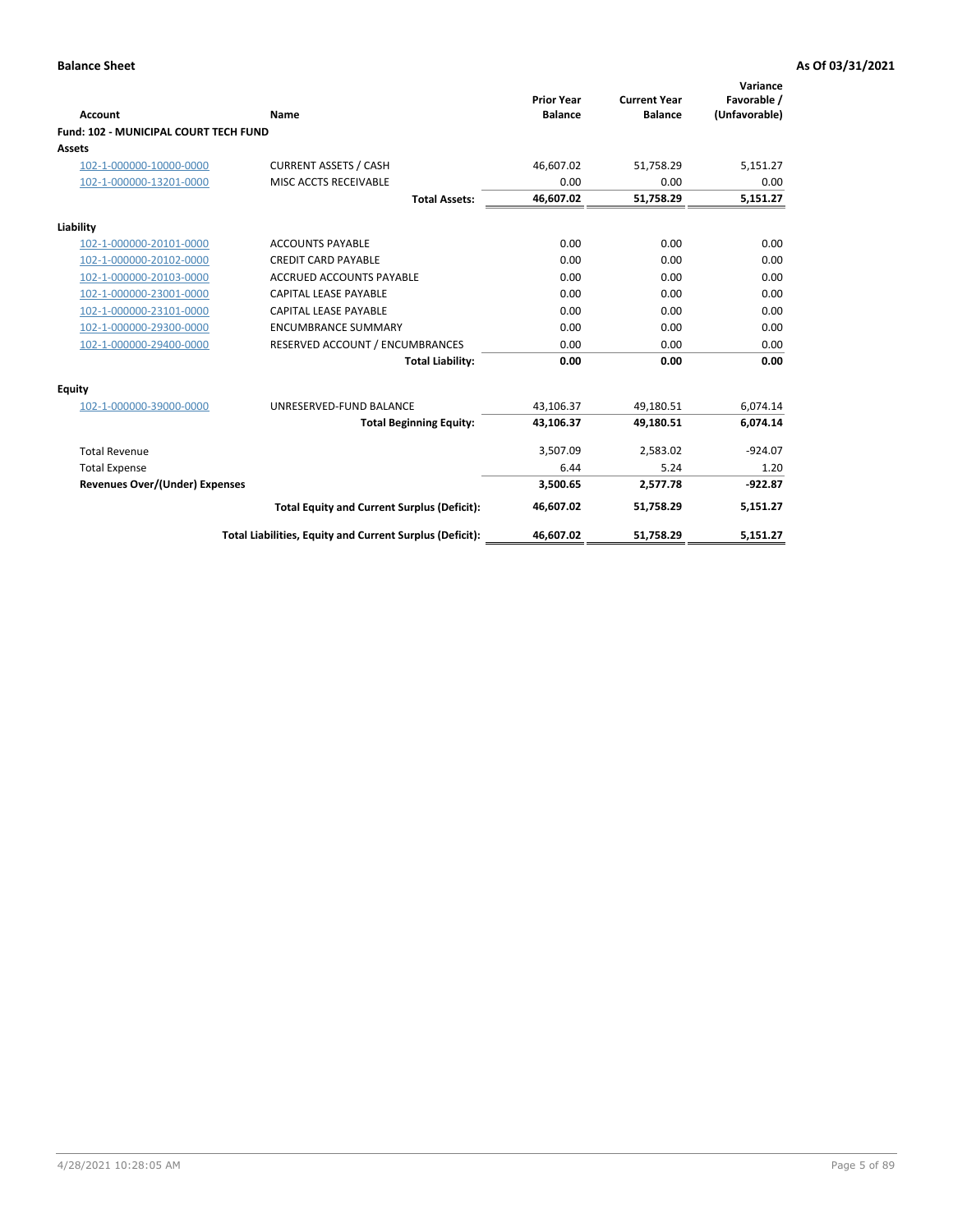**Balance Sheet** **As Of 03/31/2021**

| Account | Name | Prior Year Balance | Current Year Balance | Variance Favorable / (Unfavorable) |
|---|---|---|---|---|
| **Fund: 102 - MUNICIPAL COURT TECH FUND** | | | | |
| **Assets** | | | | |
| 102-1-000000-10000-0000 | CURRENT ASSETS / CASH | 46,607.02 | 51,758.29 | 5,151.27 |
| 102-1-000000-13201-0000 | MISC ACCTS RECEIVABLE | 0.00 | 0.00 | 0.00 |
| | **Total Assets:** | **46,607.02** | **51,758.29** | **5,151.27** |
| **Liability** | | | | |
| 102-1-000000-20101-0000 | ACCOUNTS PAYABLE | 0.00 | 0.00 | 0.00 |
| 102-1-000000-20102-0000 | CREDIT CARD PAYABLE | 0.00 | 0.00 | 0.00 |
| 102-1-000000-20103-0000 | ACCRUED ACCOUNTS PAYABLE | 0.00 | 0.00 | 0.00 |
| 102-1-000000-23001-0000 | CAPITAL LEASE PAYABLE | 0.00 | 0.00 | 0.00 |
| 102-1-000000-23101-0000 | CAPITAL LEASE PAYABLE | 0.00 | 0.00 | 0.00 |
| 102-1-000000-29300-0000 | ENCUMBRANCE SUMMARY | 0.00 | 0.00 | 0.00 |
| 102-1-000000-29400-0000 | RESERVED ACCOUNT / ENCUMBRANCES | 0.00 | 0.00 | 0.00 |
| | **Total Liability:** | **0.00** | **0.00** | **0.00** |
| **Equity** | | | | |
| 102-1-000000-39000-0000 | UNRESERVED-FUND BALANCE | 43,106.37 | 49,180.51 | 6,074.14 |
| | **Total Beginning Equity:** | **43,106.37** | **49,180.51** | **6,074.14** |
| Total Revenue | | 3,507.09 | 2,583.02 | -924.07 |
| Total Expense | | 6.44 | 5.24 | 1.20 |
| **Revenues Over/(Under) Expenses** | | **3,500.65** | **2,577.78** | **-922.87** |
| | **Total Equity and Current Surplus (Deficit):** | **46,607.02** | **51,758.29** | **5,151.27** |
| | **Total Liabilities, Equity and Current Surplus (Deficit):** | **46,607.02** | **51,758.29** | **5,151.27** |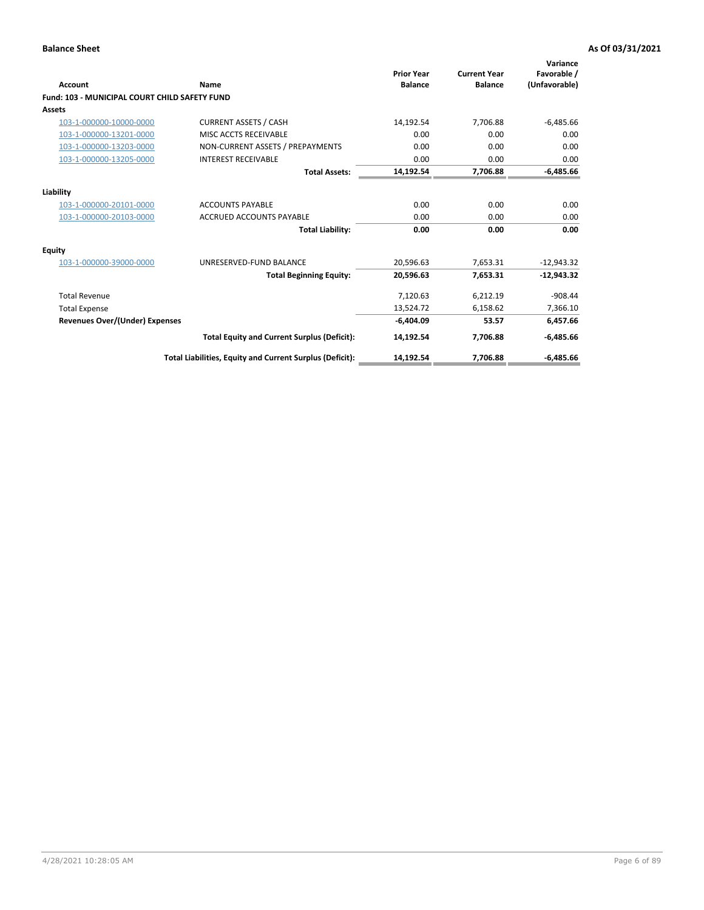**Balance Sheet** | **As Of 03/31/2021**

| Account | Name | Prior Year Balance | Current Year Balance | Variance Favorable / (Unfavorable) |
|---|---|---|---|---|
| **Fund: 103 - MUNICIPAL COURT CHILD SAFETY FUND** | | | | |
| **Assets** | | | | |
| 103-1-000000-10000-0000 | CURRENT ASSETS / CASH | 14,192.54 | 7,706.88 | -6,485.66 |
| 103-1-000000-13201-0000 | MISC ACCTS RECEIVABLE | 0.00 | 0.00 | 0.00 |
| 103-1-000000-13203-0000 | NON-CURRENT ASSETS / PREPAYMENTS | 0.00 | 0.00 | 0.00 |
| 103-1-000000-13205-0000 | INTEREST RECEIVABLE | 0.00 | 0.00 | 0.00 |
| | **Total Assets:** | **14,192.54** | **7,706.88** | **-6,485.66** |
| **Liability** | | | | |
| 103-1-000000-20101-0000 | ACCOUNTS PAYABLE | 0.00 | 0.00 | 0.00 |
| 103-1-000000-20103-0000 | ACCRUED ACCOUNTS PAYABLE | 0.00 | 0.00 | 0.00 |
| | **Total Liability:** | **0.00** | **0.00** | **0.00** |
| **Equity** | | | | |
| 103-1-000000-39000-0000 | UNRESERVED-FUND BALANCE | 20,596.63 | 7,653.31 | -12,943.32 |
| | **Total Beginning Equity:** | **20,596.63** | **7,653.31** | **-12,943.32** |
| Total Revenue | | 7,120.63 | 6,212.19 | -908.44 |
| Total Expense | | 13,524.72 | 6,158.62 | 7,366.10 |
| **Revenues Over/(Under) Expenses** | | **-6,404.09** | **53.57** | **6,457.66** |
| | **Total Equity and Current Surplus (Deficit):** | **14,192.54** | **7,706.88** | **-6,485.66** |
| | **Total Liabilities, Equity and Current Surplus (Deficit):** | **14,192.54** | **7,706.88** | **-6,485.66** |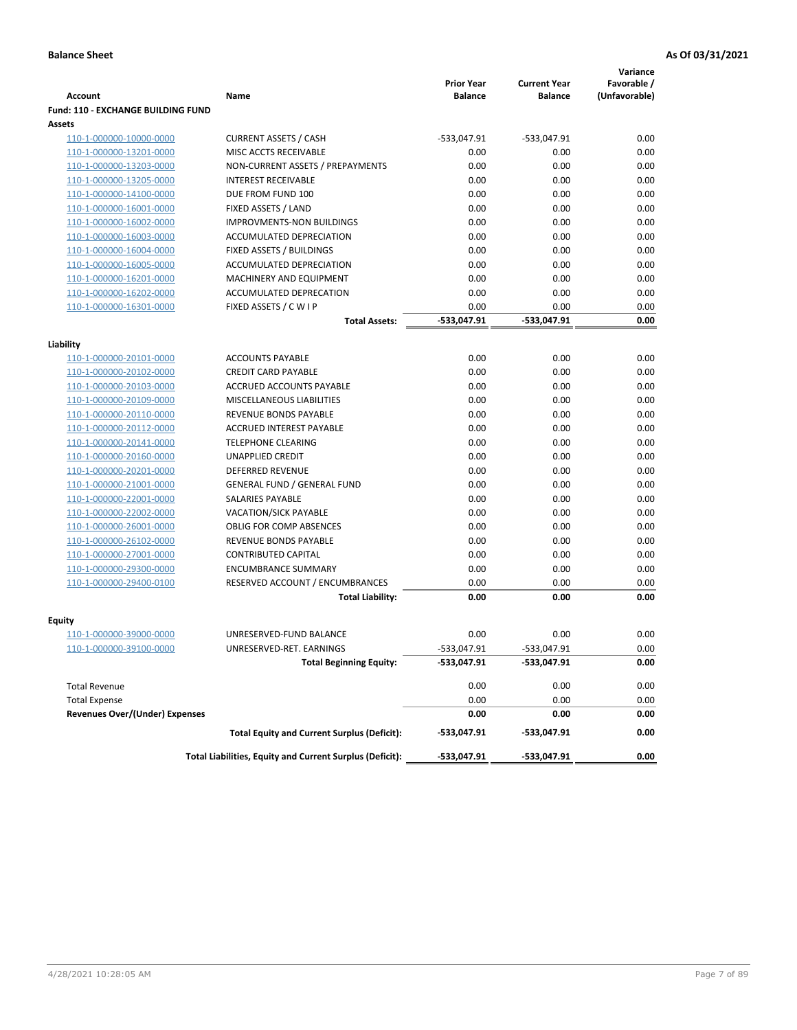**Balance Sheet** **As Of 03/31/2021**

| Account | Name | Prior Year Balance | Current Year Balance | Variance Favorable / (Unfavorable) |
|---|---|---|---|---|
| **Fund: 110 - EXCHANGE BUILDING FUND** | | | | |
| **Assets** | | | | |
| 110-1-000000-10000-0000 | CURRENT ASSETS / CASH | -533,047.91 | -533,047.91 | 0.00 |
| 110-1-000000-13201-0000 | MISC ACCTS RECEIVABLE | 0.00 | 0.00 | 0.00 |
| 110-1-000000-13203-0000 | NON-CURRENT ASSETS / PREPAYMENTS | 0.00 | 0.00 | 0.00 |
| 110-1-000000-13205-0000 | INTEREST RECEIVABLE | 0.00 | 0.00 | 0.00 |
| 110-1-000000-14100-0000 | DUE FROM FUND 100 | 0.00 | 0.00 | 0.00 |
| 110-1-000000-16001-0000 | FIXED ASSETS / LAND | 0.00 | 0.00 | 0.00 |
| 110-1-000000-16002-0000 | IMPROVMENTS-NON BUILDINGS | 0.00 | 0.00 | 0.00 |
| 110-1-000000-16003-0000 | ACCUMULATED DEPRECIATION | 0.00 | 0.00 | 0.00 |
| 110-1-000000-16004-0000 | FIXED ASSETS / BUILDINGS | 0.00 | 0.00 | 0.00 |
| 110-1-000000-16005-0000 | ACCUMULATED DEPRECIATION | 0.00 | 0.00 | 0.00 |
| 110-1-000000-16201-0000 | MACHINERY AND EQUIPMENT | 0.00 | 0.00 | 0.00 |
| 110-1-000000-16202-0000 | ACCUMULATED DEPRECATION | 0.00 | 0.00 | 0.00 |
| 110-1-000000-16301-0000 | FIXED ASSETS / C W I P | 0.00 | 0.00 | 0.00 |
| | **Total Assets:** | **-533,047.91** | **-533,047.91** | **0.00** |
| **Liability** | | | | |
| 110-1-000000-20101-0000 | ACCOUNTS PAYABLE | 0.00 | 0.00 | 0.00 |
| 110-1-000000-20102-0000 | CREDIT CARD PAYABLE | 0.00 | 0.00 | 0.00 |
| 110-1-000000-20103-0000 | ACCRUED ACCOUNTS PAYABLE | 0.00 | 0.00 | 0.00 |
| 110-1-000000-20109-0000 | MISCELLANEOUS LIABILITIES | 0.00 | 0.00 | 0.00 |
| 110-1-000000-20110-0000 | REVENUE BONDS PAYABLE | 0.00 | 0.00 | 0.00 |
| 110-1-000000-20112-0000 | ACCRUED INTEREST PAYABLE | 0.00 | 0.00 | 0.00 |
| 110-1-000000-20141-0000 | TELEPHONE CLEARING | 0.00 | 0.00 | 0.00 |
| 110-1-000000-20160-0000 | UNAPPLIED CREDIT | 0.00 | 0.00 | 0.00 |
| 110-1-000000-20201-0000 | DEFERRED REVENUE | 0.00 | 0.00 | 0.00 |
| 110-1-000000-21001-0000 | GENERAL FUND / GENERAL FUND | 0.00 | 0.00 | 0.00 |
| 110-1-000000-22001-0000 | SALARIES PAYABLE | 0.00 | 0.00 | 0.00 |
| 110-1-000000-22002-0000 | VACATION/SICK PAYABLE | 0.00 | 0.00 | 0.00 |
| 110-1-000000-26001-0000 | OBLIG FOR COMP ABSENCES | 0.00 | 0.00 | 0.00 |
| 110-1-000000-26102-0000 | REVENUE BONDS PAYABLE | 0.00 | 0.00 | 0.00 |
| 110-1-000000-27001-0000 | CONTRIBUTED CAPITAL | 0.00 | 0.00 | 0.00 |
| 110-1-000000-29300-0000 | ENCUMBRANCE SUMMARY | 0.00 | 0.00 | 0.00 |
| 110-1-000000-29400-0100 | RESERVED ACCOUNT / ENCUMBRANCES | 0.00 | 0.00 | 0.00 |
| | **Total Liability:** | **0.00** | **0.00** | **0.00** |
| **Equity** | | | | |
| 110-1-000000-39000-0000 | UNRESERVED-FUND BALANCE | 0.00 | 0.00 | 0.00 |
| 110-1-000000-39100-0000 | UNRESERVED-RET. EARNINGS | -533,047.91 | -533,047.91 | 0.00 |
| | **Total Beginning Equity:** | **-533,047.91** | **-533,047.91** | **0.00** |
| Total Revenue | | 0.00 | 0.00 | 0.00 |
| Total Expense | | 0.00 | 0.00 | 0.00 |
| **Revenues Over/(Under) Expenses** | | **0.00** | **0.00** | **0.00** |
| | **Total Equity and Current Surplus (Deficit):** | **-533,047.91** | **-533,047.91** | **0.00** |
| | **Total Liabilities, Equity and Current Surplus (Deficit):** | **-533,047.91** | **-533,047.91** | **0.00** |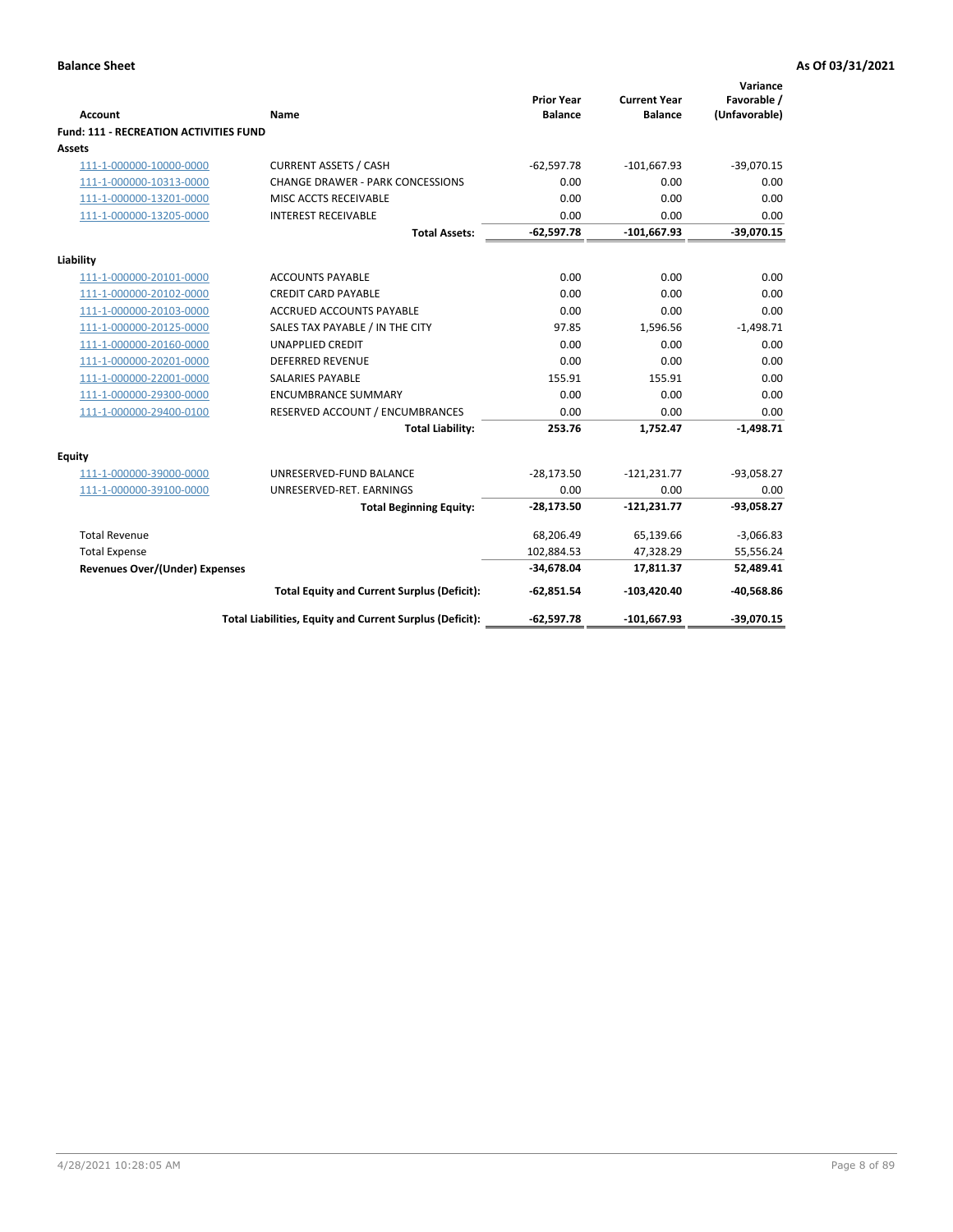**Balance Sheet** | **As Of 03/31/2021**

| Account | Name | Prior Year Balance | Current Year Balance | Variance Favorable / (Unfavorable) |
|---|---|---|---|---|
| **Fund: 111 - RECREATION ACTIVITIES FUND** | | | | |
| **Assets** | | | | |
| 111-1-000000-10000-0000 | CURRENT ASSETS / CASH | -62,597.78 | -101,667.93 | -39,070.15 |
| 111-1-000000-10313-0000 | CHANGE DRAWER - PARK CONCESSIONS | 0.00 | 0.00 | 0.00 |
| 111-1-000000-13201-0000 | MISC ACCTS RECEIVABLE | 0.00 | 0.00 | 0.00 |
| 111-1-000000-13205-0000 | INTEREST RECEIVABLE | 0.00 | 0.00 | 0.00 |
| | **Total Assets:** | **-62,597.78** | **-101,667.93** | **-39,070.15** |
| **Liability** | | | | |
| 111-1-000000-20101-0000 | ACCOUNTS PAYABLE | 0.00 | 0.00 | 0.00 |
| 111-1-000000-20102-0000 | CREDIT CARD PAYABLE | 0.00 | 0.00 | 0.00 |
| 111-1-000000-20103-0000 | ACCRUED ACCOUNTS PAYABLE | 0.00 | 0.00 | 0.00 |
| 111-1-000000-20125-0000 | SALES TAX PAYABLE / IN THE CITY | 97.85 | 1,596.56 | -1,498.71 |
| 111-1-000000-20160-0000 | UNAPPLIED CREDIT | 0.00 | 0.00 | 0.00 |
| 111-1-000000-20201-0000 | DEFERRED REVENUE | 0.00 | 0.00 | 0.00 |
| 111-1-000000-22001-0000 | SALARIES PAYABLE | 155.91 | 155.91 | 0.00 |
| 111-1-000000-29300-0000 | ENCUMBRANCE SUMMARY | 0.00 | 0.00 | 0.00 |
| 111-1-000000-29400-0100 | RESERVED ACCOUNT / ENCUMBRANCES | 0.00 | 0.00 | 0.00 |
| | **Total Liability:** | **253.76** | **1,752.47** | **-1,498.71** |
| **Equity** | | | | |
| 111-1-000000-39000-0000 | UNRESERVED-FUND BALANCE | -28,173.50 | -121,231.77 | -93,058.27 |
| 111-1-000000-39100-0000 | UNRESERVED-RET. EARNINGS | 0.00 | 0.00 | 0.00 |
| | **Total Beginning Equity:** | **-28,173.50** | **-121,231.77** | **-93,058.27** |
| Total Revenue | | 68,206.49 | 65,139.66 | -3,066.83 |
| Total Expense | | 102,884.53 | 47,328.29 | 55,556.24 |
| **Revenues Over/(Under) Expenses** | | **-34,678.04** | **17,811.37** | **52,489.41** |
| | **Total Equity and Current Surplus (Deficit):** | **-62,851.54** | **-103,420.40** | **-40,568.86** |
| | **Total Liabilities, Equity and Current Surplus (Deficit):** | **-62,597.78** | **-101,667.93** | **-39,070.15** |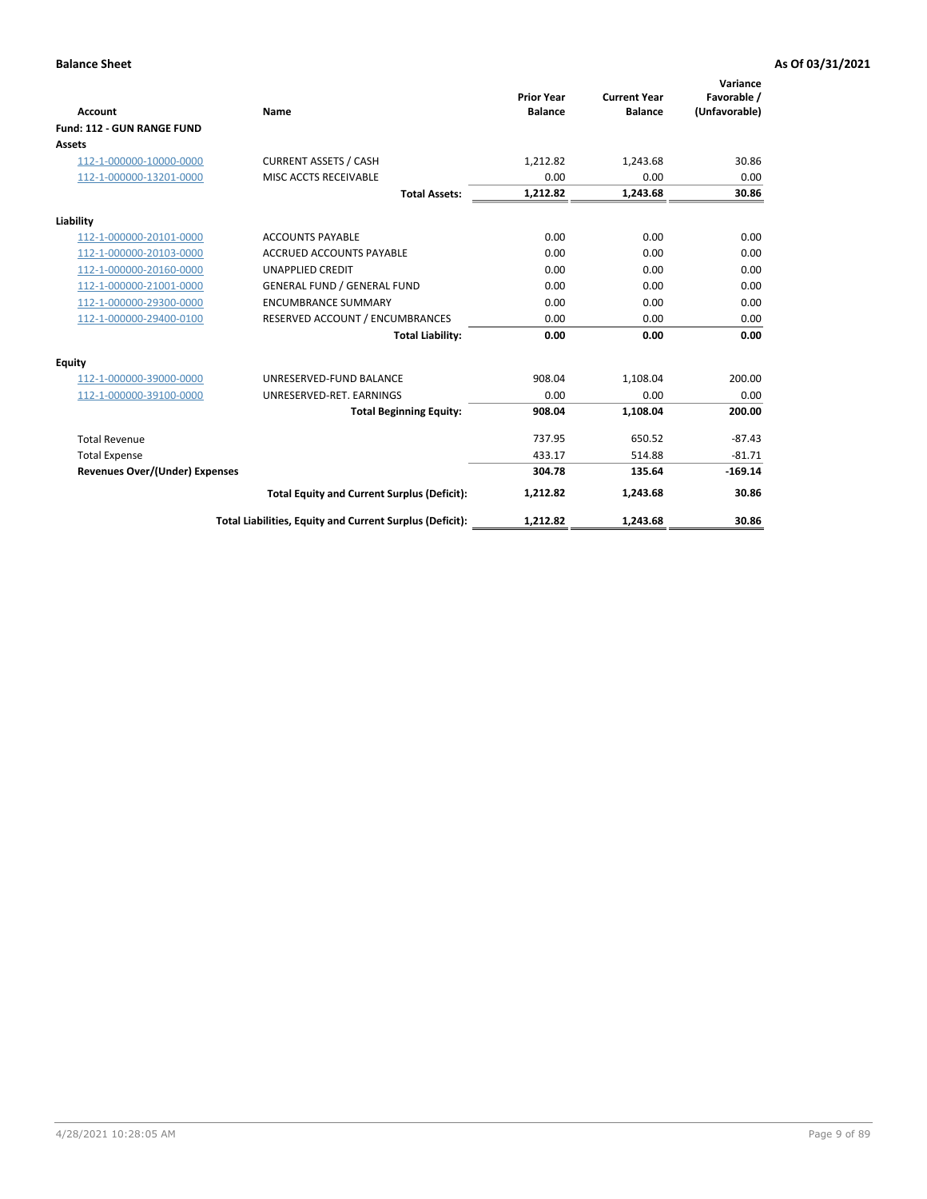**Balance Sheet** **As Of 03/31/2021**

| Account | Name | Prior Year Balance | Current Year Balance | Variance Favorable / (Unfavorable) |
|---|---|---|---|---|
| **Fund: 112 - GUN RANGE FUND** | | | | |
| **Assets** | | | | |
| 112-1-000000-10000-0000 | CURRENT ASSETS / CASH | 1,212.82 | 1,243.68 | 30.86 |
| 112-1-000000-13201-0000 | MISC ACCTS RECEIVABLE | 0.00 | 0.00 | 0.00 |
| | **Total Assets:** | **1,212.82** | **1,243.68** | **30.86** |
| **Liability** | | | | |
| 112-1-000000-20101-0000 | ACCOUNTS PAYABLE | 0.00 | 0.00 | 0.00 |
| 112-1-000000-20103-0000 | ACCRUED ACCOUNTS PAYABLE | 0.00 | 0.00 | 0.00 |
| 112-1-000000-20160-0000 | UNAPPLIED CREDIT | 0.00 | 0.00 | 0.00 |
| 112-1-000000-21001-0000 | GENERAL FUND / GENERAL FUND | 0.00 | 0.00 | 0.00 |
| 112-1-000000-29300-0000 | ENCUMBRANCE SUMMARY | 0.00 | 0.00 | 0.00 |
| 112-1-000000-29400-0100 | RESERVED ACCOUNT / ENCUMBRANCES | 0.00 | 0.00 | 0.00 |
| | **Total Liability:** | **0.00** | **0.00** | **0.00** |
| **Equity** | | | | |
| 112-1-000000-39000-0000 | UNRESERVED-FUND BALANCE | 908.04 | 1,108.04 | 200.00 |
| 112-1-000000-39100-0000 | UNRESERVED-RET. EARNINGS | 0.00 | 0.00 | 0.00 |
| | **Total Beginning Equity:** | **908.04** | **1,108.04** | **200.00** |
| Total Revenue | | 737.95 | 650.52 | -87.43 |
| Total Expense | | 433.17 | 514.88 | -81.71 |
| **Revenues Over/(Under) Expenses** | | **304.78** | **135.64** | **-169.14** |
| | **Total Equity and Current Surplus (Deficit):** | **1,212.82** | **1,243.68** | **30.86** |
| | **Total Liabilities, Equity and Current Surplus (Deficit):** | **1,212.82** | **1,243.68** | **30.86** |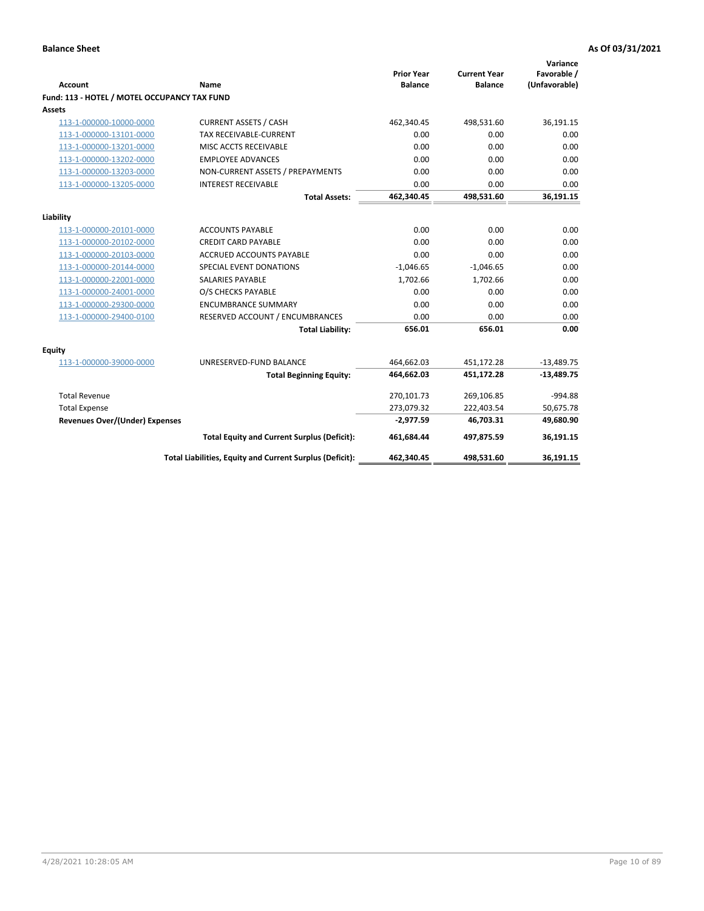**Balance Sheet** **As Of 03/31/2021**

| Account | Name | Prior Year Balance | Current Year Balance | Variance Favorable / (Unfavorable) |
|---|---|---|---|---|
| **Fund: 113 - HOTEL / MOTEL OCCUPANCY TAX FUND** | | | | |
| **Assets** | | | | |
| 113-1-000000-10000-0000 | CURRENT ASSETS / CASH | 462,340.45 | 498,531.60 | 36,191.15 |
| 113-1-000000-13101-0000 | TAX RECEIVABLE-CURRENT | 0.00 | 0.00 | 0.00 |
| 113-1-000000-13201-0000 | MISC ACCTS RECEIVABLE | 0.00 | 0.00 | 0.00 |
| 113-1-000000-13202-0000 | EMPLOYEE ADVANCES | 0.00 | 0.00 | 0.00 |
| 113-1-000000-13203-0000 | NON-CURRENT ASSETS / PREPAYMENTS | 0.00 | 0.00 | 0.00 |
| 113-1-000000-13205-0000 | INTEREST RECEIVABLE | 0.00 | 0.00 | 0.00 |
| | **Total Assets:** | **462,340.45** | **498,531.60** | **36,191.15** |
| **Liability** | | | | |
| 113-1-000000-20101-0000 | ACCOUNTS PAYABLE | 0.00 | 0.00 | 0.00 |
| 113-1-000000-20102-0000 | CREDIT CARD PAYABLE | 0.00 | 0.00 | 0.00 |
| 113-1-000000-20103-0000 | ACCRUED ACCOUNTS PAYABLE | 0.00 | 0.00 | 0.00 |
| 113-1-000000-20144-0000 | SPECIAL EVENT DONATIONS | -1,046.65 | -1,046.65 | 0.00 |
| 113-1-000000-22001-0000 | SALARIES PAYABLE | 1,702.66 | 1,702.66 | 0.00 |
| 113-1-000000-24001-0000 | O/S CHECKS PAYABLE | 0.00 | 0.00 | 0.00 |
| 113-1-000000-29300-0000 | ENCUMBRANCE SUMMARY | 0.00 | 0.00 | 0.00 |
| 113-1-000000-29400-0100 | RESERVED ACCOUNT / ENCUMBRANCES | 0.00 | 0.00 | 0.00 |
| | **Total Liability:** | **656.01** | **656.01** | **0.00** |
| **Equity** | | | | |
| 113-1-000000-39000-0000 | UNRESERVED-FUND BALANCE | 464,662.03 | 451,172.28 | -13,489.75 |
| | **Total Beginning Equity:** | **464,662.03** | **451,172.28** | **-13,489.75** |
| Total Revenue | | 270,101.73 | 269,106.85 | -994.88 |
| Total Expense | | 273,079.32 | 222,403.54 | 50,675.78 |
| **Revenues Over/(Under) Expenses** | | **-2,977.59** | **46,703.31** | **49,680.90** |
| | **Total Equity and Current Surplus (Deficit):** | **461,684.44** | **497,875.59** | **36,191.15** |
| | **Total Liabilities, Equity and Current Surplus (Deficit):** | **462,340.45** | **498,531.60** | **36,191.15** |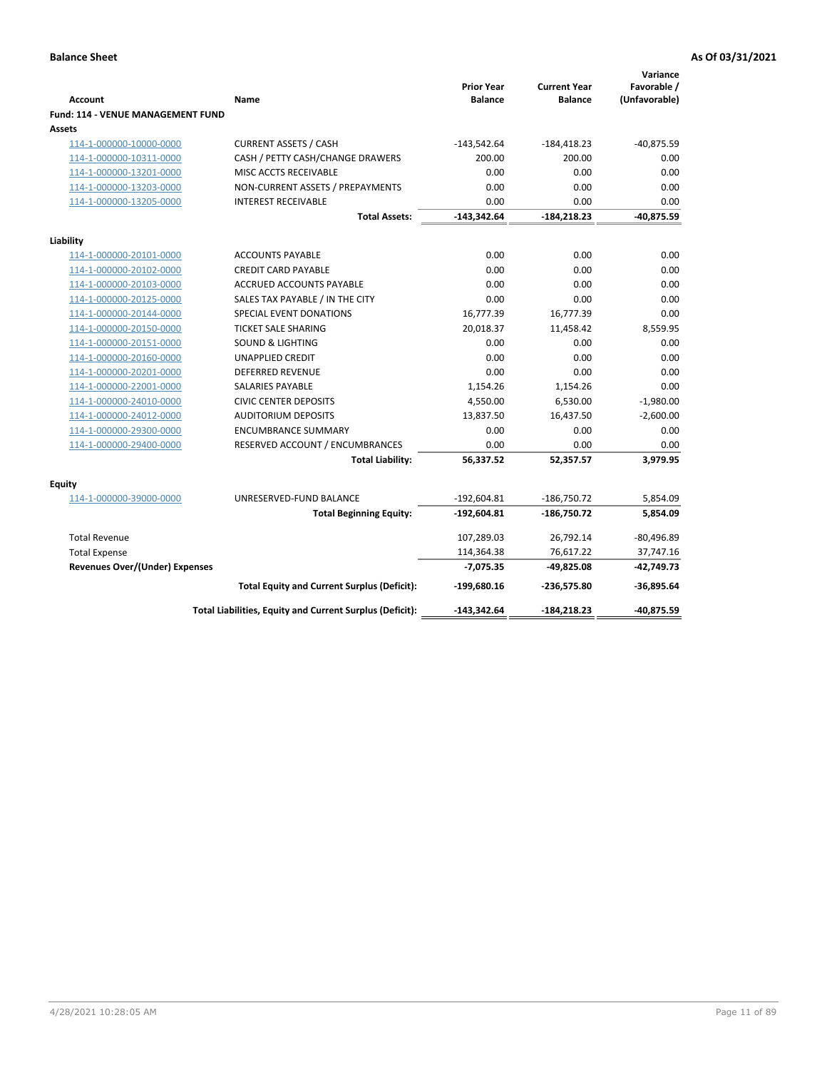**Balance Sheet** **As Of 03/31/2021**

| Account | Name | Prior Year Balance | Current Year Balance | Variance Favorable / (Unfavorable) |
|---|---|---|---|---|
| **Fund: 114 - VENUE MANAGEMENT FUND** | | | | |
| **Assets** | | | | |
| 114-1-000000-10000-0000 | CURRENT ASSETS / CASH | -143,542.64 | -184,418.23 | -40,875.59 |
| 114-1-000000-10311-0000 | CASH / PETTY CASH/CHANGE DRAWERS | 200.00 | 200.00 | 0.00 |
| 114-1-000000-13201-0000 | MISC ACCTS RECEIVABLE | 0.00 | 0.00 | 0.00 |
| 114-1-000000-13203-0000 | NON-CURRENT ASSETS / PREPAYMENTS | 0.00 | 0.00 | 0.00 |
| 114-1-000000-13205-0000 | INTEREST RECEIVABLE | 0.00 | 0.00 | 0.00 |
| | **Total Assets:** | **-143,342.64** | **-184,218.23** | **-40,875.59** |
| **Liability** | | | | |
| 114-1-000000-20101-0000 | ACCOUNTS PAYABLE | 0.00 | 0.00 | 0.00 |
| 114-1-000000-20102-0000 | CREDIT CARD PAYABLE | 0.00 | 0.00 | 0.00 |
| 114-1-000000-20103-0000 | ACCRUED ACCOUNTS PAYABLE | 0.00 | 0.00 | 0.00 |
| 114-1-000000-20125-0000 | SALES TAX PAYABLE / IN THE CITY | 0.00 | 0.00 | 0.00 |
| 114-1-000000-20144-0000 | SPECIAL EVENT DONATIONS | 16,777.39 | 16,777.39 | 0.00 |
| 114-1-000000-20150-0000 | TICKET SALE SHARING | 20,018.37 | 11,458.42 | 8,559.95 |
| 114-1-000000-20151-0000 | SOUND & LIGHTING | 0.00 | 0.00 | 0.00 |
| 114-1-000000-20160-0000 | UNAPPLIED CREDIT | 0.00 | 0.00 | 0.00 |
| 114-1-000000-20201-0000 | DEFERRED REVENUE | 0.00 | 0.00 | 0.00 |
| 114-1-000000-22001-0000 | SALARIES PAYABLE | 1,154.26 | 1,154.26 | 0.00 |
| 114-1-000000-24010-0000 | CIVIC CENTER DEPOSITS | 4,550.00 | 6,530.00 | -1,980.00 |
| 114-1-000000-24012-0000 | AUDITORIUM DEPOSITS | 13,837.50 | 16,437.50 | -2,600.00 |
| 114-1-000000-29300-0000 | ENCUMBRANCE SUMMARY | 0.00 | 0.00 | 0.00 |
| 114-1-000000-29400-0000 | RESERVED ACCOUNT / ENCUMBRANCES | 0.00 | 0.00 | 0.00 |
| | **Total Liability:** | **56,337.52** | **52,357.57** | **3,979.95** |
| **Equity** | | | | |
| 114-1-000000-39000-0000 | UNRESERVED-FUND BALANCE | -192,604.81 | -186,750.72 | 5,854.09 |
| | **Total Beginning Equity:** | **-192,604.81** | **-186,750.72** | **5,854.09** |
| Total Revenue | | 107,289.03 | 26,792.14 | -80,496.89 |
| Total Expense | | 114,364.38 | 76,617.22 | 37,747.16 |
| **Revenues Over/(Under) Expenses** | | **-7,075.35** | **-49,825.08** | **-42,749.73** |
| | **Total Equity and Current Surplus (Deficit):** | **-199,680.16** | **-236,575.80** | **-36,895.64** |
| | **Total Liabilities, Equity and Current Surplus (Deficit):** | **-143,342.64** | **-184,218.23** | **-40,875.59** |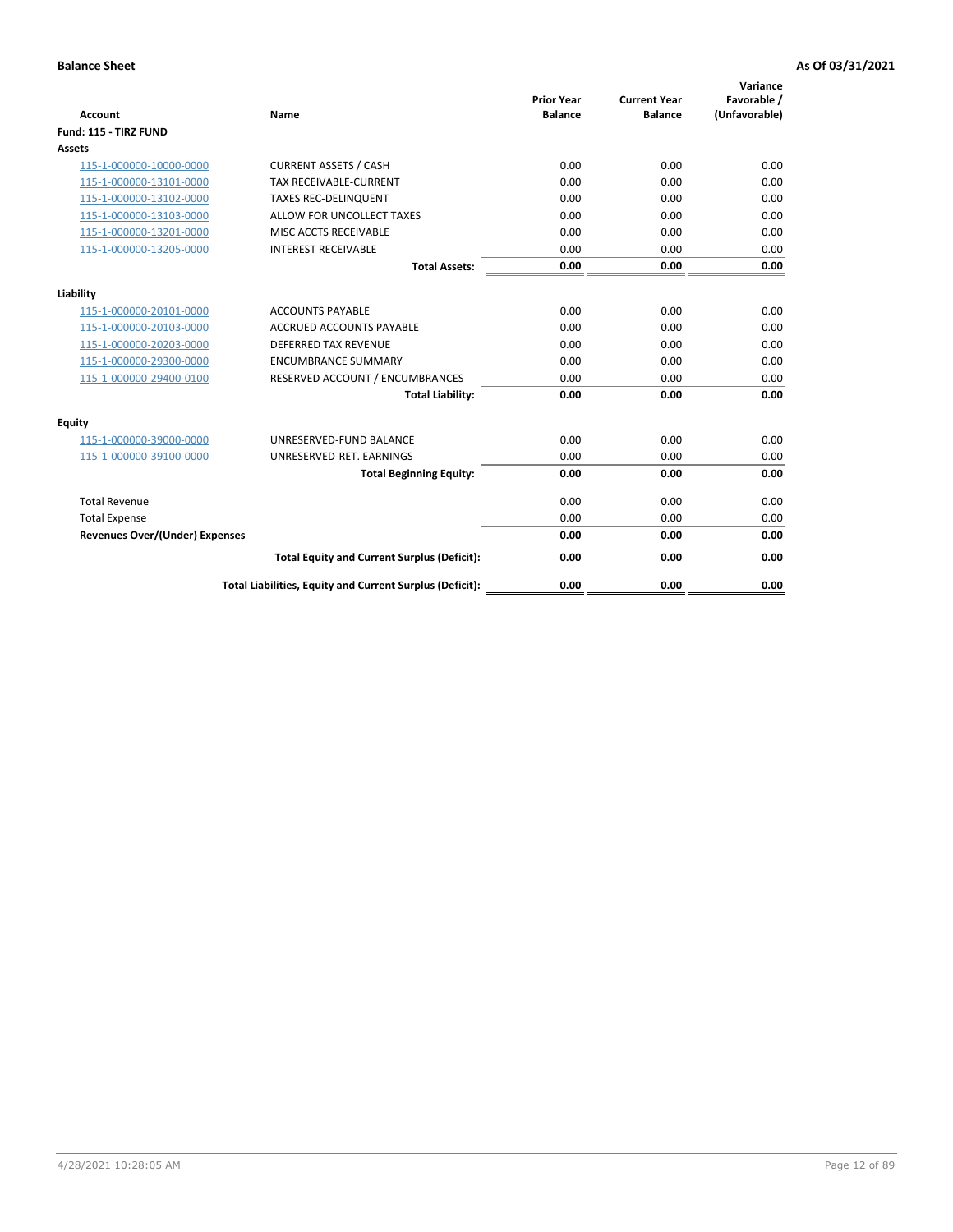**Balance Sheet** **As Of 03/31/2021**

| Account | Name | Prior Year Balance | Current Year Balance | Variance Favorable / (Unfavorable) |
|---|---|---|---|---|
| **Fund: 115 - TIRZ FUND** | | | | |
| **Assets** | | | | |
| 115-1-000000-10000-0000 | CURRENT ASSETS / CASH | 0.00 | 0.00 | 0.00 |
| 115-1-000000-13101-0000 | TAX RECEIVABLE-CURRENT | 0.00 | 0.00 | 0.00 |
| 115-1-000000-13102-0000 | TAXES REC-DELINQUENT | 0.00 | 0.00 | 0.00 |
| 115-1-000000-13103-0000 | ALLOW FOR UNCOLLECT TAXES | 0.00 | 0.00 | 0.00 |
| 115-1-000000-13201-0000 | MISC ACCTS RECEIVABLE | 0.00 | 0.00 | 0.00 |
| 115-1-000000-13205-0000 | INTEREST RECEIVABLE | 0.00 | 0.00 | 0.00 |
| | **Total Assets:** | **0.00** | **0.00** | **0.00** |
| **Liability** | | | | |
| 115-1-000000-20101-0000 | ACCOUNTS PAYABLE | 0.00 | 0.00 | 0.00 |
| 115-1-000000-20103-0000 | ACCRUED ACCOUNTS PAYABLE | 0.00 | 0.00 | 0.00 |
| 115-1-000000-20203-0000 | DEFERRED TAX REVENUE | 0.00 | 0.00 | 0.00 |
| 115-1-000000-29300-0000 | ENCUMBRANCE SUMMARY | 0.00 | 0.00 | 0.00 |
| 115-1-000000-29400-0100 | RESERVED ACCOUNT / ENCUMBRANCES | 0.00 | 0.00 | 0.00 |
| | **Total Liability:** | **0.00** | **0.00** | **0.00** |
| **Equity** | | | | |
| 115-1-000000-39000-0000 | UNRESERVED-FUND BALANCE | 0.00 | 0.00 | 0.00 |
| 115-1-000000-39100-0000 | UNRESERVED-RET. EARNINGS | 0.00 | 0.00 | 0.00 |
| | **Total Beginning Equity:** | **0.00** | **0.00** | **0.00** |
| Total Revenue | | 0.00 | 0.00 | 0.00 |
| Total Expense | | 0.00 | 0.00 | 0.00 |
| **Revenues Over/(Under) Expenses** | | **0.00** | **0.00** | **0.00** |
| | **Total Equity and Current Surplus (Deficit):** | **0.00** | **0.00** | **0.00** |
| | **Total Liabilities, Equity and Current Surplus (Deficit):** | **0.00** | **0.00** | **0.00** |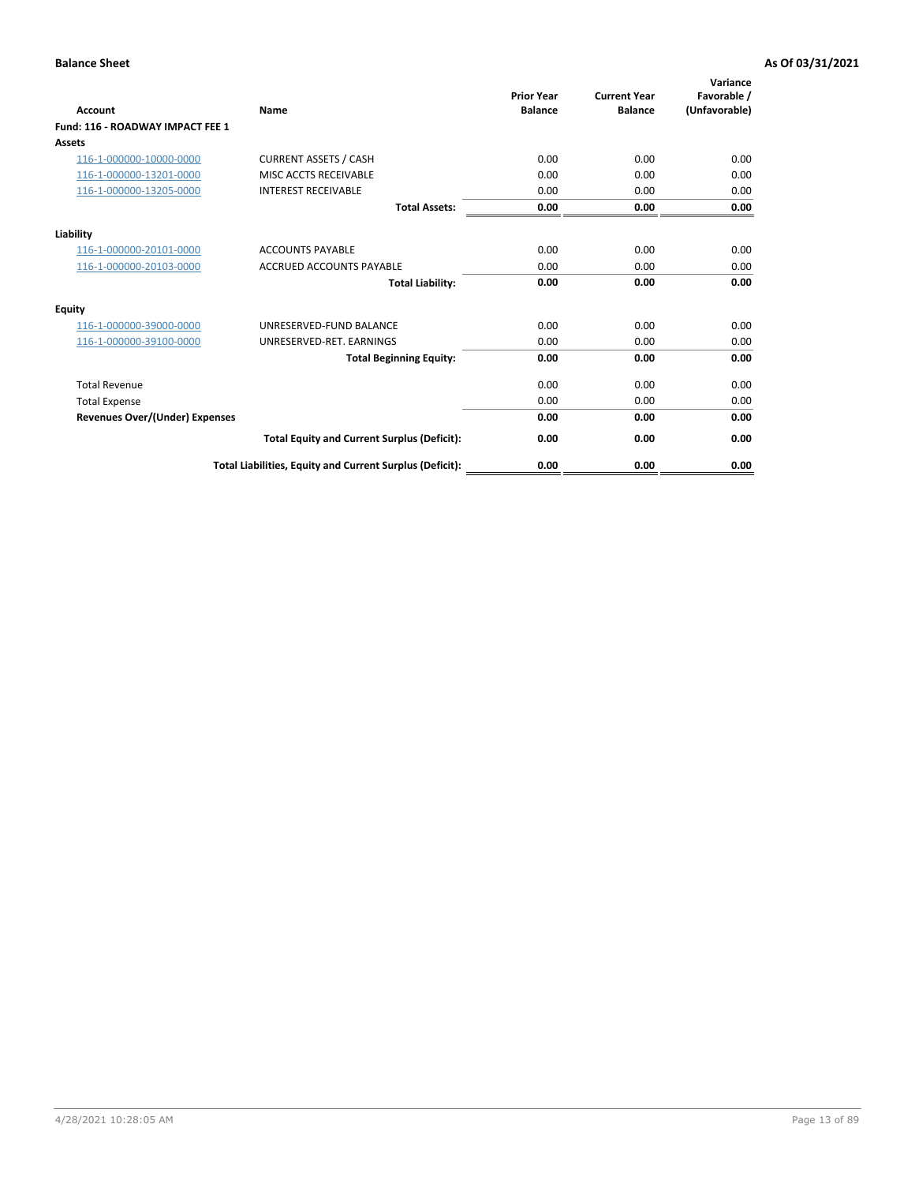**Balance Sheet** **As Of 03/31/2021**

| Account | Name | Prior Year Balance | Current Year Balance | Variance Favorable / (Unfavorable) |
|---|---|---|---|---|
| **Fund: 116 - ROADWAY IMPACT FEE 1** | | | | |
| **Assets** | | | | |
| 116-1-000000-10000-0000 | CURRENT ASSETS / CASH | 0.00 | 0.00 | 0.00 |
| 116-1-000000-13201-0000 | MISC ACCTS RECEIVABLE | 0.00 | 0.00 | 0.00 |
| 116-1-000000-13205-0000 | INTEREST RECEIVABLE | 0.00 | 0.00 | 0.00 |
| | **Total Assets:** | **0.00** | **0.00** | **0.00** |
| **Liability** | | | | |
| 116-1-000000-20101-0000 | ACCOUNTS PAYABLE | 0.00 | 0.00 | 0.00 |
| 116-1-000000-20103-0000 | ACCRUED ACCOUNTS PAYABLE | 0.00 | 0.00 | 0.00 |
| | **Total Liability:** | **0.00** | **0.00** | **0.00** |
| **Equity** | | | | |
| 116-1-000000-39000-0000 | UNRESERVED-FUND BALANCE | 0.00 | 0.00 | 0.00 |
| 116-1-000000-39100-0000 | UNRESERVED-RET. EARNINGS | 0.00 | 0.00 | 0.00 |
| | **Total Beginning Equity:** | **0.00** | **0.00** | **0.00** |
| Total Revenue | | 0.00 | 0.00 | 0.00 |
| Total Expense | | 0.00 | 0.00 | 0.00 |
| **Revenues Over/(Under) Expenses** | | **0.00** | **0.00** | **0.00** |
| | **Total Equity and Current Surplus (Deficit):** | **0.00** | **0.00** | **0.00** |
| | **Total Liabilities, Equity and Current Surplus (Deficit):** | **0.00** | **0.00** | **0.00** |

4/28/2021 10:28:05 AM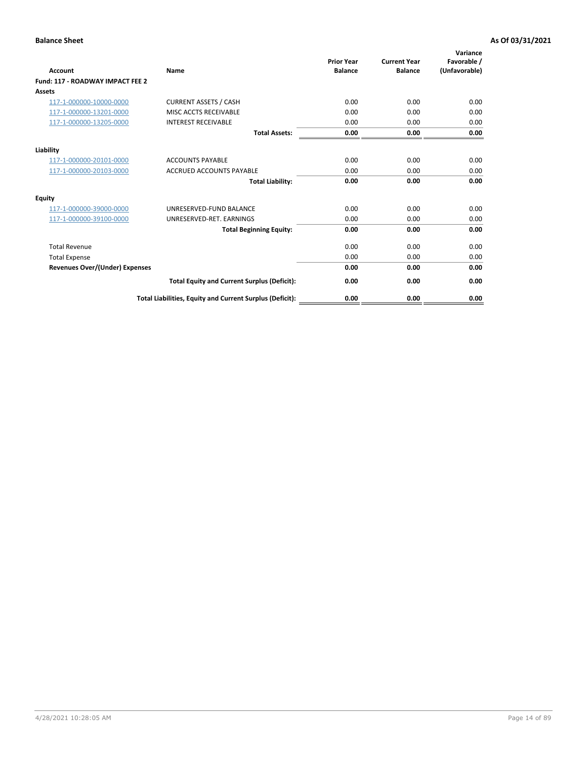**Balance Sheet** **As Of 03/31/2021**

| Account | Name | Prior Year Balance | Current Year Balance | Variance Favorable / (Unfavorable) |
|---|---|---|---|---|
| **Fund: 117 - ROADWAY IMPACT FEE 2** | | | | |
| **Assets** | | | | |
| 117-1-000000-10000-0000 | CURRENT ASSETS / CASH | 0.00 | 0.00 | 0.00 |
| 117-1-000000-13201-0000 | MISC ACCTS RECEIVABLE | 0.00 | 0.00 | 0.00 |
| 117-1-000000-13205-0000 | INTEREST RECEIVABLE | 0.00 | 0.00 | 0.00 |
| | **Total Assets:** | **0.00** | **0.00** | **0.00** |
| **Liability** | | | | |
| 117-1-000000-20101-0000 | ACCOUNTS PAYABLE | 0.00 | 0.00 | 0.00 |
| 117-1-000000-20103-0000 | ACCRUED ACCOUNTS PAYABLE | 0.00 | 0.00 | 0.00 |
| | **Total Liability:** | **0.00** | **0.00** | **0.00** |
| **Equity** | | | | |
| 117-1-000000-39000-0000 | UNRESERVED-FUND BALANCE | 0.00 | 0.00 | 0.00 |
| 117-1-000000-39100-0000 | UNRESERVED-RET. EARNINGS | 0.00 | 0.00 | 0.00 |
| | **Total Beginning Equity:** | **0.00** | **0.00** | **0.00** |
| Total Revenue | | 0.00 | 0.00 | 0.00 |
| Total Expense | | 0.00 | 0.00 | 0.00 |
| **Revenues Over/(Under) Expenses** | | **0.00** | **0.00** | **0.00** |
| | **Total Equity and Current Surplus (Deficit):** | **0.00** | **0.00** | **0.00** |
| | **Total Liabilities, Equity and Current Surplus (Deficit):** | **0.00** | **0.00** | **0.00** |

4/28/2021 10:28:05 AM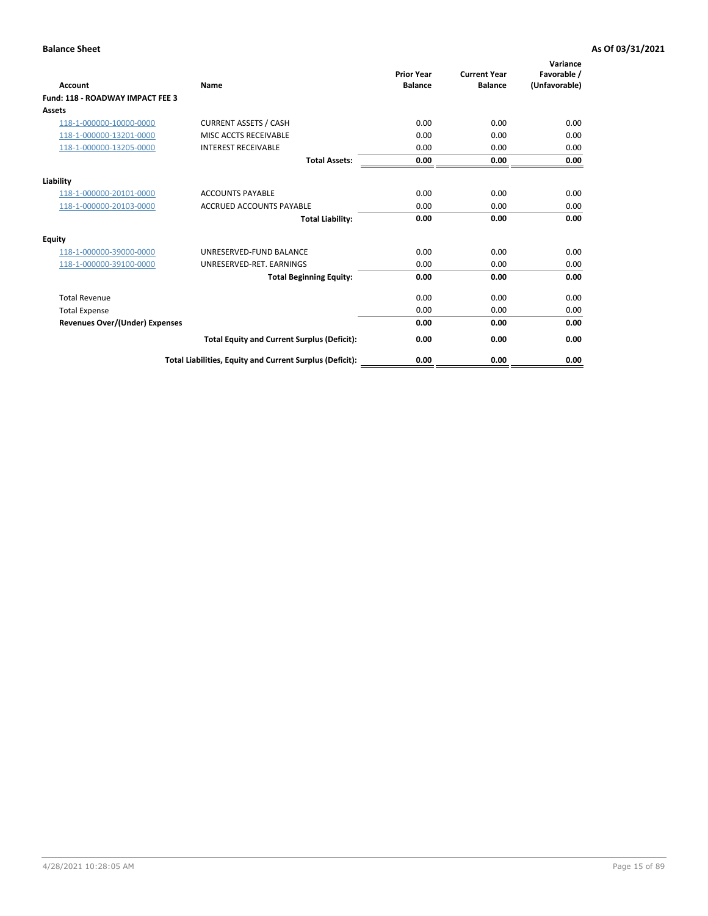**Balance Sheet** **As Of 03/31/2021**

| Account | Name | Prior Year Balance | Current Year Balance | Variance Favorable / (Unfavorable) |
|---|---|---|---|---|
| **Fund: 118 - ROADWAY IMPACT FEE 3** | | | | |
| **Assets** | | | | |
| 118-1-000000-10000-0000 | CURRENT ASSETS / CASH | 0.00 | 0.00 | 0.00 |
| 118-1-000000-13201-0000 | MISC ACCTS RECEIVABLE | 0.00 | 0.00 | 0.00 |
| 118-1-000000-13205-0000 | INTEREST RECEIVABLE | 0.00 | 0.00 | 0.00 |
| | **Total Assets:** | **0.00** | **0.00** | **0.00** |
| **Liability** | | | | |
| 118-1-000000-20101-0000 | ACCOUNTS PAYABLE | 0.00 | 0.00 | 0.00 |
| 118-1-000000-20103-0000 | ACCRUED ACCOUNTS PAYABLE | 0.00 | 0.00 | 0.00 |
| | **Total Liability:** | **0.00** | **0.00** | **0.00** |
| **Equity** | | | | |
| 118-1-000000-39000-0000 | UNRESERVED-FUND BALANCE | 0.00 | 0.00 | 0.00 |
| 118-1-000000-39100-0000 | UNRESERVED-RET. EARNINGS | 0.00 | 0.00 | 0.00 |
| | **Total Beginning Equity:** | **0.00** | **0.00** | **0.00** |
| Total Revenue | | 0.00 | 0.00 | 0.00 |
| Total Expense | | 0.00 | 0.00 | 0.00 |
| **Revenues Over/(Under) Expenses** | | **0.00** | **0.00** | **0.00** |
| | **Total Equity and Current Surplus (Deficit):** | **0.00** | **0.00** | **0.00** |
| | **Total Liabilities, Equity and Current Surplus (Deficit):** | **0.00** | **0.00** | **0.00** |

4/28/2021 10:28:05 AM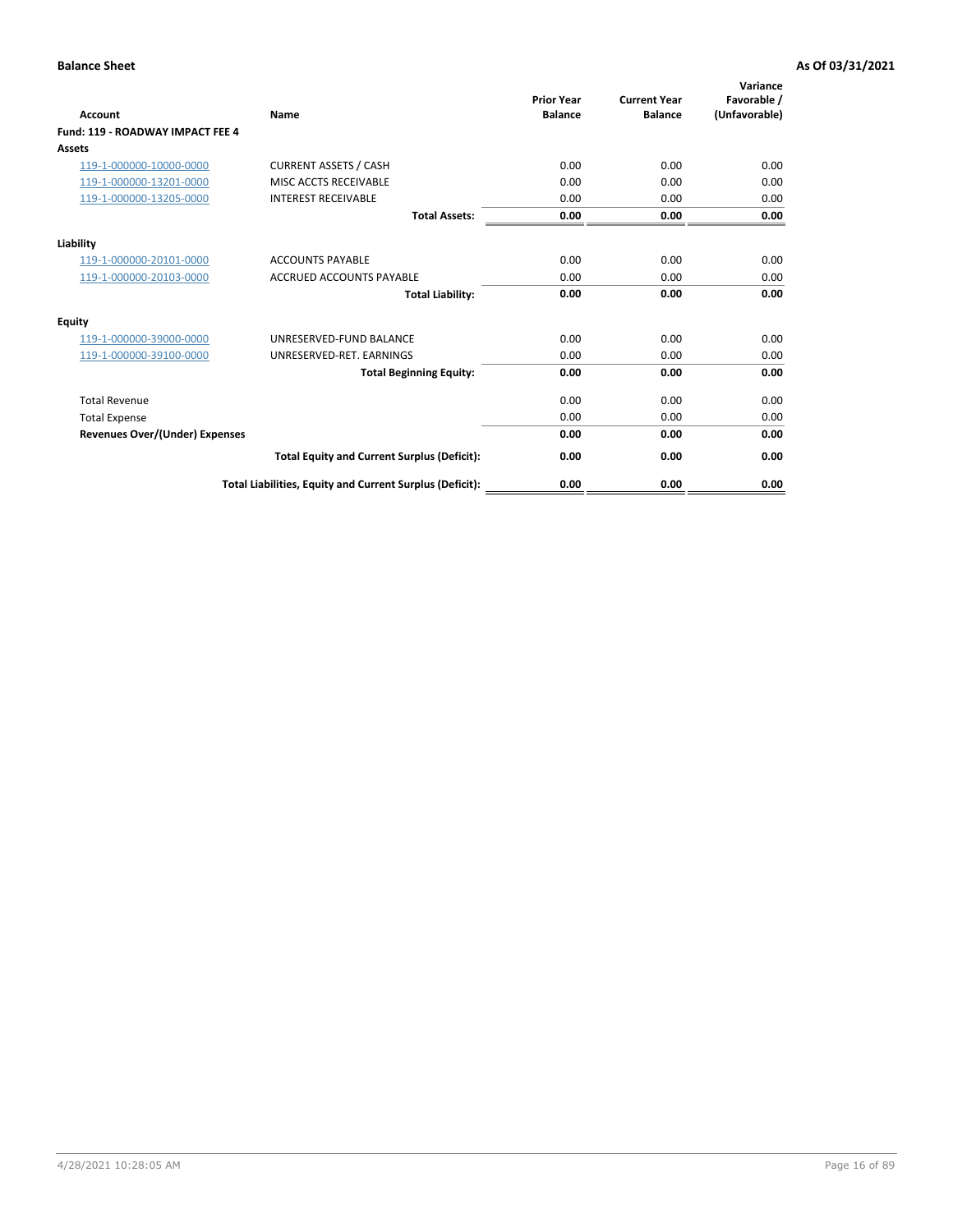**Balance Sheet** | **As Of 03/31/2021**

| Account | Name | Prior Year Balance | Current Year Balance | Variance Favorable / (Unfavorable) |
|---|---|---|---|---|
| **Fund: 119 - ROADWAY IMPACT FEE 4** | | | | |
| **Assets** | | | | |
| 119-1-000000-10000-0000 | CURRENT ASSETS / CASH | 0.00 | 0.00 | 0.00 |
| 119-1-000000-13201-0000 | MISC ACCTS RECEIVABLE | 0.00 | 0.00 | 0.00 |
| 119-1-000000-13205-0000 | INTEREST RECEIVABLE | 0.00 | 0.00 | 0.00 |
| | **Total Assets:** | **0.00** | **0.00** | **0.00** |
| **Liability** | | | | |
| 119-1-000000-20101-0000 | ACCOUNTS PAYABLE | 0.00 | 0.00 | 0.00 |
| 119-1-000000-20103-0000 | ACCRUED ACCOUNTS PAYABLE | 0.00 | 0.00 | 0.00 |
| | **Total Liability:** | **0.00** | **0.00** | **0.00** |
| **Equity** | | | | |
| 119-1-000000-39000-0000 | UNRESERVED-FUND BALANCE | 0.00 | 0.00 | 0.00 |
| 119-1-000000-39100-0000 | UNRESERVED-RET. EARNINGS | 0.00 | 0.00 | 0.00 |
| | **Total Beginning Equity:** | **0.00** | **0.00** | **0.00** |
| Total Revenue | | 0.00 | 0.00 | 0.00 |
| Total Expense | | 0.00 | 0.00 | 0.00 |
| **Revenues Over/(Under) Expenses** | | **0.00** | **0.00** | **0.00** |
| | **Total Equity and Current Surplus (Deficit):** | **0.00** | **0.00** | **0.00** |
| | **Total Liabilities, Equity and Current Surplus (Deficit):** | **0.00** | **0.00** | **0.00** |

4/28/2021 10:28:05 AM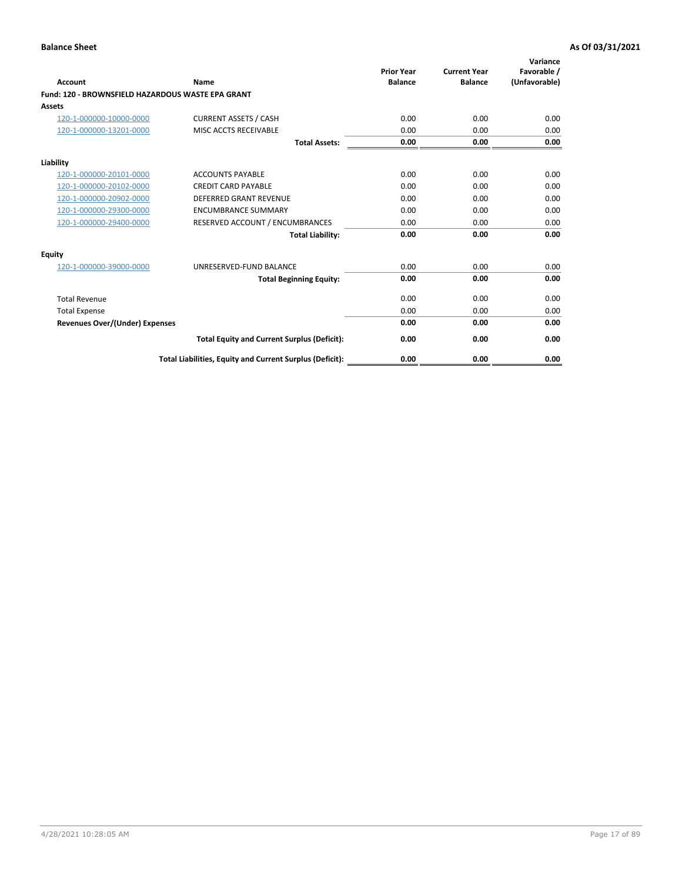**Balance Sheet** **As Of 03/31/2021**

| Account | Name | Prior Year Balance | Current Year Balance | Variance Favorable / (Unfavorable) |
|---|---|---|---|---|
| **Fund: 120 - BROWNSFIELD HAZARDOUS WASTE EPA GRANT** | | | | |
| **Assets** | | | | |
| 120-1-000000-10000-0000 | CURRENT ASSETS / CASH | 0.00 | 0.00 | 0.00 |
| 120-1-000000-13201-0000 | MISC ACCTS RECEIVABLE | 0.00 | 0.00 | 0.00 |
| | **Total Assets:** | **0.00** | **0.00** | **0.00** |
| **Liability** | | | | |
| 120-1-000000-20101-0000 | ACCOUNTS PAYABLE | 0.00 | 0.00 | 0.00 |
| 120-1-000000-20102-0000 | CREDIT CARD PAYABLE | 0.00 | 0.00 | 0.00 |
| 120-1-000000-20902-0000 | DEFERRED GRANT REVENUE | 0.00 | 0.00 | 0.00 |
| 120-1-000000-29300-0000 | ENCUMBRANCE SUMMARY | 0.00 | 0.00 | 0.00 |
| 120-1-000000-29400-0000 | RESERVED ACCOUNT / ENCUMBRANCES | 0.00 | 0.00 | 0.00 |
| | **Total Liability:** | **0.00** | **0.00** | **0.00** |
| **Equity** | | | | |
| 120-1-000000-39000-0000 | UNRESERVED-FUND BALANCE | 0.00 | 0.00 | 0.00 |
| | **Total Beginning Equity:** | **0.00** | **0.00** | **0.00** |
| Total Revenue | | 0.00 | 0.00 | 0.00 |
| Total Expense | | 0.00 | 0.00 | 0.00 |
| **Revenues Over/(Under) Expenses** | | **0.00** | **0.00** | **0.00** |
| | **Total Equity and Current Surplus (Deficit):** | **0.00** | **0.00** | **0.00** |
| | **Total Liabilities, Equity and Current Surplus (Deficit):** | **0.00** | **0.00** | **0.00** |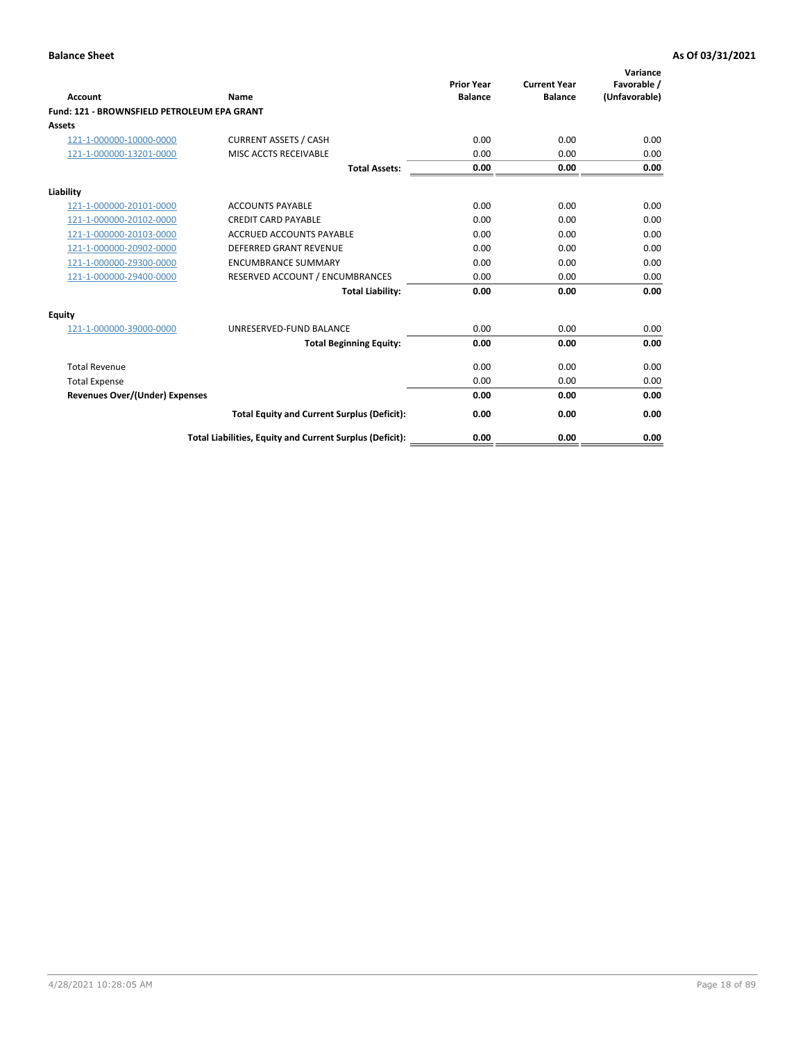**Balance Sheet** **As Of 03/31/2021**

| Account | Name | Prior Year Balance | Current Year Balance | Variance Favorable / (Unfavorable) |
|---|---|---|---|---|
| **Fund: 121 - BROWNSFIELD PETROLEUM EPA GRANT** | | | | |
| **Assets** | | | | |
| 121-1-000000-10000-0000 | CURRENT ASSETS / CASH | 0.00 | 0.00 | 0.00 |
| 121-1-000000-13201-0000 | MISC ACCTS RECEIVABLE | 0.00 | 0.00 | 0.00 |
| | **Total Assets:** | **0.00** | **0.00** | **0.00** |
| **Liability** | | | | |
| 121-1-000000-20101-0000 | ACCOUNTS PAYABLE | 0.00 | 0.00 | 0.00 |
| 121-1-000000-20102-0000 | CREDIT CARD PAYABLE | 0.00 | 0.00 | 0.00 |
| 121-1-000000-20103-0000 | ACCRUED ACCOUNTS PAYABLE | 0.00 | 0.00 | 0.00 |
| 121-1-000000-20902-0000 | DEFERRED GRANT REVENUE | 0.00 | 0.00 | 0.00 |
| 121-1-000000-29300-0000 | ENCUMBRANCE SUMMARY | 0.00 | 0.00 | 0.00 |
| 121-1-000000-29400-0000 | RESERVED ACCOUNT / ENCUMBRANCES | 0.00 | 0.00 | 0.00 |
| | **Total Liability:** | **0.00** | **0.00** | **0.00** |
| **Equity** | | | | |
| 121-1-000000-39000-0000 | UNRESERVED-FUND BALANCE | 0.00 | 0.00 | 0.00 |
| | **Total Beginning Equity:** | **0.00** | **0.00** | **0.00** |
| Total Revenue | | 0.00 | 0.00 | 0.00 |
| Total Expense | | 0.00 | 0.00 | 0.00 |
| **Revenues Over/(Under) Expenses** | | **0.00** | **0.00** | **0.00** |
| | **Total Equity and Current Surplus (Deficit):** | **0.00** | **0.00** | **0.00** |
| | **Total Liabilities, Equity and Current Surplus (Deficit):** | **0.00** | **0.00** | **0.00** |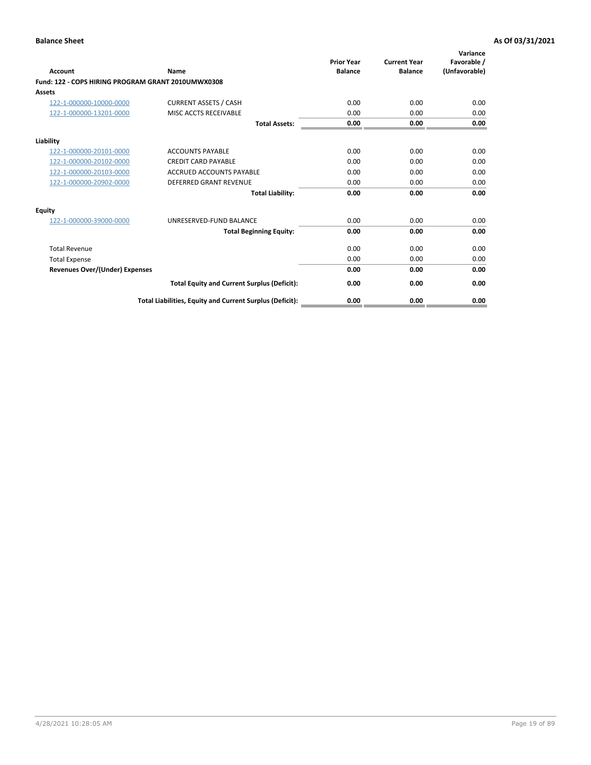**Balance Sheet** — **As Of 03/31/2021**

| Account | Name | Prior Year Balance | Current Year Balance | Variance Favorable / (Unfavorable) |
|---|---|---|---|---|
| **Fund: 122 - COPS HIRING PROGRAM GRANT 2010UMWX0308** | | | | |
| **Assets** | | | | |
| 122-1-000000-10000-0000 | CURRENT ASSETS / CASH | 0.00 | 0.00 | 0.00 |
| 122-1-000000-13201-0000 | MISC ACCTS RECEIVABLE | 0.00 | 0.00 | 0.00 |
| | **Total Assets:** | **0.00** | **0.00** | **0.00** |
| **Liability** | | | | |
| 122-1-000000-20101-0000 | ACCOUNTS PAYABLE | 0.00 | 0.00 | 0.00 |
| 122-1-000000-20102-0000 | CREDIT CARD PAYABLE | 0.00 | 0.00 | 0.00 |
| 122-1-000000-20103-0000 | ACCRUED ACCOUNTS PAYABLE | 0.00 | 0.00 | 0.00 |
| 122-1-000000-20902-0000 | DEFERRED GRANT REVENUE | 0.00 | 0.00 | 0.00 |
| | **Total Liability:** | **0.00** | **0.00** | **0.00** |
| **Equity** | | | | |
| 122-1-000000-39000-0000 | UNRESERVED-FUND BALANCE | 0.00 | 0.00 | 0.00 |
| | **Total Beginning Equity:** | **0.00** | **0.00** | **0.00** |
| Total Revenue | | 0.00 | 0.00 | 0.00 |
| Total Expense | | 0.00 | 0.00 | 0.00 |
| **Revenues Over/(Under) Expenses** | | **0.00** | **0.00** | **0.00** |
| | **Total Equity and Current Surplus (Deficit):** | **0.00** | **0.00** | **0.00** |
| | **Total Liabilities, Equity and Current Surplus (Deficit):** | **0.00** | **0.00** | **0.00** |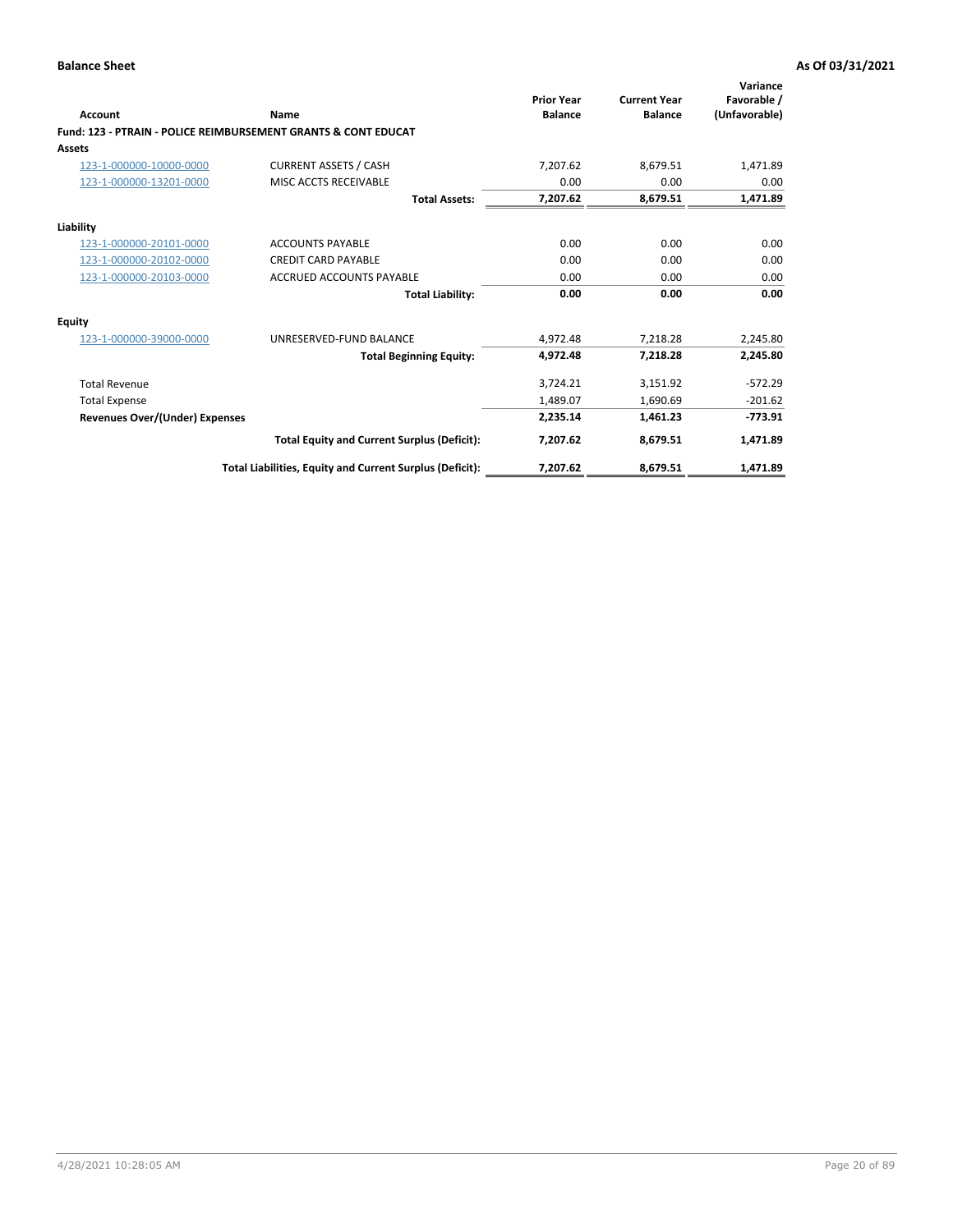**Balance Sheet** — **As Of 03/31/2021**

| Account | Name | Prior Year Balance | Current Year Balance | Variance Favorable / (Unfavorable) |
|---|---|---|---|---|
| **Fund: 123 - PTRAIN - POLICE REIMBURSEMENT GRANTS & CONT EDUCAT** | | | | |
| **Assets** | | | | |
| 123-1-000000-10000-0000 | CURRENT ASSETS / CASH | 7,207.62 | 8,679.51 | 1,471.89 |
| 123-1-000000-13201-0000 | MISC ACCTS RECEIVABLE | 0.00 | 0.00 | 0.00 |
| | **Total Assets:** | **7,207.62** | **8,679.51** | **1,471.89** |
| **Liability** | | | | |
| 123-1-000000-20101-0000 | ACCOUNTS PAYABLE | 0.00 | 0.00 | 0.00 |
| 123-1-000000-20102-0000 | CREDIT CARD PAYABLE | 0.00 | 0.00 | 0.00 |
| 123-1-000000-20103-0000 | ACCRUED ACCOUNTS PAYABLE | 0.00 | 0.00 | 0.00 |
| | **Total Liability:** | **0.00** | **0.00** | **0.00** |
| **Equity** | | | | |
| 123-1-000000-39000-0000 | UNRESERVED-FUND BALANCE | 4,972.48 | 7,218.28 | 2,245.80 |
| | **Total Beginning Equity:** | **4,972.48** | **7,218.28** | **2,245.80** |
| Total Revenue | | 3,724.21 | 3,151.92 | -572.29 |
| Total Expense | | 1,489.07 | 1,690.69 | -201.62 |
| **Revenues Over/(Under) Expenses** | | **2,235.14** | **1,461.23** | **-773.91** |
| | **Total Equity and Current Surplus (Deficit):** | **7,207.62** | **8,679.51** | **1,471.89** |
| | **Total Liabilities, Equity and Current Surplus (Deficit):** | **7,207.62** | **8,679.51** | **1,471.89** |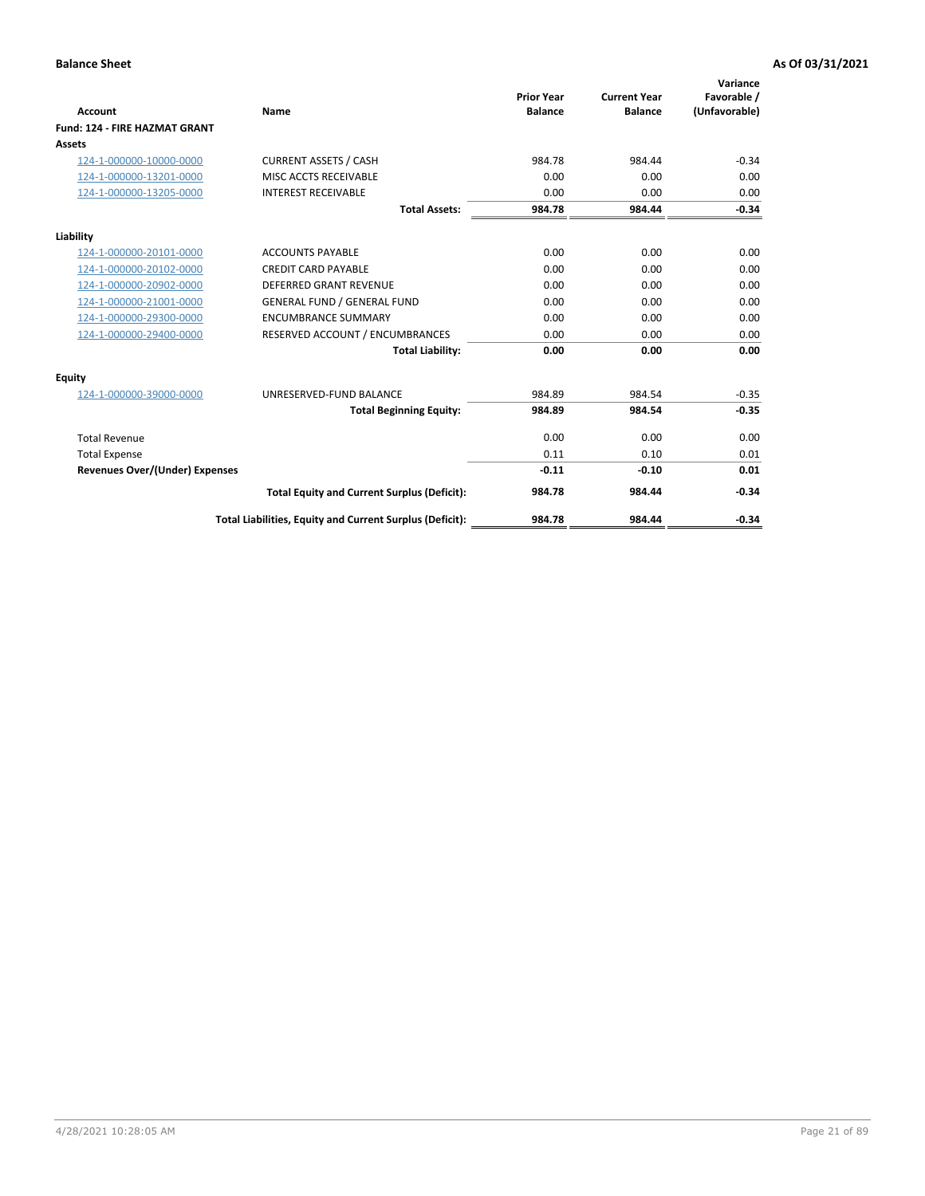**Balance Sheet** **As Of 03/31/2021**

| Account | Name | Prior Year Balance | Current Year Balance | Variance Favorable / (Unfavorable) |
|---|---|---|---|---|
| **Fund: 124 - FIRE HAZMAT GRANT** | | | | |
| **Assets** | | | | |
| 124-1-000000-10000-0000 | CURRENT ASSETS / CASH | 984.78 | 984.44 | -0.34 |
| 124-1-000000-13201-0000 | MISC ACCTS RECEIVABLE | 0.00 | 0.00 | 0.00 |
| 124-1-000000-13205-0000 | INTEREST RECEIVABLE | 0.00 | 0.00 | 0.00 |
| | **Total Assets:** | **984.78** | **984.44** | **-0.34** |
| **Liability** | | | | |
| 124-1-000000-20101-0000 | ACCOUNTS PAYABLE | 0.00 | 0.00 | 0.00 |
| 124-1-000000-20102-0000 | CREDIT CARD PAYABLE | 0.00 | 0.00 | 0.00 |
| 124-1-000000-20902-0000 | DEFERRED GRANT REVENUE | 0.00 | 0.00 | 0.00 |
| 124-1-000000-21001-0000 | GENERAL FUND / GENERAL FUND | 0.00 | 0.00 | 0.00 |
| 124-1-000000-29300-0000 | ENCUMBRANCE SUMMARY | 0.00 | 0.00 | 0.00 |
| 124-1-000000-29400-0000 | RESERVED ACCOUNT / ENCUMBRANCES | 0.00 | 0.00 | 0.00 |
| | **Total Liability:** | **0.00** | **0.00** | **0.00** |
| **Equity** | | | | |
| 124-1-000000-39000-0000 | UNRESERVED-FUND BALANCE | 984.89 | 984.54 | -0.35 |
| | **Total Beginning Equity:** | **984.89** | **984.54** | **-0.35** |
| Total Revenue | | 0.00 | 0.00 | 0.00 |
| Total Expense | | 0.11 | 0.10 | 0.01 |
| **Revenues Over/(Under) Expenses** | | **-0.11** | **-0.10** | **0.01** |
| | **Total Equity and Current Surplus (Deficit):** | **984.78** | **984.44** | **-0.34** |
| | **Total Liabilities, Equity and Current Surplus (Deficit):** | **984.78** | **984.44** | **-0.34** |

4/28/2021 10:28:05 AM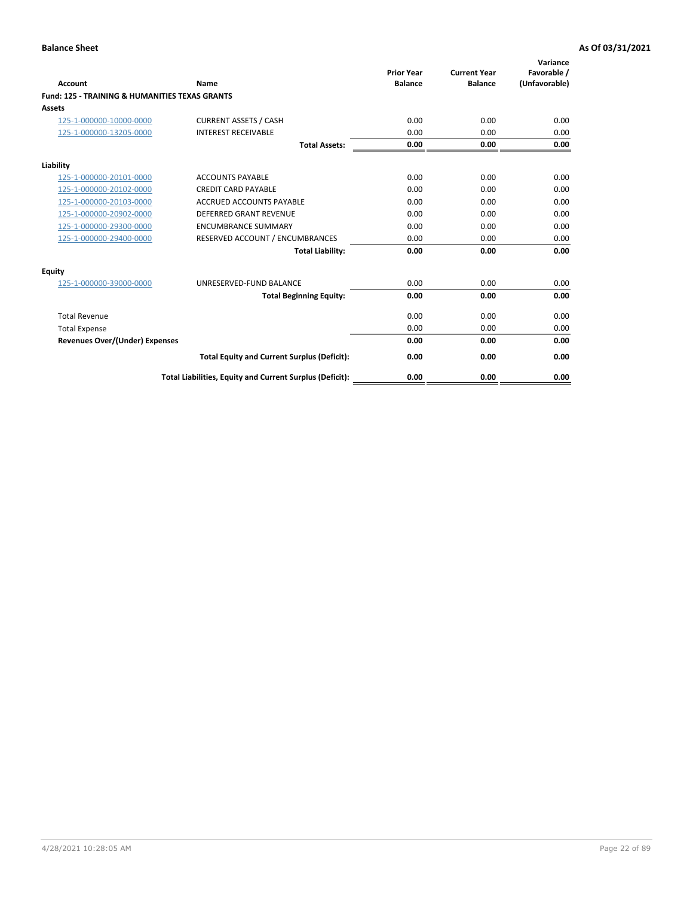**Balance Sheet** — **As Of 03/31/2021**

| Account | Name | Prior Year Balance | Current Year Balance | Variance Favorable / (Unfavorable) |
|---|---|---|---|---|
| **Fund: 125 - TRAINING & HUMANITIES TEXAS GRANTS** | | | | |
| **Assets** | | | | |
| 125-1-000000-10000-0000 | CURRENT ASSETS / CASH | 0.00 | 0.00 | 0.00 |
| 125-1-000000-13205-0000 | INTEREST RECEIVABLE | 0.00 | 0.00 | 0.00 |
| | **Total Assets:** | **0.00** | **0.00** | **0.00** |
| **Liability** | | | | |
| 125-1-000000-20101-0000 | ACCOUNTS PAYABLE | 0.00 | 0.00 | 0.00 |
| 125-1-000000-20102-0000 | CREDIT CARD PAYABLE | 0.00 | 0.00 | 0.00 |
| 125-1-000000-20103-0000 | ACCRUED ACCOUNTS PAYABLE | 0.00 | 0.00 | 0.00 |
| 125-1-000000-20902-0000 | DEFERRED GRANT REVENUE | 0.00 | 0.00 | 0.00 |
| 125-1-000000-29300-0000 | ENCUMBRANCE SUMMARY | 0.00 | 0.00 | 0.00 |
| 125-1-000000-29400-0000 | RESERVED ACCOUNT / ENCUMBRANCES | 0.00 | 0.00 | 0.00 |
| | **Total Liability:** | **0.00** | **0.00** | **0.00** |
| **Equity** | | | | |
| 125-1-000000-39000-0000 | UNRESERVED-FUND BALANCE | 0.00 | 0.00 | 0.00 |
| | **Total Beginning Equity:** | **0.00** | **0.00** | **0.00** |
| Total Revenue | | 0.00 | 0.00 | 0.00 |
| Total Expense | | 0.00 | 0.00 | 0.00 |
| **Revenues Over/(Under) Expenses** | | **0.00** | **0.00** | **0.00** |
| | **Total Equity and Current Surplus (Deficit):** | **0.00** | **0.00** | **0.00** |
| | **Total Liabilities, Equity and Current Surplus (Deficit):** | **0.00** | **0.00** | **0.00** |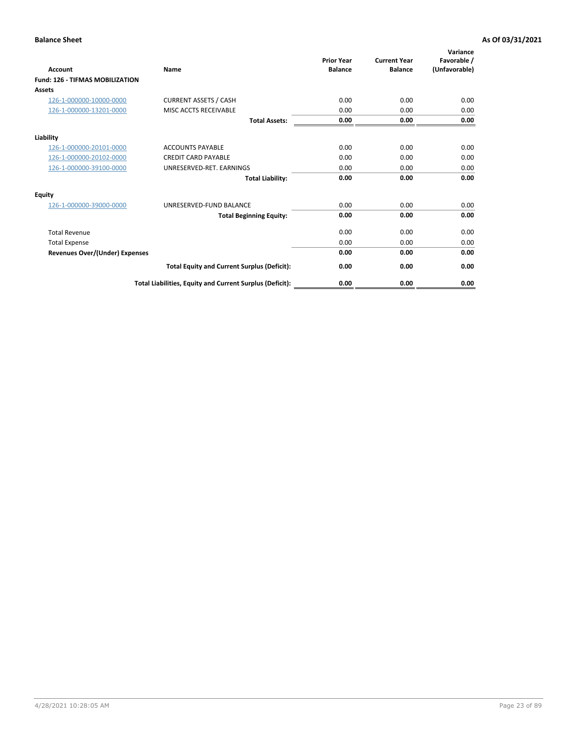| Account | Name | Prior Year Balance | Current Year Balance | Variance Favorable / (Unfavorable) |
|---|---|---|---|---|
| **Fund: 126 - TIFMAS MOBILIZATION** | | | | |
| **Assets** | | | | |
| 126-1-000000-10000-0000 | CURRENT ASSETS / CASH | 0.00 | 0.00 | 0.00 |
| 126-1-000000-13201-0000 | MISC ACCTS RECEIVABLE | 0.00 | 0.00 | 0.00 |
| | **Total Assets:** | **0.00** | **0.00** | **0.00** |
| **Liability** | | | | |
| 126-1-000000-20101-0000 | ACCOUNTS PAYABLE | 0.00 | 0.00 | 0.00 |
| 126-1-000000-20102-0000 | CREDIT CARD PAYABLE | 0.00 | 0.00 | 0.00 |
| 126-1-000000-39100-0000 | UNRESERVED-RET. EARNINGS | 0.00 | 0.00 | 0.00 |
| | **Total Liability:** | **0.00** | **0.00** | **0.00** |
| **Equity** | | | | |
| 126-1-000000-39000-0000 | UNRESERVED-FUND BALANCE | 0.00 | 0.00 | 0.00 |
| | **Total Beginning Equity:** | **0.00** | **0.00** | **0.00** |
| Total Revenue | | 0.00 | 0.00 | 0.00 |
| Total Expense | | 0.00 | 0.00 | 0.00 |
| **Revenues Over/(Under) Expenses** | | **0.00** | **0.00** | **0.00** |
| | **Total Equity and Current Surplus (Deficit):** | **0.00** | **0.00** | **0.00** |
| | **Total Liabilities, Equity and Current Surplus (Deficit):** | **0.00** | **0.00** | **0.00** |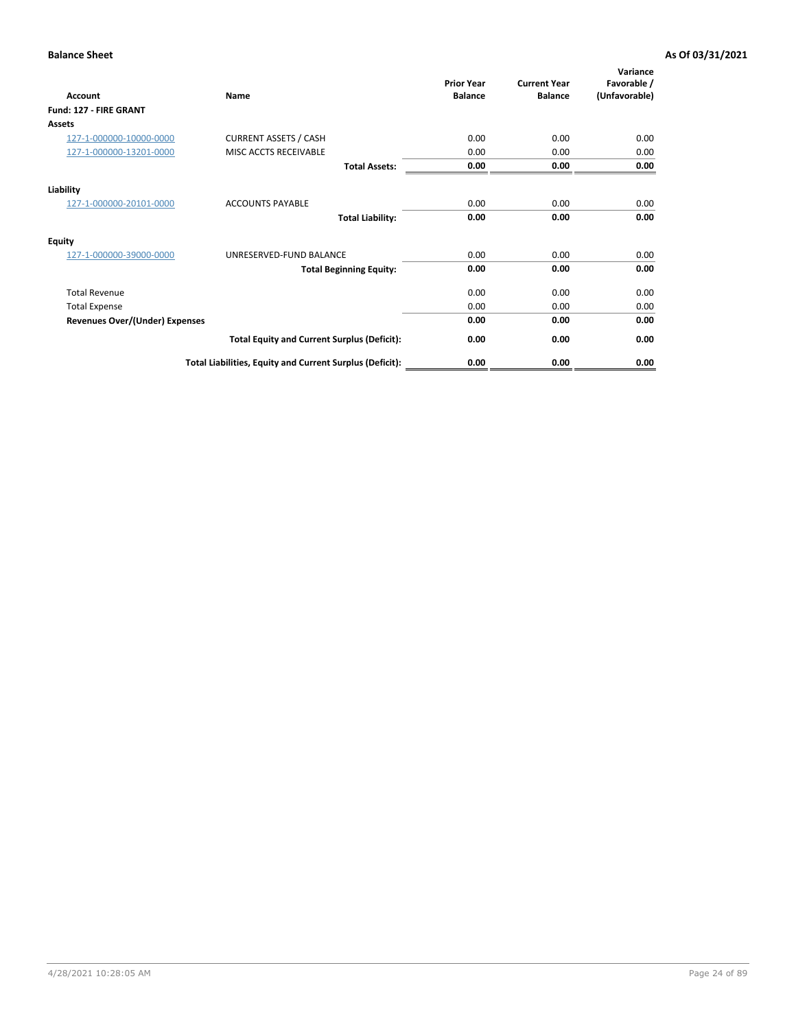| Account | Name | Prior Year Balance | Current Year Balance | Variance Favorable / (Unfavorable) |
|---|---|---|---|---|
| **Fund: 127 - FIRE GRANT** | | | | |
| **Assets** | | | | |
| 127-1-000000-10000-0000 | CURRENT ASSETS / CASH | 0.00 | 0.00 | 0.00 |
| 127-1-000000-13201-0000 | MISC ACCTS RECEIVABLE | 0.00 | 0.00 | 0.00 |
| | **Total Assets:** | **0.00** | **0.00** | **0.00** |
| **Liability** | | | | |
| 127-1-000000-20101-0000 | ACCOUNTS PAYABLE | 0.00 | 0.00 | 0.00 |
| | **Total Liability:** | **0.00** | **0.00** | **0.00** |
| **Equity** | | | | |
| 127-1-000000-39000-0000 | UNRESERVED-FUND BALANCE | 0.00 | 0.00 | 0.00 |
| | **Total Beginning Equity:** | **0.00** | **0.00** | **0.00** |
| Total Revenue | | 0.00 | 0.00 | 0.00 |
| Total Expense | | 0.00 | 0.00 | 0.00 |
| **Revenues Over/(Under) Expenses** | | **0.00** | **0.00** | **0.00** |
| | **Total Equity and Current Surplus (Deficit):** | **0.00** | **0.00** | **0.00** |
| | **Total Liabilities, Equity and Current Surplus (Deficit):** | **0.00** | **0.00** | **0.00** |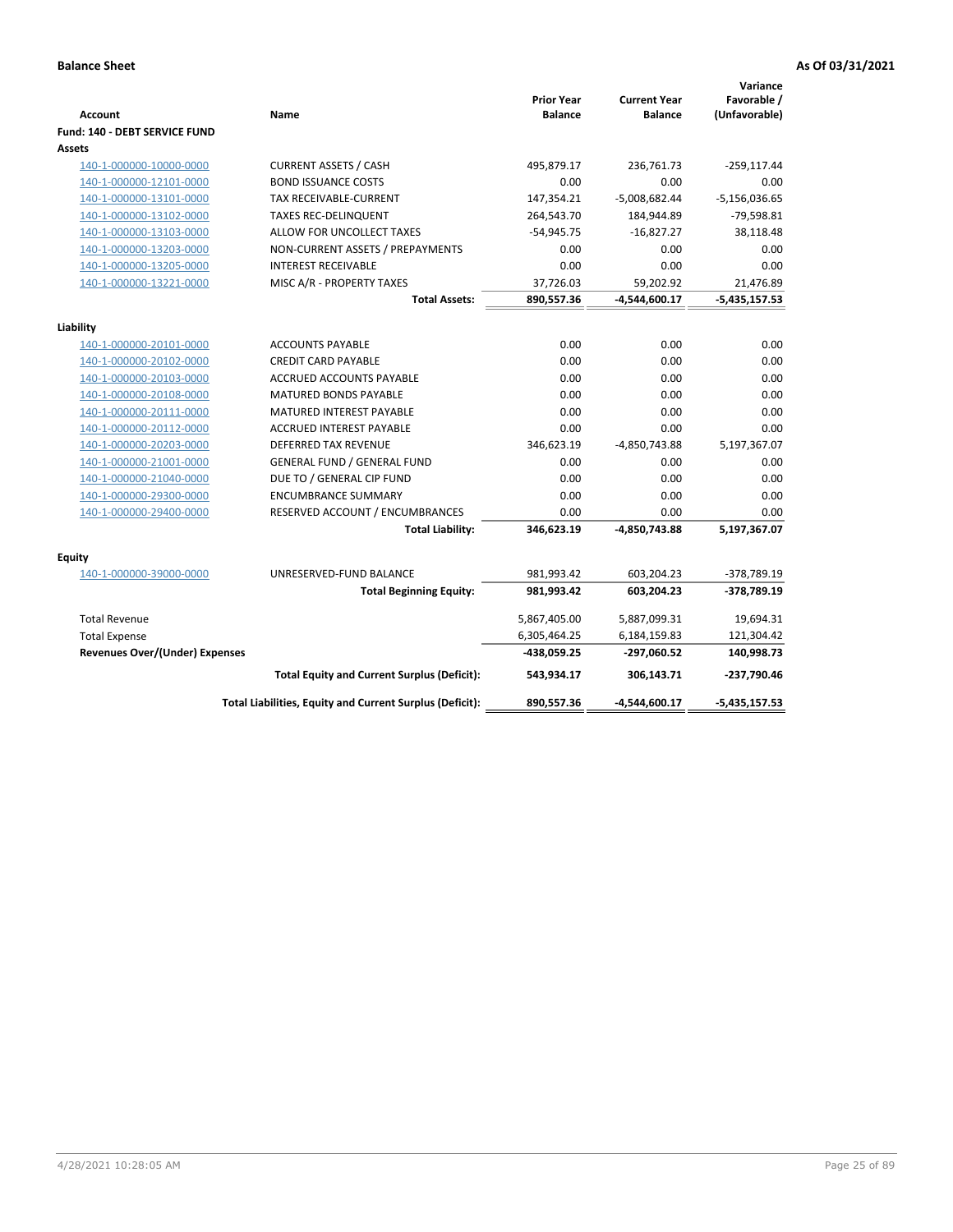**Balance Sheet** **As Of 03/31/2021**

| Account | Name | Prior Year Balance | Current Year Balance | Variance Favorable / (Unfavorable) |
|---|---|---|---|---|
| **Fund: 140 - DEBT SERVICE FUND** | | | | |
| **Assets** | | | | |
| 140-1-000000-10000-0000 | CURRENT ASSETS / CASH | 495,879.17 | 236,761.73 | -259,117.44 |
| 140-1-000000-12101-0000 | BOND ISSUANCE COSTS | 0.00 | 0.00 | 0.00 |
| 140-1-000000-13101-0000 | TAX RECEIVABLE-CURRENT | 147,354.21 | -5,008,682.44 | -5,156,036.65 |
| 140-1-000000-13102-0000 | TAXES REC-DELINQUENT | 264,543.70 | 184,944.89 | -79,598.81 |
| 140-1-000000-13103-0000 | ALLOW FOR UNCOLLECT TAXES | -54,945.75 | -16,827.27 | 38,118.48 |
| 140-1-000000-13203-0000 | NON-CURRENT ASSETS / PREPAYMENTS | 0.00 | 0.00 | 0.00 |
| 140-1-000000-13205-0000 | INTEREST RECEIVABLE | 0.00 | 0.00 | 0.00 |
| 140-1-000000-13221-0000 | MISC A/R - PROPERTY TAXES | 37,726.03 | 59,202.92 | 21,476.89 |
| | **Total Assets:** | **890,557.36** | **-4,544,600.17** | **-5,435,157.53** |
| **Liability** | | | | |
| 140-1-000000-20101-0000 | ACCOUNTS PAYABLE | 0.00 | 0.00 | 0.00 |
| 140-1-000000-20102-0000 | CREDIT CARD PAYABLE | 0.00 | 0.00 | 0.00 |
| 140-1-000000-20103-0000 | ACCRUED ACCOUNTS PAYABLE | 0.00 | 0.00 | 0.00 |
| 140-1-000000-20108-0000 | MATURED BONDS PAYABLE | 0.00 | 0.00 | 0.00 |
| 140-1-000000-20111-0000 | MATURED INTEREST PAYABLE | 0.00 | 0.00 | 0.00 |
| 140-1-000000-20112-0000 | ACCRUED INTEREST PAYABLE | 0.00 | 0.00 | 0.00 |
| 140-1-000000-20203-0000 | DEFERRED TAX REVENUE | 346,623.19 | -4,850,743.88 | 5,197,367.07 |
| 140-1-000000-21001-0000 | GENERAL FUND / GENERAL FUND | 0.00 | 0.00 | 0.00 |
| 140-1-000000-21040-0000 | DUE TO / GENERAL CIP FUND | 0.00 | 0.00 | 0.00 |
| 140-1-000000-29300-0000 | ENCUMBRANCE SUMMARY | 0.00 | 0.00 | 0.00 |
| 140-1-000000-29400-0000 | RESERVED ACCOUNT / ENCUMBRANCES | 0.00 | 0.00 | 0.00 |
| | **Total Liability:** | **346,623.19** | **-4,850,743.88** | **5,197,367.07** |
| **Equity** | | | | |
| 140-1-000000-39000-0000 | UNRESERVED-FUND BALANCE | 981,993.42 | 603,204.23 | -378,789.19 |
| | **Total Beginning Equity:** | **981,993.42** | **603,204.23** | **-378,789.19** |
| Total Revenue | | 5,867,405.00 | 5,887,099.31 | 19,694.31 |
| Total Expense | | 6,305,464.25 | 6,184,159.83 | 121,304.42 |
| **Revenues Over/(Under) Expenses** | | **-438,059.25** | **-297,060.52** | **140,998.73** |
| | **Total Equity and Current Surplus (Deficit):** | **543,934.17** | **306,143.71** | **-237,790.46** |
| | **Total Liabilities, Equity and Current Surplus (Deficit):** | **890,557.36** | **-4,544,600.17** | **-5,435,157.53** |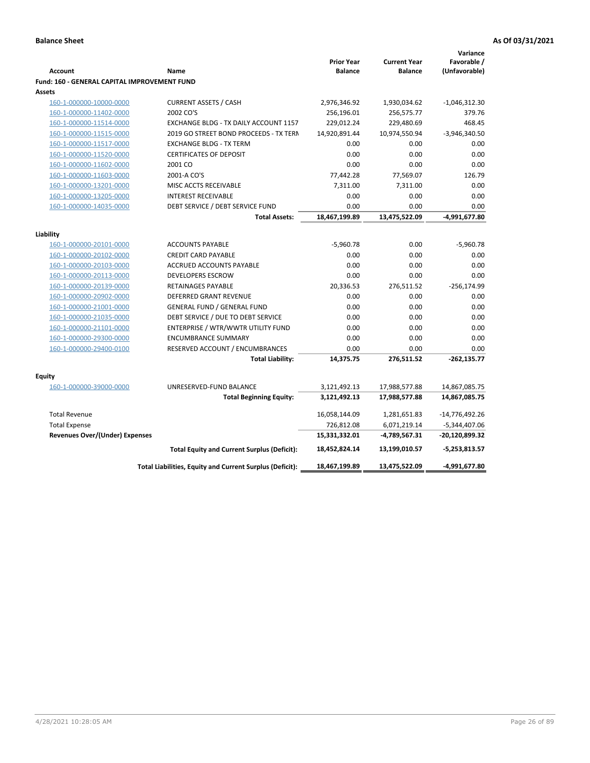**Balance Sheet** **As Of 03/31/2021**

| Account | Name | Prior Year Balance | Current Year Balance | Variance Favorable / (Unfavorable) |
|---|---|---|---|---|
| **Fund: 160 - GENERAL CAPITAL IMPROVEMENT FUND** | | | | |
| **Assets** | | | | |
| 160-1-000000-10000-0000 | CURRENT ASSETS / CASH | 2,976,346.92 | 1,930,034.62 | -1,046,312.30 |
| 160-1-000000-11402-0000 | 2002 CO'S | 256,196.01 | 256,575.77 | 379.76 |
| 160-1-000000-11514-0000 | EXCHANGE BLDG - TX DAILY ACCOUNT 1157 | 229,012.24 | 229,480.69 | 468.45 |
| 160-1-000000-11515-0000 | 2019 GO STREET BOND PROCEEDS - TX TERM | 14,920,891.44 | 10,974,550.94 | -3,946,340.50 |
| 160-1-000000-11517-0000 | EXCHANGE BLDG - TX TERM | 0.00 | 0.00 | 0.00 |
| 160-1-000000-11520-0000 | CERTIFICATES OF DEPOSIT | 0.00 | 0.00 | 0.00 |
| 160-1-000000-11602-0000 | 2001 CO | 0.00 | 0.00 | 0.00 |
| 160-1-000000-11603-0000 | 2001-A CO'S | 77,442.28 | 77,569.07 | 126.79 |
| 160-1-000000-13201-0000 | MISC ACCTS RECEIVABLE | 7,311.00 | 7,311.00 | 0.00 |
| 160-1-000000-13205-0000 | INTEREST RECEIVABLE | 0.00 | 0.00 | 0.00 |
| 160-1-000000-14035-0000 | DEBT SERVICE / DEBT SERVICE FUND | 0.00 | 0.00 | 0.00 |
| | **Total Assets:** | **18,467,199.89** | **13,475,522.09** | **-4,991,677.80** |
| **Liability** | | | | |
| 160-1-000000-20101-0000 | ACCOUNTS PAYABLE | -5,960.78 | 0.00 | -5,960.78 |
| 160-1-000000-20102-0000 | CREDIT CARD PAYABLE | 0.00 | 0.00 | 0.00 |
| 160-1-000000-20103-0000 | ACCRUED ACCOUNTS PAYABLE | 0.00 | 0.00 | 0.00 |
| 160-1-000000-20113-0000 | DEVELOPERS ESCROW | 0.00 | 0.00 | 0.00 |
| 160-1-000000-20139-0000 | RETAINAGES PAYABLE | 20,336.53 | 276,511.52 | -256,174.99 |
| 160-1-000000-20902-0000 | DEFERRED GRANT REVENUE | 0.00 | 0.00 | 0.00 |
| 160-1-000000-21001-0000 | GENERAL FUND / GENERAL FUND | 0.00 | 0.00 | 0.00 |
| 160-1-000000-21035-0000 | DEBT SERVICE / DUE TO DEBT SERVICE | 0.00 | 0.00 | 0.00 |
| 160-1-000000-21101-0000 | ENTERPRISE / WTR/WWTR UTILITY FUND | 0.00 | 0.00 | 0.00 |
| 160-1-000000-29300-0000 | ENCUMBRANCE SUMMARY | 0.00 | 0.00 | 0.00 |
| 160-1-000000-29400-0100 | RESERVED ACCOUNT / ENCUMBRANCES | 0.00 | 0.00 | 0.00 |
| | **Total Liability:** | **14,375.75** | **276,511.52** | **-262,135.77** |
| **Equity** | | | | |
| 160-1-000000-39000-0000 | UNRESERVED-FUND BALANCE | 3,121,492.13 | 17,988,577.88 | 14,867,085.75 |
| | **Total Beginning Equity:** | **3,121,492.13** | **17,988,577.88** | **14,867,085.75** |
| Total Revenue | | 16,058,144.09 | 1,281,651.83 | -14,776,492.26 |
| Total Expense | | 726,812.08 | 6,071,219.14 | -5,344,407.06 |
| **Revenues Over/(Under) Expenses** | | **15,331,332.01** | **-4,789,567.31** | **-20,120,899.32** |
| | **Total Equity and Current Surplus (Deficit):** | **18,452,824.14** | **13,199,010.57** | **-5,253,813.57** |
| | **Total Liabilities, Equity and Current Surplus (Deficit):** | **18,467,199.89** | **13,475,522.09** | **-4,991,677.80** |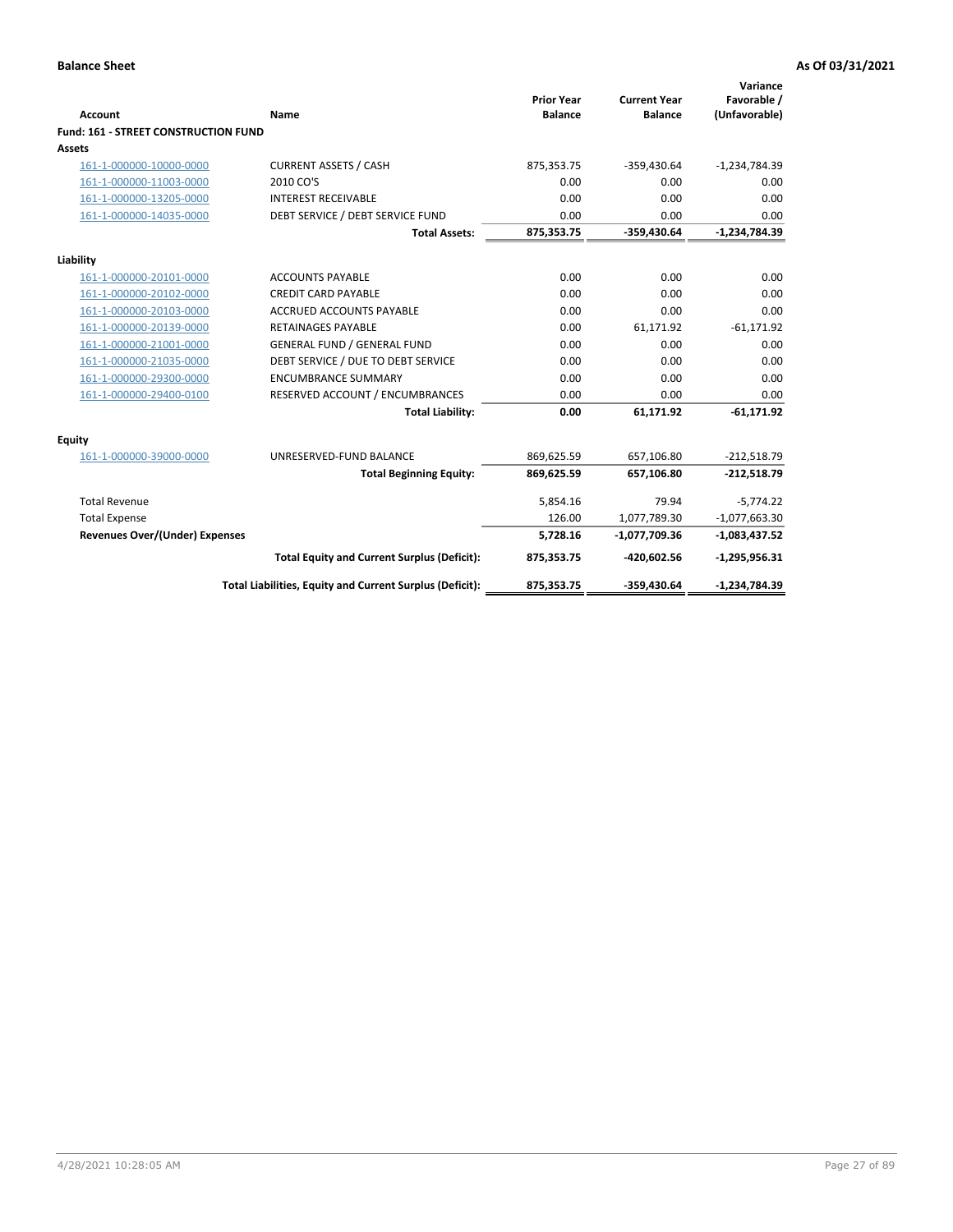**Balance Sheet** **As Of 03/31/2021**

| Account | Name | Prior Year Balance | Current Year Balance | Variance Favorable / (Unfavorable) |
|---|---|---|---|---|
| **Fund: 161 - STREET CONSTRUCTION FUND** | | | | |
| **Assets** | | | | |
| 161-1-000000-10000-0000 | CURRENT ASSETS / CASH | 875,353.75 | -359,430.64 | -1,234,784.39 |
| 161-1-000000-11003-0000 | 2010 CO'S | 0.00 | 0.00 | 0.00 |
| 161-1-000000-13205-0000 | INTEREST RECEIVABLE | 0.00 | 0.00 | 0.00 |
| 161-1-000000-14035-0000 | DEBT SERVICE / DEBT SERVICE FUND | 0.00 | 0.00 | 0.00 |
| | **Total Assets:** | **875,353.75** | **-359,430.64** | **-1,234,784.39** |
| **Liability** | | | | |
| 161-1-000000-20101-0000 | ACCOUNTS PAYABLE | 0.00 | 0.00 | 0.00 |
| 161-1-000000-20102-0000 | CREDIT CARD PAYABLE | 0.00 | 0.00 | 0.00 |
| 161-1-000000-20103-0000 | ACCRUED ACCOUNTS PAYABLE | 0.00 | 0.00 | 0.00 |
| 161-1-000000-20139-0000 | RETAINAGES PAYABLE | 0.00 | 61,171.92 | -61,171.92 |
| 161-1-000000-21001-0000 | GENERAL FUND / GENERAL FUND | 0.00 | 0.00 | 0.00 |
| 161-1-000000-21035-0000 | DEBT SERVICE / DUE TO DEBT SERVICE | 0.00 | 0.00 | 0.00 |
| 161-1-000000-29300-0000 | ENCUMBRANCE SUMMARY | 0.00 | 0.00 | 0.00 |
| 161-1-000000-29400-0100 | RESERVED ACCOUNT / ENCUMBRANCES | 0.00 | 0.00 | 0.00 |
| | **Total Liability:** | **0.00** | **61,171.92** | **-61,171.92** |
| **Equity** | | | | |
| 161-1-000000-39000-0000 | UNRESERVED-FUND BALANCE | 869,625.59 | 657,106.80 | -212,518.79 |
| | **Total Beginning Equity:** | **869,625.59** | **657,106.80** | **-212,518.79** |
| Total Revenue | | 5,854.16 | 79.94 | -5,774.22 |
| Total Expense | | 126.00 | 1,077,789.30 | -1,077,663.30 |
| **Revenues Over/(Under) Expenses** | | **5,728.16** | **-1,077,709.36** | **-1,083,437.52** |
| | **Total Equity and Current Surplus (Deficit):** | **875,353.75** | **-420,602.56** | **-1,295,956.31** |
| | **Total Liabilities, Equity and Current Surplus (Deficit):** | **875,353.75** | **-359,430.64** | **-1,234,784.39** |

4/28/2021 10:28:05 AM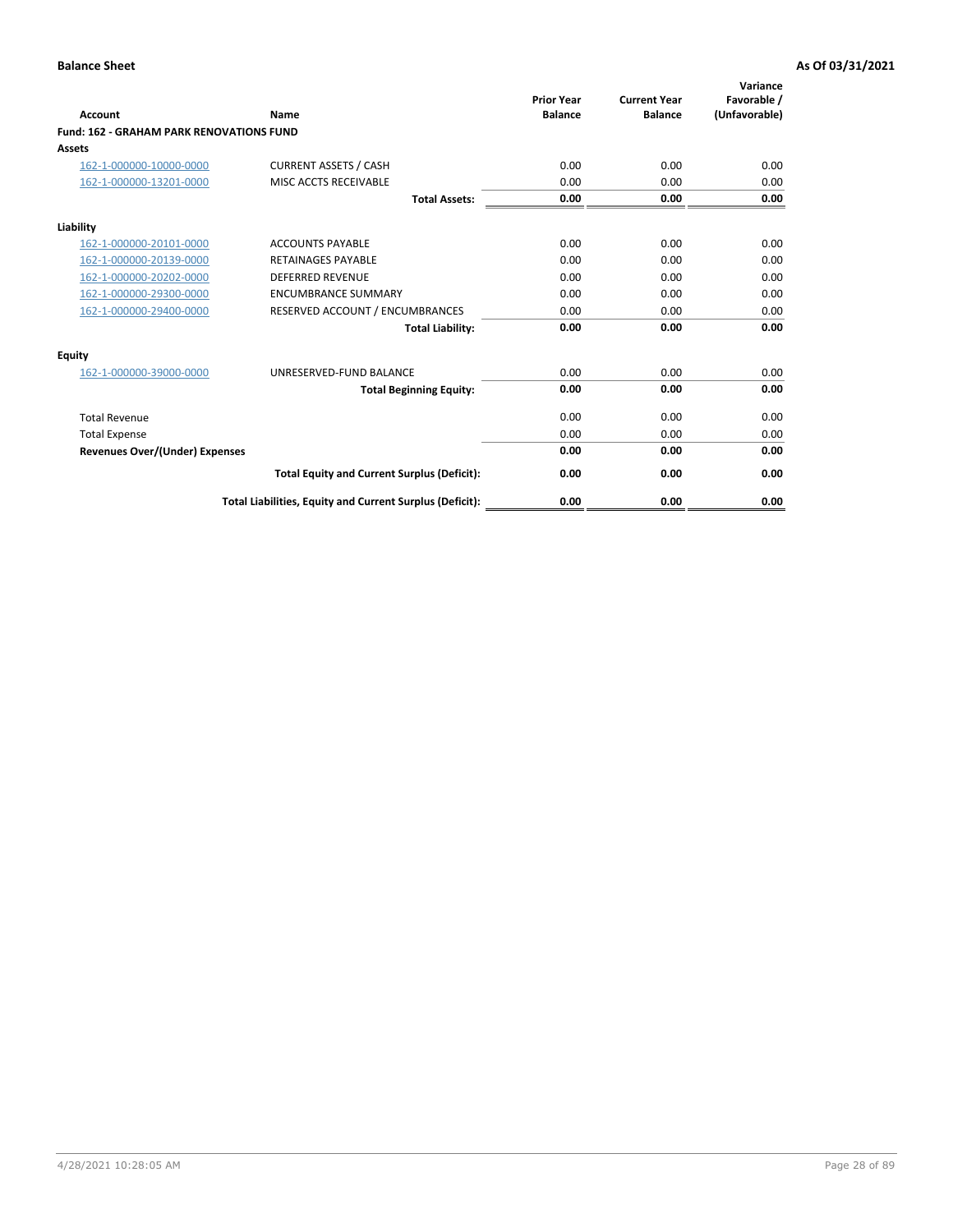**Balance Sheet** **As Of 03/31/2021**

| Account | Name | Prior Year Balance | Current Year Balance | Variance Favorable / (Unfavorable) |
|---|---|---|---|---|
| **Fund: 162 - GRAHAM PARK RENOVATIONS FUND** | | | | |
| **Assets** | | | | |
| 162-1-000000-10000-0000 | CURRENT ASSETS / CASH | 0.00 | 0.00 | 0.00 |
| 162-1-000000-13201-0000 | MISC ACCTS RECEIVABLE | 0.00 | 0.00 | 0.00 |
| | **Total Assets:** | **0.00** | **0.00** | **0.00** |
| **Liability** | | | | |
| 162-1-000000-20101-0000 | ACCOUNTS PAYABLE | 0.00 | 0.00 | 0.00 |
| 162-1-000000-20139-0000 | RETAINAGES PAYABLE | 0.00 | 0.00 | 0.00 |
| 162-1-000000-20202-0000 | DEFERRED REVENUE | 0.00 | 0.00 | 0.00 |
| 162-1-000000-29300-0000 | ENCUMBRANCE SUMMARY | 0.00 | 0.00 | 0.00 |
| 162-1-000000-29400-0000 | RESERVED ACCOUNT / ENCUMBRANCES | 0.00 | 0.00 | 0.00 |
| | **Total Liability:** | **0.00** | **0.00** | **0.00** |
| **Equity** | | | | |
| 162-1-000000-39000-0000 | UNRESERVED-FUND BALANCE | 0.00 | 0.00 | 0.00 |
| | **Total Beginning Equity:** | **0.00** | **0.00** | **0.00** |
| Total Revenue | | 0.00 | 0.00 | 0.00 |
| Total Expense | | 0.00 | 0.00 | 0.00 |
| **Revenues Over/(Under) Expenses** | | **0.00** | **0.00** | **0.00** |
| | **Total Equity and Current Surplus (Deficit):** | **0.00** | **0.00** | **0.00** |
| | **Total Liabilities, Equity and Current Surplus (Deficit):** | **0.00** | **0.00** | **0.00** |

4/28/2021 10:28:05 AM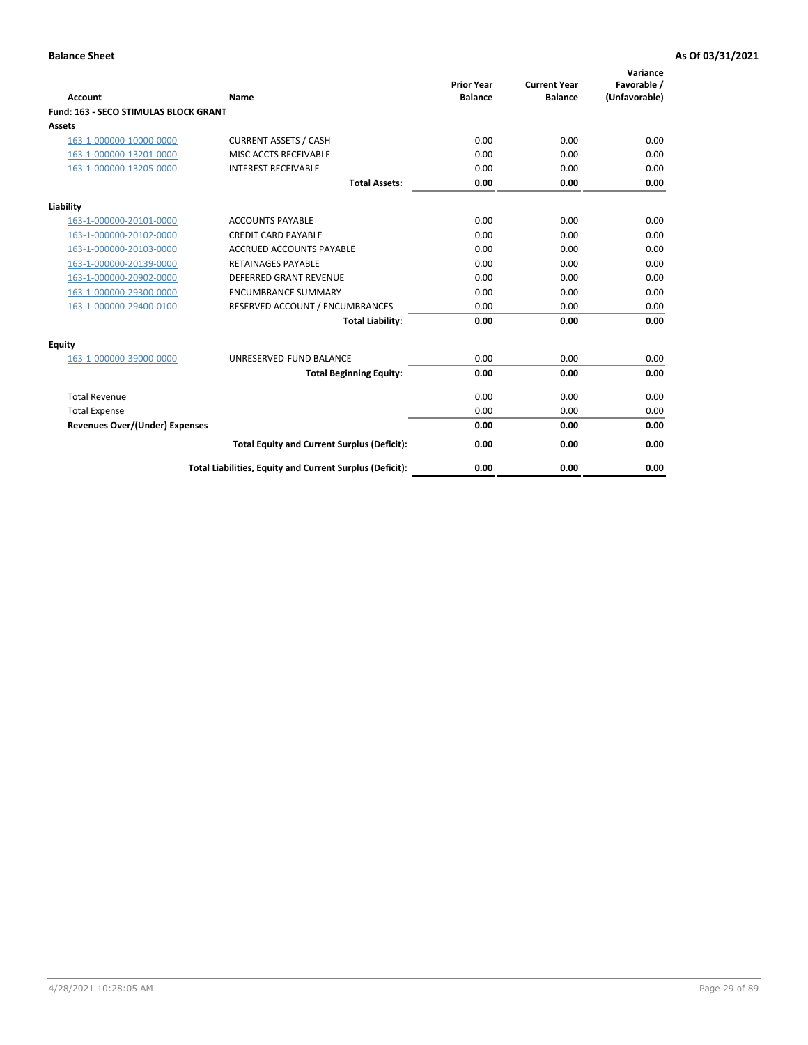**Balance Sheet** **As Of 03/31/2021**

| Account | Name | Prior Year Balance | Current Year Balance | Variance Favorable / (Unfavorable) |
|---|---|---|---|---|
| **Fund: 163 - SECO STIMULAS BLOCK GRANT** | | | | |
| **Assets** | | | | |
| 163-1-000000-10000-0000 | CURRENT ASSETS / CASH | 0.00 | 0.00 | 0.00 |
| 163-1-000000-13201-0000 | MISC ACCTS RECEIVABLE | 0.00 | 0.00 | 0.00 |
| 163-1-000000-13205-0000 | INTEREST RECEIVABLE | 0.00 | 0.00 | 0.00 |
| | **Total Assets:** | **0.00** | **0.00** | **0.00** |
| **Liability** | | | | |
| 163-1-000000-20101-0000 | ACCOUNTS PAYABLE | 0.00 | 0.00 | 0.00 |
| 163-1-000000-20102-0000 | CREDIT CARD PAYABLE | 0.00 | 0.00 | 0.00 |
| 163-1-000000-20103-0000 | ACCRUED ACCOUNTS PAYABLE | 0.00 | 0.00 | 0.00 |
| 163-1-000000-20139-0000 | RETAINAGES PAYABLE | 0.00 | 0.00 | 0.00 |
| 163-1-000000-20902-0000 | DEFERRED GRANT REVENUE | 0.00 | 0.00 | 0.00 |
| 163-1-000000-29300-0000 | ENCUMBRANCE SUMMARY | 0.00 | 0.00 | 0.00 |
| 163-1-000000-29400-0100 | RESERVED ACCOUNT / ENCUMBRANCES | 0.00 | 0.00 | 0.00 |
| | **Total Liability:** | **0.00** | **0.00** | **0.00** |
| **Equity** | | | | |
| 163-1-000000-39000-0000 | UNRESERVED-FUND BALANCE | 0.00 | 0.00 | 0.00 |
| | **Total Beginning Equity:** | **0.00** | **0.00** | **0.00** |
| Total Revenue | | 0.00 | 0.00 | 0.00 |
| Total Expense | | 0.00 | 0.00 | 0.00 |
| **Revenues Over/(Under) Expenses** | | **0.00** | **0.00** | **0.00** |
| | **Total Equity and Current Surplus (Deficit):** | **0.00** | **0.00** | **0.00** |
| | **Total Liabilities, Equity and Current Surplus (Deficit):** | **0.00** | **0.00** | **0.00** |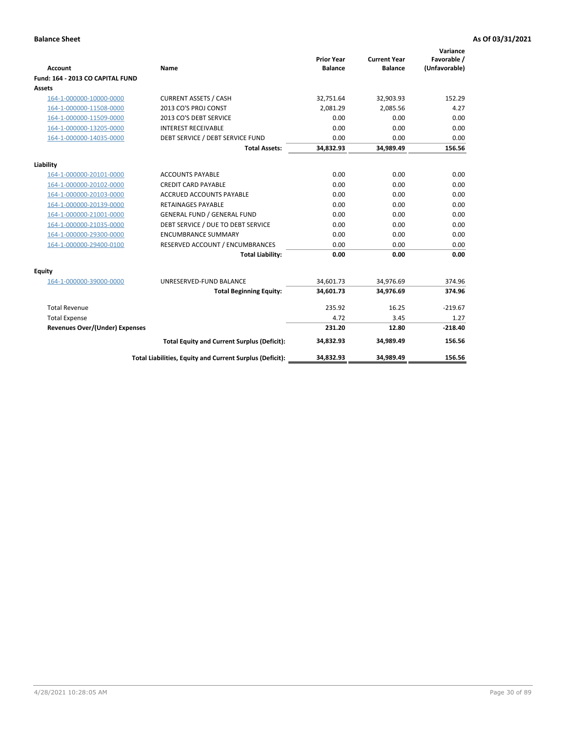**Balance Sheet** **As Of 03/31/2021**

| Account | Name | Prior Year Balance | Current Year Balance | Variance Favorable / (Unfavorable) |
|---|---|---|---|---|
| **Fund: 164 - 2013 CO CAPITAL FUND** | | | | |
| **Assets** | | | | |
| 164-1-000000-10000-0000 | CURRENT ASSETS / CASH | 32,751.64 | 32,903.93 | 152.29 |
| 164-1-000000-11508-0000 | 2013 CO'S PROJ CONST | 2,081.29 | 2,085.56 | 4.27 |
| 164-1-000000-11509-0000 | 2013 CO'S DEBT SERVICE | 0.00 | 0.00 | 0.00 |
| 164-1-000000-13205-0000 | INTEREST RECEIVABLE | 0.00 | 0.00 | 0.00 |
| 164-1-000000-14035-0000 | DEBT SERVICE / DEBT SERVICE FUND | 0.00 | 0.00 | 0.00 |
| | **Total Assets:** | **34,832.93** | **34,989.49** | **156.56** |
| **Liability** | | | | |
| 164-1-000000-20101-0000 | ACCOUNTS PAYABLE | 0.00 | 0.00 | 0.00 |
| 164-1-000000-20102-0000 | CREDIT CARD PAYABLE | 0.00 | 0.00 | 0.00 |
| 164-1-000000-20103-0000 | ACCRUED ACCOUNTS PAYABLE | 0.00 | 0.00 | 0.00 |
| 164-1-000000-20139-0000 | RETAINAGES PAYABLE | 0.00 | 0.00 | 0.00 |
| 164-1-000000-21001-0000 | GENERAL FUND / GENERAL FUND | 0.00 | 0.00 | 0.00 |
| 164-1-000000-21035-0000 | DEBT SERVICE / DUE TO DEBT SERVICE | 0.00 | 0.00 | 0.00 |
| 164-1-000000-29300-0000 | ENCUMBRANCE SUMMARY | 0.00 | 0.00 | 0.00 |
| 164-1-000000-29400-0100 | RESERVED ACCOUNT / ENCUMBRANCES | 0.00 | 0.00 | 0.00 |
| | **Total Liability:** | **0.00** | **0.00** | **0.00** |
| **Equity** | | | | |
| 164-1-000000-39000-0000 | UNRESERVED-FUND BALANCE | 34,601.73 | 34,976.69 | 374.96 |
| | **Total Beginning Equity:** | **34,601.73** | **34,976.69** | **374.96** |
| Total Revenue | | 235.92 | 16.25 | -219.67 |
| Total Expense | | 4.72 | 3.45 | 1.27 |
| **Revenues Over/(Under) Expenses** | | **231.20** | **12.80** | **-218.40** |
| | **Total Equity and Current Surplus (Deficit):** | **34,832.93** | **34,989.49** | **156.56** |
| | **Total Liabilities, Equity and Current Surplus (Deficit):** | **34,832.93** | **34,989.49** | **156.56** |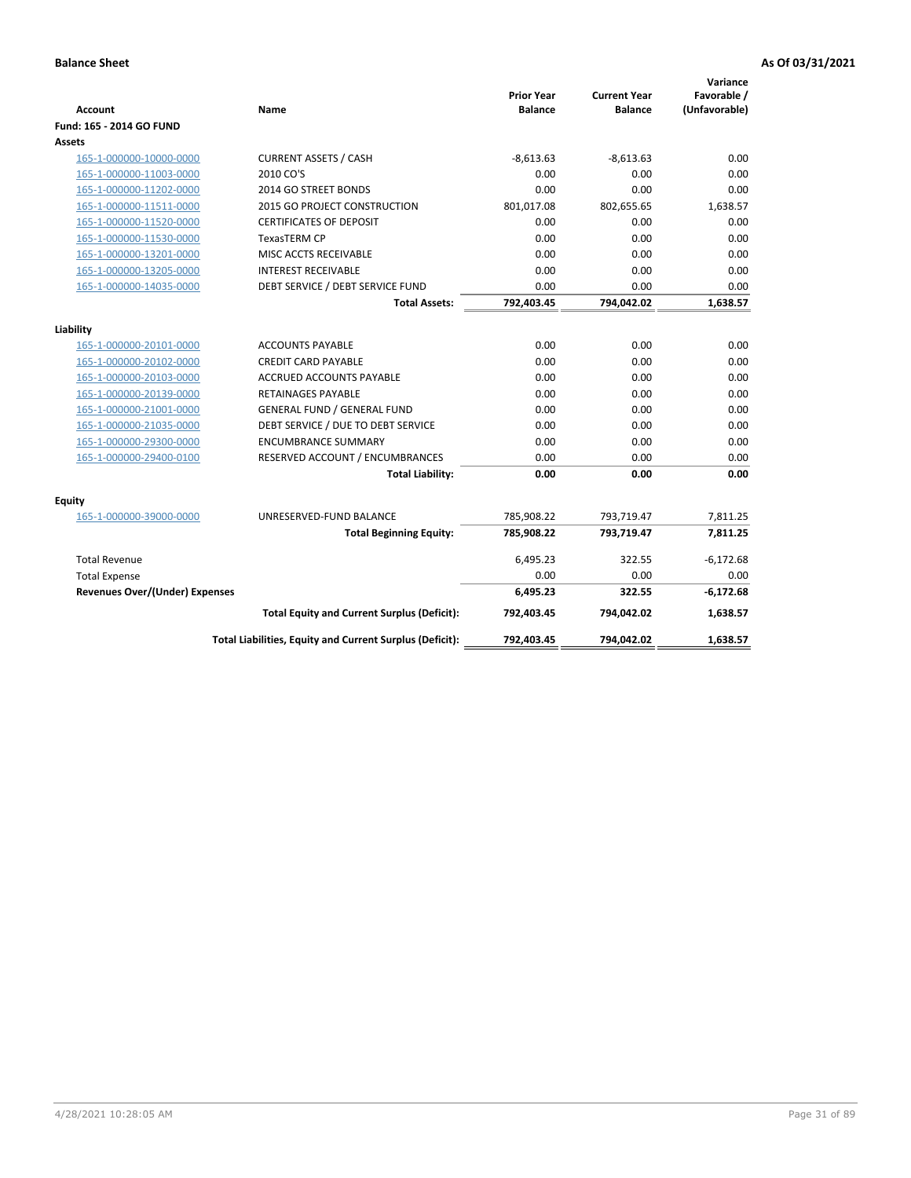**Balance Sheet** **As Of 03/31/2021**

| Account | Name | Prior Year Balance | Current Year Balance | Variance Favorable / (Unfavorable) |
|---|---|---|---|---|
| **Fund: 165 - 2014 GO FUND** | | | | |
| **Assets** | | | | |
| 165-1-000000-10000-0000 | CURRENT ASSETS / CASH | -8,613.63 | -8,613.63 | 0.00 |
| 165-1-000000-11003-0000 | 2010 CO'S | 0.00 | 0.00 | 0.00 |
| 165-1-000000-11202-0000 | 2014 GO STREET BONDS | 0.00 | 0.00 | 0.00 |
| 165-1-000000-11511-0000 | 2015 GO PROJECT CONSTRUCTION | 801,017.08 | 802,655.65 | 1,638.57 |
| 165-1-000000-11520-0000 | CERTIFICATES OF DEPOSIT | 0.00 | 0.00 | 0.00 |
| 165-1-000000-11530-0000 | TexasTERM CP | 0.00 | 0.00 | 0.00 |
| 165-1-000000-13201-0000 | MISC ACCTS RECEIVABLE | 0.00 | 0.00 | 0.00 |
| 165-1-000000-13205-0000 | INTEREST RECEIVABLE | 0.00 | 0.00 | 0.00 |
| 165-1-000000-14035-0000 | DEBT SERVICE / DEBT SERVICE FUND | 0.00 | 0.00 | 0.00 |
| | **Total Assets:** | **792,403.45** | **794,042.02** | **1,638.57** |
| **Liability** | | | | |
| 165-1-000000-20101-0000 | ACCOUNTS PAYABLE | 0.00 | 0.00 | 0.00 |
| 165-1-000000-20102-0000 | CREDIT CARD PAYABLE | 0.00 | 0.00 | 0.00 |
| 165-1-000000-20103-0000 | ACCRUED ACCOUNTS PAYABLE | 0.00 | 0.00 | 0.00 |
| 165-1-000000-20139-0000 | RETAINAGES PAYABLE | 0.00 | 0.00 | 0.00 |
| 165-1-000000-21001-0000 | GENERAL FUND / GENERAL FUND | 0.00 | 0.00 | 0.00 |
| 165-1-000000-21035-0000 | DEBT SERVICE / DUE TO DEBT SERVICE | 0.00 | 0.00 | 0.00 |
| 165-1-000000-29300-0000 | ENCUMBRANCE SUMMARY | 0.00 | 0.00 | 0.00 |
| 165-1-000000-29400-0100 | RESERVED ACCOUNT / ENCUMBRANCES | 0.00 | 0.00 | 0.00 |
| | **Total Liability:** | **0.00** | **0.00** | **0.00** |
| **Equity** | | | | |
| 165-1-000000-39000-0000 | UNRESERVED-FUND BALANCE | 785,908.22 | 793,719.47 | 7,811.25 |
| | **Total Beginning Equity:** | **785,908.22** | **793,719.47** | **7,811.25** |
| Total Revenue | | 6,495.23 | 322.55 | -6,172.68 |
| Total Expense | | 0.00 | 0.00 | 0.00 |
| **Revenues Over/(Under) Expenses** | | **6,495.23** | **322.55** | **-6,172.68** |
| | **Total Equity and Current Surplus (Deficit):** | **792,403.45** | **794,042.02** | **1,638.57** |
| | **Total Liabilities, Equity and Current Surplus (Deficit):** | **792,403.45** | **794,042.02** | **1,638.57** |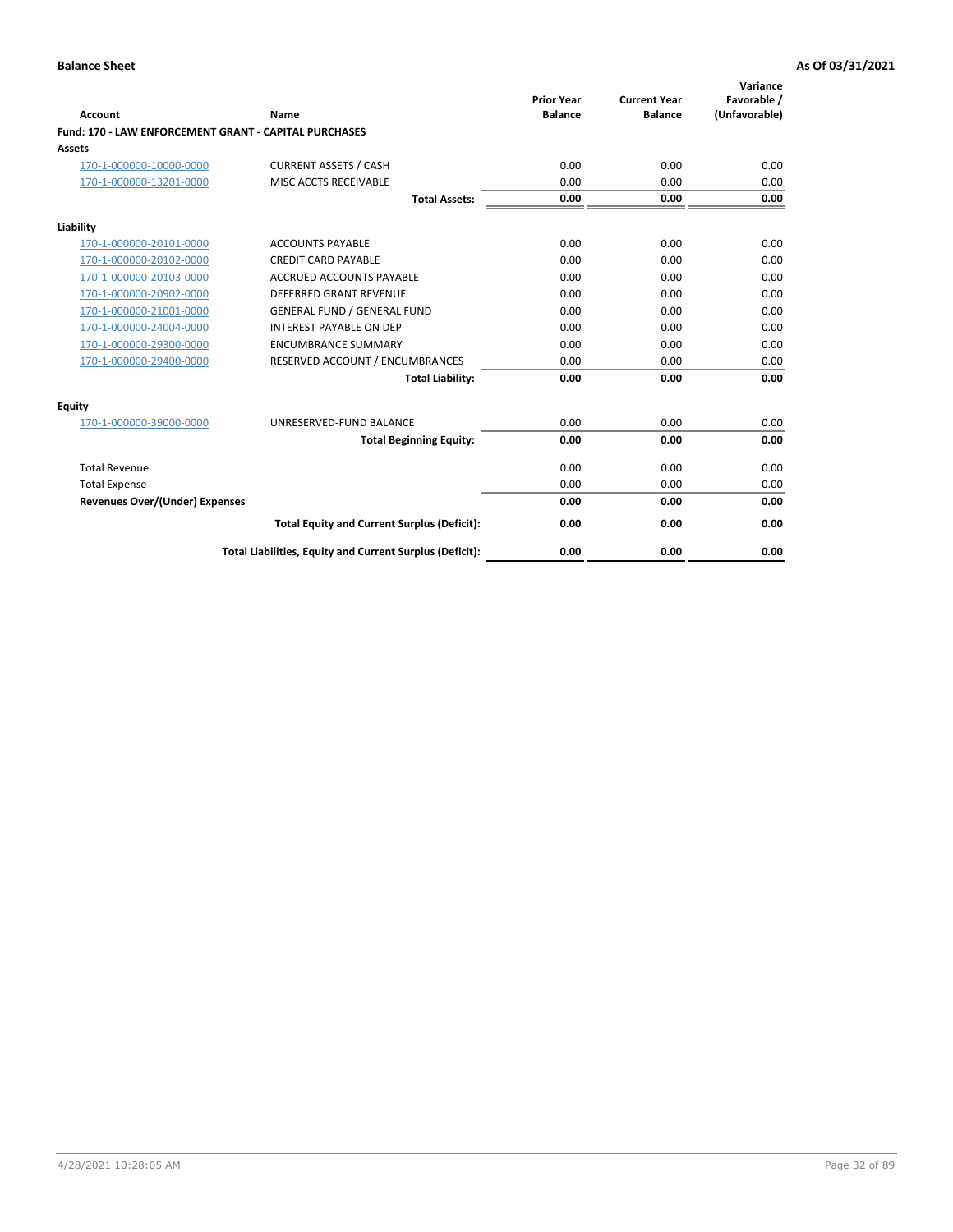**Balance Sheet** **As Of 03/31/2021**

| Account | Name | Prior Year Balance | Current Year Balance | Variance Favorable / (Unfavorable) |
|---|---|---|---|---|
| **Fund: 170 - LAW ENFORCEMENT GRANT - CAPITAL PURCHASES** | | | | |
| **Assets** | | | | |
| 170-1-000000-10000-0000 | CURRENT ASSETS / CASH | 0.00 | 0.00 | 0.00 |
| 170-1-000000-13201-0000 | MISC ACCTS RECEIVABLE | 0.00 | 0.00 | 0.00 |
| | **Total Assets:** | **0.00** | **0.00** | **0.00** |
| **Liability** | | | | |
| 170-1-000000-20101-0000 | ACCOUNTS PAYABLE | 0.00 | 0.00 | 0.00 |
| 170-1-000000-20102-0000 | CREDIT CARD PAYABLE | 0.00 | 0.00 | 0.00 |
| 170-1-000000-20103-0000 | ACCRUED ACCOUNTS PAYABLE | 0.00 | 0.00 | 0.00 |
| 170-1-000000-20902-0000 | DEFERRED GRANT REVENUE | 0.00 | 0.00 | 0.00 |
| 170-1-000000-21001-0000 | GENERAL FUND / GENERAL FUND | 0.00 | 0.00 | 0.00 |
| 170-1-000000-24004-0000 | INTEREST PAYABLE ON DEP | 0.00 | 0.00 | 0.00 |
| 170-1-000000-29300-0000 | ENCUMBRANCE SUMMARY | 0.00 | 0.00 | 0.00 |
| 170-1-000000-29400-0000 | RESERVED ACCOUNT / ENCUMBRANCES | 0.00 | 0.00 | 0.00 |
| | **Total Liability:** | **0.00** | **0.00** | **0.00** |
| **Equity** | | | | |
| 170-1-000000-39000-0000 | UNRESERVED-FUND BALANCE | 0.00 | 0.00 | 0.00 |
| | **Total Beginning Equity:** | **0.00** | **0.00** | **0.00** |
| Total Revenue | | 0.00 | 0.00 | 0.00 |
| Total Expense | | 0.00 | 0.00 | 0.00 |
| **Revenues Over/(Under) Expenses** | | **0.00** | **0.00** | **0.00** |
| | **Total Equity and Current Surplus (Deficit):** | **0.00** | **0.00** | **0.00** |
| | **Total Liabilities, Equity and Current Surplus (Deficit):** | **0.00** | **0.00** | **0.00** |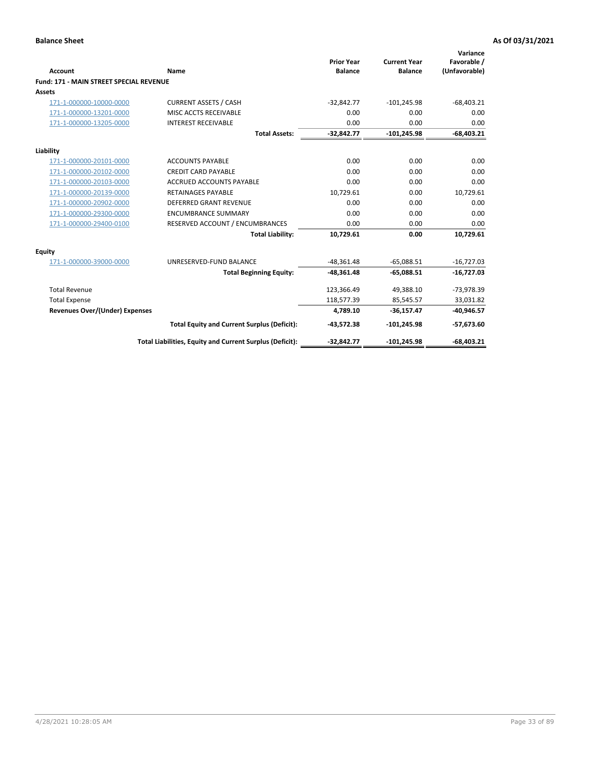**Balance Sheet** **As Of 03/31/2021**

| Account | Name | Prior Year Balance | Current Year Balance | Variance Favorable / (Unfavorable) |
|---|---|---|---|---|
| **Fund: 171 - MAIN STREET SPECIAL REVENUE** | | | | |
| **Assets** | | | | |
| 171-1-000000-10000-0000 | CURRENT ASSETS / CASH | -32,842.77 | -101,245.98 | -68,403.21 |
| 171-1-000000-13201-0000 | MISC ACCTS RECEIVABLE | 0.00 | 0.00 | 0.00 |
| 171-1-000000-13205-0000 | INTEREST RECEIVABLE | 0.00 | 0.00 | 0.00 |
| | **Total Assets:** | **-32,842.77** | **-101,245.98** | **-68,403.21** |
| **Liability** | | | | |
| 171-1-000000-20101-0000 | ACCOUNTS PAYABLE | 0.00 | 0.00 | 0.00 |
| 171-1-000000-20102-0000 | CREDIT CARD PAYABLE | 0.00 | 0.00 | 0.00 |
| 171-1-000000-20103-0000 | ACCRUED ACCOUNTS PAYABLE | 0.00 | 0.00 | 0.00 |
| 171-1-000000-20139-0000 | RETAINAGES PAYABLE | 10,729.61 | 0.00 | 10,729.61 |
| 171-1-000000-20902-0000 | DEFERRED GRANT REVENUE | 0.00 | 0.00 | 0.00 |
| 171-1-000000-29300-0000 | ENCUMBRANCE SUMMARY | 0.00 | 0.00 | 0.00 |
| 171-1-000000-29400-0100 | RESERVED ACCOUNT / ENCUMBRANCES | 0.00 | 0.00 | 0.00 |
| | **Total Liability:** | **10,729.61** | **0.00** | **10,729.61** |
| **Equity** | | | | |
| 171-1-000000-39000-0000 | UNRESERVED-FUND BALANCE | -48,361.48 | -65,088.51 | -16,727.03 |
| | **Total Beginning Equity:** | **-48,361.48** | **-65,088.51** | **-16,727.03** |
| Total Revenue | | 123,366.49 | 49,388.10 | -73,978.39 |
| Total Expense | | 118,577.39 | 85,545.57 | 33,031.82 |
| **Revenues Over/(Under) Expenses** | | **4,789.10** | **-36,157.47** | **-40,946.57** |
| | **Total Equity and Current Surplus (Deficit):** | **-43,572.38** | **-101,245.98** | **-57,673.60** |
| | **Total Liabilities, Equity and Current Surplus (Deficit):** | **-32,842.77** | **-101,245.98** | **-68,403.21** |

4/28/2021 10:28:05 AM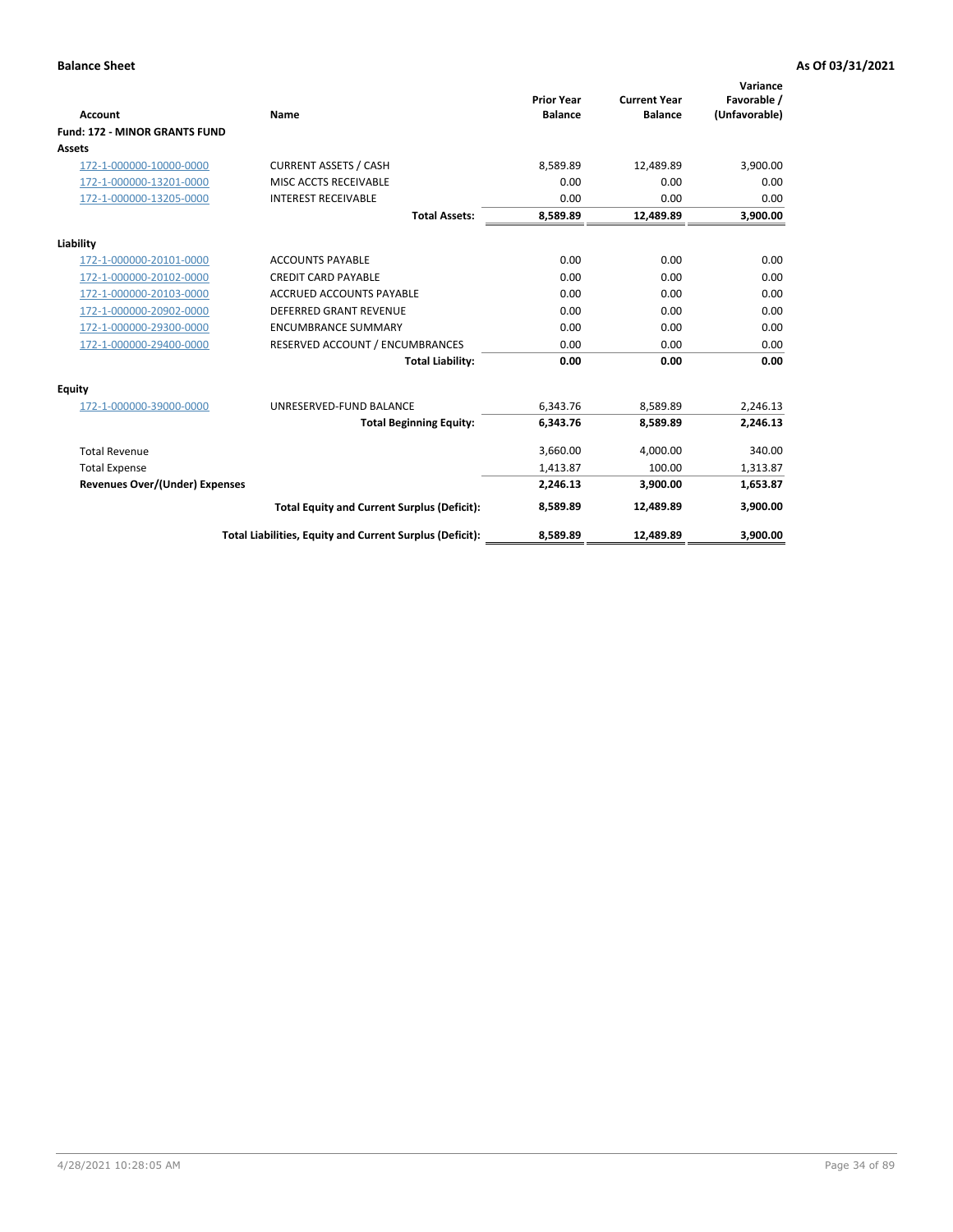**Balance Sheet** — **As Of 03/31/2021**

| Account | Name | Prior Year Balance | Current Year Balance | Variance Favorable / (Unfavorable) |
|---|---|---|---|---|
| **Fund: 172 - MINOR GRANTS FUND** | | | | |
| **Assets** | | | | |
| 172-1-000000-10000-0000 | CURRENT ASSETS / CASH | 8,589.89 | 12,489.89 | 3,900.00 |
| 172-1-000000-13201-0000 | MISC ACCTS RECEIVABLE | 0.00 | 0.00 | 0.00 |
| 172-1-000000-13205-0000 | INTEREST RECEIVABLE | 0.00 | 0.00 | 0.00 |
| | **Total Assets:** | **8,589.89** | **12,489.89** | **3,900.00** |
| **Liability** | | | | |
| 172-1-000000-20101-0000 | ACCOUNTS PAYABLE | 0.00 | 0.00 | 0.00 |
| 172-1-000000-20102-0000 | CREDIT CARD PAYABLE | 0.00 | 0.00 | 0.00 |
| 172-1-000000-20103-0000 | ACCRUED ACCOUNTS PAYABLE | 0.00 | 0.00 | 0.00 |
| 172-1-000000-20902-0000 | DEFERRED GRANT REVENUE | 0.00 | 0.00 | 0.00 |
| 172-1-000000-29300-0000 | ENCUMBRANCE SUMMARY | 0.00 | 0.00 | 0.00 |
| 172-1-000000-29400-0000 | RESERVED ACCOUNT / ENCUMBRANCES | 0.00 | 0.00 | 0.00 |
| | **Total Liability:** | **0.00** | **0.00** | **0.00** |
| **Equity** | | | | |
| 172-1-000000-39000-0000 | UNRESERVED-FUND BALANCE | 6,343.76 | 8,589.89 | 2,246.13 |
| | **Total Beginning Equity:** | **6,343.76** | **8,589.89** | **2,246.13** |
| Total Revenue | | 3,660.00 | 4,000.00 | 340.00 |
| Total Expense | | 1,413.87 | 100.00 | 1,313.87 |
| **Revenues Over/(Under) Expenses** | | **2,246.13** | **3,900.00** | **1,653.87** |
| | **Total Equity and Current Surplus (Deficit):** | **8,589.89** | **12,489.89** | **3,900.00** |
| | **Total Liabilities, Equity and Current Surplus (Deficit):** | **8,589.89** | **12,489.89** | **3,900.00** |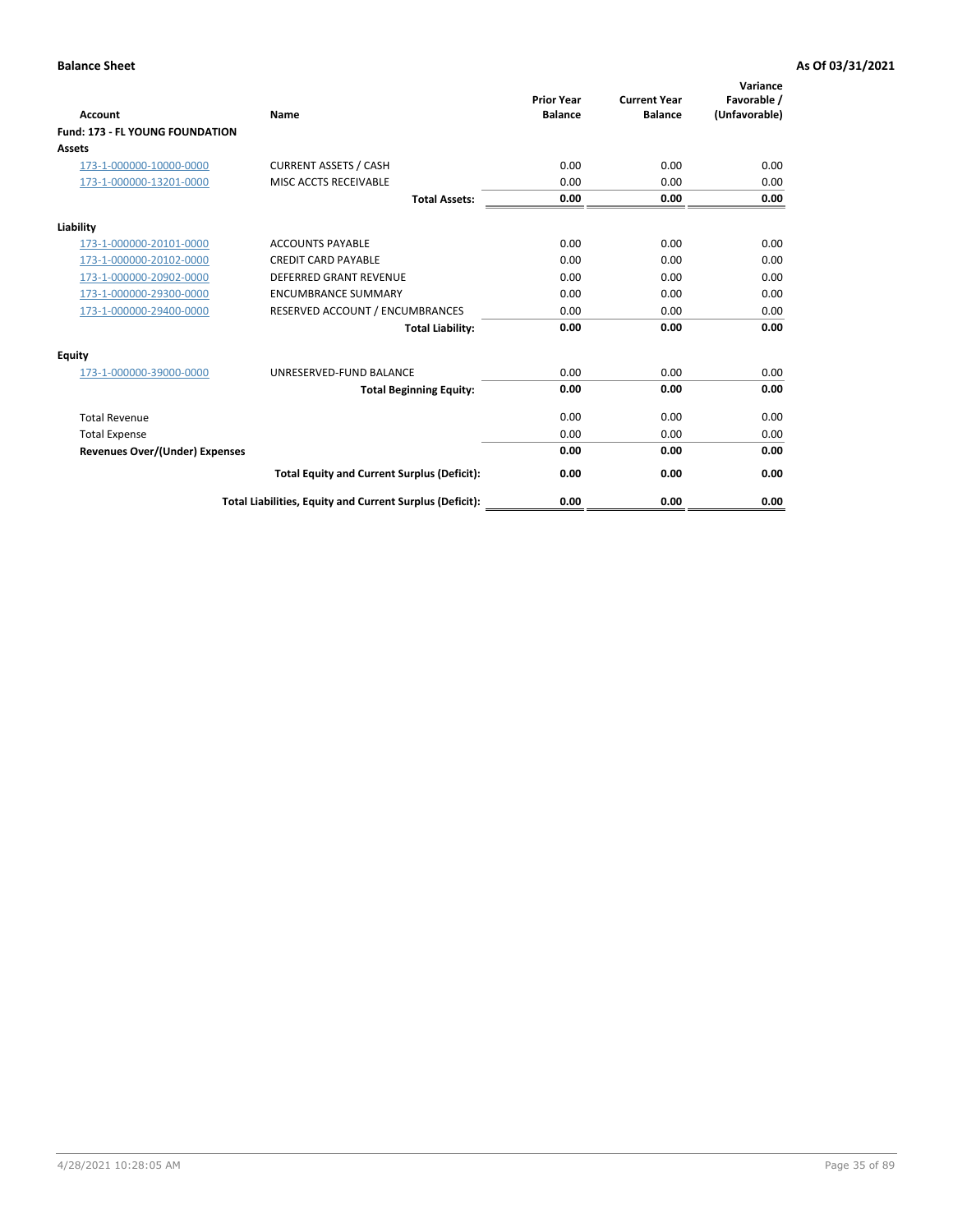**Balance Sheet** **As Of 03/31/2021**

| Account | Name | Prior Year Balance | Current Year Balance | Variance Favorable / (Unfavorable) |
|---|---|---|---|---|
| **Fund: 173 - FL YOUNG FOUNDATION** | | | | |
| **Assets** | | | | |
| 173-1-000000-10000-0000 | CURRENT ASSETS / CASH | 0.00 | 0.00 | 0.00 |
| 173-1-000000-13201-0000 | MISC ACCTS RECEIVABLE | 0.00 | 0.00 | 0.00 |
| | **Total Assets:** | **0.00** | **0.00** | **0.00** |
| **Liability** | | | | |
| 173-1-000000-20101-0000 | ACCOUNTS PAYABLE | 0.00 | 0.00 | 0.00 |
| 173-1-000000-20102-0000 | CREDIT CARD PAYABLE | 0.00 | 0.00 | 0.00 |
| 173-1-000000-20902-0000 | DEFERRED GRANT REVENUE | 0.00 | 0.00 | 0.00 |
| 173-1-000000-29300-0000 | ENCUMBRANCE SUMMARY | 0.00 | 0.00 | 0.00 |
| 173-1-000000-29400-0000 | RESERVED ACCOUNT / ENCUMBRANCES | 0.00 | 0.00 | 0.00 |
| | **Total Liability:** | **0.00** | **0.00** | **0.00** |
| **Equity** | | | | |
| 173-1-000000-39000-0000 | UNRESERVED-FUND BALANCE | 0.00 | 0.00 | 0.00 |
| | **Total Beginning Equity:** | **0.00** | **0.00** | **0.00** |
| Total Revenue | | 0.00 | 0.00 | 0.00 |
| Total Expense | | 0.00 | 0.00 | 0.00 |
| **Revenues Over/(Under) Expenses** | | **0.00** | **0.00** | **0.00** |
| | **Total Equity and Current Surplus (Deficit):** | **0.00** | **0.00** | **0.00** |
| | **Total Liabilities, Equity and Current Surplus (Deficit):** | **0.00** | **0.00** | **0.00** |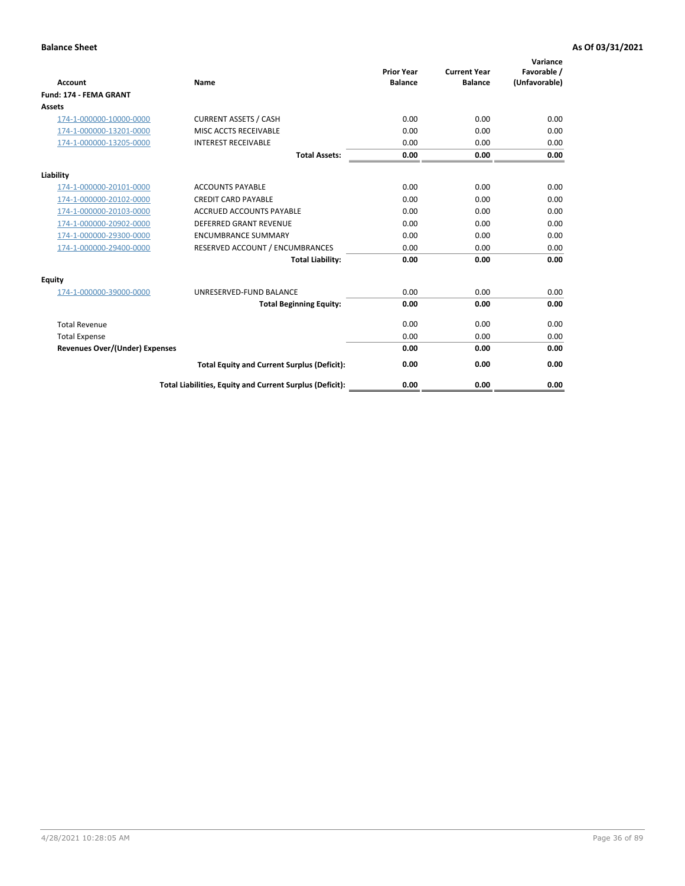**Balance Sheet** **As Of 03/31/2021**

| Account | Name | Prior Year Balance | Current Year Balance | Variance Favorable / (Unfavorable) |
|---|---|---|---|---|
| **Fund: 174 - FEMA GRANT** | | | | |
| **Assets** | | | | |
| 174-1-000000-10000-0000 | CURRENT ASSETS / CASH | 0.00 | 0.00 | 0.00 |
| 174-1-000000-13201-0000 | MISC ACCTS RECEIVABLE | 0.00 | 0.00 | 0.00 |
| 174-1-000000-13205-0000 | INTEREST RECEIVABLE | 0.00 | 0.00 | 0.00 |
| | **Total Assets:** | **0.00** | **0.00** | **0.00** |
| **Liability** | | | | |
| 174-1-000000-20101-0000 | ACCOUNTS PAYABLE | 0.00 | 0.00 | 0.00 |
| 174-1-000000-20102-0000 | CREDIT CARD PAYABLE | 0.00 | 0.00 | 0.00 |
| 174-1-000000-20103-0000 | ACCRUED ACCOUNTS PAYABLE | 0.00 | 0.00 | 0.00 |
| 174-1-000000-20902-0000 | DEFERRED GRANT REVENUE | 0.00 | 0.00 | 0.00 |
| 174-1-000000-29300-0000 | ENCUMBRANCE SUMMARY | 0.00 | 0.00 | 0.00 |
| 174-1-000000-29400-0000 | RESERVED ACCOUNT / ENCUMBRANCES | 0.00 | 0.00 | 0.00 |
| | **Total Liability:** | **0.00** | **0.00** | **0.00** |
| **Equity** | | | | |
| 174-1-000000-39000-0000 | UNRESERVED-FUND BALANCE | 0.00 | 0.00 | 0.00 |
| | **Total Beginning Equity:** | **0.00** | **0.00** | **0.00** |
| Total Revenue | | 0.00 | 0.00 | 0.00 |
| Total Expense | | 0.00 | 0.00 | 0.00 |
| **Revenues Over/(Under) Expenses** | | **0.00** | **0.00** | **0.00** |
| | **Total Equity and Current Surplus (Deficit):** | **0.00** | **0.00** | **0.00** |
| | **Total Liabilities, Equity and Current Surplus (Deficit):** | **0.00** | **0.00** | **0.00** |

4/28/2021 10:28:05 AM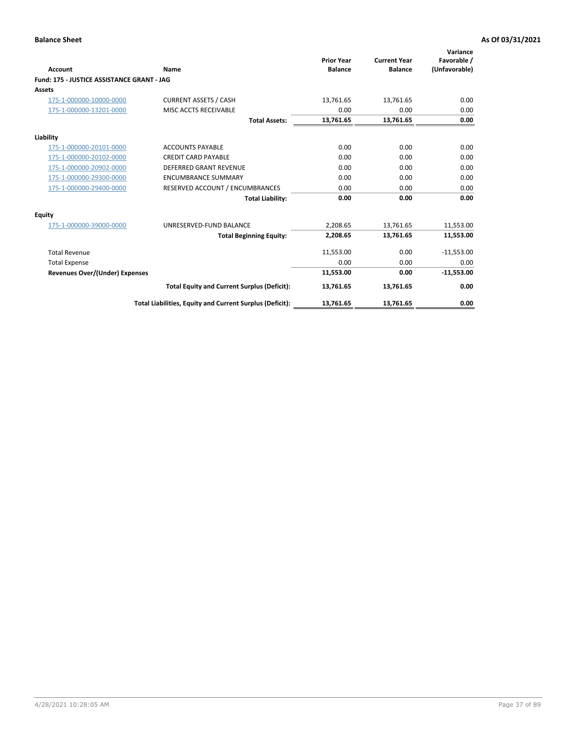**Balance Sheet** — **As Of 03/31/2021**

| Account | Name | Prior Year Balance | Current Year Balance | Variance Favorable / (Unfavorable) |
|---|---|---|---|---|
| **Fund: 175 - JUSTICE ASSISTANCE GRANT - JAG** | | | | |
| **Assets** | | | | |
| 175-1-000000-10000-0000 | CURRENT ASSETS / CASH | 13,761.65 | 13,761.65 | 0.00 |
| 175-1-000000-13201-0000 | MISC ACCTS RECEIVABLE | 0.00 | 0.00 | 0.00 |
| | **Total Assets:** | **13,761.65** | **13,761.65** | **0.00** |
| **Liability** | | | | |
| 175-1-000000-20101-0000 | ACCOUNTS PAYABLE | 0.00 | 0.00 | 0.00 |
| 175-1-000000-20102-0000 | CREDIT CARD PAYABLE | 0.00 | 0.00 | 0.00 |
| 175-1-000000-20902-0000 | DEFERRED GRANT REVENUE | 0.00 | 0.00 | 0.00 |
| 175-1-000000-29300-0000 | ENCUMBRANCE SUMMARY | 0.00 | 0.00 | 0.00 |
| 175-1-000000-29400-0000 | RESERVED ACCOUNT / ENCUMBRANCES | 0.00 | 0.00 | 0.00 |
| | **Total Liability:** | **0.00** | **0.00** | **0.00** |
| **Equity** | | | | |
| 175-1-000000-39000-0000 | UNRESERVED-FUND BALANCE | 2,208.65 | 13,761.65 | 11,553.00 |
| | **Total Beginning Equity:** | **2,208.65** | **13,761.65** | **11,553.00** |
| Total Revenue | | 11,553.00 | 0.00 | -11,553.00 |
| Total Expense | | 0.00 | 0.00 | 0.00 |
| **Revenues Over/(Under) Expenses** | | **11,553.00** | **0.00** | **-11,553.00** |
| | **Total Equity and Current Surplus (Deficit):** | **13,761.65** | **13,761.65** | **0.00** |
| | **Total Liabilities, Equity and Current Surplus (Deficit):** | **13,761.65** | **13,761.65** | **0.00** |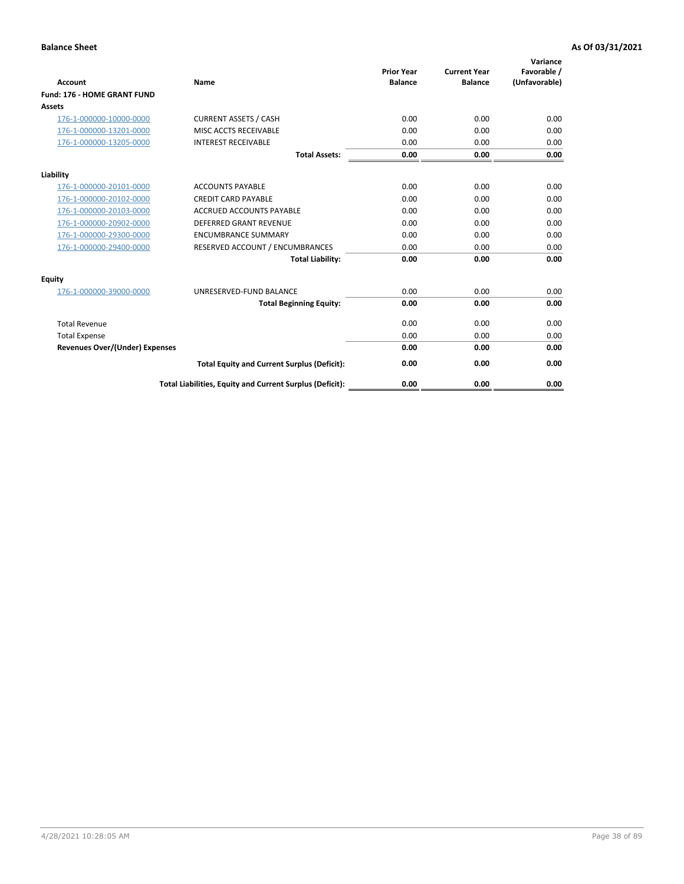**Balance Sheet** **As Of 03/31/2021**

| Account | Name | Prior Year Balance | Current Year Balance | Variance Favorable / (Unfavorable) |
|---|---|---|---|---|
| **Fund: 176 - HOME GRANT FUND** | | | | |
| **Assets** | | | | |
| 176-1-000000-10000-0000 | CURRENT ASSETS / CASH | 0.00 | 0.00 | 0.00 |
| 176-1-000000-13201-0000 | MISC ACCTS RECEIVABLE | 0.00 | 0.00 | 0.00 |
| 176-1-000000-13205-0000 | INTEREST RECEIVABLE | 0.00 | 0.00 | 0.00 |
| | **Total Assets:** | **0.00** | **0.00** | **0.00** |
| **Liability** | | | | |
| 176-1-000000-20101-0000 | ACCOUNTS PAYABLE | 0.00 | 0.00 | 0.00 |
| 176-1-000000-20102-0000 | CREDIT CARD PAYABLE | 0.00 | 0.00 | 0.00 |
| 176-1-000000-20103-0000 | ACCRUED ACCOUNTS PAYABLE | 0.00 | 0.00 | 0.00 |
| 176-1-000000-20902-0000 | DEFERRED GRANT REVENUE | 0.00 | 0.00 | 0.00 |
| 176-1-000000-29300-0000 | ENCUMBRANCE SUMMARY | 0.00 | 0.00 | 0.00 |
| 176-1-000000-29400-0000 | RESERVED ACCOUNT / ENCUMBRANCES | 0.00 | 0.00 | 0.00 |
| | **Total Liability:** | **0.00** | **0.00** | **0.00** |
| **Equity** | | | | |
| 176-1-000000-39000-0000 | UNRESERVED-FUND BALANCE | 0.00 | 0.00 | 0.00 |
| | **Total Beginning Equity:** | **0.00** | **0.00** | **0.00** |
| Total Revenue | | 0.00 | 0.00 | 0.00 |
| Total Expense | | 0.00 | 0.00 | 0.00 |
| **Revenues Over/(Under) Expenses** | | **0.00** | **0.00** | **0.00** |
| | **Total Equity and Current Surplus (Deficit):** | **0.00** | **0.00** | **0.00** |
| | **Total Liabilities, Equity and Current Surplus (Deficit):** | **0.00** | **0.00** | **0.00** |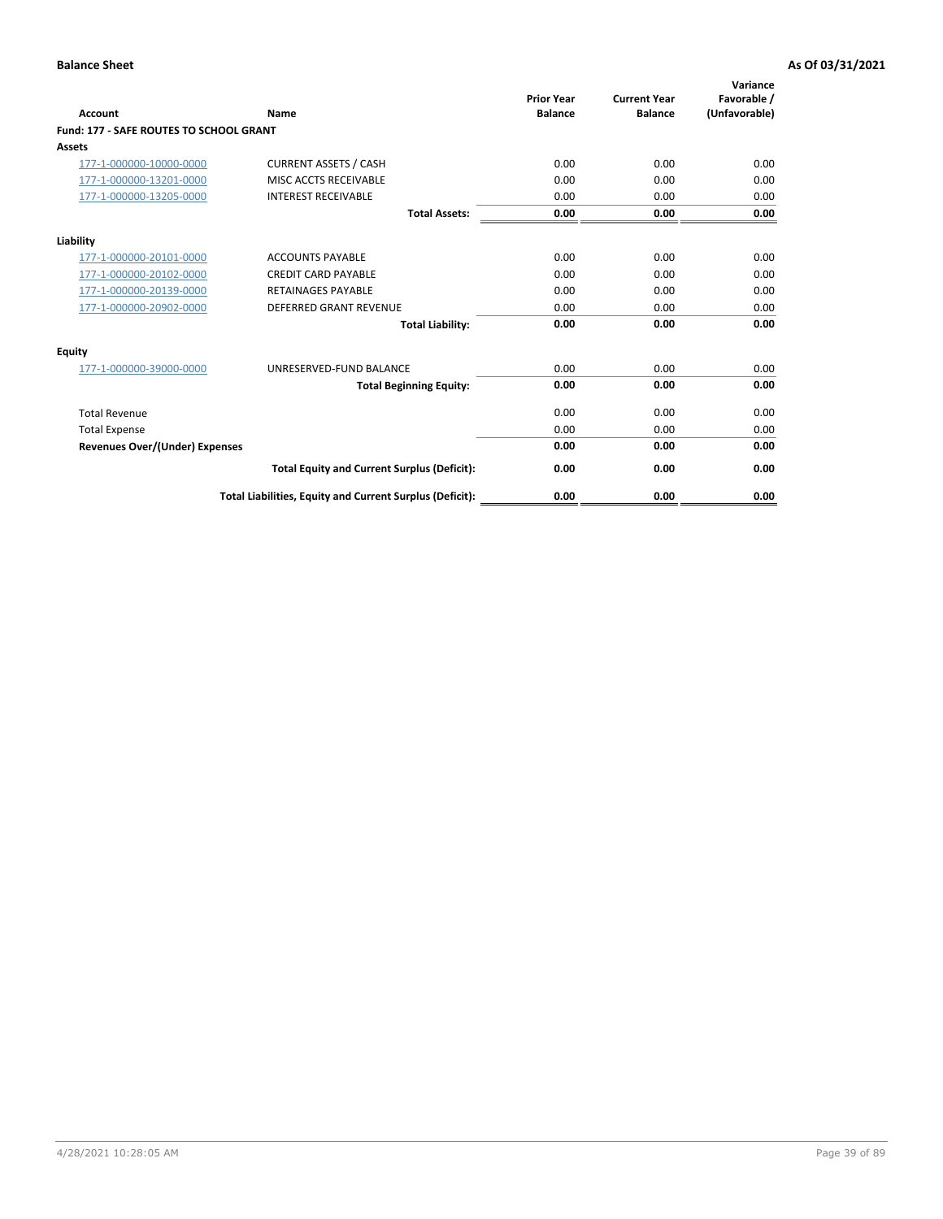| Account | Name | Prior Year Balance | Current Year Balance | Variance Favorable / (Unfavorable) |
|---|---|---|---|---|
| **Fund: 177 - SAFE ROUTES TO SCHOOL GRANT** | | | | |
| **Assets** | | | | |
| 177-1-000000-10000-0000 | CURRENT ASSETS / CASH | 0.00 | 0.00 | 0.00 |
| 177-1-000000-13201-0000 | MISC ACCTS RECEIVABLE | 0.00 | 0.00 | 0.00 |
| 177-1-000000-13205-0000 | INTEREST RECEIVABLE | 0.00 | 0.00 | 0.00 |
| | **Total Assets:** | **0.00** | **0.00** | **0.00** |
| **Liability** | | | | |
| 177-1-000000-20101-0000 | ACCOUNTS PAYABLE | 0.00 | 0.00 | 0.00 |
| 177-1-000000-20102-0000 | CREDIT CARD PAYABLE | 0.00 | 0.00 | 0.00 |
| 177-1-000000-20139-0000 | RETAINAGES PAYABLE | 0.00 | 0.00 | 0.00 |
| 177-1-000000-20902-0000 | DEFERRED GRANT REVENUE | 0.00 | 0.00 | 0.00 |
| | **Total Liability:** | **0.00** | **0.00** | **0.00** |
| **Equity** | | | | |
| 177-1-000000-39000-0000 | UNRESERVED-FUND BALANCE | 0.00 | 0.00 | 0.00 |
| | **Total Beginning Equity:** | **0.00** | **0.00** | **0.00** |
| Total Revenue | | 0.00 | 0.00 | 0.00 |
| Total Expense | | 0.00 | 0.00 | 0.00 |
| **Revenues Over/(Under) Expenses** | | **0.00** | **0.00** | **0.00** |
| | **Total Equity and Current Surplus (Deficit):** | **0.00** | **0.00** | **0.00** |
| | **Total Liabilities, Equity and Current Surplus (Deficit):** | **0.00** | **0.00** | **0.00** |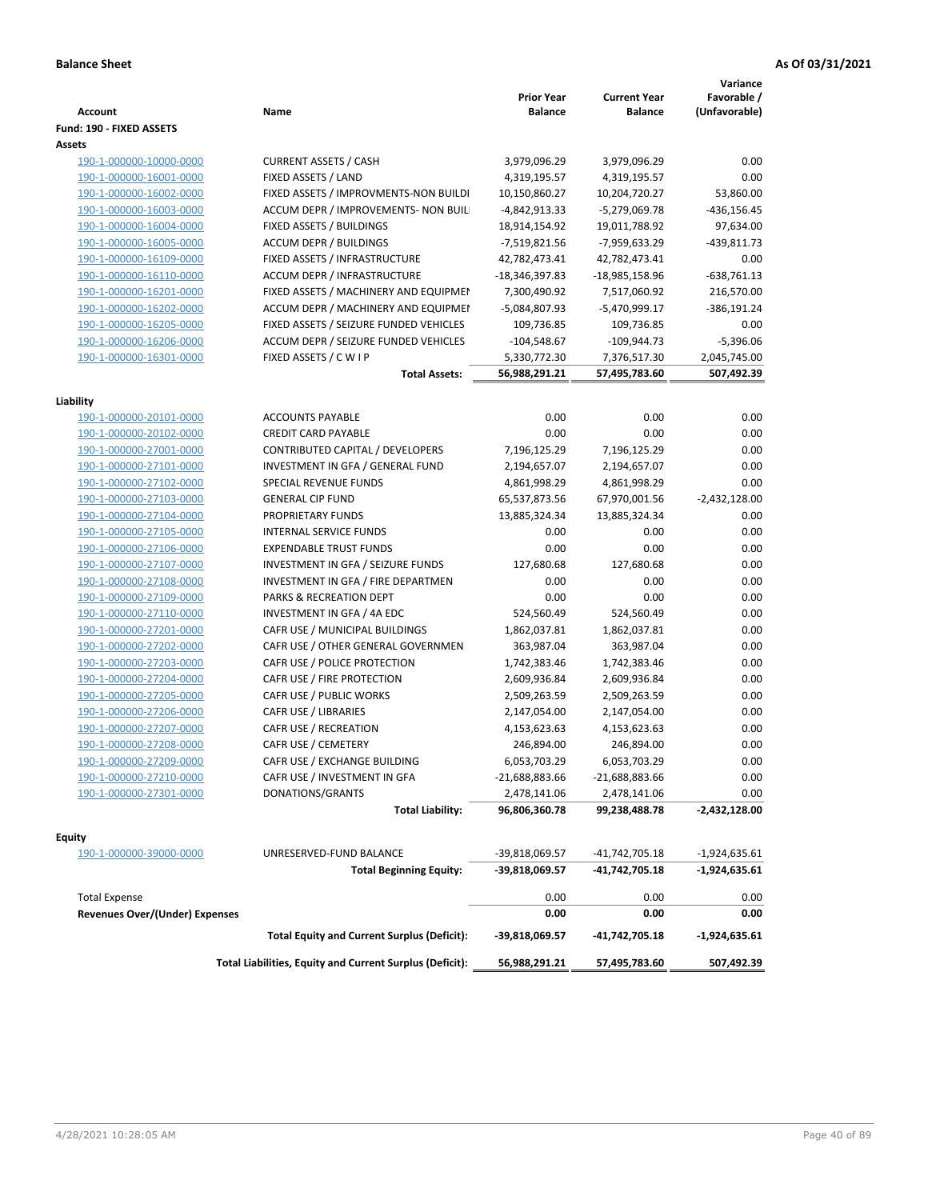**Balance Sheet** **As Of 03/31/2021**

| Account | Name | Prior Year Balance | Current Year Balance | Variance Favorable / (Unfavorable) |
|---|---|---|---|---|
| **Fund: 190 - FIXED ASSETS** | | | | |
| **Assets** | | | | |
| 190-1-000000-10000-0000 | CURRENT ASSETS / CASH | 3,979,096.29 | 3,979,096.29 | 0.00 |
| 190-1-000000-16001-0000 | FIXED ASSETS / LAND | 4,319,195.57 | 4,319,195.57 | 0.00 |
| 190-1-000000-16002-0000 | FIXED ASSETS / IMPROVMENTS-NON BUILDI | 10,150,860.27 | 10,204,720.27 | 53,860.00 |
| 190-1-000000-16003-0000 | ACCUM DEPR / IMPROVEMENTS- NON BUIL | -4,842,913.33 | -5,279,069.78 | -436,156.45 |
| 190-1-000000-16004-0000 | FIXED ASSETS / BUILDINGS | 18,914,154.92 | 19,011,788.92 | 97,634.00 |
| 190-1-000000-16005-0000 | ACCUM DEPR / BUILDINGS | -7,519,821.56 | -7,959,633.29 | -439,811.73 |
| 190-1-000000-16109-0000 | FIXED ASSETS / INFRASTRUCTURE | 42,782,473.41 | 42,782,473.41 | 0.00 |
| 190-1-000000-16110-0000 | ACCUM DEPR / INFRASTRUCTURE | -18,346,397.83 | -18,985,158.96 | -638,761.13 |
| 190-1-000000-16201-0000 | FIXED ASSETS / MACHINERY AND EQUIPMEI | 7,300,490.92 | 7,517,060.92 | 216,570.00 |
| 190-1-000000-16202-0000 | ACCUM DEPR / MACHINERY AND EQUIPMEI | -5,084,807.93 | -5,470,999.17 | -386,191.24 |
| 190-1-000000-16205-0000 | FIXED ASSETS / SEIZURE FUNDED VEHICLES | 109,736.85 | 109,736.85 | 0.00 |
| 190-1-000000-16206-0000 | ACCUM DEPR / SEIZURE FUNDED VEHICLES | -104,548.67 | -109,944.73 | -5,396.06 |
| 190-1-000000-16301-0000 | FIXED ASSETS / C W I P | 5,330,772.30 | 7,376,517.30 | 2,045,745.00 |
| | **Total Assets:** | **56,988,291.21** | **57,495,783.60** | **507,492.39** |
| **Liability** | | | | |
| 190-1-000000-20101-0000 | ACCOUNTS PAYABLE | 0.00 | 0.00 | 0.00 |
| 190-1-000000-20102-0000 | CREDIT CARD PAYABLE | 0.00 | 0.00 | 0.00 |
| 190-1-000000-27001-0000 | CONTRIBUTED CAPITAL / DEVELOPERS | 7,196,125.29 | 7,196,125.29 | 0.00 |
| 190-1-000000-27101-0000 | INVESTMENT IN GFA / GENERAL FUND | 2,194,657.07 | 2,194,657.07 | 0.00 |
| 190-1-000000-27102-0000 | SPECIAL REVENUE FUNDS | 4,861,998.29 | 4,861,998.29 | 0.00 |
| 190-1-000000-27103-0000 | GENERAL CIP FUND | 65,537,873.56 | 67,970,001.56 | -2,432,128.00 |
| 190-1-000000-27104-0000 | PROPRIETARY FUNDS | 13,885,324.34 | 13,885,324.34 | 0.00 |
| 190-1-000000-27105-0000 | INTERNAL SERVICE FUNDS | 0.00 | 0.00 | 0.00 |
| 190-1-000000-27106-0000 | EXPENDABLE TRUST FUNDS | 0.00 | 0.00 | 0.00 |
| 190-1-000000-27107-0000 | INVESTMENT IN GFA / SEIZURE FUNDS | 127,680.68 | 127,680.68 | 0.00 |
| 190-1-000000-27108-0000 | INVESTMENT IN GFA / FIRE DEPARTMEN | 0.00 | 0.00 | 0.00 |
| 190-1-000000-27109-0000 | PARKS & RECREATION DEPT | 0.00 | 0.00 | 0.00 |
| 190-1-000000-27110-0000 | INVESTMENT IN GFA / 4A EDC | 524,560.49 | 524,560.49 | 0.00 |
| 190-1-000000-27201-0000 | CAFR USE / MUNICIPAL BUILDINGS | 1,862,037.81 | 1,862,037.81 | 0.00 |
| 190-1-000000-27202-0000 | CAFR USE / OTHER GENERAL GOVERNMEN | 363,987.04 | 363,987.04 | 0.00 |
| 190-1-000000-27203-0000 | CAFR USE / POLICE PROTECTION | 1,742,383.46 | 1,742,383.46 | 0.00 |
| 190-1-000000-27204-0000 | CAFR USE / FIRE PROTECTION | 2,609,936.84 | 2,609,936.84 | 0.00 |
| 190-1-000000-27205-0000 | CAFR USE / PUBLIC WORKS | 2,509,263.59 | 2,509,263.59 | 0.00 |
| 190-1-000000-27206-0000 | CAFR USE / LIBRARIES | 2,147,054.00 | 2,147,054.00 | 0.00 |
| 190-1-000000-27207-0000 | CAFR USE / RECREATION | 4,153,623.63 | 4,153,623.63 | 0.00 |
| 190-1-000000-27208-0000 | CAFR USE / CEMETERY | 246,894.00 | 246,894.00 | 0.00 |
| 190-1-000000-27209-0000 | CAFR USE / EXCHANGE BUILDING | 6,053,703.29 | 6,053,703.29 | 0.00 |
| 190-1-000000-27210-0000 | CAFR USE / INVESTMENT IN GFA | -21,688,883.66 | -21,688,883.66 | 0.00 |
| 190-1-000000-27301-0000 | DONATIONS/GRANTS | 2,478,141.06 | 2,478,141.06 | 0.00 |
| | **Total Liability:** | **96,806,360.78** | **99,238,488.78** | **-2,432,128.00** |
| **Equity** | | | | |
| 190-1-000000-39000-0000 | UNRESERVED-FUND BALANCE | -39,818,069.57 | -41,742,705.18 | -1,924,635.61 |
| | **Total Beginning Equity:** | **-39,818,069.57** | **-41,742,705.18** | **-1,924,635.61** |
| Total Expense | | 0.00 | 0.00 | 0.00 |
| **Revenues Over/(Under) Expenses** | | **0.00** | **0.00** | **0.00** |
| | **Total Equity and Current Surplus (Deficit):** | **-39,818,069.57** | **-41,742,705.18** | **-1,924,635.61** |
| | **Total Liabilities, Equity and Current Surplus (Deficit):** | **56,988,291.21** | **57,495,783.60** | **507,492.39** |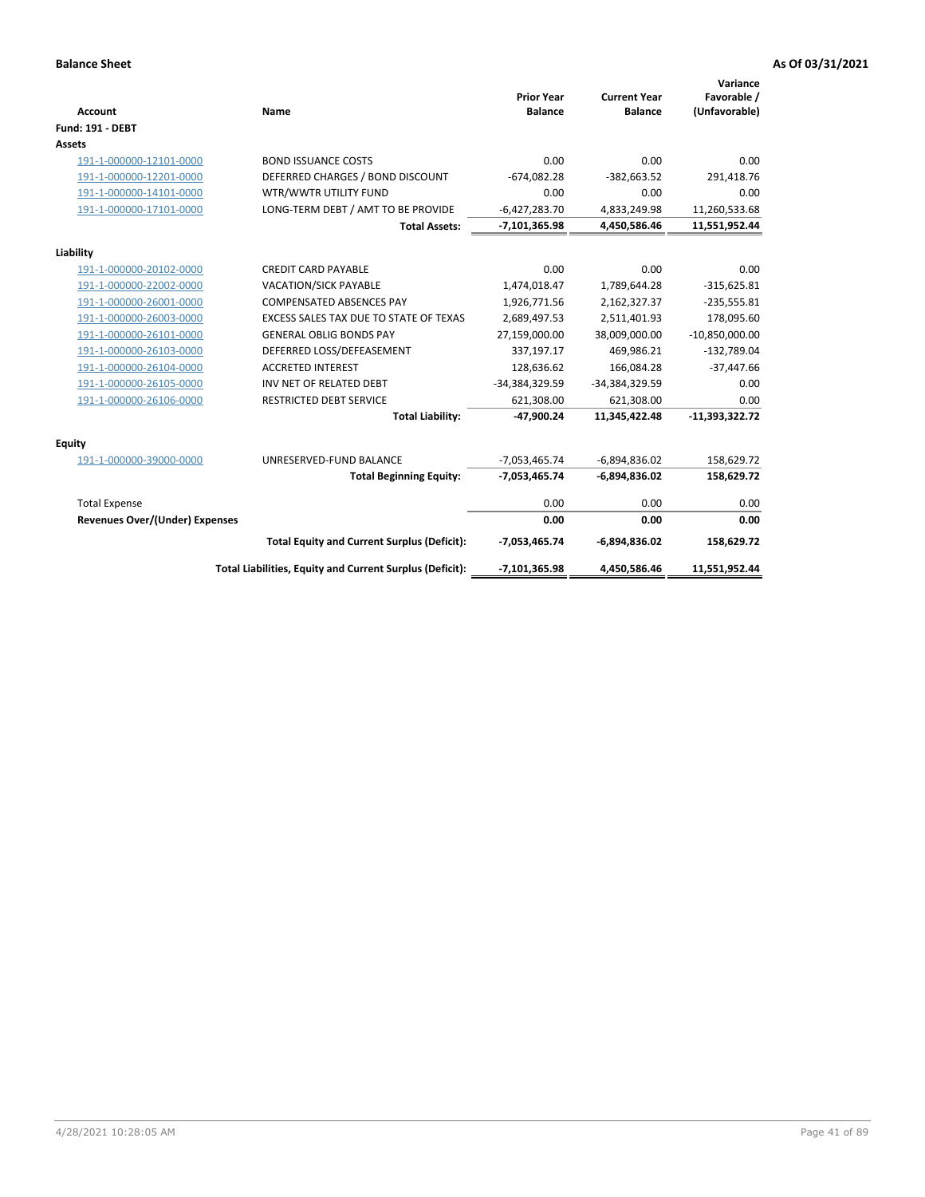**Balance Sheet** **As Of 03/31/2021**

| Account | Name | Prior Year Balance | Current Year Balance | Variance Favorable / (Unfavorable) |
|---|---|---|---|---|
| **Fund: 191 - DEBT** | | | | |
| **Assets** | | | | |
| 191-1-000000-12101-0000 | BOND ISSUANCE COSTS | 0.00 | 0.00 | 0.00 |
| 191-1-000000-12201-0000 | DEFERRED CHARGES / BOND DISCOUNT | -674,082.28 | -382,663.52 | 291,418.76 |
| 191-1-000000-14101-0000 | WTR/WWTR UTILITY FUND | 0.00 | 0.00 | 0.00 |
| 191-1-000000-17101-0000 | LONG-TERM DEBT / AMT TO BE PROVIDE | -6,427,283.70 | 4,833,249.98 | 11,260,533.68 |
| | **Total Assets:** | **-7,101,365.98** | **4,450,586.46** | **11,551,952.44** |
| **Liability** | | | | |
| 191-1-000000-20102-0000 | CREDIT CARD PAYABLE | 0.00 | 0.00 | 0.00 |
| 191-1-000000-22002-0000 | VACATION/SICK PAYABLE | 1,474,018.47 | 1,789,644.28 | -315,625.81 |
| 191-1-000000-26001-0000 | COMPENSATED ABSENCES PAY | 1,926,771.56 | 2,162,327.37 | -235,555.81 |
| 191-1-000000-26003-0000 | EXCESS SALES TAX DUE TO STATE OF TEXAS | 2,689,497.53 | 2,511,401.93 | 178,095.60 |
| 191-1-000000-26101-0000 | GENERAL OBLIG BONDS PAY | 27,159,000.00 | 38,009,000.00 | -10,850,000.00 |
| 191-1-000000-26103-0000 | DEFERRED LOSS/DEFEASEMENT | 337,197.17 | 469,986.21 | -132,789.04 |
| 191-1-000000-26104-0000 | ACCRETED INTEREST | 128,636.62 | 166,084.28 | -37,447.66 |
| 191-1-000000-26105-0000 | INV NET OF RELATED DEBT | -34,384,329.59 | -34,384,329.59 | 0.00 |
| 191-1-000000-26106-0000 | RESTRICTED DEBT SERVICE | 621,308.00 | 621,308.00 | 0.00 |
| | **Total Liability:** | **-47,900.24** | **11,345,422.48** | **-11,393,322.72** |
| **Equity** | | | | |
| 191-1-000000-39000-0000 | UNRESERVED-FUND BALANCE | -7,053,465.74 | -6,894,836.02 | 158,629.72 |
| | **Total Beginning Equity:** | **-7,053,465.74** | **-6,894,836.02** | **158,629.72** |
| Total Expense | | 0.00 | 0.00 | 0.00 |
| **Revenues Over/(Under) Expenses** | | **0.00** | **0.00** | **0.00** |
| | **Total Equity and Current Surplus (Deficit):** | **-7,053,465.74** | **-6,894,836.02** | **158,629.72** |
| | **Total Liabilities, Equity and Current Surplus (Deficit):** | **-7,101,365.98** | **4,450,586.46** | **11,551,952.44** |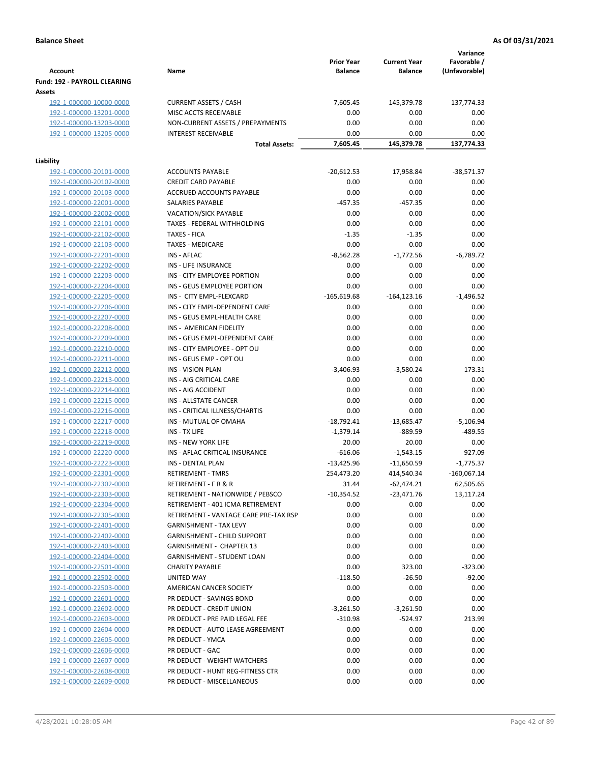**Balance Sheet** **As Of 03/31/2021**

| Account | Name | Prior Year Balance | Current Year Balance | Variance Favorable / (Unfavorable) |
|---|---|---|---|---|
| **Fund: 192 - PAYROLL CLEARING** | | | | |
| **Assets** | | | | |
| 192-1-000000-10000-0000 | CURRENT ASSETS / CASH | 7,605.45 | 145,379.78 | 137,774.33 |
| 192-1-000000-13201-0000 | MISC ACCTS RECEIVABLE | 0.00 | 0.00 | 0.00 |
| 192-1-000000-13203-0000 | NON-CURRENT ASSETS / PREPAYMENTS | 0.00 | 0.00 | 0.00 |
| 192-1-000000-13205-0000 | INTEREST RECEIVABLE | 0.00 | 0.00 | 0.00 |
| | **Total Assets:** | **7,605.45** | **145,379.78** | **137,774.33** |
| **Liability** | | | | |
| 192-1-000000-20101-0000 | ACCOUNTS PAYABLE | -20,612.53 | 17,958.84 | -38,571.37 |
| 192-1-000000-20102-0000 | CREDIT CARD PAYABLE | 0.00 | 0.00 | 0.00 |
| 192-1-000000-20103-0000 | ACCRUED ACCOUNTS PAYABLE | 0.00 | 0.00 | 0.00 |
| 192-1-000000-22001-0000 | SALARIES PAYABLE | -457.35 | -457.35 | 0.00 |
| 192-1-000000-22002-0000 | VACATION/SICK PAYABLE | 0.00 | 0.00 | 0.00 |
| 192-1-000000-22101-0000 | TAXES - FEDERAL WITHHOLDING | 0.00 | 0.00 | 0.00 |
| 192-1-000000-22102-0000 | TAXES - FICA | -1.35 | -1.35 | 0.00 |
| 192-1-000000-22103-0000 | TAXES - MEDICARE | 0.00 | 0.00 | 0.00 |
| 192-1-000000-22201-0000 | INS - AFLAC | -8,562.28 | -1,772.56 | -6,789.72 |
| 192-1-000000-22202-0000 | INS - LIFE INSURANCE | 0.00 | 0.00 | 0.00 |
| 192-1-000000-22203-0000 | INS - CITY EMPLOYEE PORTION | 0.00 | 0.00 | 0.00 |
| 192-1-000000-22204-0000 | INS - GEUS EMPLOYEE PORTION | 0.00 | 0.00 | 0.00 |
| 192-1-000000-22205-0000 | INS - CITY EMPL-FLEXCARD | -165,619.68 | -164,123.16 | -1,496.52 |
| 192-1-000000-22206-0000 | INS - CITY EMPL-DEPENDENT CARE | 0.00 | 0.00 | 0.00 |
| 192-1-000000-22207-0000 | INS - GEUS EMPL-HEALTH CARE | 0.00 | 0.00 | 0.00 |
| 192-1-000000-22208-0000 | INS - AMERICAN FIDELITY | 0.00 | 0.00 | 0.00 |
| 192-1-000000-22209-0000 | INS - GEUS EMPL-DEPENDENT CARE | 0.00 | 0.00 | 0.00 |
| 192-1-000000-22210-0000 | INS - CITY EMPLOYEE - OPT OU | 0.00 | 0.00 | 0.00 |
| 192-1-000000-22211-0000 | INS - GEUS EMP - OPT OU | 0.00 | 0.00 | 0.00 |
| 192-1-000000-22212-0000 | INS - VISION PLAN | -3,406.93 | -3,580.24 | 173.31 |
| 192-1-000000-22213-0000 | INS - AIG CRITICAL CARE | 0.00 | 0.00 | 0.00 |
| 192-1-000000-22214-0000 | INS - AIG ACCIDENT | 0.00 | 0.00 | 0.00 |
| 192-1-000000-22215-0000 | INS - ALLSTATE CANCER | 0.00 | 0.00 | 0.00 |
| 192-1-000000-22216-0000 | INS - CRITICAL ILLNESS/CHARTIS | 0.00 | 0.00 | 0.00 |
| 192-1-000000-22217-0000 | INS - MUTUAL OF OMAHA | -18,792.41 | -13,685.47 | -5,106.94 |
| 192-1-000000-22218-0000 | INS - TX LIFE | -1,379.14 | -889.59 | -489.55 |
| 192-1-000000-22219-0000 | INS - NEW YORK LIFE | 20.00 | 20.00 | 0.00 |
| 192-1-000000-22220-0000 | INS - AFLAC CRITICAL INSURANCE | -616.06 | -1,543.15 | 927.09 |
| 192-1-000000-22223-0000 | INS - DENTAL PLAN | -13,425.96 | -11,650.59 | -1,775.37 |
| 192-1-000000-22301-0000 | RETIREMENT - TMRS | 254,473.20 | 414,540.34 | -160,067.14 |
| 192-1-000000-22302-0000 | RETIREMENT - F R & R | 31.44 | -62,474.21 | 62,505.65 |
| 192-1-000000-22303-0000 | RETIREMENT - NATIONWIDE / PEBSCO | -10,354.52 | -23,471.76 | 13,117.24 |
| 192-1-000000-22304-0000 | RETIREMENT - 401 ICMA RETIREMENT | 0.00 | 0.00 | 0.00 |
| 192-1-000000-22305-0000 | RETIREMENT - VANTAGE CARE PRE-TAX RSP | 0.00 | 0.00 | 0.00 |
| 192-1-000000-22401-0000 | GARNISHMENT - TAX LEVY | 0.00 | 0.00 | 0.00 |
| 192-1-000000-22402-0000 | GARNISHMENT - CHILD SUPPORT | 0.00 | 0.00 | 0.00 |
| 192-1-000000-22403-0000 | GARNISHMENT - CHAPTER 13 | 0.00 | 0.00 | 0.00 |
| 192-1-000000-22404-0000 | GARNISHMENT - STUDENT LOAN | 0.00 | 0.00 | 0.00 |
| 192-1-000000-22501-0000 | CHARITY PAYABLE | 0.00 | 323.00 | -323.00 |
| 192-1-000000-22502-0000 | UNITED WAY | -118.50 | -26.50 | -92.00 |
| 192-1-000000-22503-0000 | AMERICAN CANCER SOCIETY | 0.00 | 0.00 | 0.00 |
| 192-1-000000-22601-0000 | PR DEDUCT - SAVINGS BOND | 0.00 | 0.00 | 0.00 |
| 192-1-000000-22602-0000 | PR DEDUCT - CREDIT UNION | -3,261.50 | -3,261.50 | 0.00 |
| 192-1-000000-22603-0000 | PR DEDUCT - PRE PAID LEGAL FEE | -310.98 | -524.97 | 213.99 |
| 192-1-000000-22604-0000 | PR DEDUCT - AUTO LEASE AGREEMENT | 0.00 | 0.00 | 0.00 |
| 192-1-000000-22605-0000 | PR DEDUCT - YMCA | 0.00 | 0.00 | 0.00 |
| 192-1-000000-22606-0000 | PR DEDUCT - GAC | 0.00 | 0.00 | 0.00 |
| 192-1-000000-22607-0000 | PR DEDUCT - WEIGHT WATCHERS | 0.00 | 0.00 | 0.00 |
| 192-1-000000-22608-0000 | PR DEDUCT - HUNT REG-FITNESS CTR | 0.00 | 0.00 | 0.00 |
| 192-1-000000-22609-0000 | PR DEDUCT - MISCELLANEOUS | 0.00 | 0.00 | 0.00 |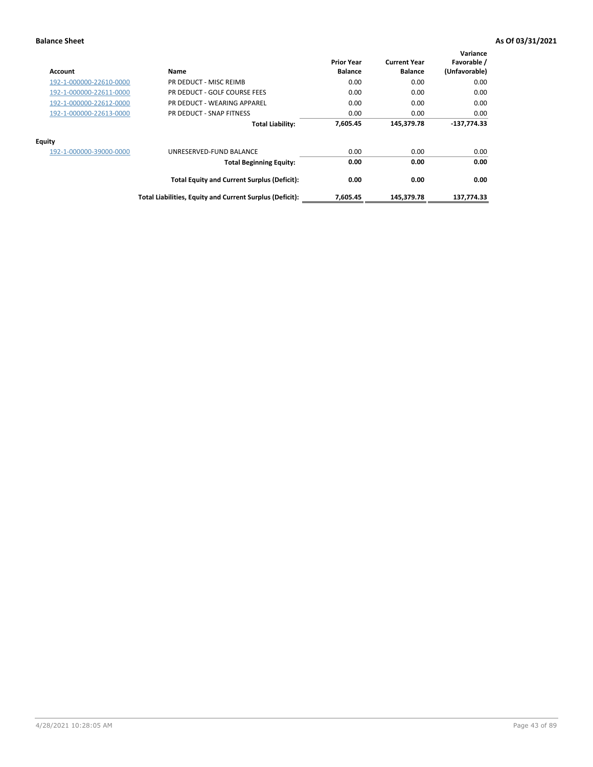**Balance Sheet** **As Of 03/31/2021**

| Account | Name | Prior Year Balance | Current Year Balance | Variance Favorable / (Unfavorable) |
|---|---|---|---|---|
| 192-1-000000-22610-0000 | PR DEDUCT - MISC REIMB | 0.00 | 0.00 | 0.00 |
| 192-1-000000-22611-0000 | PR DEDUCT - GOLF COURSE FEES | 0.00 | 0.00 | 0.00 |
| 192-1-000000-22612-0000 | PR DEDUCT - WEARING APPAREL | 0.00 | 0.00 | 0.00 |
| 192-1-000000-22613-0000 | PR DEDUCT - SNAP FITNESS | 0.00 | 0.00 | 0.00 |
| | **Total Liability:** | **7,605.45** | **145,379.78** | **-137,774.33** |
| **Equity** | | | | |
| 192-1-000000-39000-0000 | UNRESERVED-FUND BALANCE | 0.00 | 0.00 | 0.00 |
| | **Total Beginning Equity:** | **0.00** | **0.00** | **0.00** |
| | **Total Equity and Current Surplus (Deficit):** | **0.00** | **0.00** | **0.00** |
| | **Total Liabilities, Equity and Current Surplus (Deficit):** | **7,605.45** | **145,379.78** | **137,774.33** |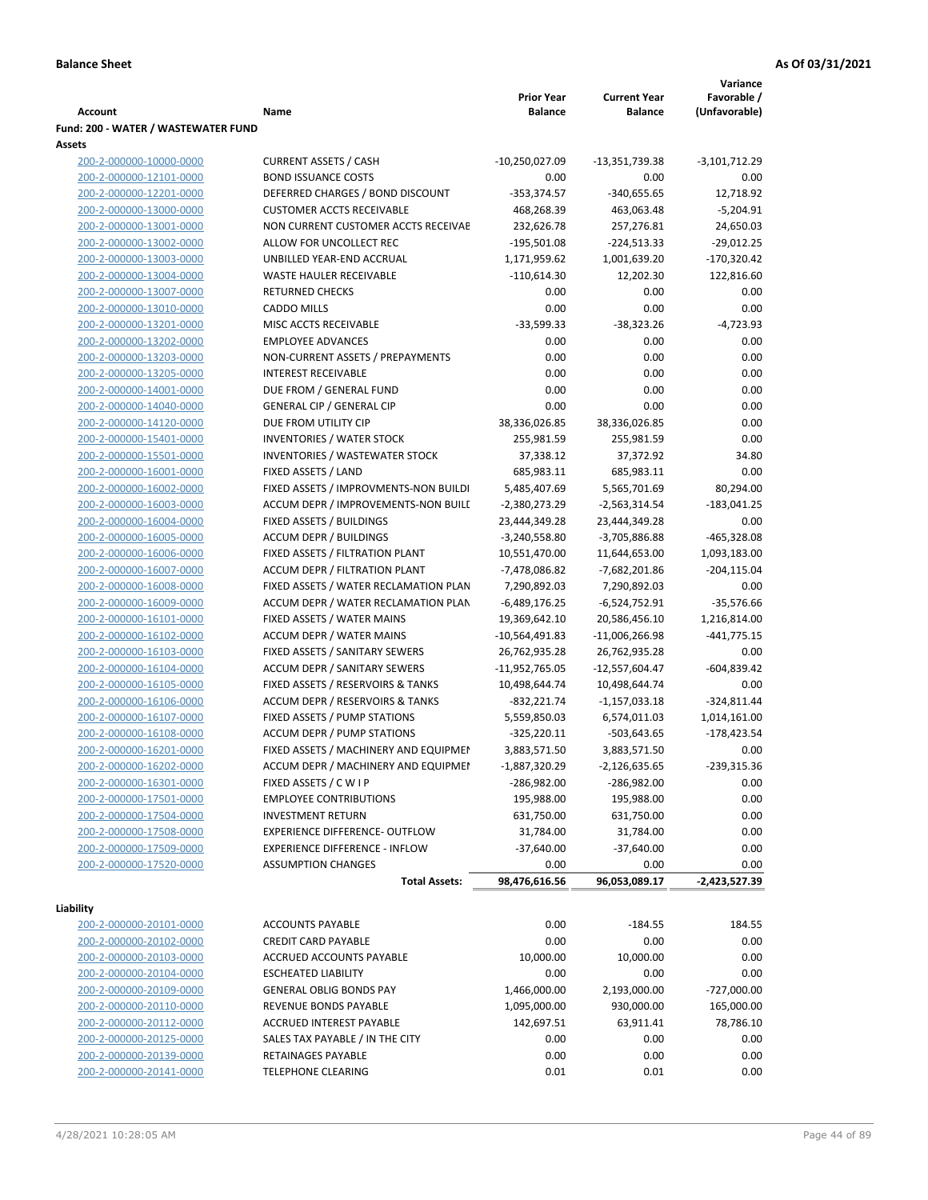**Balance Sheet** | **As Of 03/31/2021**

| Account | Name | Prior Year Balance | Current Year Balance | Variance Favorable / (Unfavorable) |
|---|---|---|---|---|
| **Fund: 200 - WATER / WASTEWATER FUND** | | | | |
| **Assets** | | | | |
| 200-2-000000-10000-0000 | CURRENT ASSETS / CASH | -10,250,027.09 | -13,351,739.38 | -3,101,712.29 |
| 200-2-000000-12101-0000 | BOND ISSUANCE COSTS | 0.00 | 0.00 | 0.00 |
| 200-2-000000-12201-0000 | DEFERRED CHARGES / BOND DISCOUNT | -353,374.57 | -340,655.65 | 12,718.92 |
| 200-2-000000-13000-0000 | CUSTOMER ACCTS RECEIVABLE | 468,268.39 | 463,063.48 | -5,204.91 |
| 200-2-000000-13001-0000 | NON CURRENT CUSTOMER ACCTS RECEIVAE | 232,626.78 | 257,276.81 | 24,650.03 |
| 200-2-000000-13002-0000 | ALLOW FOR UNCOLLECT REC | -195,501.08 | -224,513.33 | -29,012.25 |
| 200-2-000000-13003-0000 | UNBILLED YEAR-END ACCRUAL | 1,171,959.62 | 1,001,639.20 | -170,320.42 |
| 200-2-000000-13004-0000 | WASTE HAULER RECEIVABLE | -110,614.30 | 12,202.30 | 122,816.60 |
| 200-2-000000-13007-0000 | RETURNED CHECKS | 0.00 | 0.00 | 0.00 |
| 200-2-000000-13010-0000 | CADDO MILLS | 0.00 | 0.00 | 0.00 |
| 200-2-000000-13201-0000 | MISC ACCTS RECEIVABLE | -33,599.33 | -38,323.26 | -4,723.93 |
| 200-2-000000-13202-0000 | EMPLOYEE ADVANCES | 0.00 | 0.00 | 0.00 |
| 200-2-000000-13203-0000 | NON-CURRENT ASSETS / PREPAYMENTS | 0.00 | 0.00 | 0.00 |
| 200-2-000000-13205-0000 | INTEREST RECEIVABLE | 0.00 | 0.00 | 0.00 |
| 200-2-000000-14001-0000 | DUE FROM / GENERAL FUND | 0.00 | 0.00 | 0.00 |
| 200-2-000000-14040-0000 | GENERAL CIP / GENERAL CIP | 0.00 | 0.00 | 0.00 |
| 200-2-000000-14120-0000 | DUE FROM UTILITY CIP | 38,336,026.85 | 38,336,026.85 | 0.00 |
| 200-2-000000-15401-0000 | INVENTORIES / WATER STOCK | 255,981.59 | 255,981.59 | 0.00 |
| 200-2-000000-15501-0000 | INVENTORIES / WASTEWATER STOCK | 37,338.12 | 37,372.92 | 34.80 |
| 200-2-000000-16001-0000 | FIXED ASSETS / LAND | 685,983.11 | 685,983.11 | 0.00 |
| 200-2-000000-16002-0000 | FIXED ASSETS / IMPROVMENTS-NON BUILDI | 5,485,407.69 | 5,565,701.69 | 80,294.00 |
| 200-2-000000-16003-0000 | ACCUM DEPR / IMPROVEMENTS-NON BUILL | -2,380,273.29 | -2,563,314.54 | -183,041.25 |
| 200-2-000000-16004-0000 | FIXED ASSETS / BUILDINGS | 23,444,349.28 | 23,444,349.28 | 0.00 |
| 200-2-000000-16005-0000 | ACCUM DEPR / BUILDINGS | -3,240,558.80 | -3,705,886.88 | -465,328.08 |
| 200-2-000000-16006-0000 | FIXED ASSETS / FILTRATION PLANT | 10,551,470.00 | 11,644,653.00 | 1,093,183.00 |
| 200-2-000000-16007-0000 | ACCUM DEPR / FILTRATION PLANT | -7,478,086.82 | -7,682,201.86 | -204,115.04 |
| 200-2-000000-16008-0000 | FIXED ASSETS / WATER RECLAMATION PLAN | 7,290,892.03 | 7,290,892.03 | 0.00 |
| 200-2-000000-16009-0000 | ACCUM DEPR / WATER RECLAMATION PLAN | -6,489,176.25 | -6,524,752.91 | -35,576.66 |
| 200-2-000000-16101-0000 | FIXED ASSETS / WATER MAINS | 19,369,642.10 | 20,586,456.10 | 1,216,814.00 |
| 200-2-000000-16102-0000 | ACCUM DEPR / WATER MAINS | -10,564,491.83 | -11,006,266.98 | -441,775.15 |
| 200-2-000000-16103-0000 | FIXED ASSETS / SANITARY SEWERS | 26,762,935.28 | 26,762,935.28 | 0.00 |
| 200-2-000000-16104-0000 | ACCUM DEPR / SANITARY SEWERS | -11,952,765.05 | -12,557,604.47 | -604,839.42 |
| 200-2-000000-16105-0000 | FIXED ASSETS / RESERVOIRS & TANKS | 10,498,644.74 | 10,498,644.74 | 0.00 |
| 200-2-000000-16106-0000 | ACCUM DEPR / RESERVOIRS & TANKS | -832,221.74 | -1,157,033.18 | -324,811.44 |
| 200-2-000000-16107-0000 | FIXED ASSETS / PUMP STATIONS | 5,559,850.03 | 6,574,011.03 | 1,014,161.00 |
| 200-2-000000-16108-0000 | ACCUM DEPR / PUMP STATIONS | -325,220.11 | -503,643.65 | -178,423.54 |
| 200-2-000000-16201-0000 | FIXED ASSETS / MACHINERY AND EQUIPMEN | 3,883,571.50 | 3,883,571.50 | 0.00 |
| 200-2-000000-16202-0000 | ACCUM DEPR / MACHINERY AND EQUIPMEI | -1,887,320.29 | -2,126,635.65 | -239,315.36 |
| 200-2-000000-16301-0000 | FIXED ASSETS / C W I P | -286,982.00 | -286,982.00 | 0.00 |
| 200-2-000000-17501-0000 | EMPLOYEE CONTRIBUTIONS | 195,988.00 | 195,988.00 | 0.00 |
| 200-2-000000-17504-0000 | INVESTMENT RETURN | 631,750.00 | 631,750.00 | 0.00 |
| 200-2-000000-17508-0000 | EXPERIENCE DIFFERENCE- OUTFLOW | 31,784.00 | 31,784.00 | 0.00 |
| 200-2-000000-17509-0000 | EXPERIENCE DIFFERENCE - INFLOW | -37,640.00 | -37,640.00 | 0.00 |
| 200-2-000000-17520-0000 | ASSUMPTION CHANGES | 0.00 | 0.00 | 0.00 |
| | **Total Assets:** | **98,476,616.56** | **96,053,089.17** | **-2,423,527.39** |
| **Liability** | | | | |
| 200-2-000000-20101-0000 | ACCOUNTS PAYABLE | 0.00 | -184.55 | 184.55 |
| 200-2-000000-20102-0000 | CREDIT CARD PAYABLE | 0.00 | 0.00 | 0.00 |
| 200-2-000000-20103-0000 | ACCRUED ACCOUNTS PAYABLE | 10,000.00 | 10,000.00 | 0.00 |
| 200-2-000000-20104-0000 | ESCHEATED LIABILITY | 0.00 | 0.00 | 0.00 |
| 200-2-000000-20109-0000 | GENERAL OBLIG BONDS PAY | 1,466,000.00 | 2,193,000.00 | -727,000.00 |
| 200-2-000000-20110-0000 | REVENUE BONDS PAYABLE | 1,095,000.00 | 930,000.00 | 165,000.00 |
| 200-2-000000-20112-0000 | ACCRUED INTEREST PAYABLE | 142,697.51 | 63,911.41 | 78,786.10 |
| 200-2-000000-20125-0000 | SALES TAX PAYABLE / IN THE CITY | 0.00 | 0.00 | 0.00 |
| 200-2-000000-20139-0000 | RETAINAGES PAYABLE | 0.00 | 0.00 | 0.00 |
| 200-2-000000-20141-0000 | TELEPHONE CLEARING | 0.01 | 0.01 | 0.00 |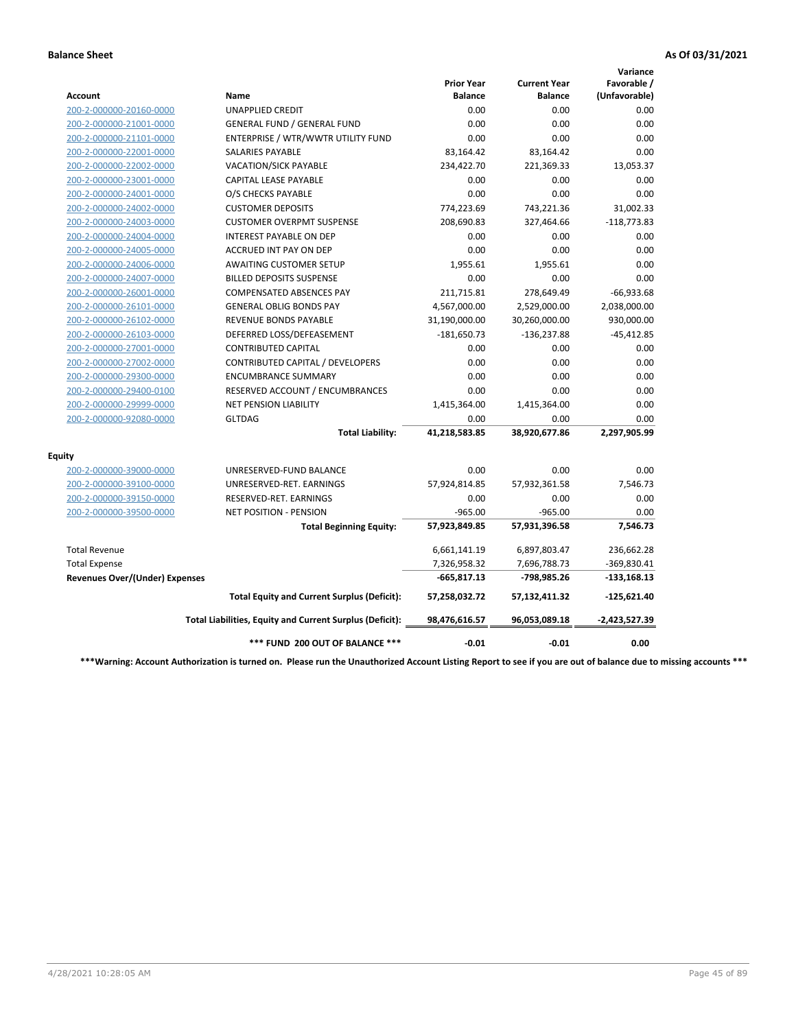**Balance Sheet** **As Of 03/31/2021**

| Account | Name | Prior Year Balance | Current Year Balance | Variance Favorable / (Unfavorable) |
|---|---|---|---|---|
| 200-2-000000-20160-0000 | UNAPPLIED CREDIT | 0.00 | 0.00 | 0.00 |
| 200-2-000000-21001-0000 | GENERAL FUND / GENERAL FUND | 0.00 | 0.00 | 0.00 |
| 200-2-000000-21101-0000 | ENTERPRISE / WTR/WWTR UTILITY FUND | 0.00 | 0.00 | 0.00 |
| 200-2-000000-22001-0000 | SALARIES PAYABLE | 83,164.42 | 83,164.42 | 0.00 |
| 200-2-000000-22002-0000 | VACATION/SICK PAYABLE | 234,422.70 | 221,369.33 | 13,053.37 |
| 200-2-000000-23001-0000 | CAPITAL LEASE PAYABLE | 0.00 | 0.00 | 0.00 |
| 200-2-000000-24001-0000 | O/S CHECKS PAYABLE | 0.00 | 0.00 | 0.00 |
| 200-2-000000-24002-0000 | CUSTOMER DEPOSITS | 774,223.69 | 743,221.36 | 31,002.33 |
| 200-2-000000-24003-0000 | CUSTOMER OVERPMT SUSPENSE | 208,690.83 | 327,464.66 | -118,773.83 |
| 200-2-000000-24004-0000 | INTEREST PAYABLE ON DEP | 0.00 | 0.00 | 0.00 |
| 200-2-000000-24005-0000 | ACCRUED INT PAY ON DEP | 0.00 | 0.00 | 0.00 |
| 200-2-000000-24006-0000 | AWAITING CUSTOMER SETUP | 1,955.61 | 1,955.61 | 0.00 |
| 200-2-000000-24007-0000 | BILLED DEPOSITS SUSPENSE | 0.00 | 0.00 | 0.00 |
| 200-2-000000-26001-0000 | COMPENSATED ABSENCES PAY | 211,715.81 | 278,649.49 | -66,933.68 |
| 200-2-000000-26101-0000 | GENERAL OBLIG BONDS PAY | 4,567,000.00 | 2,529,000.00 | 2,038,000.00 |
| 200-2-000000-26102-0000 | REVENUE BONDS PAYABLE | 31,190,000.00 | 30,260,000.00 | 930,000.00 |
| 200-2-000000-26103-0000 | DEFERRED LOSS/DEFEASEMENT | -181,650.73 | -136,237.88 | -45,412.85 |
| 200-2-000000-27001-0000 | CONTRIBUTED CAPITAL | 0.00 | 0.00 | 0.00 |
| 200-2-000000-27002-0000 | CONTRIBUTED CAPITAL / DEVELOPERS | 0.00 | 0.00 | 0.00 |
| 200-2-000000-29300-0000 | ENCUMBRANCE SUMMARY | 0.00 | 0.00 | 0.00 |
| 200-2-000000-29400-0100 | RESERVED ACCOUNT / ENCUMBRANCES | 0.00 | 0.00 | 0.00 |
| 200-2-000000-29999-0000 | NET PENSION LIABILITY | 1,415,364.00 | 1,415,364.00 | 0.00 |
| 200-2-000000-92080-0000 | GLTDAG | 0.00 | 0.00 | 0.00 |
| | **Total Liability:** | **41,218,583.85** | **38,920,677.86** | **2,297,905.99** |
| **Equity** | | | | |
| 200-2-000000-39000-0000 | UNRESERVED-FUND BALANCE | 0.00 | 0.00 | 0.00 |
| 200-2-000000-39100-0000 | UNRESERVED-RET. EARNINGS | 57,924,814.85 | 57,932,361.58 | 7,546.73 |
| 200-2-000000-39150-0000 | RESERVED-RET. EARNINGS | 0.00 | 0.00 | 0.00 |
| 200-2-000000-39500-0000 | NET POSITION - PENSION | -965.00 | -965.00 | 0.00 |
| | **Total Beginning Equity:** | **57,923,849.85** | **57,931,396.58** | **7,546.73** |
| Total Revenue | | 6,661,141.19 | 6,897,803.47 | 236,662.28 |
| Total Expense | | 7,326,958.32 | 7,696,788.73 | -369,830.41 |
| **Revenues Over/(Under) Expenses** | | **-665,817.13** | **-798,985.26** | **-133,168.13** |
| | **Total Equity and Current Surplus (Deficit):** | **57,258,032.72** | **57,132,411.32** | **-125,621.40** |
| | **Total Liabilities, Equity and Current Surplus (Deficit):** | **98,476,616.57** | **96,053,089.18** | **-2,423,527.39** |
| | **\*\*\* FUND 200 OUT OF BALANCE \*\*\*** | **-0.01** | **-0.01** | **0.00** |

**\*\*\*Warning: Account Authorization is turned on. Please run the Unauthorized Account Listing Report to see if you are out of balance due to missing accounts \*\*\***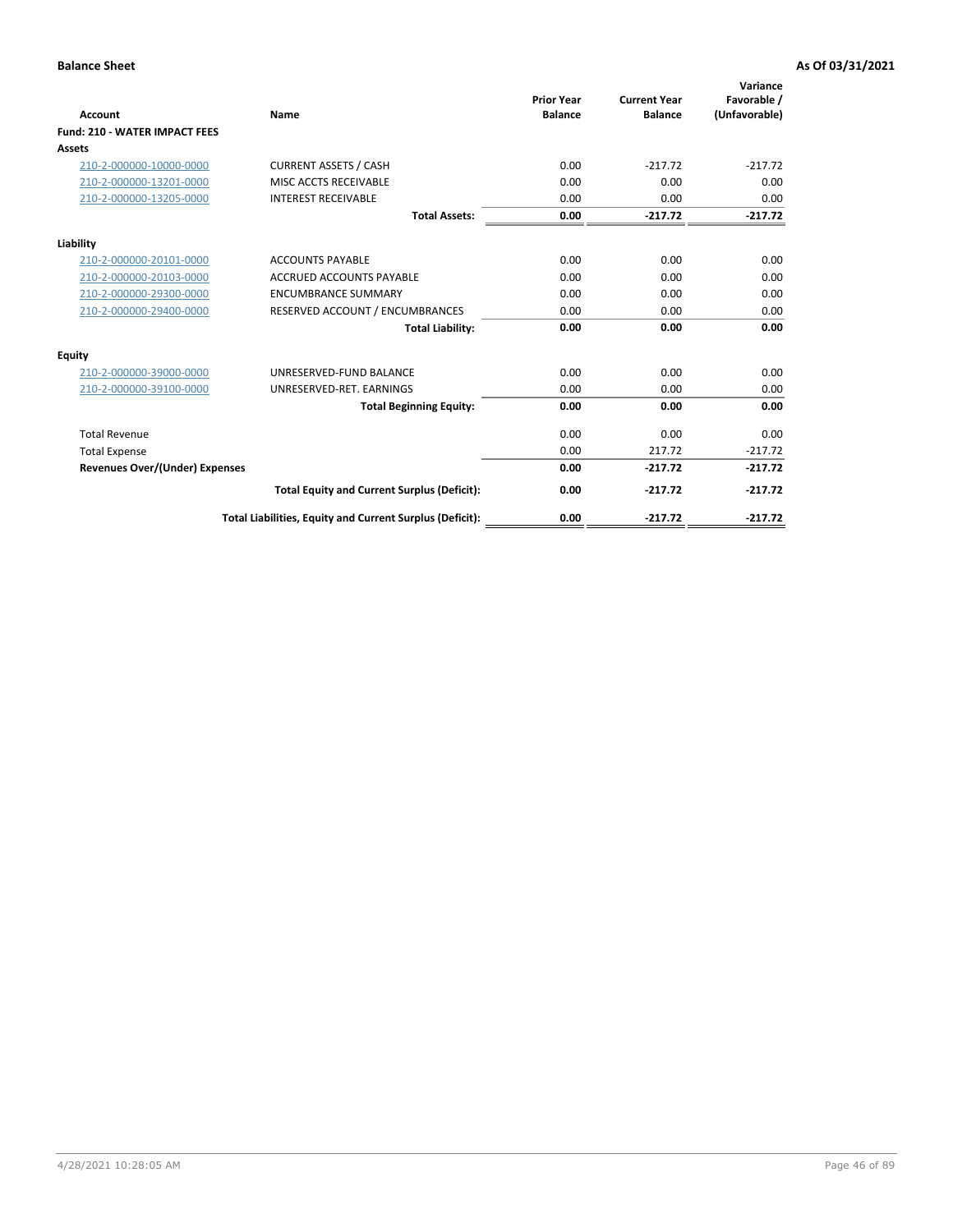**Balance Sheet** **As Of 03/31/2021**

| Account | Name | Prior Year Balance | Current Year Balance | Variance Favorable / (Unfavorable) |
|---|---|---|---|---|
| **Fund: 210 - WATER IMPACT FEES** | | | | |
| **Assets** | | | | |
| 210-2-000000-10000-0000 | CURRENT ASSETS / CASH | 0.00 | -217.72 | -217.72 |
| 210-2-000000-13201-0000 | MISC ACCTS RECEIVABLE | 0.00 | 0.00 | 0.00 |
| 210-2-000000-13205-0000 | INTEREST RECEIVABLE | 0.00 | 0.00 | 0.00 |
| | **Total Assets:** | **0.00** | **-217.72** | **-217.72** |
| **Liability** | | | | |
| 210-2-000000-20101-0000 | ACCOUNTS PAYABLE | 0.00 | 0.00 | 0.00 |
| 210-2-000000-20103-0000 | ACCRUED ACCOUNTS PAYABLE | 0.00 | 0.00 | 0.00 |
| 210-2-000000-29300-0000 | ENCUMBRANCE SUMMARY | 0.00 | 0.00 | 0.00 |
| 210-2-000000-29400-0000 | RESERVED ACCOUNT / ENCUMBRANCES | 0.00 | 0.00 | 0.00 |
| | **Total Liability:** | **0.00** | **0.00** | **0.00** |
| **Equity** | | | | |
| 210-2-000000-39000-0000 | UNRESERVED-FUND BALANCE | 0.00 | 0.00 | 0.00 |
| 210-2-000000-39100-0000 | UNRESERVED-RET. EARNINGS | 0.00 | 0.00 | 0.00 |
| | **Total Beginning Equity:** | **0.00** | **0.00** | **0.00** |
| Total Revenue | | 0.00 | 0.00 | 0.00 |
| Total Expense | | 0.00 | 217.72 | -217.72 |
| **Revenues Over/(Under) Expenses** | | **0.00** | **-217.72** | **-217.72** |
| | **Total Equity and Current Surplus (Deficit):** | **0.00** | **-217.72** | **-217.72** |
| | **Total Liabilities, Equity and Current Surplus (Deficit):** | **0.00** | **-217.72** | **-217.72** |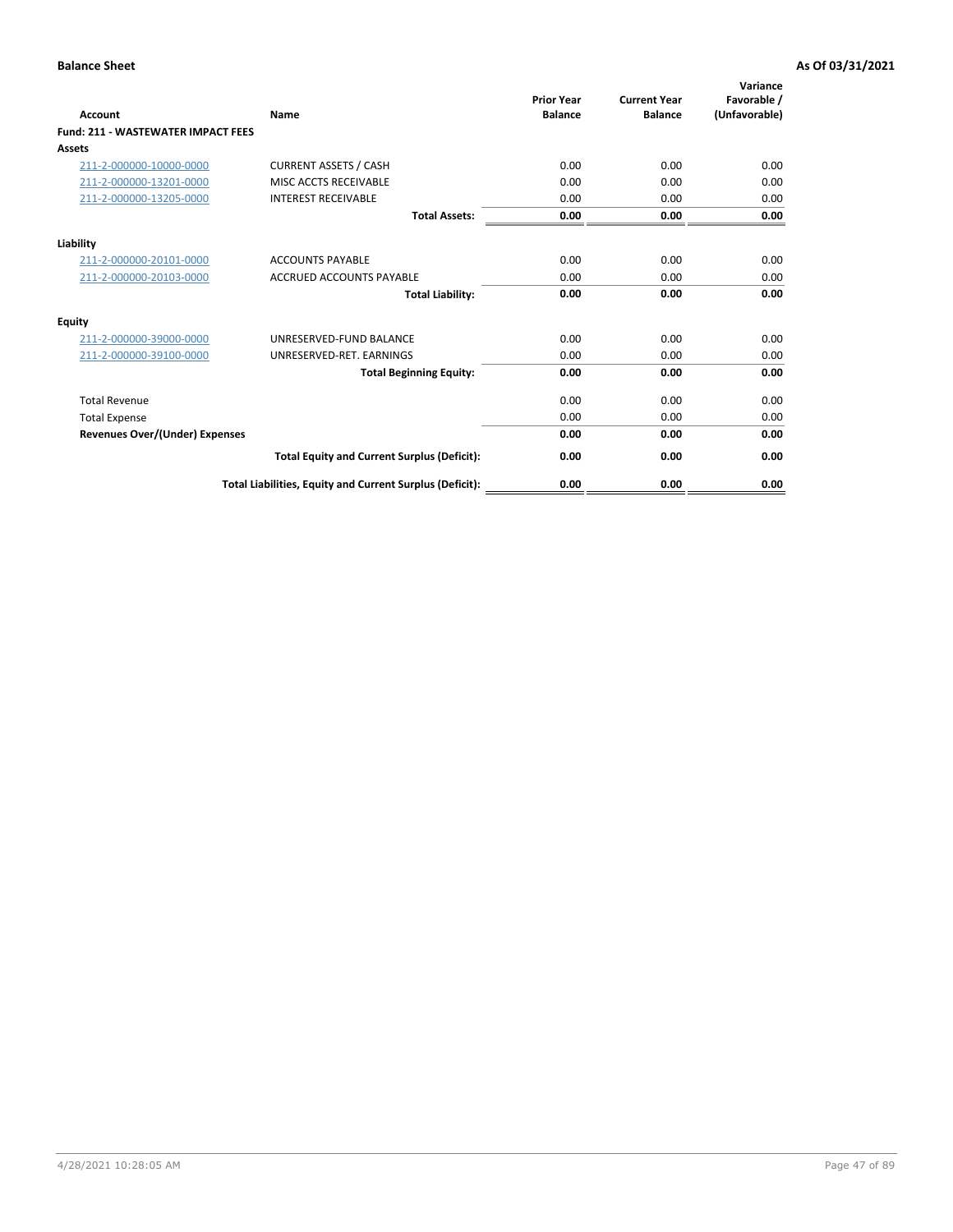**Balance Sheet** **As Of 03/31/2021**

| Account | Name | Prior Year Balance | Current Year Balance | Variance Favorable / (Unfavorable) |
|---|---|---|---|---|
| **Fund: 211 - WASTEWATER IMPACT FEES** | | | | |
| **Assets** | | | | |
| 211-2-000000-10000-0000 | CURRENT ASSETS / CASH | 0.00 | 0.00 | 0.00 |
| 211-2-000000-13201-0000 | MISC ACCTS RECEIVABLE | 0.00 | 0.00 | 0.00 |
| 211-2-000000-13205-0000 | INTEREST RECEIVABLE | 0.00 | 0.00 | 0.00 |
| | **Total Assets:** | **0.00** | **0.00** | **0.00** |
| **Liability** | | | | |
| 211-2-000000-20101-0000 | ACCOUNTS PAYABLE | 0.00 | 0.00 | 0.00 |
| 211-2-000000-20103-0000 | ACCRUED ACCOUNTS PAYABLE | 0.00 | 0.00 | 0.00 |
| | **Total Liability:** | **0.00** | **0.00** | **0.00** |
| **Equity** | | | | |
| 211-2-000000-39000-0000 | UNRESERVED-FUND BALANCE | 0.00 | 0.00 | 0.00 |
| 211-2-000000-39100-0000 | UNRESERVED-RET. EARNINGS | 0.00 | 0.00 | 0.00 |
| | **Total Beginning Equity:** | **0.00** | **0.00** | **0.00** |
| Total Revenue | | 0.00 | 0.00 | 0.00 |
| Total Expense | | 0.00 | 0.00 | 0.00 |
| **Revenues Over/(Under) Expenses** | | **0.00** | **0.00** | **0.00** |
| | **Total Equity and Current Surplus (Deficit):** | **0.00** | **0.00** | **0.00** |
| | **Total Liabilities, Equity and Current Surplus (Deficit):** | **0.00** | **0.00** | **0.00** |

4/28/2021 10:28:05 AM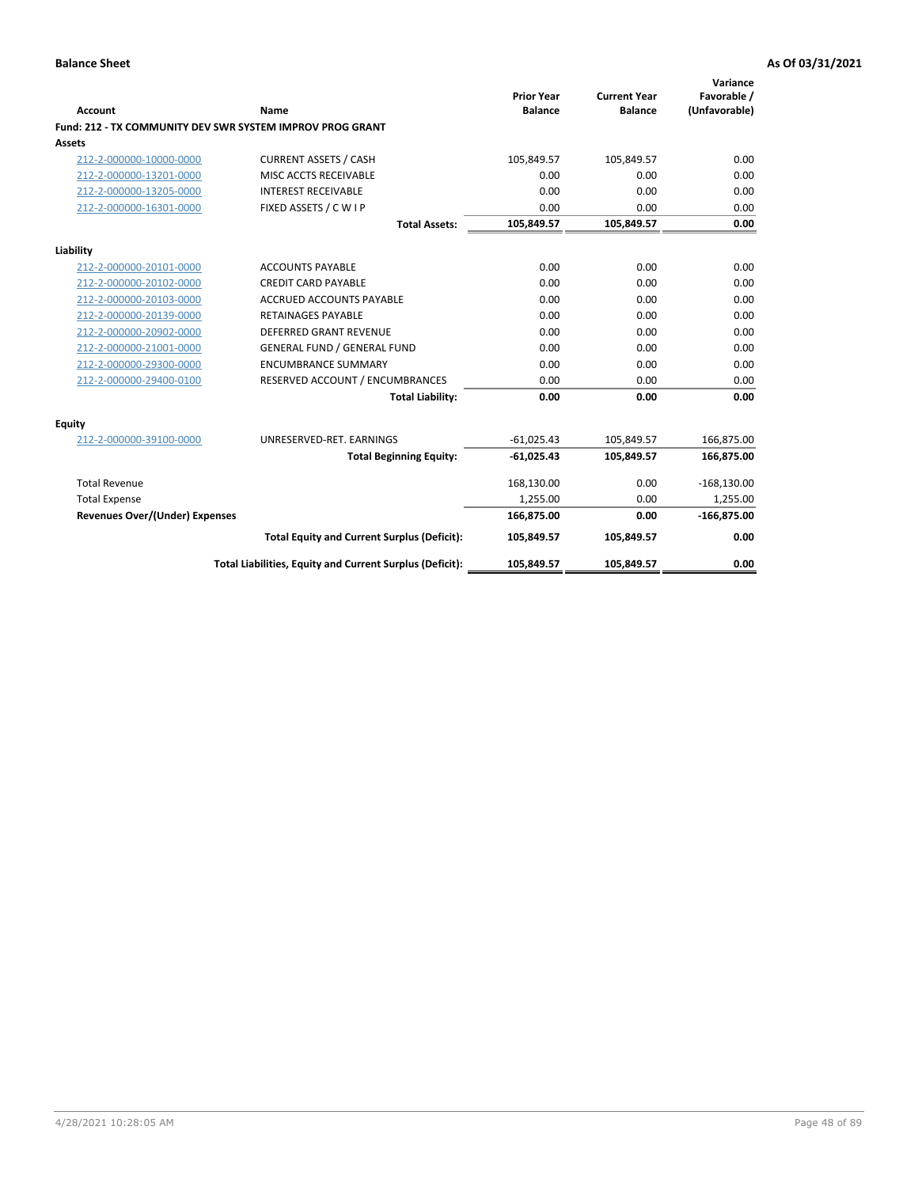**Balance Sheet** **As Of 03/31/2021**

| Account | Name | Prior Year Balance | Current Year Balance | Variance Favorable / (Unfavorable) |
|---|---|---|---|---|
| **Fund: 212 - TX COMMUNITY DEV SWR SYSTEM IMPROV PROG GRANT** | | | | |
| **Assets** | | | | |
| 212-2-000000-10000-0000 | CURRENT ASSETS / CASH | 105,849.57 | 105,849.57 | 0.00 |
| 212-2-000000-13201-0000 | MISC ACCTS RECEIVABLE | 0.00 | 0.00 | 0.00 |
| 212-2-000000-13205-0000 | INTEREST RECEIVABLE | 0.00 | 0.00 | 0.00 |
| 212-2-000000-16301-0000 | FIXED ASSETS / C W I P | 0.00 | 0.00 | 0.00 |
| | **Total Assets:** | **105,849.57** | **105,849.57** | **0.00** |
| **Liability** | | | | |
| 212-2-000000-20101-0000 | ACCOUNTS PAYABLE | 0.00 | 0.00 | 0.00 |
| 212-2-000000-20102-0000 | CREDIT CARD PAYABLE | 0.00 | 0.00 | 0.00 |
| 212-2-000000-20103-0000 | ACCRUED ACCOUNTS PAYABLE | 0.00 | 0.00 | 0.00 |
| 212-2-000000-20139-0000 | RETAINAGES PAYABLE | 0.00 | 0.00 | 0.00 |
| 212-2-000000-20902-0000 | DEFERRED GRANT REVENUE | 0.00 | 0.00 | 0.00 |
| 212-2-000000-21001-0000 | GENERAL FUND / GENERAL FUND | 0.00 | 0.00 | 0.00 |
| 212-2-000000-29300-0000 | ENCUMBRANCE SUMMARY | 0.00 | 0.00 | 0.00 |
| 212-2-000000-29400-0100 | RESERVED ACCOUNT / ENCUMBRANCES | 0.00 | 0.00 | 0.00 |
| | **Total Liability:** | **0.00** | **0.00** | **0.00** |
| **Equity** | | | | |
| 212-2-000000-39100-0000 | UNRESERVED-RET. EARNINGS | -61,025.43 | 105,849.57 | 166,875.00 |
| | **Total Beginning Equity:** | **-61,025.43** | **105,849.57** | **166,875.00** |
| Total Revenue | | 168,130.00 | 0.00 | -168,130.00 |
| Total Expense | | 1,255.00 | 0.00 | 1,255.00 |
| **Revenues Over/(Under) Expenses** | | **166,875.00** | **0.00** | **-166,875.00** |
| | **Total Equity and Current Surplus (Deficit):** | **105,849.57** | **105,849.57** | **0.00** |
| | **Total Liabilities, Equity and Current Surplus (Deficit):** | **105,849.57** | **105,849.57** | **0.00** |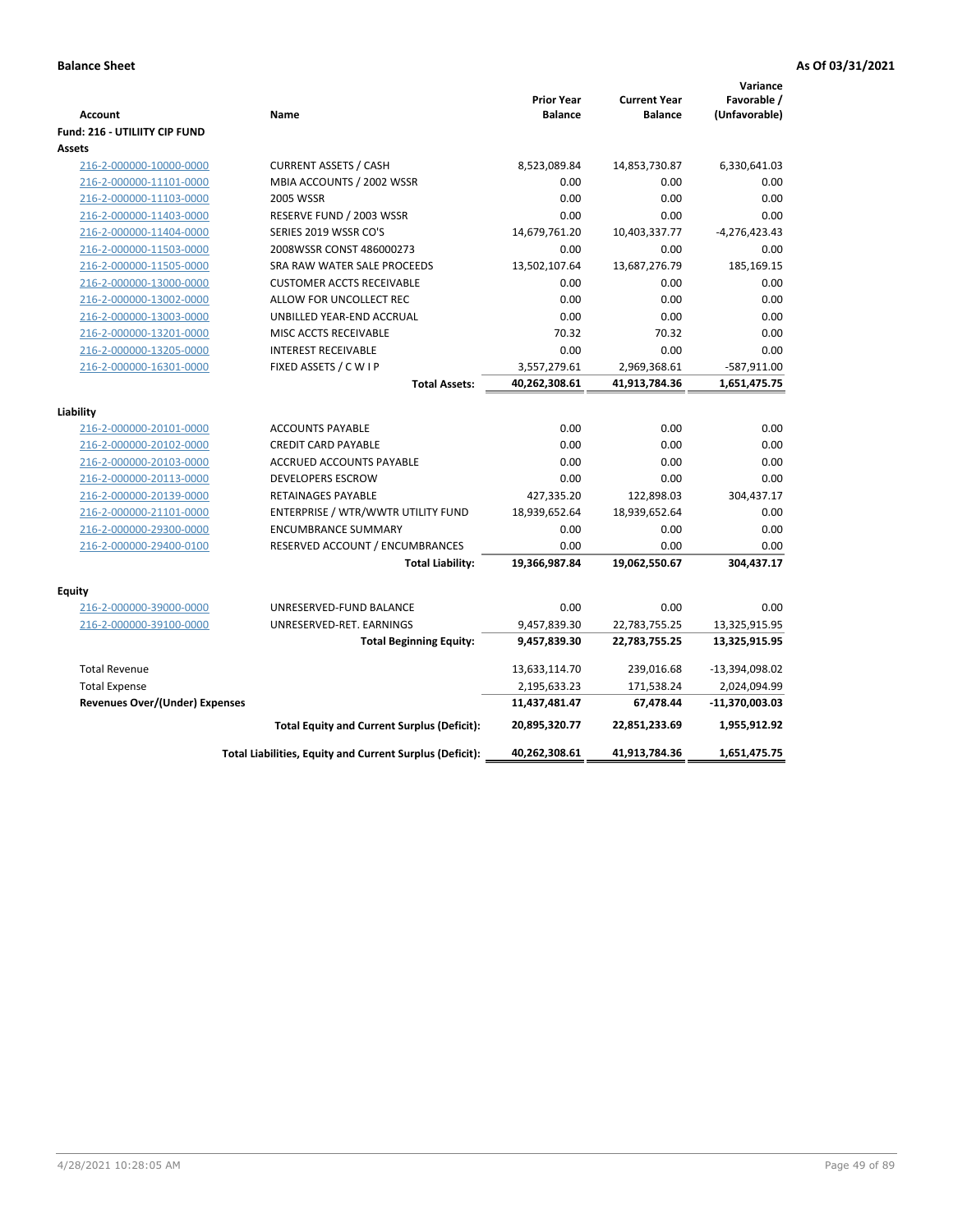**Balance Sheet** | **As Of 03/31/2021**

| Account | Name | Prior Year Balance | Current Year Balance | Variance Favorable / (Unfavorable) |
|---|---|---|---|---|
| **Fund: 216 - UTILIITY CIP FUND** | | | | |
| **Assets** | | | | |
| 216-2-000000-10000-0000 | CURRENT ASSETS / CASH | 8,523,089.84 | 14,853,730.87 | 6,330,641.03 |
| 216-2-000000-11101-0000 | MBIA ACCOUNTS / 2002 WSSR | 0.00 | 0.00 | 0.00 |
| 216-2-000000-11103-0000 | 2005 WSSR | 0.00 | 0.00 | 0.00 |
| 216-2-000000-11403-0000 | RESERVE FUND / 2003 WSSR | 0.00 | 0.00 | 0.00 |
| 216-2-000000-11404-0000 | SERIES 2019 WSSR CO'S | 14,679,761.20 | 10,403,337.77 | -4,276,423.43 |
| 216-2-000000-11503-0000 | 2008WSSR CONST 486000273 | 0.00 | 0.00 | 0.00 |
| 216-2-000000-11505-0000 | SRA RAW WATER SALE PROCEEDS | 13,502,107.64 | 13,687,276.79 | 185,169.15 |
| 216-2-000000-13000-0000 | CUSTOMER ACCTS RECEIVABLE | 0.00 | 0.00 | 0.00 |
| 216-2-000000-13002-0000 | ALLOW FOR UNCOLLECT REC | 0.00 | 0.00 | 0.00 |
| 216-2-000000-13003-0000 | UNBILLED YEAR-END ACCRUAL | 0.00 | 0.00 | 0.00 |
| 216-2-000000-13201-0000 | MISC ACCTS RECEIVABLE | 70.32 | 70.32 | 0.00 |
| 216-2-000000-13205-0000 | INTEREST RECEIVABLE | 0.00 | 0.00 | 0.00 |
| 216-2-000000-16301-0000 | FIXED ASSETS / C W I P | 3,557,279.61 | 2,969,368.61 | -587,911.00 |
| | **Total Assets:** | **40,262,308.61** | **41,913,784.36** | **1,651,475.75** |
| **Liability** | | | | |
| 216-2-000000-20101-0000 | ACCOUNTS PAYABLE | 0.00 | 0.00 | 0.00 |
| 216-2-000000-20102-0000 | CREDIT CARD PAYABLE | 0.00 | 0.00 | 0.00 |
| 216-2-000000-20103-0000 | ACCRUED ACCOUNTS PAYABLE | 0.00 | 0.00 | 0.00 |
| 216-2-000000-20113-0000 | DEVELOPERS ESCROW | 0.00 | 0.00 | 0.00 |
| 216-2-000000-20139-0000 | RETAINAGES PAYABLE | 427,335.20 | 122,898.03 | 304,437.17 |
| 216-2-000000-21101-0000 | ENTERPRISE / WTR/WWTR UTILITY FUND | 18,939,652.64 | 18,939,652.64 | 0.00 |
| 216-2-000000-29300-0000 | ENCUMBRANCE SUMMARY | 0.00 | 0.00 | 0.00 |
| 216-2-000000-29400-0100 | RESERVED ACCOUNT / ENCUMBRANCES | 0.00 | 0.00 | 0.00 |
| | **Total Liability:** | **19,366,987.84** | **19,062,550.67** | **304,437.17** |
| **Equity** | | | | |
| 216-2-000000-39000-0000 | UNRESERVED-FUND BALANCE | 0.00 | 0.00 | 0.00 |
| 216-2-000000-39100-0000 | UNRESERVED-RET. EARNINGS | 9,457,839.30 | 22,783,755.25 | 13,325,915.95 |
| | **Total Beginning Equity:** | **9,457,839.30** | **22,783,755.25** | **13,325,915.95** |
| Total Revenue | | 13,633,114.70 | 239,016.68 | -13,394,098.02 |
| Total Expense | | 2,195,633.23 | 171,538.24 | 2,024,094.99 |
| **Revenues Over/(Under) Expenses** | | **11,437,481.47** | **67,478.44** | **-11,370,003.03** |
| | **Total Equity and Current Surplus (Deficit):** | **20,895,320.77** | **22,851,233.69** | **1,955,912.92** |
| | **Total Liabilities, Equity and Current Surplus (Deficit):** | **40,262,308.61** | **41,913,784.36** | **1,651,475.75** |

4/28/2021 10:28:05 AM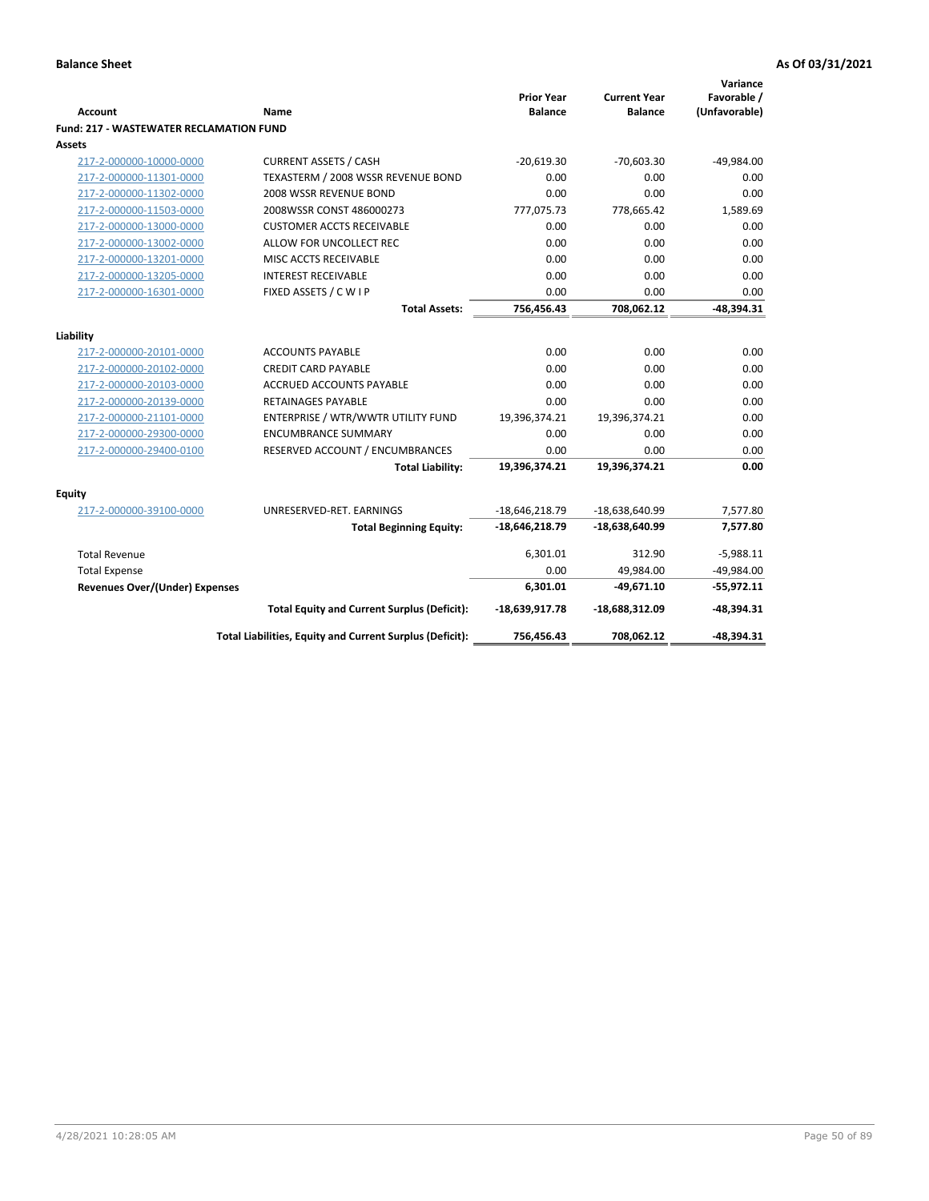**Balance Sheet** **As Of 03/31/2021**

| Account | Name | Prior Year Balance | Current Year Balance | Variance Favorable / (Unfavorable) |
|---|---|---|---|---|
| **Fund: 217 - WASTEWATER RECLAMATION FUND** | | | | |
| **Assets** | | | | |
| 217-2-000000-10000-0000 | CURRENT ASSETS / CASH | -20,619.30 | -70,603.30 | -49,984.00 |
| 217-2-000000-11301-0000 | TEXASTERM / 2008 WSSR REVENUE BOND | 0.00 | 0.00 | 0.00 |
| 217-2-000000-11302-0000 | 2008 WSSR REVENUE BOND | 0.00 | 0.00 | 0.00 |
| 217-2-000000-11503-0000 | 2008WSSR CONST 486000273 | 777,075.73 | 778,665.42 | 1,589.69 |
| 217-2-000000-13000-0000 | CUSTOMER ACCTS RECEIVABLE | 0.00 | 0.00 | 0.00 |
| 217-2-000000-13002-0000 | ALLOW FOR UNCOLLECT REC | 0.00 | 0.00 | 0.00 |
| 217-2-000000-13201-0000 | MISC ACCTS RECEIVABLE | 0.00 | 0.00 | 0.00 |
| 217-2-000000-13205-0000 | INTEREST RECEIVABLE | 0.00 | 0.00 | 0.00 |
| 217-2-000000-16301-0000 | FIXED ASSETS / C W I P | 0.00 | 0.00 | 0.00 |
| | **Total Assets:** | **756,456.43** | **708,062.12** | **-48,394.31** |
| **Liability** | | | | |
| 217-2-000000-20101-0000 | ACCOUNTS PAYABLE | 0.00 | 0.00 | 0.00 |
| 217-2-000000-20102-0000 | CREDIT CARD PAYABLE | 0.00 | 0.00 | 0.00 |
| 217-2-000000-20103-0000 | ACCRUED ACCOUNTS PAYABLE | 0.00 | 0.00 | 0.00 |
| 217-2-000000-20139-0000 | RETAINAGES PAYABLE | 0.00 | 0.00 | 0.00 |
| 217-2-000000-21101-0000 | ENTERPRISE / WTR/WWTR UTILITY FUND | 19,396,374.21 | 19,396,374.21 | 0.00 |
| 217-2-000000-29300-0000 | ENCUMBRANCE SUMMARY | 0.00 | 0.00 | 0.00 |
| 217-2-000000-29400-0100 | RESERVED ACCOUNT / ENCUMBRANCES | 0.00 | 0.00 | 0.00 |
| | **Total Liability:** | **19,396,374.21** | **19,396,374.21** | **0.00** |
| **Equity** | | | | |
| 217-2-000000-39100-0000 | UNRESERVED-RET. EARNINGS | -18,646,218.79 | -18,638,640.99 | 7,577.80 |
| | **Total Beginning Equity:** | **-18,646,218.79** | **-18,638,640.99** | **7,577.80** |
| Total Revenue | | 6,301.01 | 312.90 | -5,988.11 |
| Total Expense | | 0.00 | 49,984.00 | -49,984.00 |
| **Revenues Over/(Under) Expenses** | | **6,301.01** | **-49,671.10** | **-55,972.11** |
| | **Total Equity and Current Surplus (Deficit):** | **-18,639,917.78** | **-18,688,312.09** | **-48,394.31** |
| | **Total Liabilities, Equity and Current Surplus (Deficit):** | **756,456.43** | **708,062.12** | **-48,394.31** |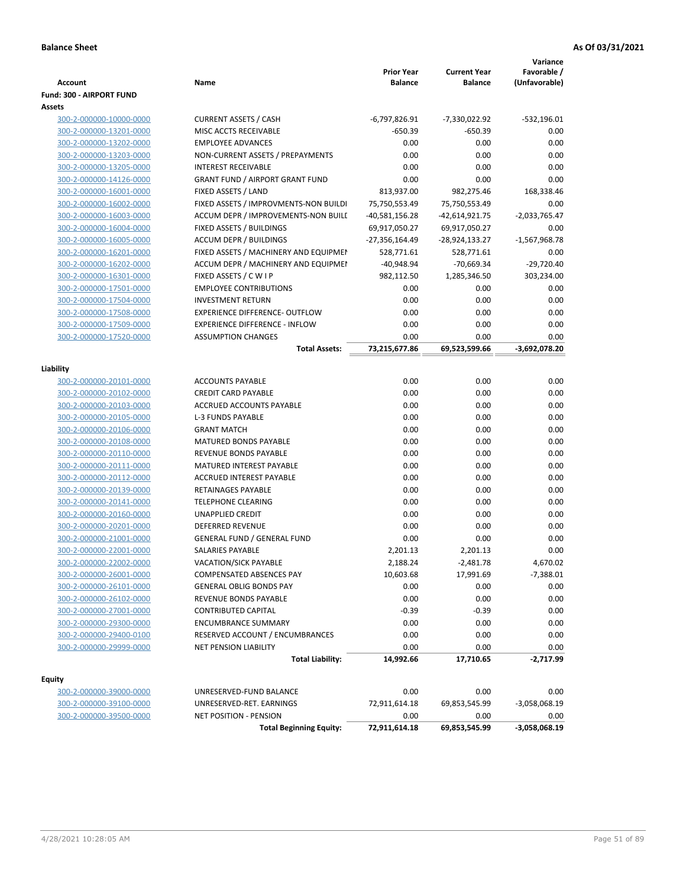**Balance Sheet** **As Of 03/31/2021**

| Account | Name | Prior Year Balance | Current Year Balance | Variance Favorable / (Unfavorable) |
|---|---|---|---|---|
| **Fund: 300 - AIRPORT FUND** | | | | |
| **Assets** | | | | |
| 300-2-000000-10000-0000 | CURRENT ASSETS / CASH | -6,797,826.91 | -7,330,022.92 | -532,196.01 |
| 300-2-000000-13201-0000 | MISC ACCTS RECEIVABLE | -650.39 | -650.39 | 0.00 |
| 300-2-000000-13202-0000 | EMPLOYEE ADVANCES | 0.00 | 0.00 | 0.00 |
| 300-2-000000-13203-0000 | NON-CURRENT ASSETS / PREPAYMENTS | 0.00 | 0.00 | 0.00 |
| 300-2-000000-13205-0000 | INTEREST RECEIVABLE | 0.00 | 0.00 | 0.00 |
| 300-2-000000-14126-0000 | GRANT FUND / AIRPORT GRANT FUND | 0.00 | 0.00 | 0.00 |
| 300-2-000000-16001-0000 | FIXED ASSETS / LAND | 813,937.00 | 982,275.46 | 168,338.46 |
| 300-2-000000-16002-0000 | FIXED ASSETS / IMPROVMENTS-NON BUILDI | 75,750,553.49 | 75,750,553.49 | 0.00 |
| 300-2-000000-16003-0000 | ACCUM DEPR / IMPROVEMENTS-NON BUILI | -40,581,156.28 | -42,614,921.75 | -2,033,765.47 |
| 300-2-000000-16004-0000 | FIXED ASSETS / BUILDINGS | 69,917,050.27 | 69,917,050.27 | 0.00 |
| 300-2-000000-16005-0000 | ACCUM DEPR / BUILDINGS | -27,356,164.49 | -28,924,133.27 | -1,567,968.78 |
| 300-2-000000-16201-0000 | FIXED ASSETS / MACHINERY AND EQUIPMEI | 528,771.61 | 528,771.61 | 0.00 |
| 300-2-000000-16202-0000 | ACCUM DEPR / MACHINERY AND EQUIPMEI | -40,948.94 | -70,669.34 | -29,720.40 |
| 300-2-000000-16301-0000 | FIXED ASSETS / C W I P | 982,112.50 | 1,285,346.50 | 303,234.00 |
| 300-2-000000-17501-0000 | EMPLOYEE CONTRIBUTIONS | 0.00 | 0.00 | 0.00 |
| 300-2-000000-17504-0000 | INVESTMENT RETURN | 0.00 | 0.00 | 0.00 |
| 300-2-000000-17508-0000 | EXPERIENCE DIFFERENCE- OUTFLOW | 0.00 | 0.00 | 0.00 |
| 300-2-000000-17509-0000 | EXPERIENCE DIFFERENCE - INFLOW | 0.00 | 0.00 | 0.00 |
| 300-2-000000-17520-0000 | ASSUMPTION CHANGES | 0.00 | 0.00 | 0.00 |
| | **Total Assets:** | **73,215,677.86** | **69,523,599.66** | **-3,692,078.20** |
| **Liability** | | | | |
| 300-2-000000-20101-0000 | ACCOUNTS PAYABLE | 0.00 | 0.00 | 0.00 |
| 300-2-000000-20102-0000 | CREDIT CARD PAYABLE | 0.00 | 0.00 | 0.00 |
| 300-2-000000-20103-0000 | ACCRUED ACCOUNTS PAYABLE | 0.00 | 0.00 | 0.00 |
| 300-2-000000-20105-0000 | L-3 FUNDS PAYABLE | 0.00 | 0.00 | 0.00 |
| 300-2-000000-20106-0000 | GRANT MATCH | 0.00 | 0.00 | 0.00 |
| 300-2-000000-20108-0000 | MATURED BONDS PAYABLE | 0.00 | 0.00 | 0.00 |
| 300-2-000000-20110-0000 | REVENUE BONDS PAYABLE | 0.00 | 0.00 | 0.00 |
| 300-2-000000-20111-0000 | MATURED INTEREST PAYABLE | 0.00 | 0.00 | 0.00 |
| 300-2-000000-20112-0000 | ACCRUED INTEREST PAYABLE | 0.00 | 0.00 | 0.00 |
| 300-2-000000-20139-0000 | RETAINAGES PAYABLE | 0.00 | 0.00 | 0.00 |
| 300-2-000000-20141-0000 | TELEPHONE CLEARING | 0.00 | 0.00 | 0.00 |
| 300-2-000000-20160-0000 | UNAPPLIED CREDIT | 0.00 | 0.00 | 0.00 |
| 300-2-000000-20201-0000 | DEFERRED REVENUE | 0.00 | 0.00 | 0.00 |
| 300-2-000000-21001-0000 | GENERAL FUND / GENERAL FUND | 0.00 | 0.00 | 0.00 |
| 300-2-000000-22001-0000 | SALARIES PAYABLE | 2,201.13 | 2,201.13 | 0.00 |
| 300-2-000000-22002-0000 | VACATION/SICK PAYABLE | 2,188.24 | -2,481.78 | 4,670.02 |
| 300-2-000000-26001-0000 | COMPENSATED ABSENCES PAY | 10,603.68 | 17,991.69 | -7,388.01 |
| 300-2-000000-26101-0000 | GENERAL OBLIG BONDS PAY | 0.00 | 0.00 | 0.00 |
| 300-2-000000-26102-0000 | REVENUE BONDS PAYABLE | 0.00 | 0.00 | 0.00 |
| 300-2-000000-27001-0000 | CONTRIBUTED CAPITAL | -0.39 | -0.39 | 0.00 |
| 300-2-000000-29300-0000 | ENCUMBRANCE SUMMARY | 0.00 | 0.00 | 0.00 |
| 300-2-000000-29400-0100 | RESERVED ACCOUNT / ENCUMBRANCES | 0.00 | 0.00 | 0.00 |
| 300-2-000000-29999-0000 | NET PENSION LIABILITY | 0.00 | 0.00 | 0.00 |
| | **Total Liability:** | **14,992.66** | **17,710.65** | **-2,717.99** |
| **Equity** | | | | |
| 300-2-000000-39000-0000 | UNRESERVED-FUND BALANCE | 0.00 | 0.00 | 0.00 |
| 300-2-000000-39100-0000 | UNRESERVED-RET. EARNINGS | 72,911,614.18 | 69,853,545.99 | -3,058,068.19 |
| 300-2-000000-39500-0000 | NET POSITION - PENSION | 0.00 | 0.00 | 0.00 |
| | **Total Beginning Equity:** | **72,911,614.18** | **69,853,545.99** | **-3,058,068.19** |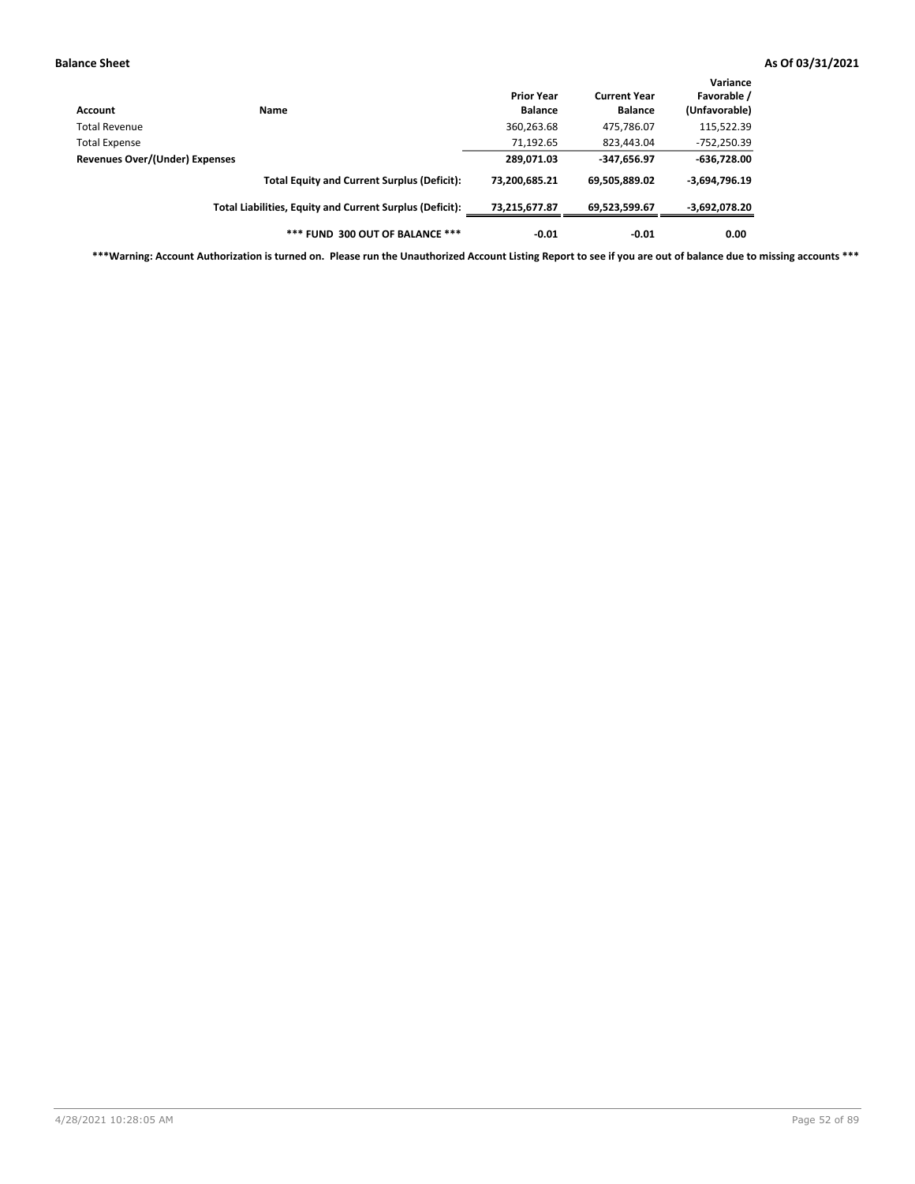**Balance Sheet** **As Of 03/31/2021**

| Account | Name | Prior Year Balance | Current Year Balance | Variance Favorable / (Unfavorable) |
|---|---|---|---|---|
| Total Revenue | | 360,263.68 | 475,786.07 | 115,522.39 |
| Total Expense | | 71,192.65 | 823,443.04 | -752,250.39 |
| **Revenues Over/(Under) Expenses** | | **289,071.03** | **-347,656.97** | **-636,728.00** |
| | **Total Equity and Current Surplus (Deficit):** | **73,200,685.21** | **69,505,889.02** | **-3,694,796.19** |
| | **Total Liabilities, Equity and Current Surplus (Deficit):** | **73,215,677.87** | **69,523,599.67** | **-3,692,078.20** |
| | **\*\*\* FUND 300 OUT OF BALANCE \*\*\*** | **-0.01** | **-0.01** | **0.00** |

**\*\*\*Warning: Account Authorization is turned on. Please run the Unauthorized Account Listing Report to see if you are out of balance due to missing accounts \*\*\***

4/28/2021 10:28:05 AM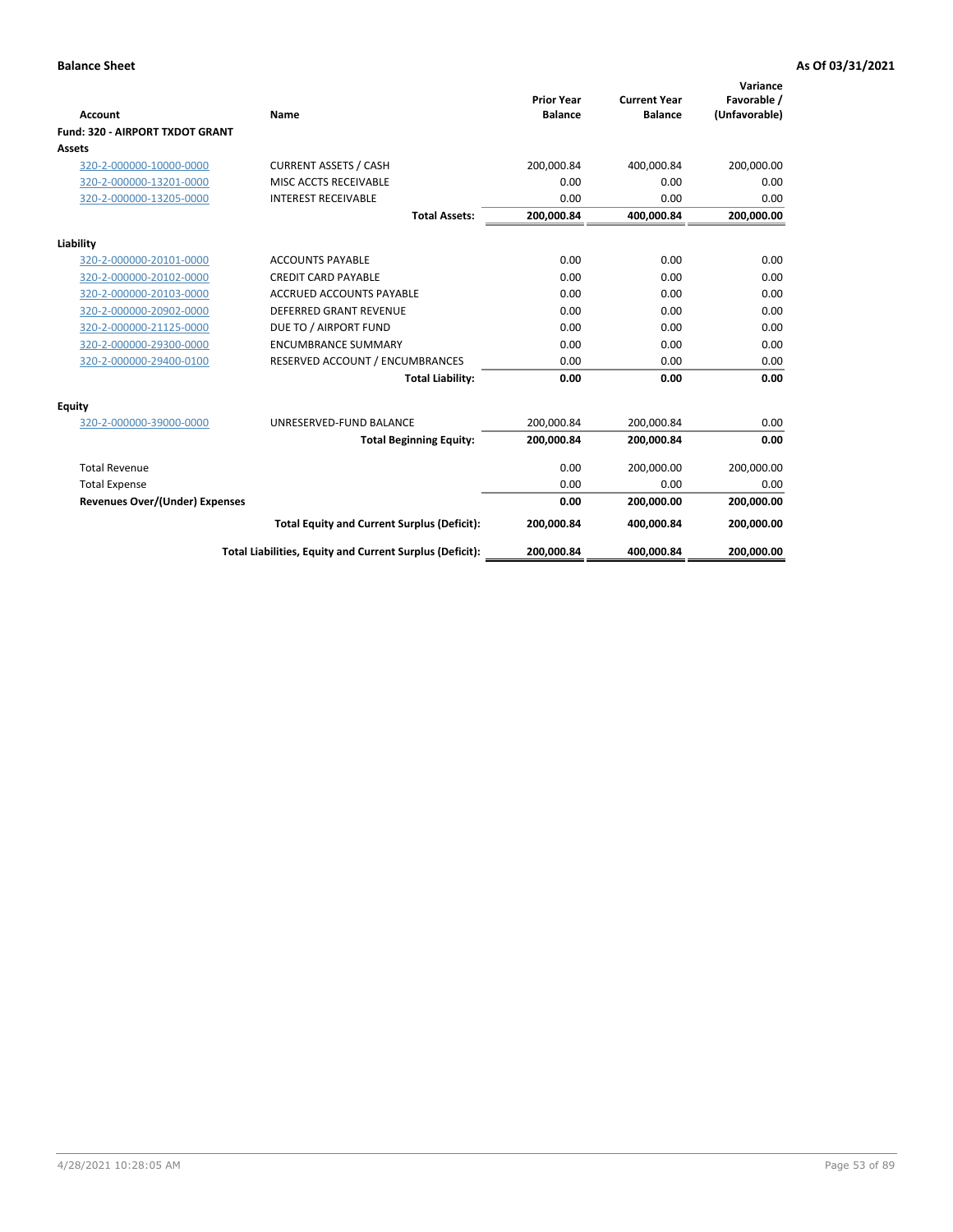**Balance Sheet** | **As Of 03/31/2021**

| Account | Name | Prior Year Balance | Current Year Balance | Variance Favorable / (Unfavorable) |
|---|---|---|---|---|
| **Fund: 320 - AIRPORT TXDOT GRANT** | | | | |
| **Assets** | | | | |
| 320-2-000000-10000-0000 | CURRENT ASSETS / CASH | 200,000.84 | 400,000.84 | 200,000.00 |
| 320-2-000000-13201-0000 | MISC ACCTS RECEIVABLE | 0.00 | 0.00 | 0.00 |
| 320-2-000000-13205-0000 | INTEREST RECEIVABLE | 0.00 | 0.00 | 0.00 |
| | **Total Assets:** | **200,000.84** | **400,000.84** | **200,000.00** |
| **Liability** | | | | |
| 320-2-000000-20101-0000 | ACCOUNTS PAYABLE | 0.00 | 0.00 | 0.00 |
| 320-2-000000-20102-0000 | CREDIT CARD PAYABLE | 0.00 | 0.00 | 0.00 |
| 320-2-000000-20103-0000 | ACCRUED ACCOUNTS PAYABLE | 0.00 | 0.00 | 0.00 |
| 320-2-000000-20902-0000 | DEFERRED GRANT REVENUE | 0.00 | 0.00 | 0.00 |
| 320-2-000000-21125-0000 | DUE TO / AIRPORT FUND | 0.00 | 0.00 | 0.00 |
| 320-2-000000-29300-0000 | ENCUMBRANCE SUMMARY | 0.00 | 0.00 | 0.00 |
| 320-2-000000-29400-0100 | RESERVED ACCOUNT / ENCUMBRANCES | 0.00 | 0.00 | 0.00 |
| | **Total Liability:** | **0.00** | **0.00** | **0.00** |
| **Equity** | | | | |
| 320-2-000000-39000-0000 | UNRESERVED-FUND BALANCE | 200,000.84 | 200,000.84 | 0.00 |
| | **Total Beginning Equity:** | **200,000.84** | **200,000.84** | **0.00** |
| Total Revenue | | 0.00 | 200,000.00 | 200,000.00 |
| Total Expense | | 0.00 | 0.00 | 0.00 |
| **Revenues Over/(Under) Expenses** | | **0.00** | **200,000.00** | **200,000.00** |
| | **Total Equity and Current Surplus (Deficit):** | **200,000.84** | **400,000.84** | **200,000.00** |
| | **Total Liabilities, Equity and Current Surplus (Deficit):** | **200,000.84** | **400,000.84** | **200,000.00** |

4/28/2021 10:28:05 AM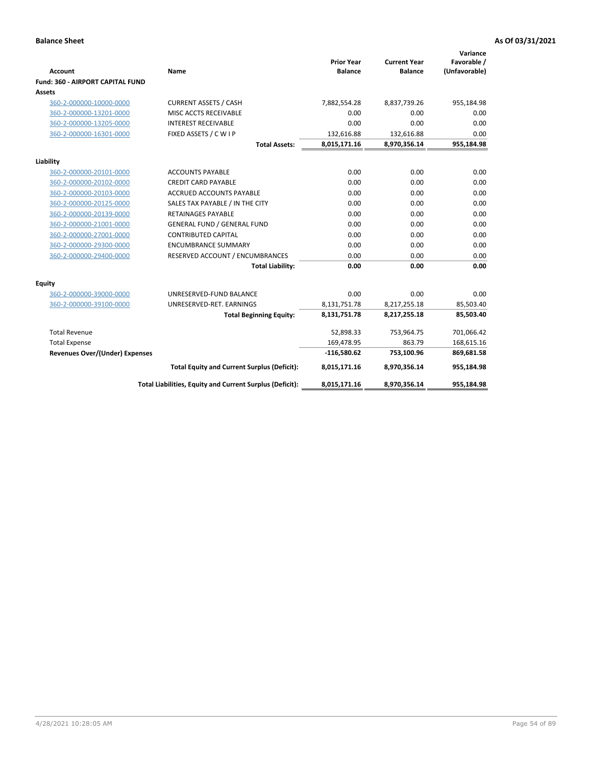**Balance Sheet** **As Of 03/31/2021**

| Account | Name | Prior Year Balance | Current Year Balance | Variance Favorable / (Unfavorable) |
|---|---|---|---|---|
| **Fund: 360 - AIRPORT CAPITAL FUND** | | | | |
| **Assets** | | | | |
| 360-2-000000-10000-0000 | CURRENT ASSETS / CASH | 7,882,554.28 | 8,837,739.26 | 955,184.98 |
| 360-2-000000-13201-0000 | MISC ACCTS RECEIVABLE | 0.00 | 0.00 | 0.00 |
| 360-2-000000-13205-0000 | INTEREST RECEIVABLE | 0.00 | 0.00 | 0.00 |
| 360-2-000000-16301-0000 | FIXED ASSETS / C W I P | 132,616.88 | 132,616.88 | 0.00 |
| | **Total Assets:** | **8,015,171.16** | **8,970,356.14** | **955,184.98** |
| **Liability** | | | | |
| 360-2-000000-20101-0000 | ACCOUNTS PAYABLE | 0.00 | 0.00 | 0.00 |
| 360-2-000000-20102-0000 | CREDIT CARD PAYABLE | 0.00 | 0.00 | 0.00 |
| 360-2-000000-20103-0000 | ACCRUED ACCOUNTS PAYABLE | 0.00 | 0.00 | 0.00 |
| 360-2-000000-20125-0000 | SALES TAX PAYABLE / IN THE CITY | 0.00 | 0.00 | 0.00 |
| 360-2-000000-20139-0000 | RETAINAGES PAYABLE | 0.00 | 0.00 | 0.00 |
| 360-2-000000-21001-0000 | GENERAL FUND / GENERAL FUND | 0.00 | 0.00 | 0.00 |
| 360-2-000000-27001-0000 | CONTRIBUTED CAPITAL | 0.00 | 0.00 | 0.00 |
| 360-2-000000-29300-0000 | ENCUMBRANCE SUMMARY | 0.00 | 0.00 | 0.00 |
| 360-2-000000-29400-0000 | RESERVED ACCOUNT / ENCUMBRANCES | 0.00 | 0.00 | 0.00 |
| | **Total Liability:** | **0.00** | **0.00** | **0.00** |
| **Equity** | | | | |
| 360-2-000000-39000-0000 | UNRESERVED-FUND BALANCE | 0.00 | 0.00 | 0.00 |
| 360-2-000000-39100-0000 | UNRESERVED-RET. EARNINGS | 8,131,751.78 | 8,217,255.18 | 85,503.40 |
| | **Total Beginning Equity:** | **8,131,751.78** | **8,217,255.18** | **85,503.40** |
| Total Revenue | | 52,898.33 | 753,964.75 | 701,066.42 |
| Total Expense | | 169,478.95 | 863.79 | 168,615.16 |
| **Revenues Over/(Under) Expenses** | | **-116,580.62** | **753,100.96** | **869,681.58** |
| | **Total Equity and Current Surplus (Deficit):** | **8,015,171.16** | **8,970,356.14** | **955,184.98** |
| | **Total Liabilities, Equity and Current Surplus (Deficit):** | **8,015,171.16** | **8,970,356.14** | **955,184.98** |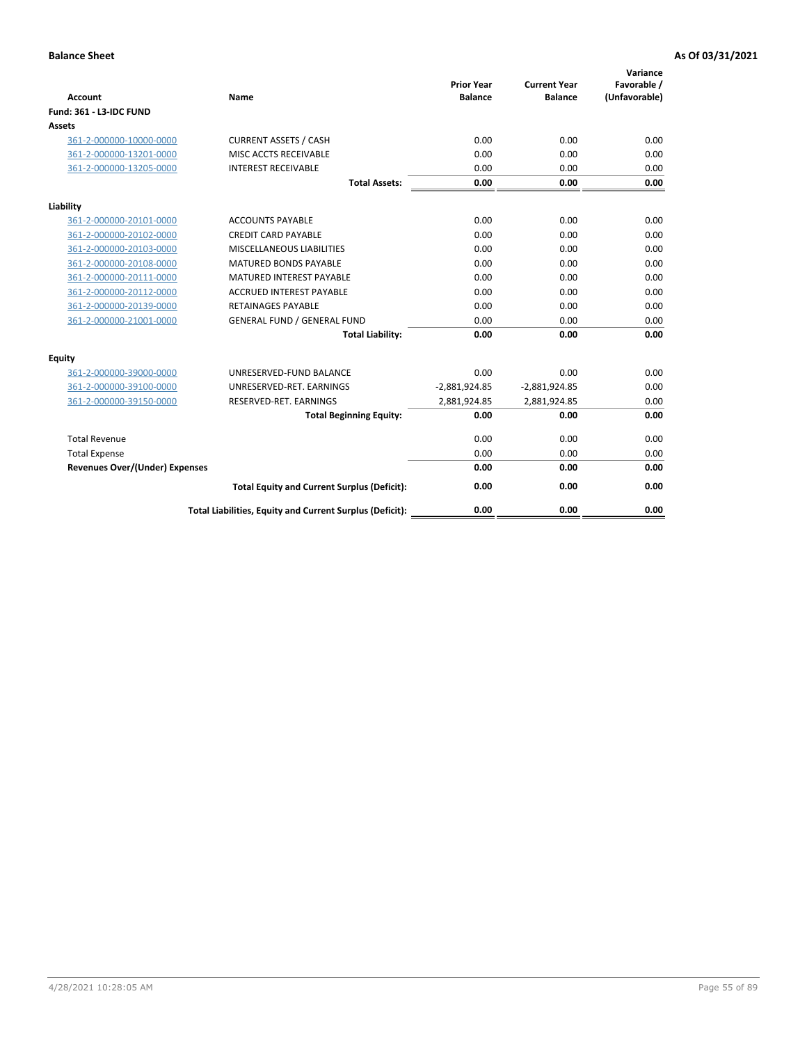**Balance Sheet** **As Of 03/31/2021**

| Account | Name | Prior Year Balance | Current Year Balance | Variance Favorable / (Unfavorable) |
|---|---|---|---|---|
| **Fund: 361 - L3-IDC FUND** | | | | |
| **Assets** | | | | |
| 361-2-000000-10000-0000 | CURRENT ASSETS / CASH | 0.00 | 0.00 | 0.00 |
| 361-2-000000-13201-0000 | MISC ACCTS RECEIVABLE | 0.00 | 0.00 | 0.00 |
| 361-2-000000-13205-0000 | INTEREST RECEIVABLE | 0.00 | 0.00 | 0.00 |
| | **Total Assets:** | **0.00** | **0.00** | **0.00** |
| **Liability** | | | | |
| 361-2-000000-20101-0000 | ACCOUNTS PAYABLE | 0.00 | 0.00 | 0.00 |
| 361-2-000000-20102-0000 | CREDIT CARD PAYABLE | 0.00 | 0.00 | 0.00 |
| 361-2-000000-20103-0000 | MISCELLANEOUS LIABILITIES | 0.00 | 0.00 | 0.00 |
| 361-2-000000-20108-0000 | MATURED BONDS PAYABLE | 0.00 | 0.00 | 0.00 |
| 361-2-000000-20111-0000 | MATURED INTEREST PAYABLE | 0.00 | 0.00 | 0.00 |
| 361-2-000000-20112-0000 | ACCRUED INTEREST PAYABLE | 0.00 | 0.00 | 0.00 |
| 361-2-000000-20139-0000 | RETAINAGES PAYABLE | 0.00 | 0.00 | 0.00 |
| 361-2-000000-21001-0000 | GENERAL FUND / GENERAL FUND | 0.00 | 0.00 | 0.00 |
| | **Total Liability:** | **0.00** | **0.00** | **0.00** |
| **Equity** | | | | |
| 361-2-000000-39000-0000 | UNRESERVED-FUND BALANCE | 0.00 | 0.00 | 0.00 |
| 361-2-000000-39100-0000 | UNRESERVED-RET. EARNINGS | -2,881,924.85 | -2,881,924.85 | 0.00 |
| 361-2-000000-39150-0000 | RESERVED-RET. EARNINGS | 2,881,924.85 | 2,881,924.85 | 0.00 |
| | **Total Beginning Equity:** | **0.00** | **0.00** | **0.00** |
| Total Revenue | | 0.00 | 0.00 | 0.00 |
| Total Expense | | 0.00 | 0.00 | 0.00 |
| **Revenues Over/(Under) Expenses** | | **0.00** | **0.00** | **0.00** |
| | **Total Equity and Current Surplus (Deficit):** | **0.00** | **0.00** | **0.00** |
| | **Total Liabilities, Equity and Current Surplus (Deficit):** | **0.00** | **0.00** | **0.00** |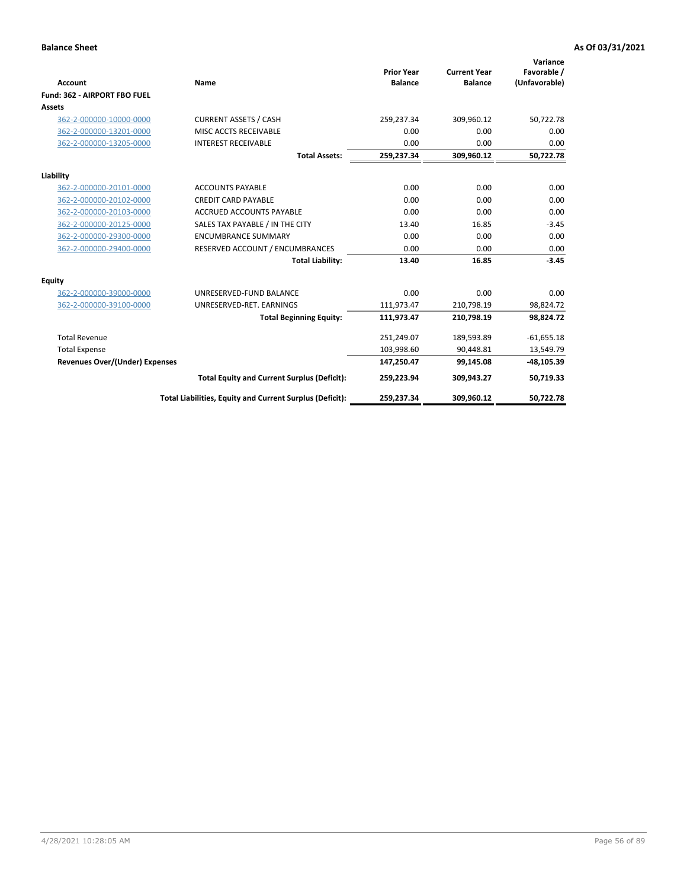**Balance Sheet** **As Of 03/31/2021**

| Account | Name | Prior Year Balance | Current Year Balance | Variance Favorable / (Unfavorable) |
|---|---|---|---|---|
| **Fund: 362 - AIRPORT FBO FUEL** | | | | |
| **Assets** | | | | |
| 362-2-000000-10000-0000 | CURRENT ASSETS / CASH | 259,237.34 | 309,960.12 | 50,722.78 |
| 362-2-000000-13201-0000 | MISC ACCTS RECEIVABLE | 0.00 | 0.00 | 0.00 |
| 362-2-000000-13205-0000 | INTEREST RECEIVABLE | 0.00 | 0.00 | 0.00 |
| | **Total Assets:** | **259,237.34** | **309,960.12** | **50,722.78** |
| **Liability** | | | | |
| 362-2-000000-20101-0000 | ACCOUNTS PAYABLE | 0.00 | 0.00 | 0.00 |
| 362-2-000000-20102-0000 | CREDIT CARD PAYABLE | 0.00 | 0.00 | 0.00 |
| 362-2-000000-20103-0000 | ACCRUED ACCOUNTS PAYABLE | 0.00 | 0.00 | 0.00 |
| 362-2-000000-20125-0000 | SALES TAX PAYABLE / IN THE CITY | 13.40 | 16.85 | -3.45 |
| 362-2-000000-29300-0000 | ENCUMBRANCE SUMMARY | 0.00 | 0.00 | 0.00 |
| 362-2-000000-29400-0000 | RESERVED ACCOUNT / ENCUMBRANCES | 0.00 | 0.00 | 0.00 |
| | **Total Liability:** | **13.40** | **16.85** | **-3.45** |
| **Equity** | | | | |
| 362-2-000000-39000-0000 | UNRESERVED-FUND BALANCE | 0.00 | 0.00 | 0.00 |
| 362-2-000000-39100-0000 | UNRESERVED-RET. EARNINGS | 111,973.47 | 210,798.19 | 98,824.72 |
| | **Total Beginning Equity:** | **111,973.47** | **210,798.19** | **98,824.72** |
| Total Revenue | | 251,249.07 | 189,593.89 | -61,655.18 |
| Total Expense | | 103,998.60 | 90,448.81 | 13,549.79 |
| **Revenues Over/(Under) Expenses** | | **147,250.47** | **99,145.08** | **-48,105.39** |
| | **Total Equity and Current Surplus (Deficit):** | **259,223.94** | **309,943.27** | **50,719.33** |
| | **Total Liabilities, Equity and Current Surplus (Deficit):** | **259,237.34** | **309,960.12** | **50,722.78** |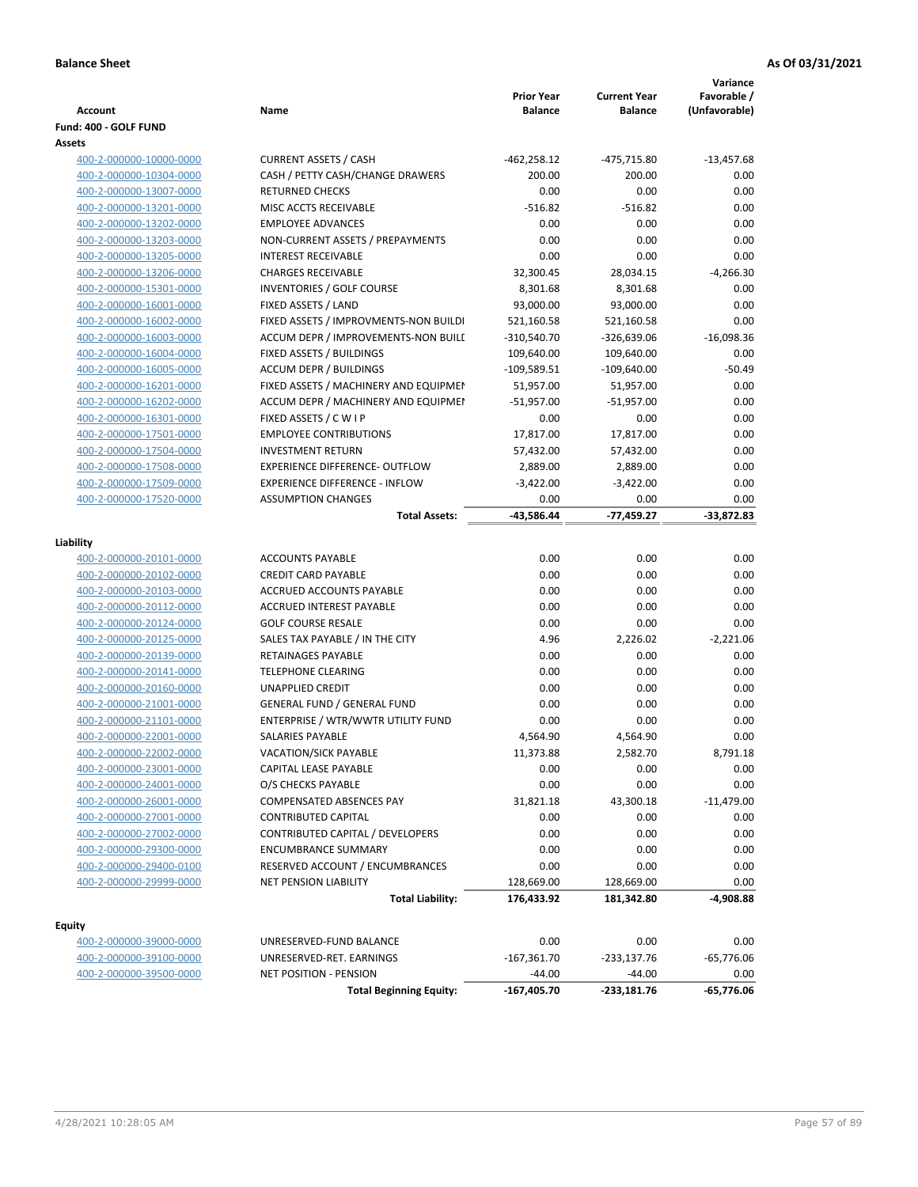**Balance Sheet** **As Of 03/31/2021**

| Account | Name | Prior Year Balance | Current Year Balance | Variance Favorable / (Unfavorable) |
|---|---|---|---|---|
| **Fund: 400 - GOLF FUND** | | | | |
| **Assets** | | | | |
| 400-2-000000-10000-0000 | CURRENT ASSETS / CASH | -462,258.12 | -475,715.80 | -13,457.68 |
| 400-2-000000-10304-0000 | CASH / PETTY CASH/CHANGE DRAWERS | 200.00 | 200.00 | 0.00 |
| 400-2-000000-13007-0000 | RETURNED CHECKS | 0.00 | 0.00 | 0.00 |
| 400-2-000000-13201-0000 | MISC ACCTS RECEIVABLE | -516.82 | -516.82 | 0.00 |
| 400-2-000000-13202-0000 | EMPLOYEE ADVANCES | 0.00 | 0.00 | 0.00 |
| 400-2-000000-13203-0000 | NON-CURRENT ASSETS / PREPAYMENTS | 0.00 | 0.00 | 0.00 |
| 400-2-000000-13205-0000 | INTEREST RECEIVABLE | 0.00 | 0.00 | 0.00 |
| 400-2-000000-13206-0000 | CHARGES RECEIVABLE | 32,300.45 | 28,034.15 | -4,266.30 |
| 400-2-000000-15301-0000 | INVENTORIES / GOLF COURSE | 8,301.68 | 8,301.68 | 0.00 |
| 400-2-000000-16001-0000 | FIXED ASSETS / LAND | 93,000.00 | 93,000.00 | 0.00 |
| 400-2-000000-16002-0000 | FIXED ASSETS / IMPROVMENTS-NON BUILDI | 521,160.58 | 521,160.58 | 0.00 |
| 400-2-000000-16003-0000 | ACCUM DEPR / IMPROVEMENTS-NON BUILI | -310,540.70 | -326,639.06 | -16,098.36 |
| 400-2-000000-16004-0000 | FIXED ASSETS / BUILDINGS | 109,640.00 | 109,640.00 | 0.00 |
| 400-2-000000-16005-0000 | ACCUM DEPR / BUILDINGS | -109,589.51 | -109,640.00 | -50.49 |
| 400-2-000000-16201-0000 | FIXED ASSETS / MACHINERY AND EQUIPMEI | 51,957.00 | 51,957.00 | 0.00 |
| 400-2-000000-16202-0000 | ACCUM DEPR / MACHINERY AND EQUIPMEI | -51,957.00 | -51,957.00 | 0.00 |
| 400-2-000000-16301-0000 | FIXED ASSETS / C W I P | 0.00 | 0.00 | 0.00 |
| 400-2-000000-17501-0000 | EMPLOYEE CONTRIBUTIONS | 17,817.00 | 17,817.00 | 0.00 |
| 400-2-000000-17504-0000 | INVESTMENT RETURN | 57,432.00 | 57,432.00 | 0.00 |
| 400-2-000000-17508-0000 | EXPERIENCE DIFFERENCE- OUTFLOW | 2,889.00 | 2,889.00 | 0.00 |
| 400-2-000000-17509-0000 | EXPERIENCE DIFFERENCE - INFLOW | -3,422.00 | -3,422.00 | 0.00 |
| 400-2-000000-17520-0000 | ASSUMPTION CHANGES | 0.00 | 0.00 | 0.00 |
| | **Total Assets:** | **-43,586.44** | **-77,459.27** | **-33,872.83** |
| **Liability** | | | | |
| 400-2-000000-20101-0000 | ACCOUNTS PAYABLE | 0.00 | 0.00 | 0.00 |
| 400-2-000000-20102-0000 | CREDIT CARD PAYABLE | 0.00 | 0.00 | 0.00 |
| 400-2-000000-20103-0000 | ACCRUED ACCOUNTS PAYABLE | 0.00 | 0.00 | 0.00 |
| 400-2-000000-20112-0000 | ACCRUED INTEREST PAYABLE | 0.00 | 0.00 | 0.00 |
| 400-2-000000-20124-0000 | GOLF COURSE RESALE | 0.00 | 0.00 | 0.00 |
| 400-2-000000-20125-0000 | SALES TAX PAYABLE / IN THE CITY | 4.96 | 2,226.02 | -2,221.06 |
| 400-2-000000-20139-0000 | RETAINAGES PAYABLE | 0.00 | 0.00 | 0.00 |
| 400-2-000000-20141-0000 | TELEPHONE CLEARING | 0.00 | 0.00 | 0.00 |
| 400-2-000000-20160-0000 | UNAPPLIED CREDIT | 0.00 | 0.00 | 0.00 |
| 400-2-000000-21001-0000 | GENERAL FUND / GENERAL FUND | 0.00 | 0.00 | 0.00 |
| 400-2-000000-21101-0000 | ENTERPRISE / WTR/WWTR UTILITY FUND | 0.00 | 0.00 | 0.00 |
| 400-2-000000-22001-0000 | SALARIES PAYABLE | 4,564.90 | 4,564.90 | 0.00 |
| 400-2-000000-22002-0000 | VACATION/SICK PAYABLE | 11,373.88 | 2,582.70 | 8,791.18 |
| 400-2-000000-23001-0000 | CAPITAL LEASE PAYABLE | 0.00 | 0.00 | 0.00 |
| 400-2-000000-24001-0000 | O/S CHECKS PAYABLE | 0.00 | 0.00 | 0.00 |
| 400-2-000000-26001-0000 | COMPENSATED ABSENCES PAY | 31,821.18 | 43,300.18 | -11,479.00 |
| 400-2-000000-27001-0000 | CONTRIBUTED CAPITAL | 0.00 | 0.00 | 0.00 |
| 400-2-000000-27002-0000 | CONTRIBUTED CAPITAL / DEVELOPERS | 0.00 | 0.00 | 0.00 |
| 400-2-000000-29300-0000 | ENCUMBRANCE SUMMARY | 0.00 | 0.00 | 0.00 |
| 400-2-000000-29400-0100 | RESERVED ACCOUNT / ENCUMBRANCES | 0.00 | 0.00 | 0.00 |
| 400-2-000000-29999-0000 | NET PENSION LIABILITY | 128,669.00 | 128,669.00 | 0.00 |
| | **Total Liability:** | **176,433.92** | **181,342.80** | **-4,908.88** |
| **Equity** | | | | |
| 400-2-000000-39000-0000 | UNRESERVED-FUND BALANCE | 0.00 | 0.00 | 0.00 |
| 400-2-000000-39100-0000 | UNRESERVED-RET. EARNINGS | -167,361.70 | -233,137.76 | -65,776.06 |
| 400-2-000000-39500-0000 | NET POSITION - PENSION | -44.00 | -44.00 | 0.00 |
| | **Total Beginning Equity:** | **-167,405.70** | **-233,181.76** | **-65,776.06** |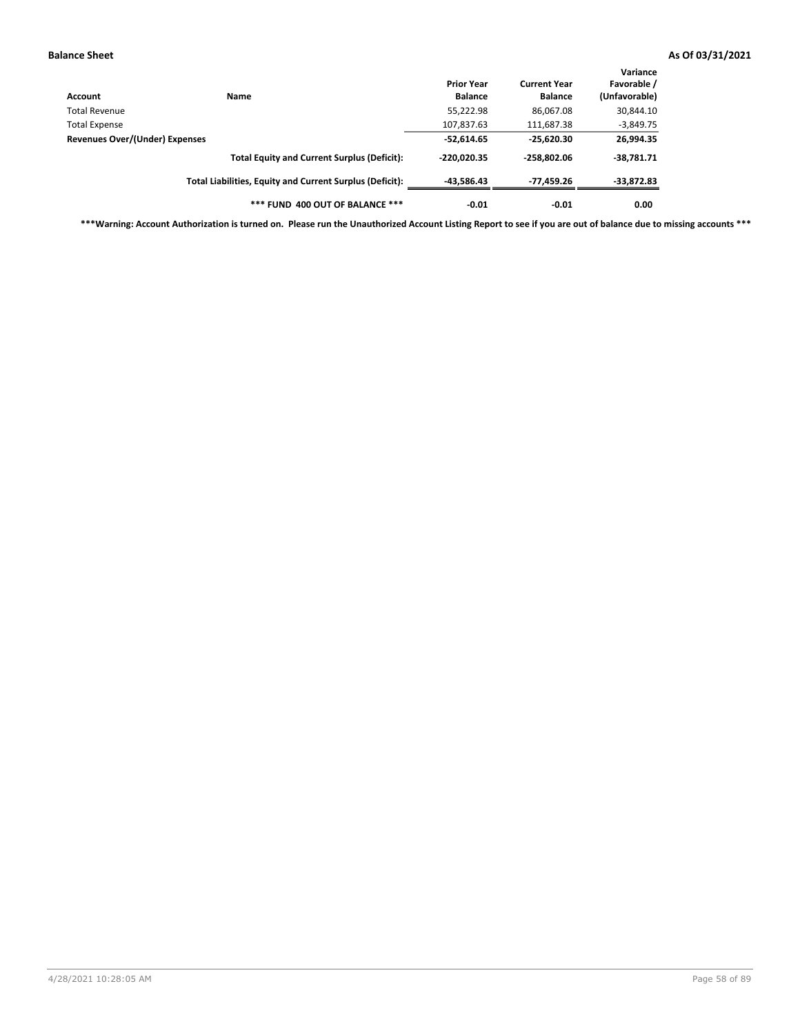**Balance Sheet** **As Of 03/31/2021**

| Account | Name | Prior Year Balance | Current Year Balance | Variance Favorable / (Unfavorable) |
|---|---|---|---|---|
| Total Revenue | | 55,222.98 | 86,067.08 | 30,844.10 |
| Total Expense | | 107,837.63 | 111,687.38 | -3,849.75 |
| **Revenues Over/(Under) Expenses** | | **-52,614.65** | **-25,620.30** | **26,994.35** |
| | **Total Equity and Current Surplus (Deficit):** | **-220,020.35** | **-258,802.06** | **-38,781.71** |
| | **Total Liabilities, Equity and Current Surplus (Deficit):** | **-43,586.43** | **-77,459.26** | **-33,872.83** |
| | **\*\*\* FUND 400 OUT OF BALANCE \*\*\*** | **-0.01** | **-0.01** | **0.00** |

**\*\*\*Warning: Account Authorization is turned on. Please run the Unauthorized Account Listing Report to see if you are out of balance due to missing accounts \*\*\***

4/28/2021 10:28:05 AM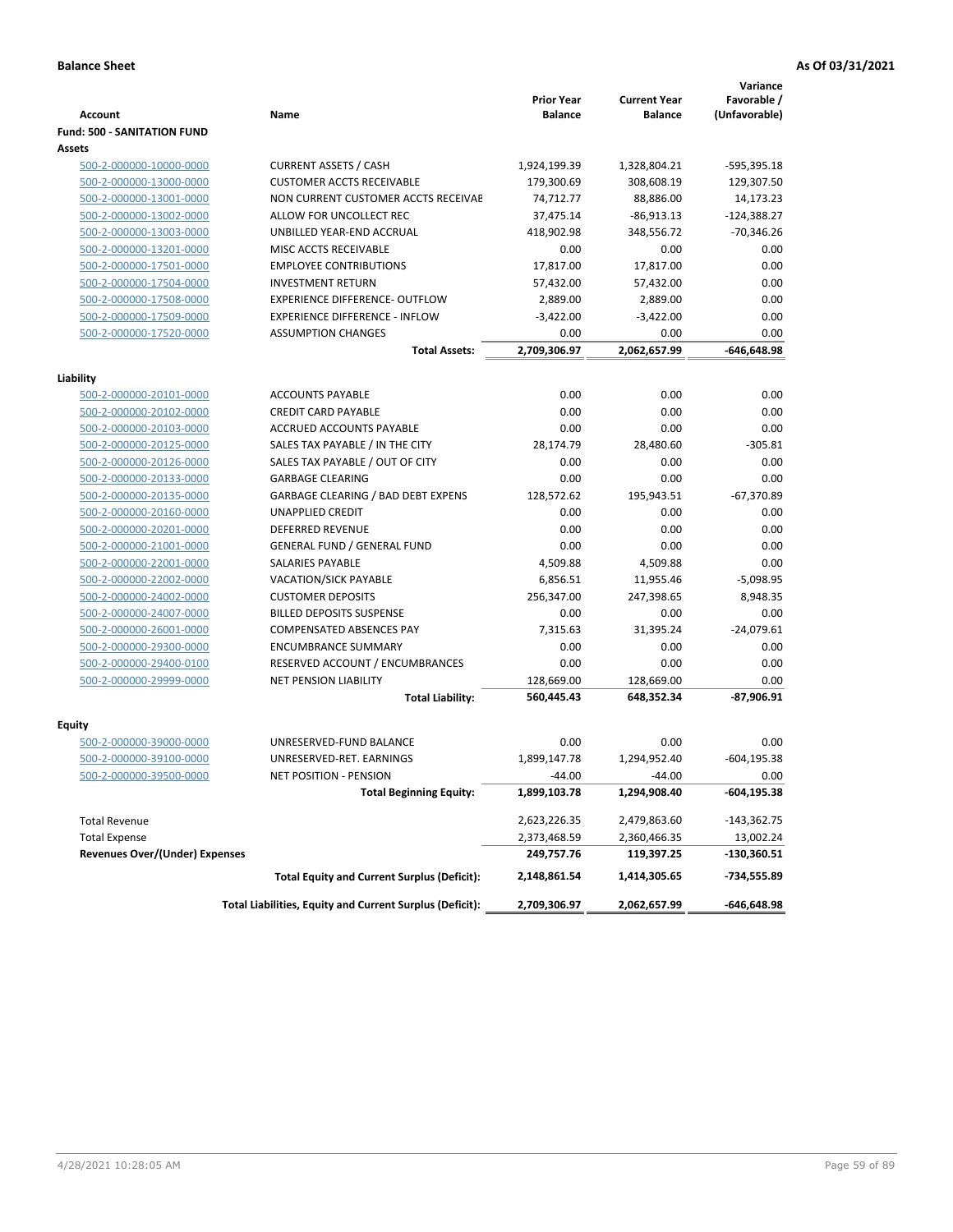**Balance Sheet** **As Of 03/31/2021**

| Account | Name | Prior Year Balance | Current Year Balance | Variance Favorable / (Unfavorable) |
|---|---|---|---|---|
| **Fund: 500 - SANITATION FUND** | | | | |
| **Assets** | | | | |
| 500-2-000000-10000-0000 | CURRENT ASSETS / CASH | 1,924,199.39 | 1,328,804.21 | -595,395.18 |
| 500-2-000000-13000-0000 | CUSTOMER ACCTS RECEIVABLE | 179,300.69 | 308,608.19 | 129,307.50 |
| 500-2-000000-13001-0000 | NON CURRENT CUSTOMER ACCTS RECEIVAE | 74,712.77 | 88,886.00 | 14,173.23 |
| 500-2-000000-13002-0000 | ALLOW FOR UNCOLLECT REC | 37,475.14 | -86,913.13 | -124,388.27 |
| 500-2-000000-13003-0000 | UNBILLED YEAR-END ACCRUAL | 418,902.98 | 348,556.72 | -70,346.26 |
| 500-2-000000-13201-0000 | MISC ACCTS RECEIVABLE | 0.00 | 0.00 | 0.00 |
| 500-2-000000-17501-0000 | EMPLOYEE CONTRIBUTIONS | 17,817.00 | 17,817.00 | 0.00 |
| 500-2-000000-17504-0000 | INVESTMENT RETURN | 57,432.00 | 57,432.00 | 0.00 |
| 500-2-000000-17508-0000 | EXPERIENCE DIFFERENCE- OUTFLOW | 2,889.00 | 2,889.00 | 0.00 |
| 500-2-000000-17509-0000 | EXPERIENCE DIFFERENCE - INFLOW | -3,422.00 | -3,422.00 | 0.00 |
| 500-2-000000-17520-0000 | ASSUMPTION CHANGES | 0.00 | 0.00 | 0.00 |
| | **Total Assets:** | **2,709,306.97** | **2,062,657.99** | **-646,648.98** |
| **Liability** | | | | |
| 500-2-000000-20101-0000 | ACCOUNTS PAYABLE | 0.00 | 0.00 | 0.00 |
| 500-2-000000-20102-0000 | CREDIT CARD PAYABLE | 0.00 | 0.00 | 0.00 |
| 500-2-000000-20103-0000 | ACCRUED ACCOUNTS PAYABLE | 0.00 | 0.00 | 0.00 |
| 500-2-000000-20125-0000 | SALES TAX PAYABLE / IN THE CITY | 28,174.79 | 28,480.60 | -305.81 |
| 500-2-000000-20126-0000 | SALES TAX PAYABLE / OUT OF CITY | 0.00 | 0.00 | 0.00 |
| 500-2-000000-20133-0000 | GARBAGE CLEARING | 0.00 | 0.00 | 0.00 |
| 500-2-000000-20135-0000 | GARBAGE CLEARING / BAD DEBT EXPENS | 128,572.62 | 195,943.51 | -67,370.89 |
| 500-2-000000-20160-0000 | UNAPPLIED CREDIT | 0.00 | 0.00 | 0.00 |
| 500-2-000000-20201-0000 | DEFERRED REVENUE | 0.00 | 0.00 | 0.00 |
| 500-2-000000-21001-0000 | GENERAL FUND / GENERAL FUND | 0.00 | 0.00 | 0.00 |
| 500-2-000000-22001-0000 | SALARIES PAYABLE | 4,509.88 | 4,509.88 | 0.00 |
| 500-2-000000-22002-0000 | VACATION/SICK PAYABLE | 6,856.51 | 11,955.46 | -5,098.95 |
| 500-2-000000-24002-0000 | CUSTOMER DEPOSITS | 256,347.00 | 247,398.65 | 8,948.35 |
| 500-2-000000-24007-0000 | BILLED DEPOSITS SUSPENSE | 0.00 | 0.00 | 0.00 |
| 500-2-000000-26001-0000 | COMPENSATED ABSENCES PAY | 7,315.63 | 31,395.24 | -24,079.61 |
| 500-2-000000-29300-0000 | ENCUMBRANCE SUMMARY | 0.00 | 0.00 | 0.00 |
| 500-2-000000-29400-0100 | RESERVED ACCOUNT / ENCUMBRANCES | 0.00 | 0.00 | 0.00 |
| 500-2-000000-29999-0000 | NET PENSION LIABILITY | 128,669.00 | 128,669.00 | 0.00 |
| | **Total Liability:** | **560,445.43** | **648,352.34** | **-87,906.91** |
| **Equity** | | | | |
| 500-2-000000-39000-0000 | UNRESERVED-FUND BALANCE | 0.00 | 0.00 | 0.00 |
| 500-2-000000-39100-0000 | UNRESERVED-RET. EARNINGS | 1,899,147.78 | 1,294,952.40 | -604,195.38 |
| 500-2-000000-39500-0000 | NET POSITION - PENSION | -44.00 | -44.00 | 0.00 |
| | **Total Beginning Equity:** | **1,899,103.78** | **1,294,908.40** | **-604,195.38** |
| Total Revenue | | 2,623,226.35 | 2,479,863.60 | -143,362.75 |
| Total Expense | | 2,373,468.59 | 2,360,466.35 | 13,002.24 |
| **Revenues Over/(Under) Expenses** | | **249,757.76** | **119,397.25** | **-130,360.51** |
| | **Total Equity and Current Surplus (Deficit):** | **2,148,861.54** | **1,414,305.65** | **-734,555.89** |
| | **Total Liabilities, Equity and Current Surplus (Deficit):** | **2,709,306.97** | **2,062,657.99** | **-646,648.98** |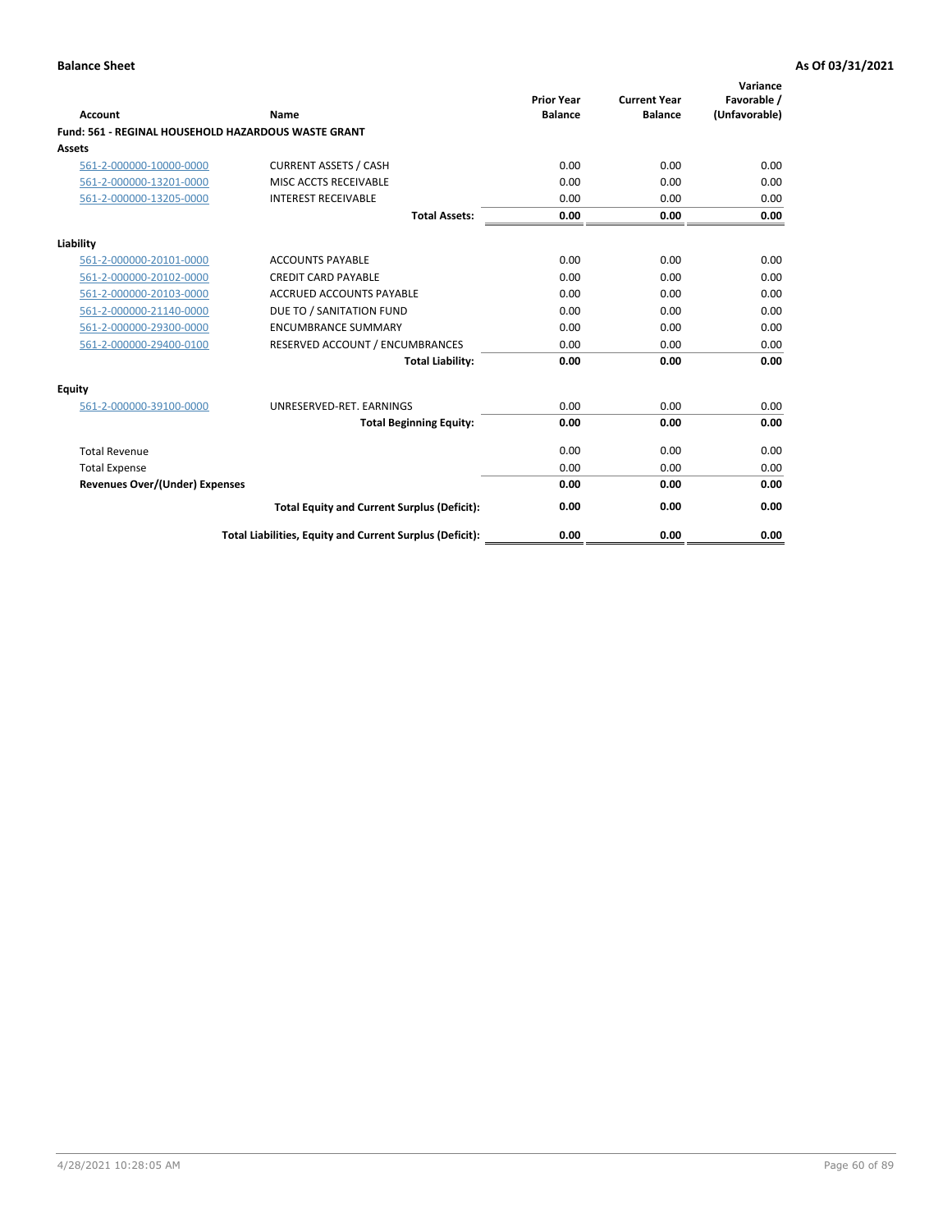**Balance Sheet** **As Of 03/31/2021**

| Account | Name | Prior Year Balance | Current Year Balance | Variance Favorable / (Unfavorable) |
|---|---|---|---|---|
| **Fund: 561 - REGINAL HOUSEHOLD HAZARDOUS WASTE GRANT** | | | | |
| **Assets** | | | | |
| 561-2-000000-10000-0000 | CURRENT ASSETS / CASH | 0.00 | 0.00 | 0.00 |
| 561-2-000000-13201-0000 | MISC ACCTS RECEIVABLE | 0.00 | 0.00 | 0.00 |
| 561-2-000000-13205-0000 | INTEREST RECEIVABLE | 0.00 | 0.00 | 0.00 |
| | **Total Assets:** | **0.00** | **0.00** | **0.00** |
| **Liability** | | | | |
| 561-2-000000-20101-0000 | ACCOUNTS PAYABLE | 0.00 | 0.00 | 0.00 |
| 561-2-000000-20102-0000 | CREDIT CARD PAYABLE | 0.00 | 0.00 | 0.00 |
| 561-2-000000-20103-0000 | ACCRUED ACCOUNTS PAYABLE | 0.00 | 0.00 | 0.00 |
| 561-2-000000-21140-0000 | DUE TO / SANITATION FUND | 0.00 | 0.00 | 0.00 |
| 561-2-000000-29300-0000 | ENCUMBRANCE SUMMARY | 0.00 | 0.00 | 0.00 |
| 561-2-000000-29400-0100 | RESERVED ACCOUNT / ENCUMBRANCES | 0.00 | 0.00 | 0.00 |
| | **Total Liability:** | **0.00** | **0.00** | **0.00** |
| **Equity** | | | | |
| 561-2-000000-39100-0000 | UNRESERVED-RET. EARNINGS | 0.00 | 0.00 | 0.00 |
| | **Total Beginning Equity:** | **0.00** | **0.00** | **0.00** |
| Total Revenue | | 0.00 | 0.00 | 0.00 |
| Total Expense | | 0.00 | 0.00 | 0.00 |
| **Revenues Over/(Under) Expenses** | | **0.00** | **0.00** | **0.00** |
| | **Total Equity and Current Surplus (Deficit):** | **0.00** | **0.00** | **0.00** |
| | **Total Liabilities, Equity and Current Surplus (Deficit):** | **0.00** | **0.00** | **0.00** |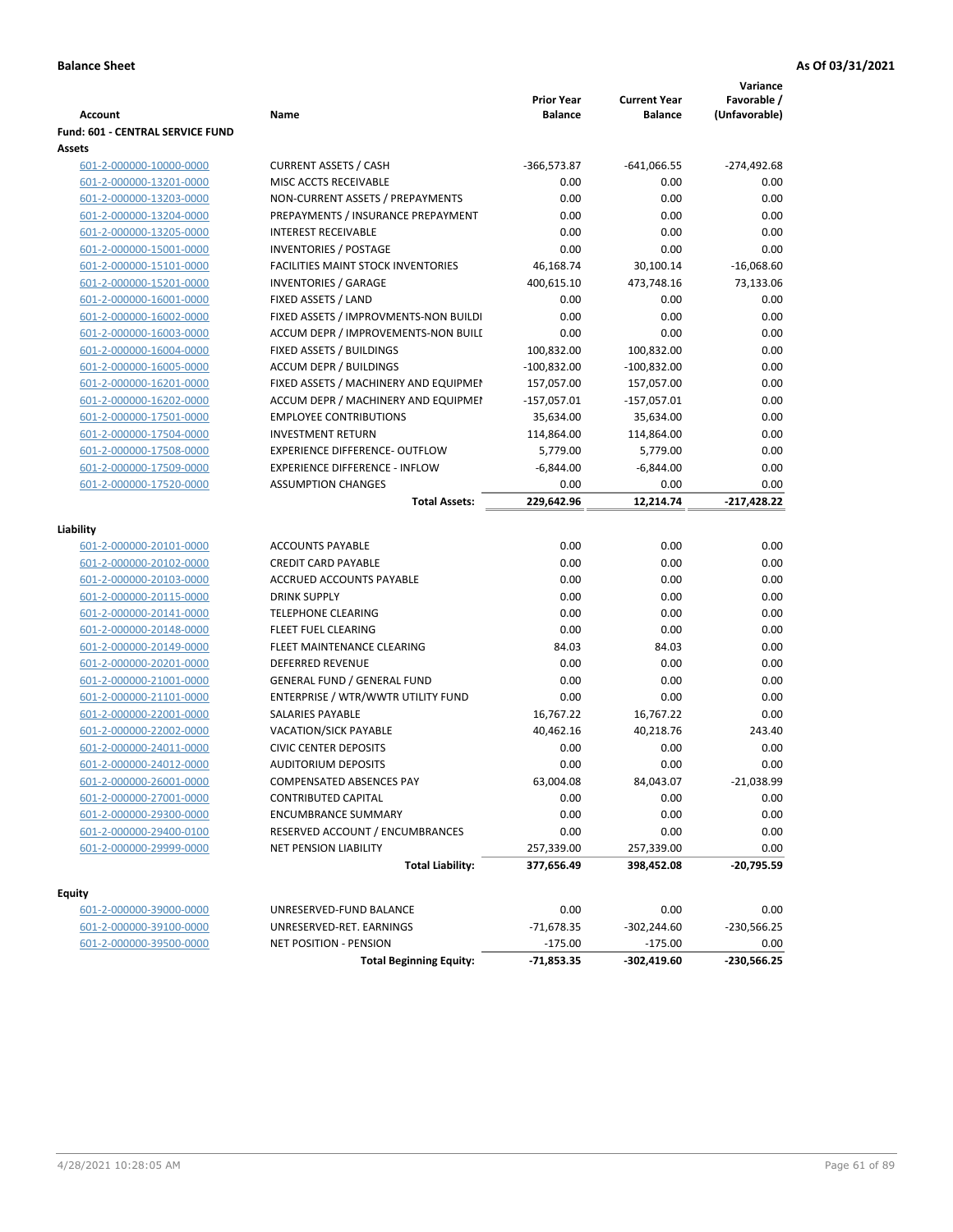**Balance Sheet** **As Of 03/31/2021**

| Account | Name | Prior Year Balance | Current Year Balance | Variance Favorable / (Unfavorable) |
|---|---|---|---|---|
| **Fund: 601 - CENTRAL SERVICE FUND** | | | | |
| **Assets** | | | | |
| 601-2-000000-10000-0000 | CURRENT ASSETS / CASH | -366,573.87 | -641,066.55 | -274,492.68 |
| 601-2-000000-13201-0000 | MISC ACCTS RECEIVABLE | 0.00 | 0.00 | 0.00 |
| 601-2-000000-13203-0000 | NON-CURRENT ASSETS / PREPAYMENTS | 0.00 | 0.00 | 0.00 |
| 601-2-000000-13204-0000 | PREPAYMENTS / INSURANCE PREPAYMENT | 0.00 | 0.00 | 0.00 |
| 601-2-000000-13205-0000 | INTEREST RECEIVABLE | 0.00 | 0.00 | 0.00 |
| 601-2-000000-15001-0000 | INVENTORIES / POSTAGE | 0.00 | 0.00 | 0.00 |
| 601-2-000000-15101-0000 | FACILITIES MAINT STOCK INVENTORIES | 46,168.74 | 30,100.14 | -16,068.60 |
| 601-2-000000-15201-0000 | INVENTORIES / GARAGE | 400,615.10 | 473,748.16 | 73,133.06 |
| 601-2-000000-16001-0000 | FIXED ASSETS / LAND | 0.00 | 0.00 | 0.00 |
| 601-2-000000-16002-0000 | FIXED ASSETS / IMPROVMENTS-NON BUILDI | 0.00 | 0.00 | 0.00 |
| 601-2-000000-16003-0000 | ACCUM DEPR / IMPROVEMENTS-NON BUILI | 0.00 | 0.00 | 0.00 |
| 601-2-000000-16004-0000 | FIXED ASSETS / BUILDINGS | 100,832.00 | 100,832.00 | 0.00 |
| 601-2-000000-16005-0000 | ACCUM DEPR / BUILDINGS | -100,832.00 | -100,832.00 | 0.00 |
| 601-2-000000-16201-0000 | FIXED ASSETS / MACHINERY AND EQUIPMEI | 157,057.00 | 157,057.00 | 0.00 |
| 601-2-000000-16202-0000 | ACCUM DEPR / MACHINERY AND EQUIPMEI | -157,057.01 | -157,057.01 | 0.00 |
| 601-2-000000-17501-0000 | EMPLOYEE CONTRIBUTIONS | 35,634.00 | 35,634.00 | 0.00 |
| 601-2-000000-17504-0000 | INVESTMENT RETURN | 114,864.00 | 114,864.00 | 0.00 |
| 601-2-000000-17508-0000 | EXPERIENCE DIFFERENCE- OUTFLOW | 5,779.00 | 5,779.00 | 0.00 |
| 601-2-000000-17509-0000 | EXPERIENCE DIFFERENCE - INFLOW | -6,844.00 | -6,844.00 | 0.00 |
| 601-2-000000-17520-0000 | ASSUMPTION CHANGES | 0.00 | 0.00 | 0.00 |
| | **Total Assets:** | **229,642.96** | **12,214.74** | **-217,428.22** |
| **Liability** | | | | |
| 601-2-000000-20101-0000 | ACCOUNTS PAYABLE | 0.00 | 0.00 | 0.00 |
| 601-2-000000-20102-0000 | CREDIT CARD PAYABLE | 0.00 | 0.00 | 0.00 |
| 601-2-000000-20103-0000 | ACCRUED ACCOUNTS PAYABLE | 0.00 | 0.00 | 0.00 |
| 601-2-000000-20115-0000 | DRINK SUPPLY | 0.00 | 0.00 | 0.00 |
| 601-2-000000-20141-0000 | TELEPHONE CLEARING | 0.00 | 0.00 | 0.00 |
| 601-2-000000-20148-0000 | FLEET FUEL CLEARING | 0.00 | 0.00 | 0.00 |
| 601-2-000000-20149-0000 | FLEET MAINTENANCE CLEARING | 84.03 | 84.03 | 0.00 |
| 601-2-000000-20201-0000 | DEFERRED REVENUE | 0.00 | 0.00 | 0.00 |
| 601-2-000000-21001-0000 | GENERAL FUND / GENERAL FUND | 0.00 | 0.00 | 0.00 |
| 601-2-000000-21101-0000 | ENTERPRISE / WTR/WWTR UTILITY FUND | 0.00 | 0.00 | 0.00 |
| 601-2-000000-22001-0000 | SALARIES PAYABLE | 16,767.22 | 16,767.22 | 0.00 |
| 601-2-000000-22002-0000 | VACATION/SICK PAYABLE | 40,462.16 | 40,218.76 | 243.40 |
| 601-2-000000-24011-0000 | CIVIC CENTER DEPOSITS | 0.00 | 0.00 | 0.00 |
| 601-2-000000-24012-0000 | AUDITORIUM DEPOSITS | 0.00 | 0.00 | 0.00 |
| 601-2-000000-26001-0000 | COMPENSATED ABSENCES PAY | 63,004.08 | 84,043.07 | -21,038.99 |
| 601-2-000000-27001-0000 | CONTRIBUTED CAPITAL | 0.00 | 0.00 | 0.00 |
| 601-2-000000-29300-0000 | ENCUMBRANCE SUMMARY | 0.00 | 0.00 | 0.00 |
| 601-2-000000-29400-0100 | RESERVED ACCOUNT / ENCUMBRANCES | 0.00 | 0.00 | 0.00 |
| 601-2-000000-29999-0000 | NET PENSION LIABILITY | 257,339.00 | 257,339.00 | 0.00 |
| | **Total Liability:** | **377,656.49** | **398,452.08** | **-20,795.59** |
| **Equity** | | | | |
| 601-2-000000-39000-0000 | UNRESERVED-FUND BALANCE | 0.00 | 0.00 | 0.00 |
| 601-2-000000-39100-0000 | UNRESERVED-RET. EARNINGS | -71,678.35 | -302,244.60 | -230,566.25 |
| 601-2-000000-39500-0000 | NET POSITION - PENSION | -175.00 | -175.00 | 0.00 |
| | **Total Beginning Equity:** | **-71,853.35** | **-302,419.60** | **-230,566.25** |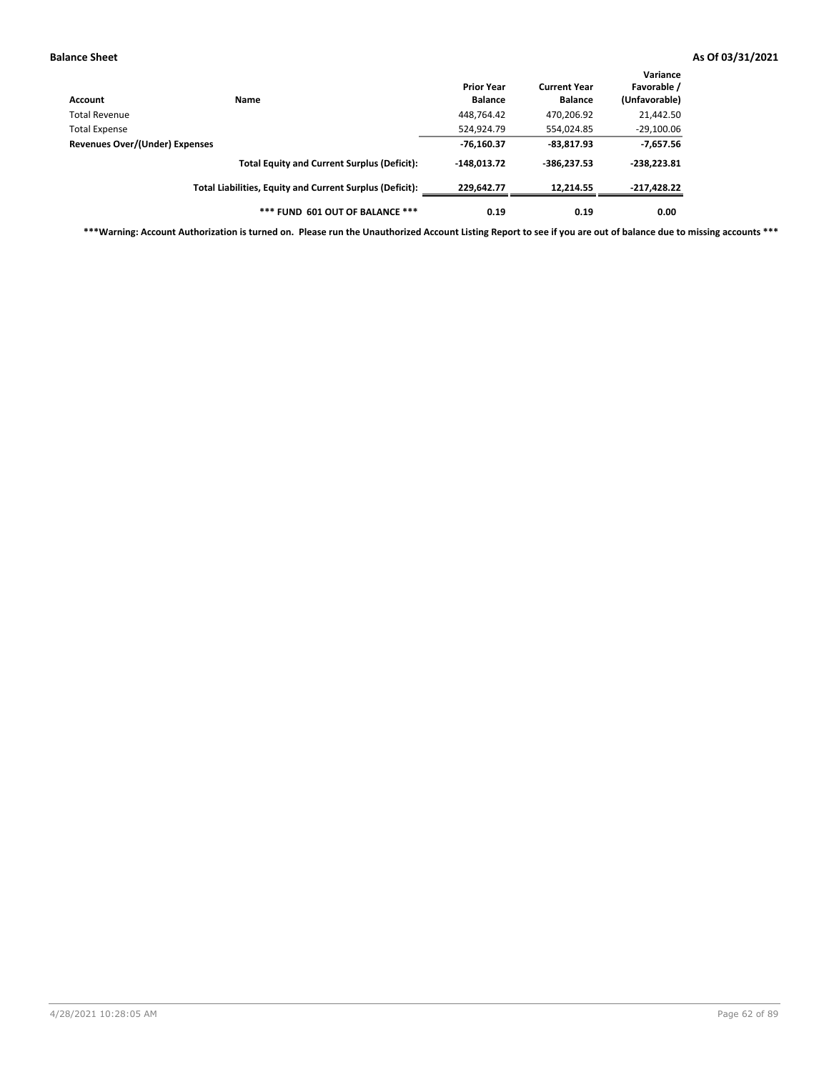**Balance Sheet** **As Of 03/31/2021**

| Account | Name | Prior Year Balance | Current Year Balance | Variance Favorable / (Unfavorable) |
|---|---|---|---|---|
| Total Revenue | | 448,764.42 | 470,206.92 | 21,442.50 |
| Total Expense | | 524,924.79 | 554,024.85 | -29,100.06 |
| **Revenues Over/(Under) Expenses** | | **-76,160.37** | **-83,817.93** | **-7,657.56** |
| | **Total Equity and Current Surplus (Deficit):** | **-148,013.72** | **-386,237.53** | **-238,223.81** |
| | **Total Liabilities, Equity and Current Surplus (Deficit):** | **229,642.77** | **12,214.55** | **-217,428.22** |
| | **\*\*\* FUND 601 OUT OF BALANCE \*\*\*** | **0.19** | **0.19** | **0.00** |

**\*\*\*Warning: Account Authorization is turned on. Please run the Unauthorized Account Listing Report to see if you are out of balance due to missing accounts \*\*\***

4/28/2021 10:28:05 AM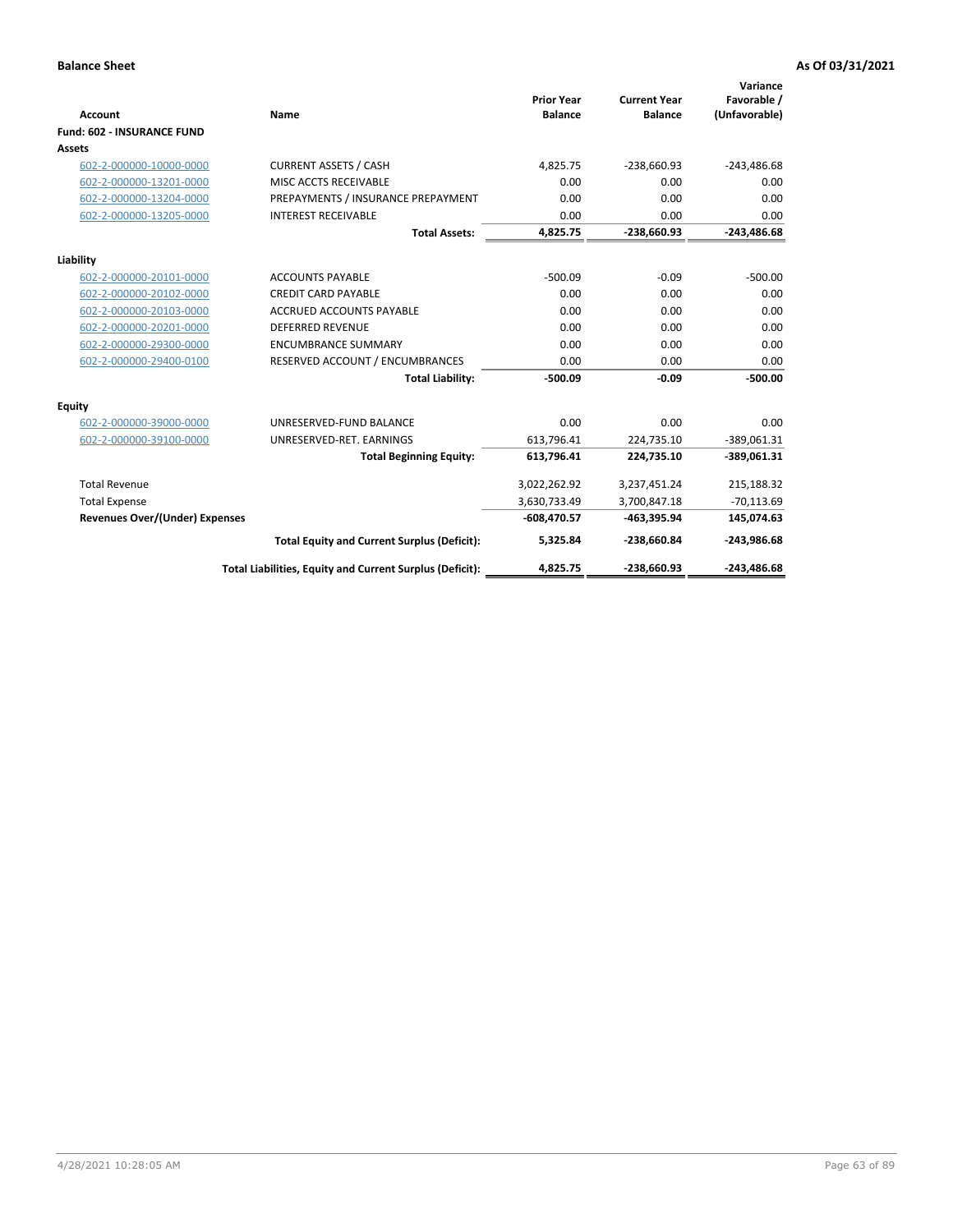**Balance Sheet** **As Of 03/31/2021**

| Account | Name | Prior Year Balance | Current Year Balance | Variance Favorable / (Unfavorable) |
|---|---|---|---|---|
| **Fund: 602 - INSURANCE FUND** | | | | |
| **Assets** | | | | |
| 602-2-000000-10000-0000 | CURRENT ASSETS / CASH | 4,825.75 | -238,660.93 | -243,486.68 |
| 602-2-000000-13201-0000 | MISC ACCTS RECEIVABLE | 0.00 | 0.00 | 0.00 |
| 602-2-000000-13204-0000 | PREPAYMENTS / INSURANCE PREPAYMENT | 0.00 | 0.00 | 0.00 |
| 602-2-000000-13205-0000 | INTEREST RECEIVABLE | 0.00 | 0.00 | 0.00 |
| | **Total Assets:** | **4,825.75** | **-238,660.93** | **-243,486.68** |
| **Liability** | | | | |
| 602-2-000000-20101-0000 | ACCOUNTS PAYABLE | -500.09 | -0.09 | -500.00 |
| 602-2-000000-20102-0000 | CREDIT CARD PAYABLE | 0.00 | 0.00 | 0.00 |
| 602-2-000000-20103-0000 | ACCRUED ACCOUNTS PAYABLE | 0.00 | 0.00 | 0.00 |
| 602-2-000000-20201-0000 | DEFERRED REVENUE | 0.00 | 0.00 | 0.00 |
| 602-2-000000-29300-0000 | ENCUMBRANCE SUMMARY | 0.00 | 0.00 | 0.00 |
| 602-2-000000-29400-0100 | RESERVED ACCOUNT / ENCUMBRANCES | 0.00 | 0.00 | 0.00 |
| | **Total Liability:** | **-500.09** | **-0.09** | **-500.00** |
| **Equity** | | | | |
| 602-2-000000-39000-0000 | UNRESERVED-FUND BALANCE | 0.00 | 0.00 | 0.00 |
| 602-2-000000-39100-0000 | UNRESERVED-RET. EARNINGS | 613,796.41 | 224,735.10 | -389,061.31 |
| | **Total Beginning Equity:** | **613,796.41** | **224,735.10** | **-389,061.31** |
| Total Revenue | | 3,022,262.92 | 3,237,451.24 | 215,188.32 |
| Total Expense | | 3,630,733.49 | 3,700,847.18 | -70,113.69 |
| **Revenues Over/(Under) Expenses** | | **-608,470.57** | **-463,395.94** | **145,074.63** |
| | **Total Equity and Current Surplus (Deficit):** | **5,325.84** | **-238,660.84** | **-243,986.68** |
| | **Total Liabilities, Equity and Current Surplus (Deficit):** | **4,825.75** | **-238,660.93** | **-243,486.68** |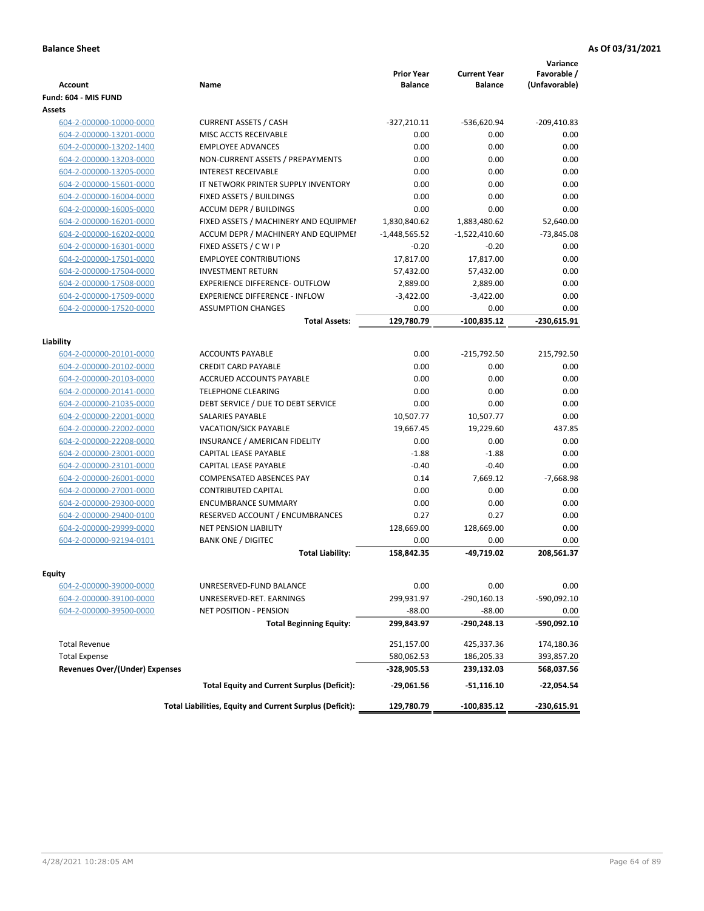**Balance Sheet** **As Of 03/31/2021**

| Account | Name | Prior Year Balance | Current Year Balance | Variance Favorable / (Unfavorable) |
|---|---|---|---|---|
| **Fund: 604 - MIS FUND** | | | | |
| **Assets** | | | | |
| 604-2-000000-10000-0000 | CURRENT ASSETS / CASH | -327,210.11 | -536,620.94 | -209,410.83 |
| 604-2-000000-13201-0000 | MISC ACCTS RECEIVABLE | 0.00 | 0.00 | 0.00 |
| 604-2-000000-13202-1400 | EMPLOYEE ADVANCES | 0.00 | 0.00 | 0.00 |
| 604-2-000000-13203-0000 | NON-CURRENT ASSETS / PREPAYMENTS | 0.00 | 0.00 | 0.00 |
| 604-2-000000-13205-0000 | INTEREST RECEIVABLE | 0.00 | 0.00 | 0.00 |
| 604-2-000000-15601-0000 | IT NETWORK PRINTER SUPPLY INVENTORY | 0.00 | 0.00 | 0.00 |
| 604-2-000000-16004-0000 | FIXED ASSETS / BUILDINGS | 0.00 | 0.00 | 0.00 |
| 604-2-000000-16005-0000 | ACCUM DEPR / BUILDINGS | 0.00 | 0.00 | 0.00 |
| 604-2-000000-16201-0000 | FIXED ASSETS / MACHINERY AND EQUIPMENT | 1,830,840.62 | 1,883,480.62 | 52,640.00 |
| 604-2-000000-16202-0000 | ACCUM DEPR / MACHINERY AND EQUIPMENT | -1,448,565.52 | -1,522,410.60 | -73,845.08 |
| 604-2-000000-16301-0000 | FIXED ASSETS / C W I P | -0.20 | -0.20 | 0.00 |
| 604-2-000000-17501-0000 | EMPLOYEE CONTRIBUTIONS | 17,817.00 | 17,817.00 | 0.00 |
| 604-2-000000-17504-0000 | INVESTMENT RETURN | 57,432.00 | 57,432.00 | 0.00 |
| 604-2-000000-17508-0000 | EXPERIENCE DIFFERENCE- OUTFLOW | 2,889.00 | 2,889.00 | 0.00 |
| 604-2-000000-17509-0000 | EXPERIENCE DIFFERENCE - INFLOW | -3,422.00 | -3,422.00 | 0.00 |
| 604-2-000000-17520-0000 | ASSUMPTION CHANGES | 0.00 | 0.00 | 0.00 |
| | **Total Assets:** | **129,780.79** | **-100,835.12** | **-230,615.91** |
| **Liability** | | | | |
| 604-2-000000-20101-0000 | ACCOUNTS PAYABLE | 0.00 | -215,792.50 | 215,792.50 |
| 604-2-000000-20102-0000 | CREDIT CARD PAYABLE | 0.00 | 0.00 | 0.00 |
| 604-2-000000-20103-0000 | ACCRUED ACCOUNTS PAYABLE | 0.00 | 0.00 | 0.00 |
| 604-2-000000-20141-0000 | TELEPHONE CLEARING | 0.00 | 0.00 | 0.00 |
| 604-2-000000-21035-0000 | DEBT SERVICE / DUE TO DEBT SERVICE | 0.00 | 0.00 | 0.00 |
| 604-2-000000-22001-0000 | SALARIES PAYABLE | 10,507.77 | 10,507.77 | 0.00 |
| 604-2-000000-22002-0000 | VACATION/SICK PAYABLE | 19,667.45 | 19,229.60 | 437.85 |
| 604-2-000000-22208-0000 | INSURANCE / AMERICAN FIDELITY | 0.00 | 0.00 | 0.00 |
| 604-2-000000-23001-0000 | CAPITAL LEASE PAYABLE | -1.88 | -1.88 | 0.00 |
| 604-2-000000-23101-0000 | CAPITAL LEASE PAYABLE | -0.40 | -0.40 | 0.00 |
| 604-2-000000-26001-0000 | COMPENSATED ABSENCES PAY | 0.14 | 7,669.12 | -7,668.98 |
| 604-2-000000-27001-0000 | CONTRIBUTED CAPITAL | 0.00 | 0.00 | 0.00 |
| 604-2-000000-29300-0000 | ENCUMBRANCE SUMMARY | 0.00 | 0.00 | 0.00 |
| 604-2-000000-29400-0100 | RESERVED ACCOUNT / ENCUMBRANCES | 0.27 | 0.27 | 0.00 |
| 604-2-000000-29999-0000 | NET PENSION LIABILITY | 128,669.00 | 128,669.00 | 0.00 |
| 604-2-000000-92194-0101 | BANK ONE / DIGITEC | 0.00 | 0.00 | 0.00 |
| | **Total Liability:** | **158,842.35** | **-49,719.02** | **208,561.37** |
| **Equity** | | | | |
| 604-2-000000-39000-0000 | UNRESERVED-FUND BALANCE | 0.00 | 0.00 | 0.00 |
| 604-2-000000-39100-0000 | UNRESERVED-RET. EARNINGS | 299,931.97 | -290,160.13 | -590,092.10 |
| 604-2-000000-39500-0000 | NET POSITION - PENSION | -88.00 | -88.00 | 0.00 |
| | **Total Beginning Equity:** | **299,843.97** | **-290,248.13** | **-590,092.10** |
| Total Revenue | | 251,157.00 | 425,337.36 | 174,180.36 |
| Total Expense | | 580,062.53 | 186,205.33 | 393,857.20 |
| **Revenues Over/(Under) Expenses** | | **-328,905.53** | **239,132.03** | **568,037.56** |
| | **Total Equity and Current Surplus (Deficit):** | **-29,061.56** | **-51,116.10** | **-22,054.54** |
| | **Total Liabilities, Equity and Current Surplus (Deficit):** | **129,780.79** | **-100,835.12** | **-230,615.91** |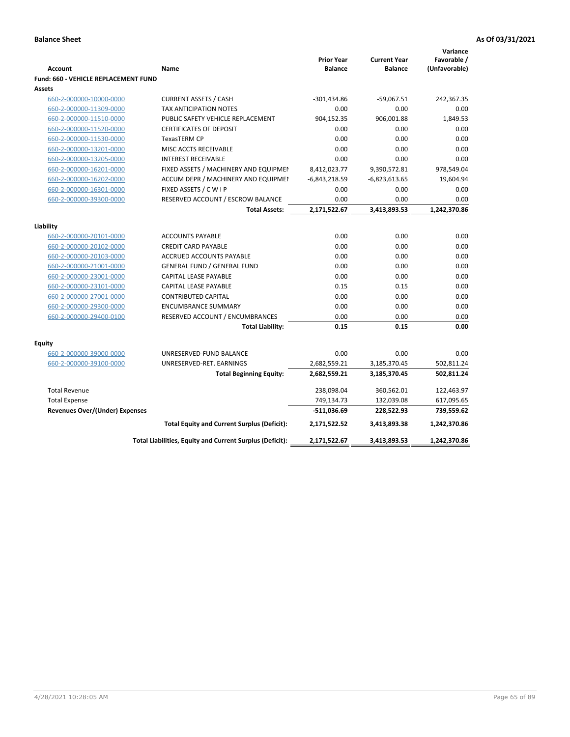**Balance Sheet** **As Of 03/31/2021**

| Account | Name | Prior Year Balance | Current Year Balance | Variance Favorable / (Unfavorable) |
|---|---|---|---|---|
| **Fund: 660 - VEHICLE REPLACEMENT FUND** | | | | |
| **Assets** | | | | |
| 660-2-000000-10000-0000 | CURRENT ASSETS / CASH | -301,434.86 | -59,067.51 | 242,367.35 |
| 660-2-000000-11309-0000 | TAX ANTICIPATION NOTES | 0.00 | 0.00 | 0.00 |
| 660-2-000000-11510-0000 | PUBLIC SAFETY VEHICLE REPLACEMENT | 904,152.35 | 906,001.88 | 1,849.53 |
| 660-2-000000-11520-0000 | CERTIFICATES OF DEPOSIT | 0.00 | 0.00 | 0.00 |
| 660-2-000000-11530-0000 | TexasTERM CP | 0.00 | 0.00 | 0.00 |
| 660-2-000000-13201-0000 | MISC ACCTS RECEIVABLE | 0.00 | 0.00 | 0.00 |
| 660-2-000000-13205-0000 | INTEREST RECEIVABLE | 0.00 | 0.00 | 0.00 |
| 660-2-000000-16201-0000 | FIXED ASSETS / MACHINERY AND EQUIPMEI | 8,412,023.77 | 9,390,572.81 | 978,549.04 |
| 660-2-000000-16202-0000 | ACCUM DEPR / MACHINERY AND EQUIPMEI | -6,843,218.59 | -6,823,613.65 | 19,604.94 |
| 660-2-000000-16301-0000 | FIXED ASSETS / C W I P | 0.00 | 0.00 | 0.00 |
| 660-2-000000-39300-0000 | RESERVED ACCOUNT / ESCROW BALANCE | 0.00 | 0.00 | 0.00 |
| | **Total Assets:** | **2,171,522.67** | **3,413,893.53** | **1,242,370.86** |
| **Liability** | | | | |
| 660-2-000000-20101-0000 | ACCOUNTS PAYABLE | 0.00 | 0.00 | 0.00 |
| 660-2-000000-20102-0000 | CREDIT CARD PAYABLE | 0.00 | 0.00 | 0.00 |
| 660-2-000000-20103-0000 | ACCRUED ACCOUNTS PAYABLE | 0.00 | 0.00 | 0.00 |
| 660-2-000000-21001-0000 | GENERAL FUND / GENERAL FUND | 0.00 | 0.00 | 0.00 |
| 660-2-000000-23001-0000 | CAPITAL LEASE PAYABLE | 0.00 | 0.00 | 0.00 |
| 660-2-000000-23101-0000 | CAPITAL LEASE PAYABLE | 0.15 | 0.15 | 0.00 |
| 660-2-000000-27001-0000 | CONTRIBUTED CAPITAL | 0.00 | 0.00 | 0.00 |
| 660-2-000000-29300-0000 | ENCUMBRANCE SUMMARY | 0.00 | 0.00 | 0.00 |
| 660-2-000000-29400-0100 | RESERVED ACCOUNT / ENCUMBRANCES | 0.00 | 0.00 | 0.00 |
| | **Total Liability:** | **0.15** | **0.15** | **0.00** |
| **Equity** | | | | |
| 660-2-000000-39000-0000 | UNRESERVED-FUND BALANCE | 0.00 | 0.00 | 0.00 |
| 660-2-000000-39100-0000 | UNRESERVED-RET. EARNINGS | 2,682,559.21 | 3,185,370.45 | 502,811.24 |
| | **Total Beginning Equity:** | **2,682,559.21** | **3,185,370.45** | **502,811.24** |
| Total Revenue | | 238,098.04 | 360,562.01 | 122,463.97 |
| Total Expense | | 749,134.73 | 132,039.08 | 617,095.65 |
| **Revenues Over/(Under) Expenses** | | **-511,036.69** | **228,522.93** | **739,559.62** |
| | **Total Equity and Current Surplus (Deficit):** | **2,171,522.52** | **3,413,893.38** | **1,242,370.86** |
| | **Total Liabilities, Equity and Current Surplus (Deficit):** | **2,171,522.67** | **3,413,893.53** | **1,242,370.86** |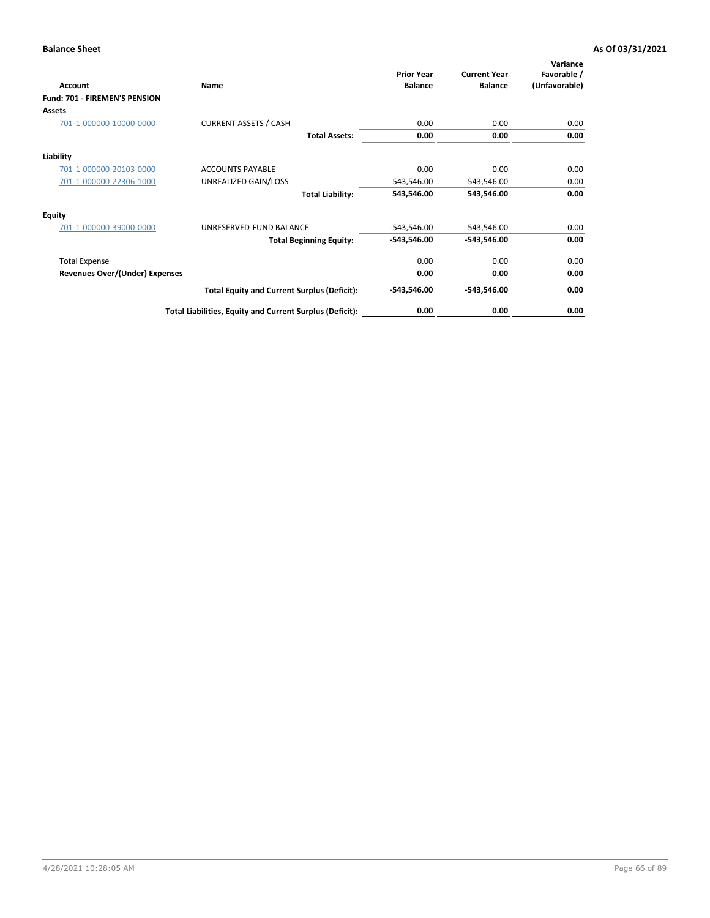**Balance Sheet** **As Of 03/31/2021**

| Account | Name | Prior Year Balance | Current Year Balance | Variance Favorable / (Unfavorable) |
|---|---|---|---|---|
| **Fund: 701 - FIREMEN'S PENSION** | | | | |
| **Assets** | | | | |
| 701-1-000000-10000-0000 | CURRENT ASSETS / CASH | 0.00 | 0.00 | 0.00 |
| | **Total Assets:** | **0.00** | **0.00** | **0.00** |
| **Liability** | | | | |
| 701-1-000000-20103-0000 | ACCOUNTS PAYABLE | 0.00 | 0.00 | 0.00 |
| 701-1-000000-22306-1000 | UNREALIZED GAIN/LOSS | 543,546.00 | 543,546.00 | 0.00 |
| | **Total Liability:** | **543,546.00** | **543,546.00** | **0.00** |
| **Equity** | | | | |
| 701-1-000000-39000-0000 | UNRESERVED-FUND BALANCE | -543,546.00 | -543,546.00 | 0.00 |
| | **Total Beginning Equity:** | **-543,546.00** | **-543,546.00** | **0.00** |
| Total Expense | | 0.00 | 0.00 | 0.00 |
| **Revenues Over/(Under) Expenses** | | **0.00** | **0.00** | **0.00** |
| | **Total Equity and Current Surplus (Deficit):** | **-543,546.00** | **-543,546.00** | **0.00** |
| | **Total Liabilities, Equity and Current Surplus (Deficit):** | **0.00** | **0.00** | **0.00** |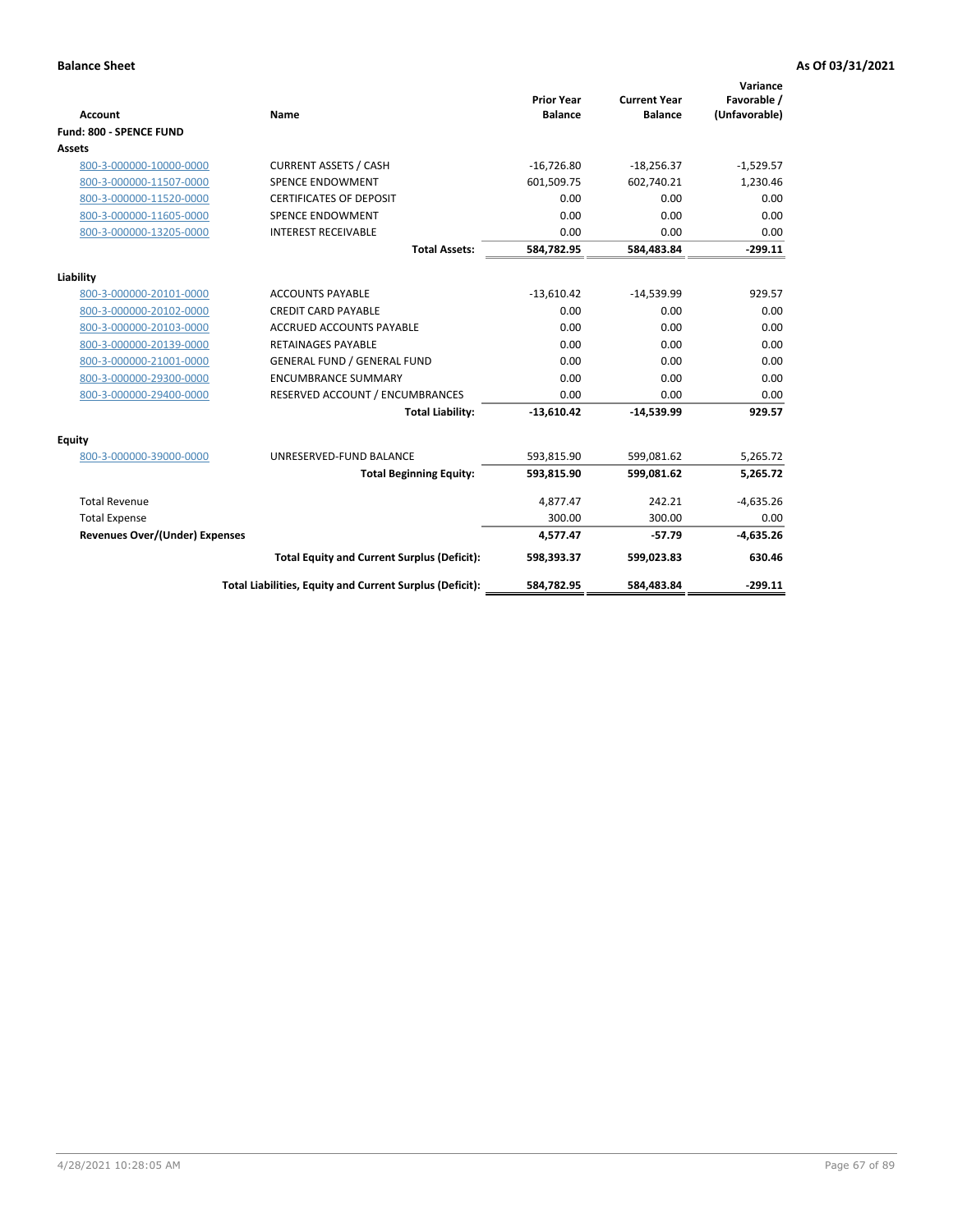**Balance Sheet** **As Of 03/31/2021**

| Account | Name | Prior Year Balance | Current Year Balance | Variance Favorable / (Unfavorable) |
|---|---|---|---|---|
| **Fund: 800 - SPENCE FUND** | | | | |
| **Assets** | | | | |
| 800-3-000000-10000-0000 | CURRENT ASSETS / CASH | -16,726.80 | -18,256.37 | -1,529.57 |
| 800-3-000000-11507-0000 | SPENCE ENDOWMENT | 601,509.75 | 602,740.21 | 1,230.46 |
| 800-3-000000-11520-0000 | CERTIFICATES OF DEPOSIT | 0.00 | 0.00 | 0.00 |
| 800-3-000000-11605-0000 | SPENCE ENDOWMENT | 0.00 | 0.00 | 0.00 |
| 800-3-000000-13205-0000 | INTEREST RECEIVABLE | 0.00 | 0.00 | 0.00 |
| | **Total Assets:** | **584,782.95** | **584,483.84** | **-299.11** |
| **Liability** | | | | |
| 800-3-000000-20101-0000 | ACCOUNTS PAYABLE | -13,610.42 | -14,539.99 | 929.57 |
| 800-3-000000-20102-0000 | CREDIT CARD PAYABLE | 0.00 | 0.00 | 0.00 |
| 800-3-000000-20103-0000 | ACCRUED ACCOUNTS PAYABLE | 0.00 | 0.00 | 0.00 |
| 800-3-000000-20139-0000 | RETAINAGES PAYABLE | 0.00 | 0.00 | 0.00 |
| 800-3-000000-21001-0000 | GENERAL FUND / GENERAL FUND | 0.00 | 0.00 | 0.00 |
| 800-3-000000-29300-0000 | ENCUMBRANCE SUMMARY | 0.00 | 0.00 | 0.00 |
| 800-3-000000-29400-0000 | RESERVED ACCOUNT / ENCUMBRANCES | 0.00 | 0.00 | 0.00 |
| | **Total Liability:** | **-13,610.42** | **-14,539.99** | **929.57** |
| **Equity** | | | | |
| 800-3-000000-39000-0000 | UNRESERVED-FUND BALANCE | 593,815.90 | 599,081.62 | 5,265.72 |
| | **Total Beginning Equity:** | **593,815.90** | **599,081.62** | **5,265.72** |
| Total Revenue | | 4,877.47 | 242.21 | -4,635.26 |
| Total Expense | | 300.00 | 300.00 | 0.00 |
| **Revenues Over/(Under) Expenses** | | **4,577.47** | **-57.79** | **-4,635.26** |
| | **Total Equity and Current Surplus (Deficit):** | **598,393.37** | **599,023.83** | **630.46** |
| | **Total Liabilities, Equity and Current Surplus (Deficit):** | **584,782.95** | **584,483.84** | **-299.11** |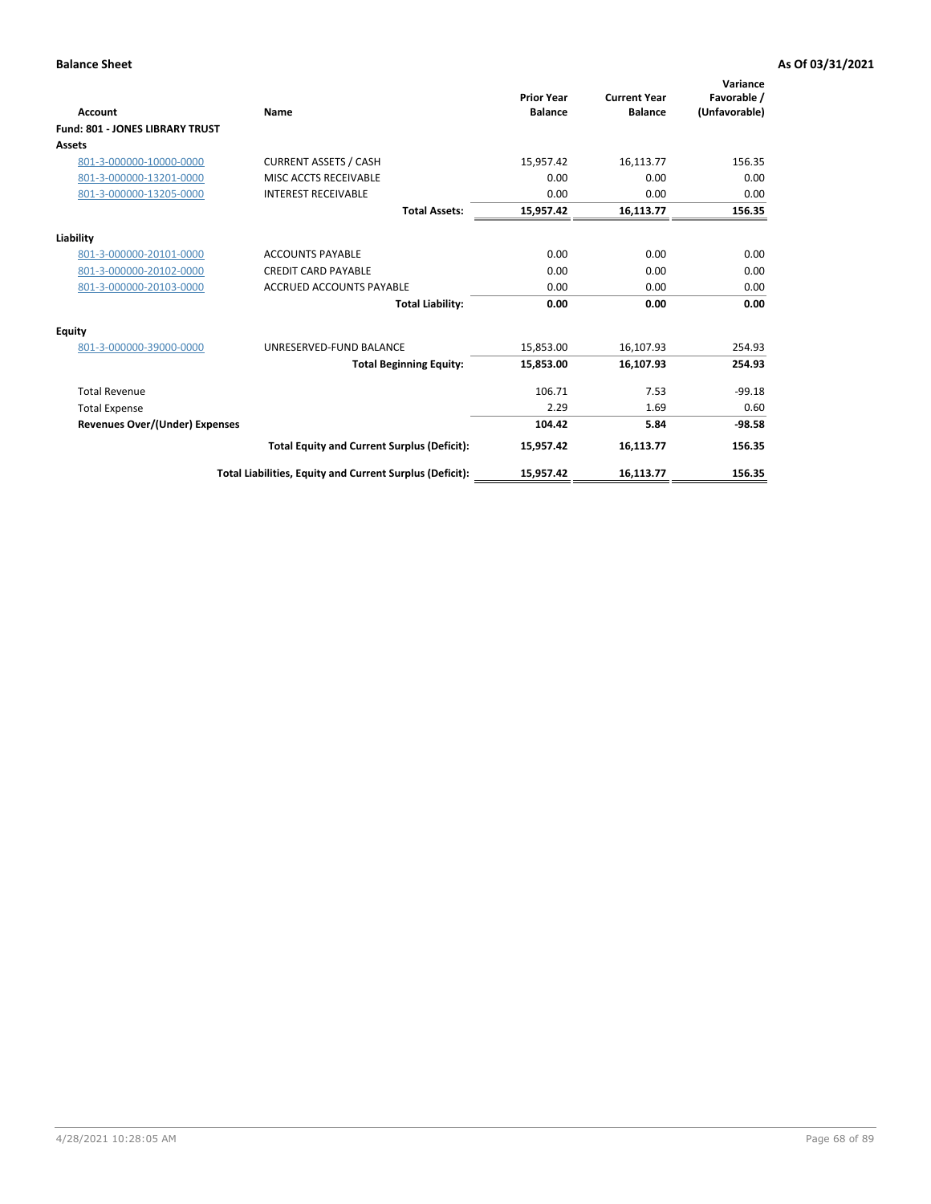**Balance Sheet** **As Of 03/31/2021**

| Account | Name | Prior Year Balance | Current Year Balance | Variance Favorable / (Unfavorable) |
|---|---|---|---|---|
| **Fund: 801 - JONES LIBRARY TRUST** | | | | |
| **Assets** | | | | |
| 801-3-000000-10000-0000 | CURRENT ASSETS / CASH | 15,957.42 | 16,113.77 | 156.35 |
| 801-3-000000-13201-0000 | MISC ACCTS RECEIVABLE | 0.00 | 0.00 | 0.00 |
| 801-3-000000-13205-0000 | INTEREST RECEIVABLE | 0.00 | 0.00 | 0.00 |
| | **Total Assets:** | **15,957.42** | **16,113.77** | **156.35** |
| **Liability** | | | | |
| 801-3-000000-20101-0000 | ACCOUNTS PAYABLE | 0.00 | 0.00 | 0.00 |
| 801-3-000000-20102-0000 | CREDIT CARD PAYABLE | 0.00 | 0.00 | 0.00 |
| 801-3-000000-20103-0000 | ACCRUED ACCOUNTS PAYABLE | 0.00 | 0.00 | 0.00 |
| | **Total Liability:** | **0.00** | **0.00** | **0.00** |
| **Equity** | | | | |
| 801-3-000000-39000-0000 | UNRESERVED-FUND BALANCE | 15,853.00 | 16,107.93 | 254.93 |
| | **Total Beginning Equity:** | **15,853.00** | **16,107.93** | **254.93** |
| Total Revenue | | 106.71 | 7.53 | -99.18 |
| Total Expense | | 2.29 | 1.69 | 0.60 |
| **Revenues Over/(Under) Expenses** | | **104.42** | **5.84** | **-98.58** |
| | **Total Equity and Current Surplus (Deficit):** | **15,957.42** | **16,113.77** | **156.35** |
| | **Total Liabilities, Equity and Current Surplus (Deficit):** | **15,957.42** | **16,113.77** | **156.35** |

4/28/2021 10:28:05 AM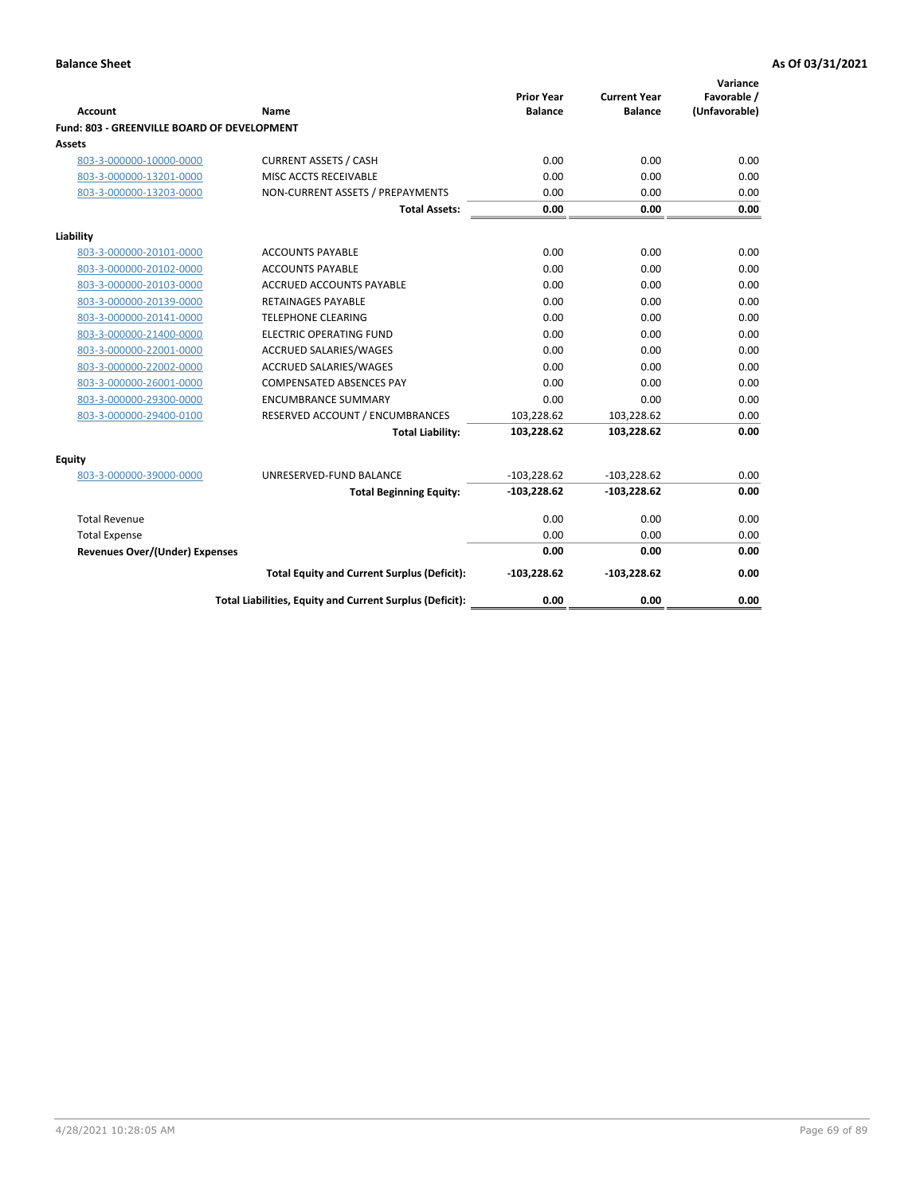**Balance Sheet** **As Of 03/31/2021**

| Account | Name | Prior Year Balance | Current Year Balance | Variance Favorable / (Unfavorable) |
|---|---|---|---|---|
| **Fund: 803 - GREENVILLE BOARD OF DEVELOPMENT** | | | | |
| **Assets** | | | | |
| 803-3-000000-10000-0000 | CURRENT ASSETS / CASH | 0.00 | 0.00 | 0.00 |
| 803-3-000000-13201-0000 | MISC ACCTS RECEIVABLE | 0.00 | 0.00 | 0.00 |
| 803-3-000000-13203-0000 | NON-CURRENT ASSETS / PREPAYMENTS | 0.00 | 0.00 | 0.00 |
| | **Total Assets:** | **0.00** | **0.00** | **0.00** |
| **Liability** | | | | |
| 803-3-000000-20101-0000 | ACCOUNTS PAYABLE | 0.00 | 0.00 | 0.00 |
| 803-3-000000-20102-0000 | ACCOUNTS PAYABLE | 0.00 | 0.00 | 0.00 |
| 803-3-000000-20103-0000 | ACCRUED ACCOUNTS PAYABLE | 0.00 | 0.00 | 0.00 |
| 803-3-000000-20139-0000 | RETAINAGES PAYABLE | 0.00 | 0.00 | 0.00 |
| 803-3-000000-20141-0000 | TELEPHONE CLEARING | 0.00 | 0.00 | 0.00 |
| 803-3-000000-21400-0000 | ELECTRIC OPERATING FUND | 0.00 | 0.00 | 0.00 |
| 803-3-000000-22001-0000 | ACCRUED SALARIES/WAGES | 0.00 | 0.00 | 0.00 |
| 803-3-000000-22002-0000 | ACCRUED SALARIES/WAGES | 0.00 | 0.00 | 0.00 |
| 803-3-000000-26001-0000 | COMPENSATED ABSENCES PAY | 0.00 | 0.00 | 0.00 |
| 803-3-000000-29300-0000 | ENCUMBRANCE SUMMARY | 0.00 | 0.00 | 0.00 |
| 803-3-000000-29400-0100 | RESERVED ACCOUNT / ENCUMBRANCES | 103,228.62 | 103,228.62 | 0.00 |
| | **Total Liability:** | **103,228.62** | **103,228.62** | **0.00** |
| **Equity** | | | | |
| 803-3-000000-39000-0000 | UNRESERVED-FUND BALANCE | -103,228.62 | -103,228.62 | 0.00 |
| | **Total Beginning Equity:** | **-103,228.62** | **-103,228.62** | **0.00** |
| Total Revenue | | 0.00 | 0.00 | 0.00 |
| Total Expense | | 0.00 | 0.00 | 0.00 |
| **Revenues Over/(Under) Expenses** | | **0.00** | **0.00** | **0.00** |
| | **Total Equity and Current Surplus (Deficit):** | **-103,228.62** | **-103,228.62** | **0.00** |
| | **Total Liabilities, Equity and Current Surplus (Deficit):** | **0.00** | **0.00** | **0.00** |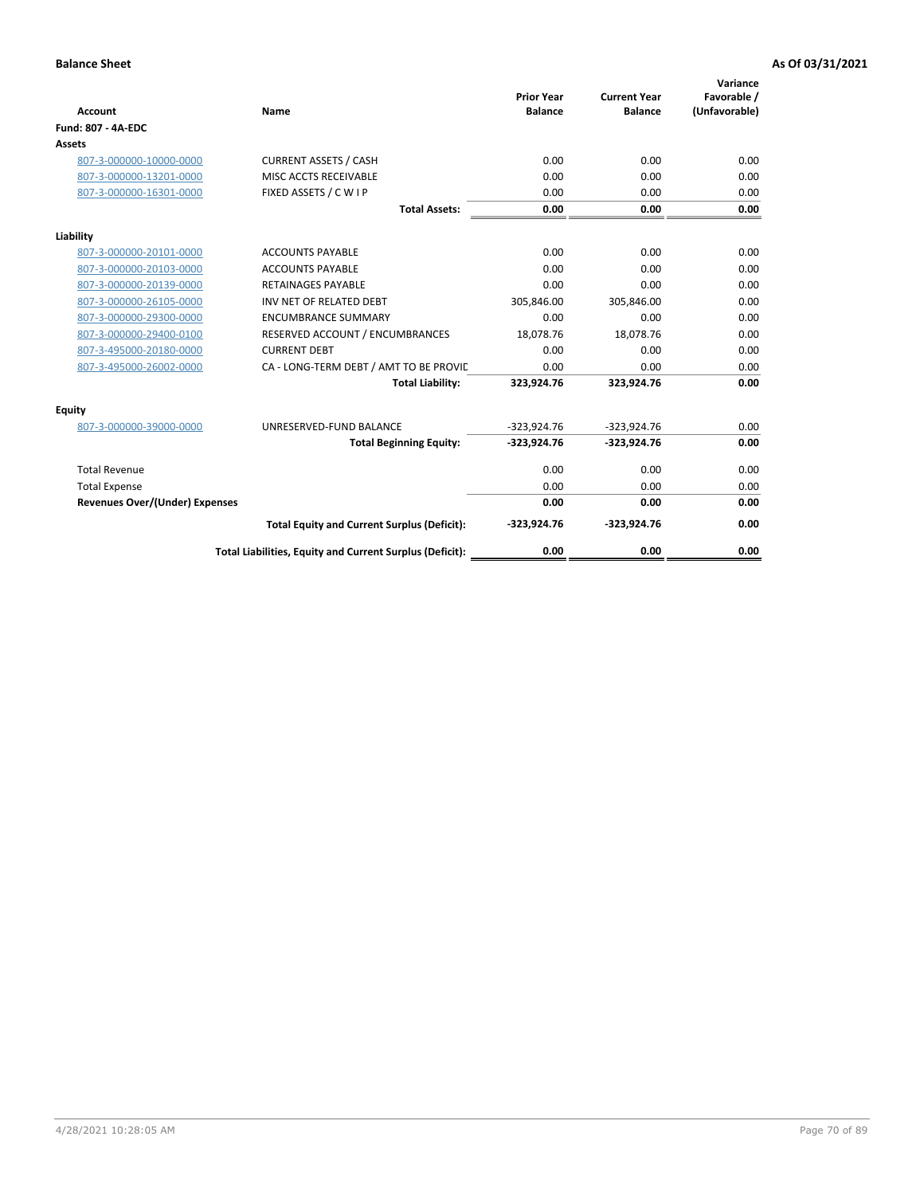**Balance Sheet** **As Of 03/31/2021**

| Account | Name | Prior Year Balance | Current Year Balance | Variance Favorable / (Unfavorable) |
|---|---|---|---|---|
| **Fund: 807 - 4A-EDC** | | | | |
| **Assets** | | | | |
| 807-3-000000-10000-0000 | CURRENT ASSETS / CASH | 0.00 | 0.00 | 0.00 |
| 807-3-000000-13201-0000 | MISC ACCTS RECEIVABLE | 0.00 | 0.00 | 0.00 |
| 807-3-000000-16301-0000 | FIXED ASSETS / C W I P | 0.00 | 0.00 | 0.00 |
| | **Total Assets:** | **0.00** | **0.00** | **0.00** |
| **Liability** | | | | |
| 807-3-000000-20101-0000 | ACCOUNTS PAYABLE | 0.00 | 0.00 | 0.00 |
| 807-3-000000-20103-0000 | ACCOUNTS PAYABLE | 0.00 | 0.00 | 0.00 |
| 807-3-000000-20139-0000 | RETAINAGES PAYABLE | 0.00 | 0.00 | 0.00 |
| 807-3-000000-26105-0000 | INV NET OF RELATED DEBT | 305,846.00 | 305,846.00 | 0.00 |
| 807-3-000000-29300-0000 | ENCUMBRANCE SUMMARY | 0.00 | 0.00 | 0.00 |
| 807-3-000000-29400-0100 | RESERVED ACCOUNT / ENCUMBRANCES | 18,078.76 | 18,078.76 | 0.00 |
| 807-3-495000-20180-0000 | CURRENT DEBT | 0.00 | 0.00 | 0.00 |
| 807-3-495000-26002-0000 | CA - LONG-TERM DEBT / AMT TO BE PROVIC | 0.00 | 0.00 | 0.00 |
| | **Total Liability:** | **323,924.76** | **323,924.76** | **0.00** |
| **Equity** | | | | |
| 807-3-000000-39000-0000 | UNRESERVED-FUND BALANCE | -323,924.76 | -323,924.76 | 0.00 |
| | **Total Beginning Equity:** | **-323,924.76** | **-323,924.76** | **0.00** |
| Total Revenue | | 0.00 | 0.00 | 0.00 |
| Total Expense | | 0.00 | 0.00 | 0.00 |
| **Revenues Over/(Under) Expenses** | | **0.00** | **0.00** | **0.00** |
| | **Total Equity and Current Surplus (Deficit):** | **-323,924.76** | **-323,924.76** | **0.00** |
| | **Total Liabilities, Equity and Current Surplus (Deficit):** | **0.00** | **0.00** | **0.00** |

4/28/2021 10:28:05 AM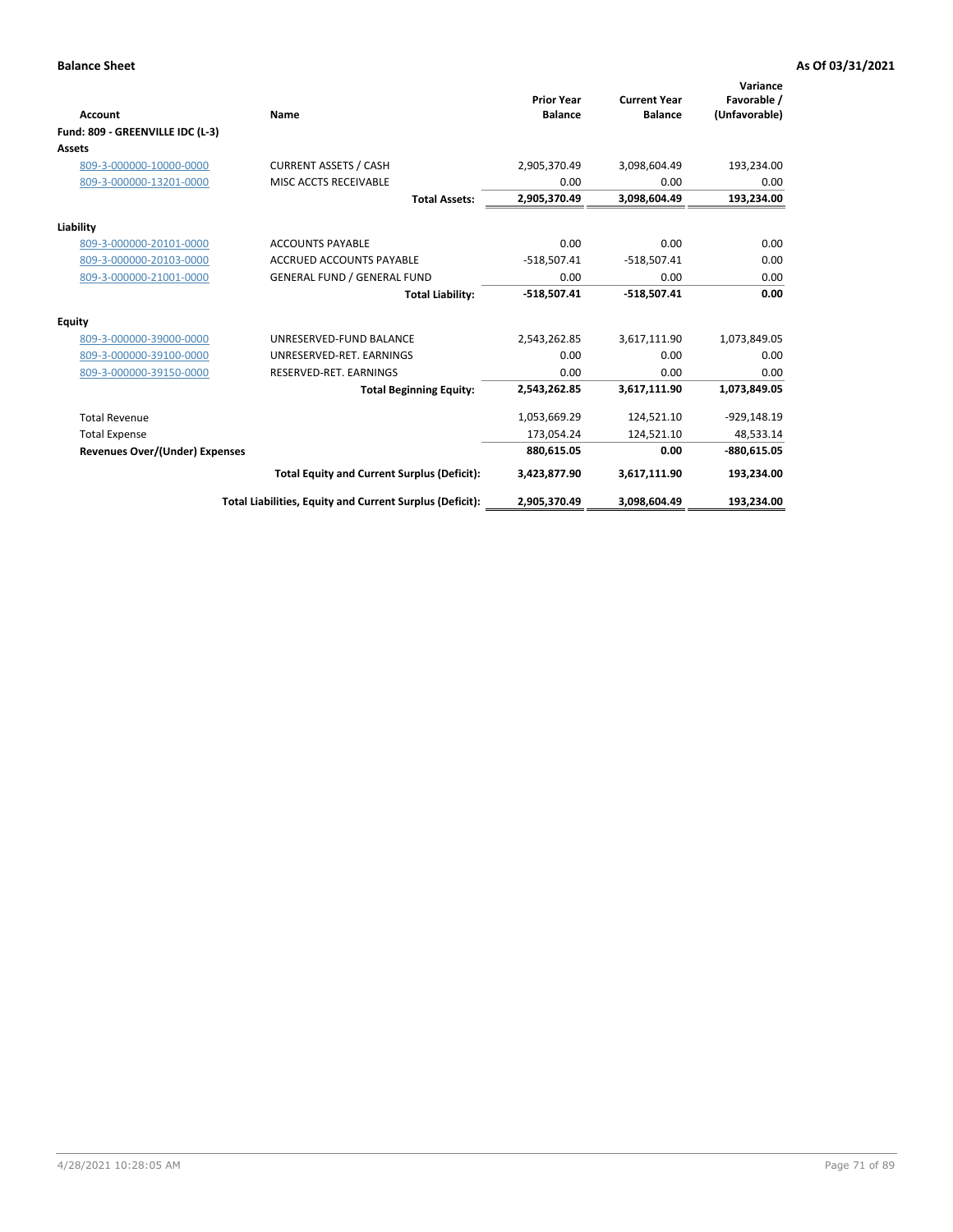**Balance Sheet** **As Of 03/31/2021**

| Account | Name | Prior Year Balance | Current Year Balance | Variance Favorable / (Unfavorable) |
|---|---|---|---|---|
| **Fund: 809 - GREENVILLE IDC (L-3)** | | | | |
| **Assets** | | | | |
| 809-3-000000-10000-0000 | CURRENT ASSETS / CASH | 2,905,370.49 | 3,098,604.49 | 193,234.00 |
| 809-3-000000-13201-0000 | MISC ACCTS RECEIVABLE | 0.00 | 0.00 | 0.00 |
| | **Total Assets:** | **2,905,370.49** | **3,098,604.49** | **193,234.00** |
| **Liability** | | | | |
| 809-3-000000-20101-0000 | ACCOUNTS PAYABLE | 0.00 | 0.00 | 0.00 |
| 809-3-000000-20103-0000 | ACCRUED ACCOUNTS PAYABLE | -518,507.41 | -518,507.41 | 0.00 |
| 809-3-000000-21001-0000 | GENERAL FUND / GENERAL FUND | 0.00 | 0.00 | 0.00 |
| | **Total Liability:** | **-518,507.41** | **-518,507.41** | **0.00** |
| **Equity** | | | | |
| 809-3-000000-39000-0000 | UNRESERVED-FUND BALANCE | 2,543,262.85 | 3,617,111.90 | 1,073,849.05 |
| 809-3-000000-39100-0000 | UNRESERVED-RET. EARNINGS | 0.00 | 0.00 | 0.00 |
| 809-3-000000-39150-0000 | RESERVED-RET. EARNINGS | 0.00 | 0.00 | 0.00 |
| | **Total Beginning Equity:** | **2,543,262.85** | **3,617,111.90** | **1,073,849.05** |
| Total Revenue | | 1,053,669.29 | 124,521.10 | -929,148.19 |
| Total Expense | | 173,054.24 | 124,521.10 | 48,533.14 |
| **Revenues Over/(Under) Expenses** | | **880,615.05** | **0.00** | **-880,615.05** |
| | **Total Equity and Current Surplus (Deficit):** | **3,423,877.90** | **3,617,111.90** | **193,234.00** |
| | **Total Liabilities, Equity and Current Surplus (Deficit):** | **2,905,370.49** | **3,098,604.49** | **193,234.00** |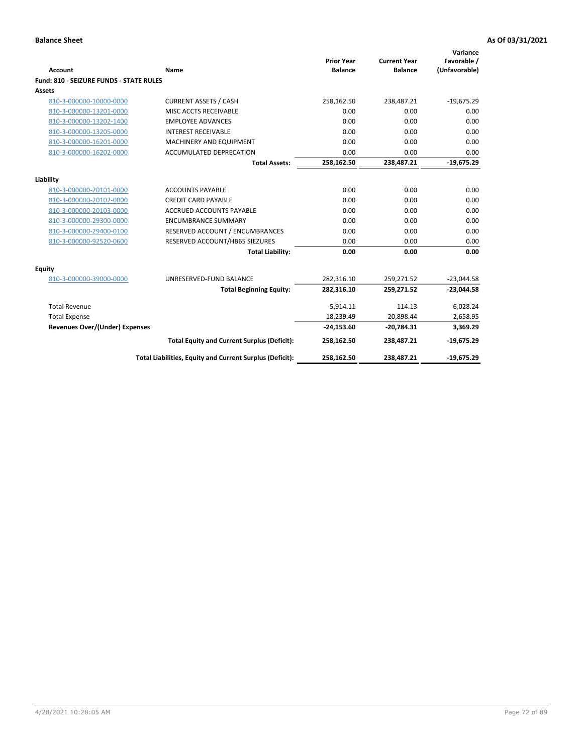**Balance Sheet** **As Of 03/31/2021**

| Account | Name | Prior Year Balance | Current Year Balance | Variance Favorable / (Unfavorable) |
|---|---|---|---|---|
| **Fund: 810 - SEIZURE FUNDS - STATE RULES** | | | | |
| **Assets** | | | | |
| 810-3-000000-10000-0000 | CURRENT ASSETS / CASH | 258,162.50 | 238,487.21 | -19,675.29 |
| 810-3-000000-13201-0000 | MISC ACCTS RECEIVABLE | 0.00 | 0.00 | 0.00 |
| 810-3-000000-13202-1400 | EMPLOYEE ADVANCES | 0.00 | 0.00 | 0.00 |
| 810-3-000000-13205-0000 | INTEREST RECEIVABLE | 0.00 | 0.00 | 0.00 |
| 810-3-000000-16201-0000 | MACHINERY AND EQUIPMENT | 0.00 | 0.00 | 0.00 |
| 810-3-000000-16202-0000 | ACCUMULATED DEPRECATION | 0.00 | 0.00 | 0.00 |
| | **Total Assets:** | **258,162.50** | **238,487.21** | **-19,675.29** |
| **Liability** | | | | |
| 810-3-000000-20101-0000 | ACCOUNTS PAYABLE | 0.00 | 0.00 | 0.00 |
| 810-3-000000-20102-0000 | CREDIT CARD PAYABLE | 0.00 | 0.00 | 0.00 |
| 810-3-000000-20103-0000 | ACCRUED ACCOUNTS PAYABLE | 0.00 | 0.00 | 0.00 |
| 810-3-000000-29300-0000 | ENCUMBRANCE SUMMARY | 0.00 | 0.00 | 0.00 |
| 810-3-000000-29400-0100 | RESERVED ACCOUNT / ENCUMBRANCES | 0.00 | 0.00 | 0.00 |
| 810-3-000000-92520-0600 | RESERVED ACCOUNT/HB65 SIEZURES | 0.00 | 0.00 | 0.00 |
| | **Total Liability:** | **0.00** | **0.00** | **0.00** |
| **Equity** | | | | |
| 810-3-000000-39000-0000 | UNRESERVED-FUND BALANCE | 282,316.10 | 259,271.52 | -23,044.58 |
| | **Total Beginning Equity:** | **282,316.10** | **259,271.52** | **-23,044.58** |
| Total Revenue | | -5,914.11 | 114.13 | 6,028.24 |
| Total Expense | | 18,239.49 | 20,898.44 | -2,658.95 |
| **Revenues Over/(Under) Expenses** | | **-24,153.60** | **-20,784.31** | **3,369.29** |
| | **Total Equity and Current Surplus (Deficit):** | **258,162.50** | **238,487.21** | **-19,675.29** |
| | **Total Liabilities, Equity and Current Surplus (Deficit):** | **258,162.50** | **238,487.21** | **-19,675.29** |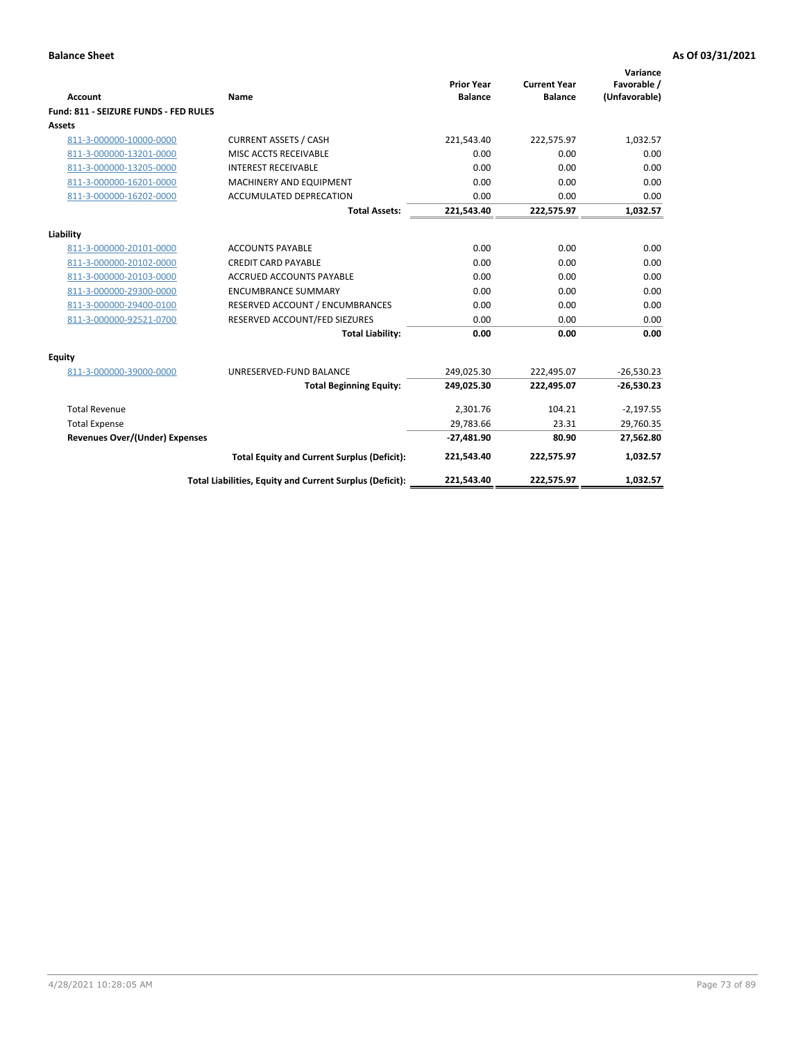**Balance Sheet** **As Of 03/31/2021**

| Account | Name | Prior Year Balance | Current Year Balance | Variance Favorable / (Unfavorable) |
|---|---|---|---|---|
| **Fund: 811 - SEIZURE FUNDS - FED RULES** | | | | |
| **Assets** | | | | |
| 811-3-000000-10000-0000 | CURRENT ASSETS / CASH | 221,543.40 | 222,575.97 | 1,032.57 |
| 811-3-000000-13201-0000 | MISC ACCTS RECEIVABLE | 0.00 | 0.00 | 0.00 |
| 811-3-000000-13205-0000 | INTEREST RECEIVABLE | 0.00 | 0.00 | 0.00 |
| 811-3-000000-16201-0000 | MACHINERY AND EQUIPMENT | 0.00 | 0.00 | 0.00 |
| 811-3-000000-16202-0000 | ACCUMULATED DEPRECATION | 0.00 | 0.00 | 0.00 |
| | **Total Assets:** | **221,543.40** | **222,575.97** | **1,032.57** |
| **Liability** | | | | |
| 811-3-000000-20101-0000 | ACCOUNTS PAYABLE | 0.00 | 0.00 | 0.00 |
| 811-3-000000-20102-0000 | CREDIT CARD PAYABLE | 0.00 | 0.00 | 0.00 |
| 811-3-000000-20103-0000 | ACCRUED ACCOUNTS PAYABLE | 0.00 | 0.00 | 0.00 |
| 811-3-000000-29300-0000 | ENCUMBRANCE SUMMARY | 0.00 | 0.00 | 0.00 |
| 811-3-000000-29400-0100 | RESERVED ACCOUNT / ENCUMBRANCES | 0.00 | 0.00 | 0.00 |
| 811-3-000000-92521-0700 | RESERVED ACCOUNT/FED SIEZURES | 0.00 | 0.00 | 0.00 |
| | **Total Liability:** | **0.00** | **0.00** | **0.00** |
| **Equity** | | | | |
| 811-3-000000-39000-0000 | UNRESERVED-FUND BALANCE | 249,025.30 | 222,495.07 | -26,530.23 |
| | **Total Beginning Equity:** | **249,025.30** | **222,495.07** | **-26,530.23** |
| Total Revenue | | 2,301.76 | 104.21 | -2,197.55 |
| Total Expense | | 29,783.66 | 23.31 | 29,760.35 |
| **Revenues Over/(Under) Expenses** | | **-27,481.90** | **80.90** | **27,562.80** |
| | **Total Equity and Current Surplus (Deficit):** | **221,543.40** | **222,575.97** | **1,032.57** |
| | **Total Liabilities, Equity and Current Surplus (Deficit):** | **221,543.40** | **222,575.97** | **1,032.57** |

4/28/2021 10:28:05 AM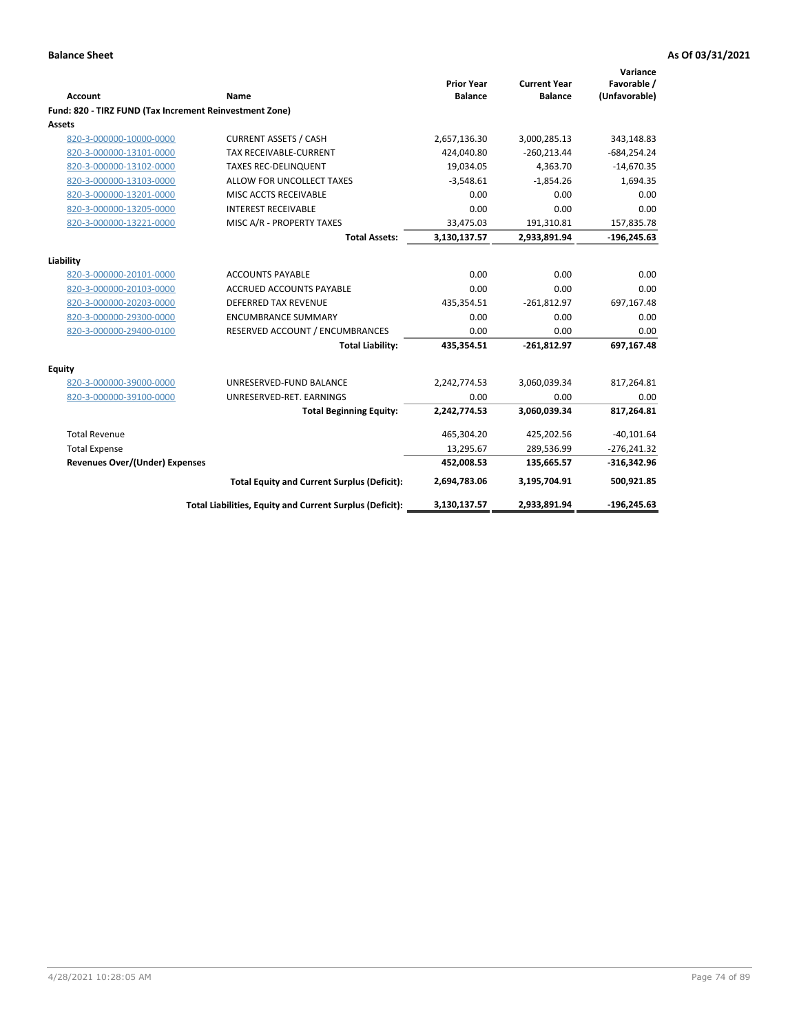**Balance Sheet** **As Of 03/31/2021**

| Account | Name | Prior Year Balance | Current Year Balance | Variance Favorable / (Unfavorable) |
|---|---|---|---|---|
| **Fund: 820 - TIRZ FUND (Tax Increment Reinvestment Zone)** | | | | |
| **Assets** | | | | |
| 820-3-000000-10000-0000 | CURRENT ASSETS / CASH | 2,657,136.30 | 3,000,285.13 | 343,148.83 |
| 820-3-000000-13101-0000 | TAX RECEIVABLE-CURRENT | 424,040.80 | -260,213.44 | -684,254.24 |
| 820-3-000000-13102-0000 | TAXES REC-DELINQUENT | 19,034.05 | 4,363.70 | -14,670.35 |
| 820-3-000000-13103-0000 | ALLOW FOR UNCOLLECT TAXES | -3,548.61 | -1,854.26 | 1,694.35 |
| 820-3-000000-13201-0000 | MISC ACCTS RECEIVABLE | 0.00 | 0.00 | 0.00 |
| 820-3-000000-13205-0000 | INTEREST RECEIVABLE | 0.00 | 0.00 | 0.00 |
| 820-3-000000-13221-0000 | MISC A/R - PROPERTY TAXES | 33,475.03 | 191,310.81 | 157,835.78 |
| | **Total Assets:** | **3,130,137.57** | **2,933,891.94** | **-196,245.63** |
| **Liability** | | | | |
| 820-3-000000-20101-0000 | ACCOUNTS PAYABLE | 0.00 | 0.00 | 0.00 |
| 820-3-000000-20103-0000 | ACCRUED ACCOUNTS PAYABLE | 0.00 | 0.00 | 0.00 |
| 820-3-000000-20203-0000 | DEFERRED TAX REVENUE | 435,354.51 | -261,812.97 | 697,167.48 |
| 820-3-000000-29300-0000 | ENCUMBRANCE SUMMARY | 0.00 | 0.00 | 0.00 |
| 820-3-000000-29400-0100 | RESERVED ACCOUNT / ENCUMBRANCES | 0.00 | 0.00 | 0.00 |
| | **Total Liability:** | **435,354.51** | **-261,812.97** | **697,167.48** |
| **Equity** | | | | |
| 820-3-000000-39000-0000 | UNRESERVED-FUND BALANCE | 2,242,774.53 | 3,060,039.34 | 817,264.81 |
| 820-3-000000-39100-0000 | UNRESERVED-RET. EARNINGS | 0.00 | 0.00 | 0.00 |
| | **Total Beginning Equity:** | **2,242,774.53** | **3,060,039.34** | **817,264.81** |
| Total Revenue | | 465,304.20 | 425,202.56 | -40,101.64 |
| Total Expense | | 13,295.67 | 289,536.99 | -276,241.32 |
| **Revenues Over/(Under) Expenses** | | **452,008.53** | **135,665.57** | **-316,342.96** |
| | **Total Equity and Current Surplus (Deficit):** | **2,694,783.06** | **3,195,704.91** | **500,921.85** |
| | **Total Liabilities, Equity and Current Surplus (Deficit):** | **3,130,137.57** | **2,933,891.94** | **-196,245.63** |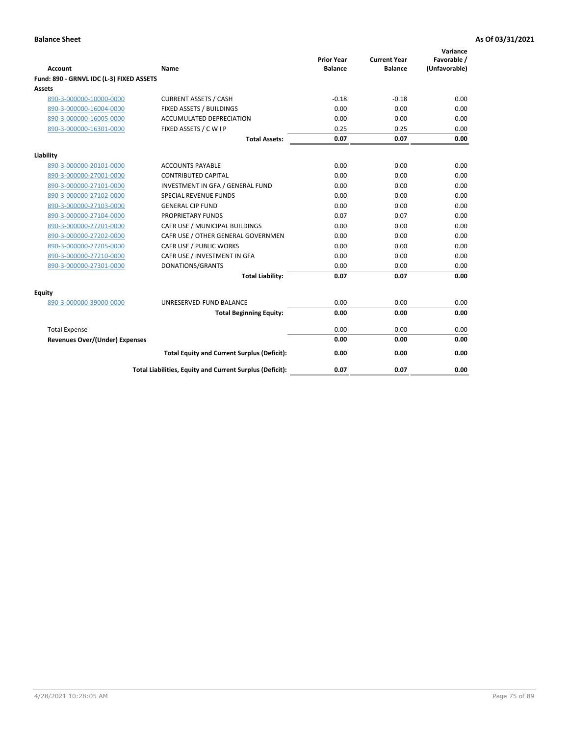**Balance Sheet** **As Of 03/31/2021**

| Account | Name | Prior Year Balance | Current Year Balance | Variance Favorable / (Unfavorable) |
|---|---|---|---|---|
| **Fund: 890 - GRNVL IDC (L-3) FIXED ASSETS** | | | | |
| **Assets** | | | | |
| 890-3-000000-10000-0000 | CURRENT ASSETS / CASH | -0.18 | -0.18 | 0.00 |
| 890-3-000000-16004-0000 | FIXED ASSETS / BUILDINGS | 0.00 | 0.00 | 0.00 |
| 890-3-000000-16005-0000 | ACCUMULATED DEPRECIATION | 0.00 | 0.00 | 0.00 |
| 890-3-000000-16301-0000 | FIXED ASSETS / C W I P | 0.25 | 0.25 | 0.00 |
| | **Total Assets:** | **0.07** | **0.07** | **0.00** |
| **Liability** | | | | |
| 890-3-000000-20101-0000 | ACCOUNTS PAYABLE | 0.00 | 0.00 | 0.00 |
| 890-3-000000-27001-0000 | CONTRIBUTED CAPITAL | 0.00 | 0.00 | 0.00 |
| 890-3-000000-27101-0000 | INVESTMENT IN GFA / GENERAL FUND | 0.00 | 0.00 | 0.00 |
| 890-3-000000-27102-0000 | SPECIAL REVENUE FUNDS | 0.00 | 0.00 | 0.00 |
| 890-3-000000-27103-0000 | GENERAL CIP FUND | 0.00 | 0.00 | 0.00 |
| 890-3-000000-27104-0000 | PROPRIETARY FUNDS | 0.07 | 0.07 | 0.00 |
| 890-3-000000-27201-0000 | CAFR USE / MUNICIPAL BUILDINGS | 0.00 | 0.00 | 0.00 |
| 890-3-000000-27202-0000 | CAFR USE / OTHER GENERAL GOVERNMEN | 0.00 | 0.00 | 0.00 |
| 890-3-000000-27205-0000 | CAFR USE / PUBLIC WORKS | 0.00 | 0.00 | 0.00 |
| 890-3-000000-27210-0000 | CAFR USE / INVESTMENT IN GFA | 0.00 | 0.00 | 0.00 |
| 890-3-000000-27301-0000 | DONATIONS/GRANTS | 0.00 | 0.00 | 0.00 |
| | **Total Liability:** | **0.07** | **0.07** | **0.00** |
| **Equity** | | | | |
| 890-3-000000-39000-0000 | UNRESERVED-FUND BALANCE | 0.00 | 0.00 | 0.00 |
| | **Total Beginning Equity:** | **0.00** | **0.00** | **0.00** |
| Total Expense | | 0.00 | 0.00 | 0.00 |
| **Revenues Over/(Under) Expenses** | | **0.00** | **0.00** | **0.00** |
| | **Total Equity and Current Surplus (Deficit):** | **0.00** | **0.00** | **0.00** |
| | **Total Liabilities, Equity and Current Surplus (Deficit):** | **0.07** | **0.07** | **0.00** |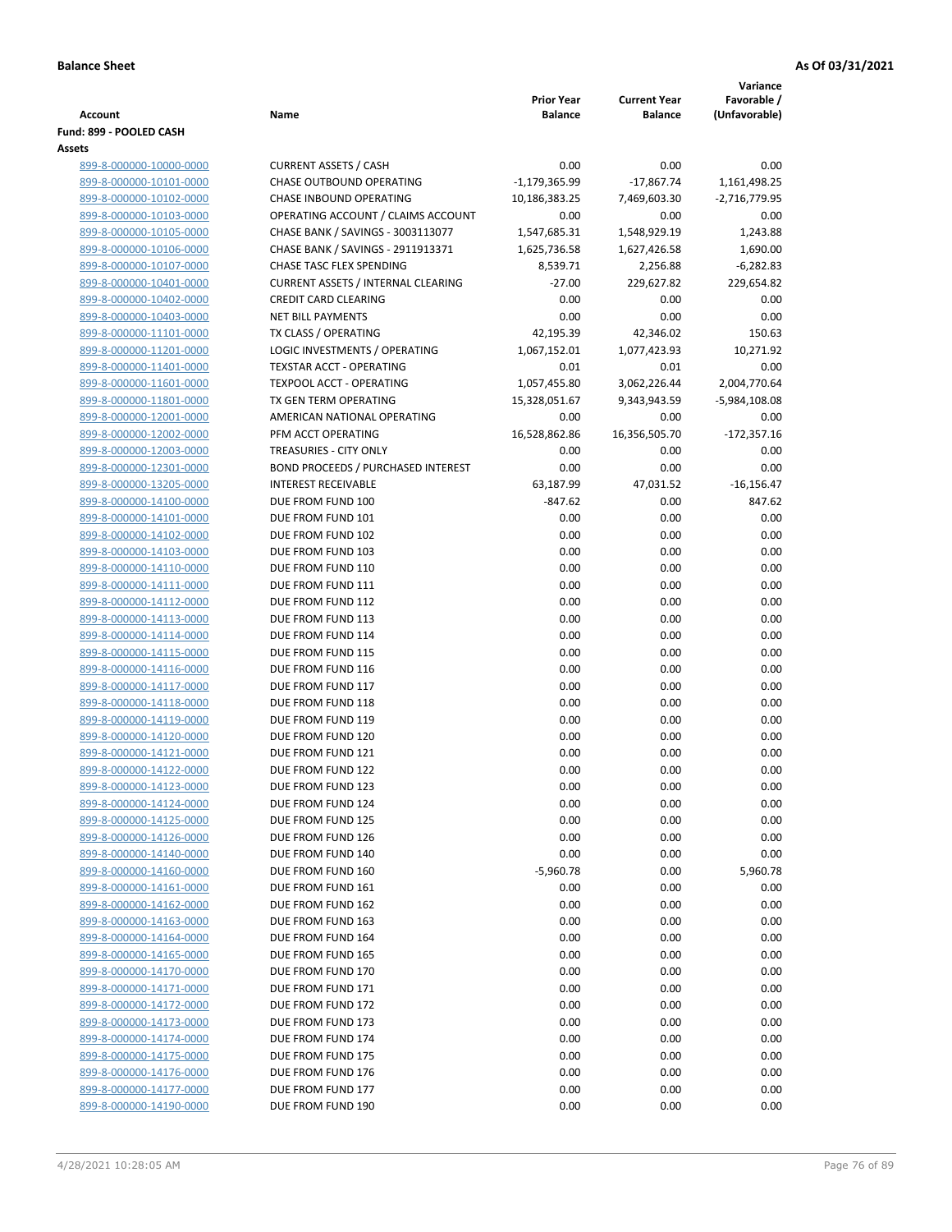**Balance Sheet** **As Of 03/31/2021**

| Account | Name | Prior Year Balance | Current Year Balance | Variance Favorable / (Unfavorable) |
|---|---|---|---|---|
| **Fund: 899 - POOLED CASH** | | | | |
| **Assets** | | | | |
| 899-8-000000-10000-0000 | CURRENT ASSETS / CASH | 0.00 | 0.00 | 0.00 |
| 899-8-000000-10101-0000 | CHASE OUTBOUND OPERATING | -1,179,365.99 | -17,867.74 | 1,161,498.25 |
| 899-8-000000-10102-0000 | CHASE INBOUND OPERATING | 10,186,383.25 | 7,469,603.30 | -2,716,779.95 |
| 899-8-000000-10103-0000 | OPERATING ACCOUNT / CLAIMS ACCOUNT | 0.00 | 0.00 | 0.00 |
| 899-8-000000-10105-0000 | CHASE BANK / SAVINGS - 3003113077 | 1,547,685.31 | 1,548,929.19 | 1,243.88 |
| 899-8-000000-10106-0000 | CHASE BANK / SAVINGS - 2911913371 | 1,625,736.58 | 1,627,426.58 | 1,690.00 |
| 899-8-000000-10107-0000 | CHASE TASC FLEX SPENDING | 8,539.71 | 2,256.88 | -6,282.83 |
| 899-8-000000-10401-0000 | CURRENT ASSETS / INTERNAL CLEARING | -27.00 | 229,627.82 | 229,654.82 |
| 899-8-000000-10402-0000 | CREDIT CARD CLEARING | 0.00 | 0.00 | 0.00 |
| 899-8-000000-10403-0000 | NET BILL PAYMENTS | 0.00 | 0.00 | 0.00 |
| 899-8-000000-11101-0000 | TX CLASS / OPERATING | 42,195.39 | 42,346.02 | 150.63 |
| 899-8-000000-11201-0000 | LOGIC INVESTMENTS / OPERATING | 1,067,152.01 | 1,077,423.93 | 10,271.92 |
| 899-8-000000-11401-0000 | TEXSTAR ACCT - OPERATING | 0.01 | 0.01 | 0.00 |
| 899-8-000000-11601-0000 | TEXPOOL ACCT - OPERATING | 1,057,455.80 | 3,062,226.44 | 2,004,770.64 |
| 899-8-000000-11801-0000 | TX GEN TERM OPERATING | 15,328,051.67 | 9,343,943.59 | -5,984,108.08 |
| 899-8-000000-12001-0000 | AMERICAN NATIONAL OPERATING | 0.00 | 0.00 | 0.00 |
| 899-8-000000-12002-0000 | PFM ACCT OPERATING | 16,528,862.86 | 16,356,505.70 | -172,357.16 |
| 899-8-000000-12003-0000 | TREASURIES - CITY ONLY | 0.00 | 0.00 | 0.00 |
| 899-8-000000-12301-0000 | BOND PROCEEDS / PURCHASED INTEREST | 0.00 | 0.00 | 0.00 |
| 899-8-000000-13205-0000 | INTEREST RECEIVABLE | 63,187.99 | 47,031.52 | -16,156.47 |
| 899-8-000000-14100-0000 | DUE FROM FUND 100 | -847.62 | 0.00 | 847.62 |
| 899-8-000000-14101-0000 | DUE FROM FUND 101 | 0.00 | 0.00 | 0.00 |
| 899-8-000000-14102-0000 | DUE FROM FUND 102 | 0.00 | 0.00 | 0.00 |
| 899-8-000000-14103-0000 | DUE FROM FUND 103 | 0.00 | 0.00 | 0.00 |
| 899-8-000000-14110-0000 | DUE FROM FUND 110 | 0.00 | 0.00 | 0.00 |
| 899-8-000000-14111-0000 | DUE FROM FUND 111 | 0.00 | 0.00 | 0.00 |
| 899-8-000000-14112-0000 | DUE FROM FUND 112 | 0.00 | 0.00 | 0.00 |
| 899-8-000000-14113-0000 | DUE FROM FUND 113 | 0.00 | 0.00 | 0.00 |
| 899-8-000000-14114-0000 | DUE FROM FUND 114 | 0.00 | 0.00 | 0.00 |
| 899-8-000000-14115-0000 | DUE FROM FUND 115 | 0.00 | 0.00 | 0.00 |
| 899-8-000000-14116-0000 | DUE FROM FUND 116 | 0.00 | 0.00 | 0.00 |
| 899-8-000000-14117-0000 | DUE FROM FUND 117 | 0.00 | 0.00 | 0.00 |
| 899-8-000000-14118-0000 | DUE FROM FUND 118 | 0.00 | 0.00 | 0.00 |
| 899-8-000000-14119-0000 | DUE FROM FUND 119 | 0.00 | 0.00 | 0.00 |
| 899-8-000000-14120-0000 | DUE FROM FUND 120 | 0.00 | 0.00 | 0.00 |
| 899-8-000000-14121-0000 | DUE FROM FUND 121 | 0.00 | 0.00 | 0.00 |
| 899-8-000000-14122-0000 | DUE FROM FUND 122 | 0.00 | 0.00 | 0.00 |
| 899-8-000000-14123-0000 | DUE FROM FUND 123 | 0.00 | 0.00 | 0.00 |
| 899-8-000000-14124-0000 | DUE FROM FUND 124 | 0.00 | 0.00 | 0.00 |
| 899-8-000000-14125-0000 | DUE FROM FUND 125 | 0.00 | 0.00 | 0.00 |
| 899-8-000000-14126-0000 | DUE FROM FUND 126 | 0.00 | 0.00 | 0.00 |
| 899-8-000000-14140-0000 | DUE FROM FUND 140 | 0.00 | 0.00 | 0.00 |
| 899-8-000000-14160-0000 | DUE FROM FUND 160 | -5,960.78 | 0.00 | 5,960.78 |
| 899-8-000000-14161-0000 | DUE FROM FUND 161 | 0.00 | 0.00 | 0.00 |
| 899-8-000000-14162-0000 | DUE FROM FUND 162 | 0.00 | 0.00 | 0.00 |
| 899-8-000000-14163-0000 | DUE FROM FUND 163 | 0.00 | 0.00 | 0.00 |
| 899-8-000000-14164-0000 | DUE FROM FUND 164 | 0.00 | 0.00 | 0.00 |
| 899-8-000000-14165-0000 | DUE FROM FUND 165 | 0.00 | 0.00 | 0.00 |
| 899-8-000000-14170-0000 | DUE FROM FUND 170 | 0.00 | 0.00 | 0.00 |
| 899-8-000000-14171-0000 | DUE FROM FUND 171 | 0.00 | 0.00 | 0.00 |
| 899-8-000000-14172-0000 | DUE FROM FUND 172 | 0.00 | 0.00 | 0.00 |
| 899-8-000000-14173-0000 | DUE FROM FUND 173 | 0.00 | 0.00 | 0.00 |
| 899-8-000000-14174-0000 | DUE FROM FUND 174 | 0.00 | 0.00 | 0.00 |
| 899-8-000000-14175-0000 | DUE FROM FUND 175 | 0.00 | 0.00 | 0.00 |
| 899-8-000000-14176-0000 | DUE FROM FUND 176 | 0.00 | 0.00 | 0.00 |
| 899-8-000000-14177-0000 | DUE FROM FUND 177 | 0.00 | 0.00 | 0.00 |
| 899-8-000000-14190-0000 | DUE FROM FUND 190 | 0.00 | 0.00 | 0.00 |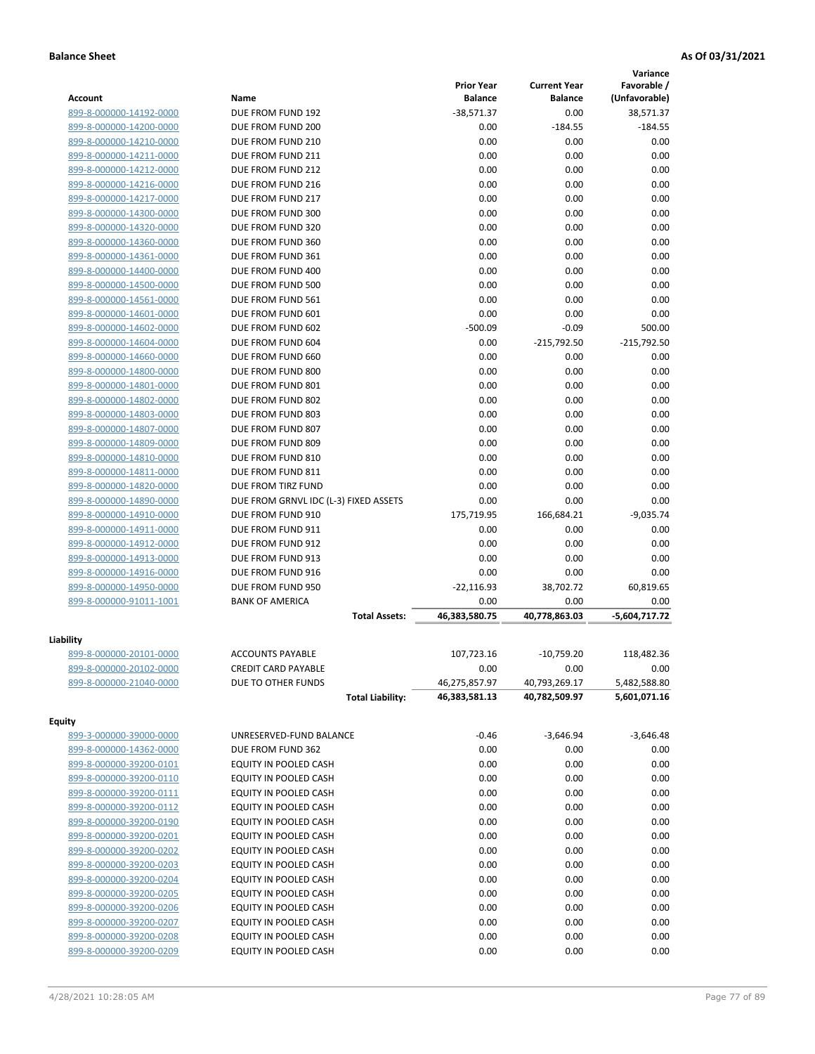**Balance Sheet** **As Of 03/31/2021**

| Account | Name | Prior Year Balance | Current Year Balance | Variance Favorable / (Unfavorable) |
|---|---|---|---|---|
| 899-8-000000-14192-0000 | DUE FROM FUND 192 | -38,571.37 | 0.00 | 38,571.37 |
| 899-8-000000-14200-0000 | DUE FROM FUND 200 | 0.00 | -184.55 | -184.55 |
| 899-8-000000-14210-0000 | DUE FROM FUND 210 | 0.00 | 0.00 | 0.00 |
| 899-8-000000-14211-0000 | DUE FROM FUND 211 | 0.00 | 0.00 | 0.00 |
| 899-8-000000-14212-0000 | DUE FROM FUND 212 | 0.00 | 0.00 | 0.00 |
| 899-8-000000-14216-0000 | DUE FROM FUND 216 | 0.00 | 0.00 | 0.00 |
| 899-8-000000-14217-0000 | DUE FROM FUND 217 | 0.00 | 0.00 | 0.00 |
| 899-8-000000-14300-0000 | DUE FROM FUND 300 | 0.00 | 0.00 | 0.00 |
| 899-8-000000-14320-0000 | DUE FROM FUND 320 | 0.00 | 0.00 | 0.00 |
| 899-8-000000-14360-0000 | DUE FROM FUND 360 | 0.00 | 0.00 | 0.00 |
| 899-8-000000-14361-0000 | DUE FROM FUND 361 | 0.00 | 0.00 | 0.00 |
| 899-8-000000-14400-0000 | DUE FROM FUND 400 | 0.00 | 0.00 | 0.00 |
| 899-8-000000-14500-0000 | DUE FROM FUND 500 | 0.00 | 0.00 | 0.00 |
| 899-8-000000-14561-0000 | DUE FROM FUND 561 | 0.00 | 0.00 | 0.00 |
| 899-8-000000-14601-0000 | DUE FROM FUND 601 | 0.00 | 0.00 | 0.00 |
| 899-8-000000-14602-0000 | DUE FROM FUND 602 | -500.09 | -0.09 | 500.00 |
| 899-8-000000-14604-0000 | DUE FROM FUND 604 | 0.00 | -215,792.50 | -215,792.50 |
| 899-8-000000-14660-0000 | DUE FROM FUND 660 | 0.00 | 0.00 | 0.00 |
| 899-8-000000-14800-0000 | DUE FROM FUND 800 | 0.00 | 0.00 | 0.00 |
| 899-8-000000-14801-0000 | DUE FROM FUND 801 | 0.00 | 0.00 | 0.00 |
| 899-8-000000-14802-0000 | DUE FROM FUND 802 | 0.00 | 0.00 | 0.00 |
| 899-8-000000-14803-0000 | DUE FROM FUND 803 | 0.00 | 0.00 | 0.00 |
| 899-8-000000-14807-0000 | DUE FROM FUND 807 | 0.00 | 0.00 | 0.00 |
| 899-8-000000-14809-0000 | DUE FROM FUND 809 | 0.00 | 0.00 | 0.00 |
| 899-8-000000-14810-0000 | DUE FROM FUND 810 | 0.00 | 0.00 | 0.00 |
| 899-8-000000-14811-0000 | DUE FROM FUND 811 | 0.00 | 0.00 | 0.00 |
| 899-8-000000-14820-0000 | DUE FROM TIRZ FUND | 0.00 | 0.00 | 0.00 |
| 899-8-000000-14890-0000 | DUE FROM GRNVL IDC (L-3) FIXED ASSETS | 0.00 | 0.00 | 0.00 |
| 899-8-000000-14910-0000 | DUE FROM FUND 910 | 175,719.95 | 166,684.21 | -9,035.74 |
| 899-8-000000-14911-0000 | DUE FROM FUND 911 | 0.00 | 0.00 | 0.00 |
| 899-8-000000-14912-0000 | DUE FROM FUND 912 | 0.00 | 0.00 | 0.00 |
| 899-8-000000-14913-0000 | DUE FROM FUND 913 | 0.00 | 0.00 | 0.00 |
| 899-8-000000-14916-0000 | DUE FROM FUND 916 | 0.00 | 0.00 | 0.00 |
| 899-8-000000-14950-0000 | DUE FROM FUND 950 | -22,116.93 | 38,702.72 | 60,819.65 |
| 899-8-000000-91011-1001 | BANK OF AMERICA | 0.00 | 0.00 | 0.00 |
| | **Total Assets:** | **46,383,580.75** | **40,778,863.03** | **-5,604,717.72** |

**Liability**

| Account | Name | Prior Year Balance | Current Year Balance | Variance Favorable / (Unfavorable) |
|---|---|---|---|---|
| 899-8-000000-20101-0000 | ACCOUNTS PAYABLE | 107,723.16 | -10,759.20 | 118,482.36 |
| 899-8-000000-20102-0000 | CREDIT CARD PAYABLE | 0.00 | 0.00 | 0.00 |
| 899-8-000000-21040-0000 | DUE TO OTHER FUNDS | 46,275,857.97 | 40,793,269.17 | 5,482,588.80 |
| | **Total Liability:** | **46,383,581.13** | **40,782,509.97** | **5,601,071.16** |

**Equity**

| Account | Name | Prior Year Balance | Current Year Balance | Variance Favorable / (Unfavorable) |
|---|---|---|---|---|
| 899-3-000000-39000-0000 | UNRESERVED-FUND BALANCE | -0.46 | -3,646.94 | -3,646.48 |
| 899-8-000000-14362-0000 | DUE FROM FUND 362 | 0.00 | 0.00 | 0.00 |
| 899-8-000000-39200-0101 | EQUITY IN POOLED CASH | 0.00 | 0.00 | 0.00 |
| 899-8-000000-39200-0110 | EQUITY IN POOLED CASH | 0.00 | 0.00 | 0.00 |
| 899-8-000000-39200-0111 | EQUITY IN POOLED CASH | 0.00 | 0.00 | 0.00 |
| 899-8-000000-39200-0112 | EQUITY IN POOLED CASH | 0.00 | 0.00 | 0.00 |
| 899-8-000000-39200-0190 | EQUITY IN POOLED CASH | 0.00 | 0.00 | 0.00 |
| 899-8-000000-39200-0201 | EQUITY IN POOLED CASH | 0.00 | 0.00 | 0.00 |
| 899-8-000000-39200-0202 | EQUITY IN POOLED CASH | 0.00 | 0.00 | 0.00 |
| 899-8-000000-39200-0203 | EQUITY IN POOLED CASH | 0.00 | 0.00 | 0.00 |
| 899-8-000000-39200-0204 | EQUITY IN POOLED CASH | 0.00 | 0.00 | 0.00 |
| 899-8-000000-39200-0205 | EQUITY IN POOLED CASH | 0.00 | 0.00 | 0.00 |
| 899-8-000000-39200-0206 | EQUITY IN POOLED CASH | 0.00 | 0.00 | 0.00 |
| 899-8-000000-39200-0207 | EQUITY IN POOLED CASH | 0.00 | 0.00 | 0.00 |
| 899-8-000000-39200-0208 | EQUITY IN POOLED CASH | 0.00 | 0.00 | 0.00 |
| 899-8-000000-39200-0209 | EQUITY IN POOLED CASH | 0.00 | 0.00 | 0.00 |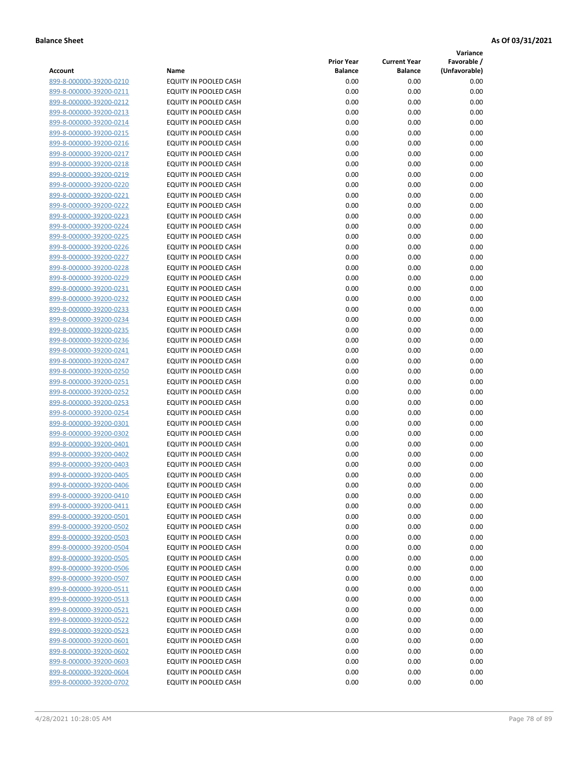**Balance Sheet** **As Of 03/31/2021**

| Account | Name | Prior Year Balance | Current Year Balance | Variance Favorable / (Unfavorable) |
|---|---|---|---|---|
| 899-8-000000-39200-0210 | EQUITY IN POOLED CASH | 0.00 | 0.00 | 0.00 |
| 899-8-000000-39200-0211 | EQUITY IN POOLED CASH | 0.00 | 0.00 | 0.00 |
| 899-8-000000-39200-0212 | EQUITY IN POOLED CASH | 0.00 | 0.00 | 0.00 |
| 899-8-000000-39200-0213 | EQUITY IN POOLED CASH | 0.00 | 0.00 | 0.00 |
| 899-8-000000-39200-0214 | EQUITY IN POOLED CASH | 0.00 | 0.00 | 0.00 |
| 899-8-000000-39200-0215 | EQUITY IN POOLED CASH | 0.00 | 0.00 | 0.00 |
| 899-8-000000-39200-0216 | EQUITY IN POOLED CASH | 0.00 | 0.00 | 0.00 |
| 899-8-000000-39200-0217 | EQUITY IN POOLED CASH | 0.00 | 0.00 | 0.00 |
| 899-8-000000-39200-0218 | EQUITY IN POOLED CASH | 0.00 | 0.00 | 0.00 |
| 899-8-000000-39200-0219 | EQUITY IN POOLED CASH | 0.00 | 0.00 | 0.00 |
| 899-8-000000-39200-0220 | EQUITY IN POOLED CASH | 0.00 | 0.00 | 0.00 |
| 899-8-000000-39200-0221 | EQUITY IN POOLED CASH | 0.00 | 0.00 | 0.00 |
| 899-8-000000-39200-0222 | EQUITY IN POOLED CASH | 0.00 | 0.00 | 0.00 |
| 899-8-000000-39200-0223 | EQUITY IN POOLED CASH | 0.00 | 0.00 | 0.00 |
| 899-8-000000-39200-0224 | EQUITY IN POOLED CASH | 0.00 | 0.00 | 0.00 |
| 899-8-000000-39200-0225 | EQUITY IN POOLED CASH | 0.00 | 0.00 | 0.00 |
| 899-8-000000-39200-0226 | EQUITY IN POOLED CASH | 0.00 | 0.00 | 0.00 |
| 899-8-000000-39200-0227 | EQUITY IN POOLED CASH | 0.00 | 0.00 | 0.00 |
| 899-8-000000-39200-0228 | EQUITY IN POOLED CASH | 0.00 | 0.00 | 0.00 |
| 899-8-000000-39200-0229 | EQUITY IN POOLED CASH | 0.00 | 0.00 | 0.00 |
| 899-8-000000-39200-0231 | EQUITY IN POOLED CASH | 0.00 | 0.00 | 0.00 |
| 899-8-000000-39200-0232 | EQUITY IN POOLED CASH | 0.00 | 0.00 | 0.00 |
| 899-8-000000-39200-0233 | EQUITY IN POOLED CASH | 0.00 | 0.00 | 0.00 |
| 899-8-000000-39200-0234 | EQUITY IN POOLED CASH | 0.00 | 0.00 | 0.00 |
| 899-8-000000-39200-0235 | EQUITY IN POOLED CASH | 0.00 | 0.00 | 0.00 |
| 899-8-000000-39200-0236 | EQUITY IN POOLED CASH | 0.00 | 0.00 | 0.00 |
| 899-8-000000-39200-0241 | EQUITY IN POOLED CASH | 0.00 | 0.00 | 0.00 |
| 899-8-000000-39200-0247 | EQUITY IN POOLED CASH | 0.00 | 0.00 | 0.00 |
| 899-8-000000-39200-0250 | EQUITY IN POOLED CASH | 0.00 | 0.00 | 0.00 |
| 899-8-000000-39200-0251 | EQUITY IN POOLED CASH | 0.00 | 0.00 | 0.00 |
| 899-8-000000-39200-0252 | EQUITY IN POOLED CASH | 0.00 | 0.00 | 0.00 |
| 899-8-000000-39200-0253 | EQUITY IN POOLED CASH | 0.00 | 0.00 | 0.00 |
| 899-8-000000-39200-0254 | EQUITY IN POOLED CASH | 0.00 | 0.00 | 0.00 |
| 899-8-000000-39200-0301 | EQUITY IN POOLED CASH | 0.00 | 0.00 | 0.00 |
| 899-8-000000-39200-0302 | EQUITY IN POOLED CASH | 0.00 | 0.00 | 0.00 |
| 899-8-000000-39200-0401 | EQUITY IN POOLED CASH | 0.00 | 0.00 | 0.00 |
| 899-8-000000-39200-0402 | EQUITY IN POOLED CASH | 0.00 | 0.00 | 0.00 |
| 899-8-000000-39200-0403 | EQUITY IN POOLED CASH | 0.00 | 0.00 | 0.00 |
| 899-8-000000-39200-0405 | EQUITY IN POOLED CASH | 0.00 | 0.00 | 0.00 |
| 899-8-000000-39200-0406 | EQUITY IN POOLED CASH | 0.00 | 0.00 | 0.00 |
| 899-8-000000-39200-0410 | EQUITY IN POOLED CASH | 0.00 | 0.00 | 0.00 |
| 899-8-000000-39200-0411 | EQUITY IN POOLED CASH | 0.00 | 0.00 | 0.00 |
| 899-8-000000-39200-0501 | EQUITY IN POOLED CASH | 0.00 | 0.00 | 0.00 |
| 899-8-000000-39200-0502 | EQUITY IN POOLED CASH | 0.00 | 0.00 | 0.00 |
| 899-8-000000-39200-0503 | EQUITY IN POOLED CASH | 0.00 | 0.00 | 0.00 |
| 899-8-000000-39200-0504 | EQUITY IN POOLED CASH | 0.00 | 0.00 | 0.00 |
| 899-8-000000-39200-0505 | EQUITY IN POOLED CASH | 0.00 | 0.00 | 0.00 |
| 899-8-000000-39200-0506 | EQUITY IN POOLED CASH | 0.00 | 0.00 | 0.00 |
| 899-8-000000-39200-0507 | EQUITY IN POOLED CASH | 0.00 | 0.00 | 0.00 |
| 899-8-000000-39200-0511 | EQUITY IN POOLED CASH | 0.00 | 0.00 | 0.00 |
| 899-8-000000-39200-0513 | EQUITY IN POOLED CASH | 0.00 | 0.00 | 0.00 |
| 899-8-000000-39200-0521 | EQUITY IN POOLED CASH | 0.00 | 0.00 | 0.00 |
| 899-8-000000-39200-0522 | EQUITY IN POOLED CASH | 0.00 | 0.00 | 0.00 |
| 899-8-000000-39200-0523 | EQUITY IN POOLED CASH | 0.00 | 0.00 | 0.00 |
| 899-8-000000-39200-0601 | EQUITY IN POOLED CASH | 0.00 | 0.00 | 0.00 |
| 899-8-000000-39200-0602 | EQUITY IN POOLED CASH | 0.00 | 0.00 | 0.00 |
| 899-8-000000-39200-0603 | EQUITY IN POOLED CASH | 0.00 | 0.00 | 0.00 |
| 899-8-000000-39200-0604 | EQUITY IN POOLED CASH | 0.00 | 0.00 | 0.00 |
| 899-8-000000-39200-0702 | EQUITY IN POOLED CASH | 0.00 | 0.00 | 0.00 |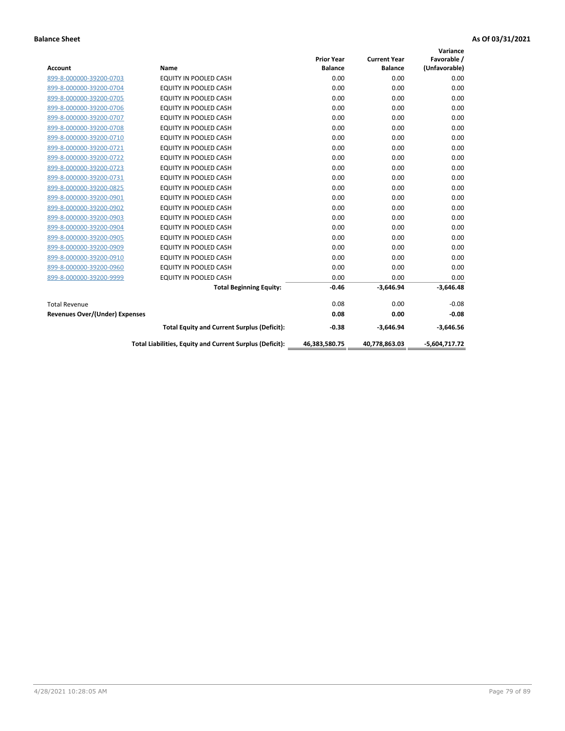**Balance Sheet** **As Of 03/31/2021**

| Account | Name | Prior Year Balance | Current Year Balance | Variance Favorable / (Unfavorable) |
|---|---|---|---|---|
| 899-8-000000-39200-0703 | EQUITY IN POOLED CASH | 0.00 | 0.00 | 0.00 |
| 899-8-000000-39200-0704 | EQUITY IN POOLED CASH | 0.00 | 0.00 | 0.00 |
| 899-8-000000-39200-0705 | EQUITY IN POOLED CASH | 0.00 | 0.00 | 0.00 |
| 899-8-000000-39200-0706 | EQUITY IN POOLED CASH | 0.00 | 0.00 | 0.00 |
| 899-8-000000-39200-0707 | EQUITY IN POOLED CASH | 0.00 | 0.00 | 0.00 |
| 899-8-000000-39200-0708 | EQUITY IN POOLED CASH | 0.00 | 0.00 | 0.00 |
| 899-8-000000-39200-0710 | EQUITY IN POOLED CASH | 0.00 | 0.00 | 0.00 |
| 899-8-000000-39200-0721 | EQUITY IN POOLED CASH | 0.00 | 0.00 | 0.00 |
| 899-8-000000-39200-0722 | EQUITY IN POOLED CASH | 0.00 | 0.00 | 0.00 |
| 899-8-000000-39200-0723 | EQUITY IN POOLED CASH | 0.00 | 0.00 | 0.00 |
| 899-8-000000-39200-0731 | EQUITY IN POOLED CASH | 0.00 | 0.00 | 0.00 |
| 899-8-000000-39200-0825 | EQUITY IN POOLED CASH | 0.00 | 0.00 | 0.00 |
| 899-8-000000-39200-0901 | EQUITY IN POOLED CASH | 0.00 | 0.00 | 0.00 |
| 899-8-000000-39200-0902 | EQUITY IN POOLED CASH | 0.00 | 0.00 | 0.00 |
| 899-8-000000-39200-0903 | EQUITY IN POOLED CASH | 0.00 | 0.00 | 0.00 |
| 899-8-000000-39200-0904 | EQUITY IN POOLED CASH | 0.00 | 0.00 | 0.00 |
| 899-8-000000-39200-0905 | EQUITY IN POOLED CASH | 0.00 | 0.00 | 0.00 |
| 899-8-000000-39200-0909 | EQUITY IN POOLED CASH | 0.00 | 0.00 | 0.00 |
| 899-8-000000-39200-0910 | EQUITY IN POOLED CASH | 0.00 | 0.00 | 0.00 |
| 899-8-000000-39200-0960 | EQUITY IN POOLED CASH | 0.00 | 0.00 | 0.00 |
| 899-8-000000-39200-9999 | EQUITY IN POOLED CASH | 0.00 | 0.00 | 0.00 |
| | **Total Beginning Equity:** | **-0.46** | **-3,646.94** | **-3,646.48** |
| Total Revenue | | 0.08 | 0.00 | -0.08 |
| **Revenues Over/(Under) Expenses** | | **0.08** | **0.00** | **-0.08** |
| | **Total Equity and Current Surplus (Deficit):** | **-0.38** | **-3,646.94** | **-3,646.56** |
| | **Total Liabilities, Equity and Current Surplus (Deficit):** | **46,383,580.75** | **40,778,863.03** | **-5,604,717.72** |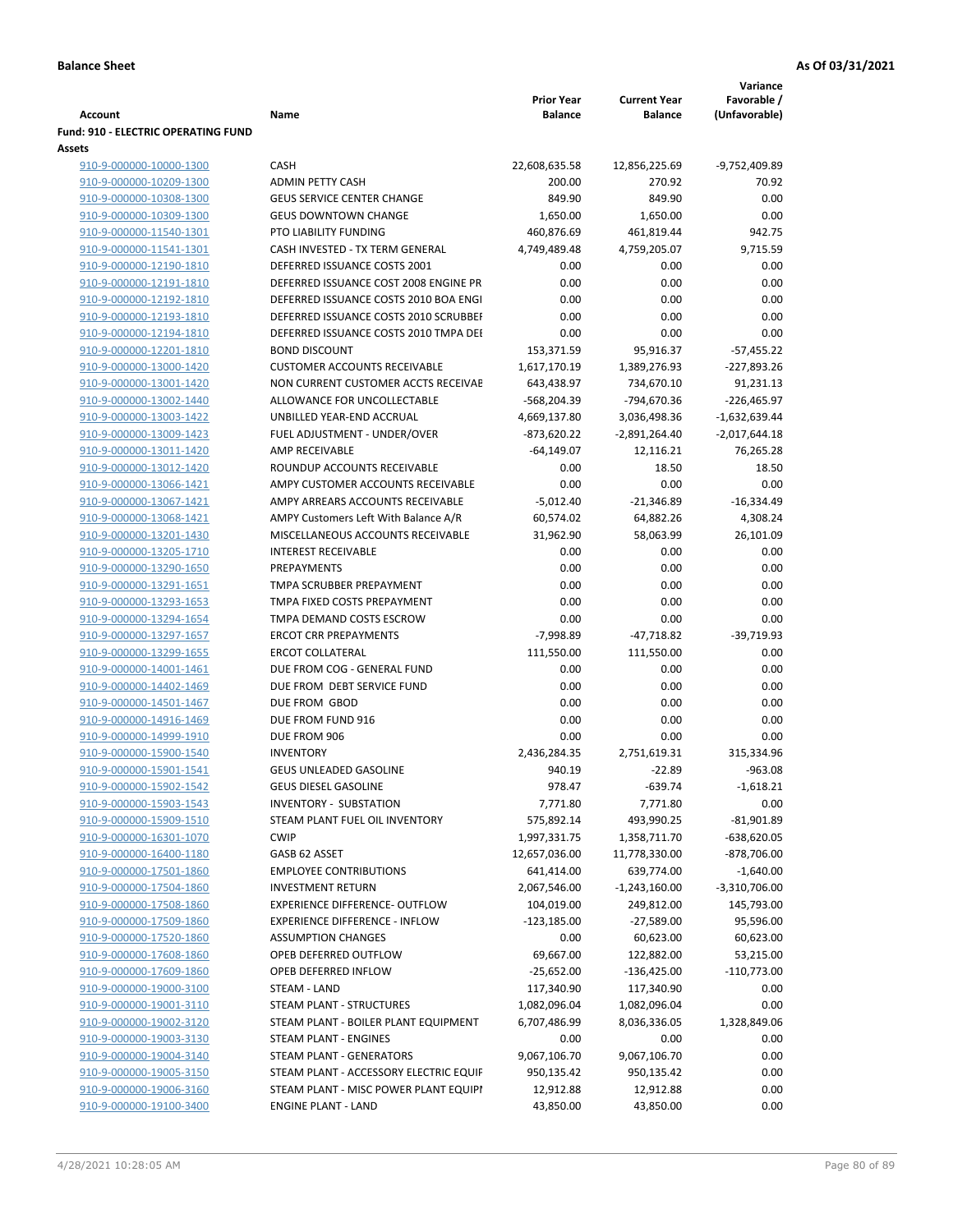**Balance Sheet** **As Of 03/31/2021**

| Account | Name | Prior Year Balance | Current Year Balance | Variance Favorable / (Unfavorable) |
|---|---|---|---|---|
| **Fund: 910 - ELECTRIC OPERATING FUND** | | | | |
| **Assets** | | | | |
| 910-9-000000-10000-1300 | CASH | 22,608,635.58 | 12,856,225.69 | -9,752,409.89 |
| 910-9-000000-10209-1300 | ADMIN PETTY CASH | 200.00 | 270.92 | 70.92 |
| 910-9-000000-10308-1300 | GEUS SERVICE CENTER CHANGE | 849.90 | 849.90 | 0.00 |
| 910-9-000000-10309-1300 | GEUS DOWNTOWN CHANGE | 1,650.00 | 1,650.00 | 0.00 |
| 910-9-000000-11540-1301 | PTO LIABILITY FUNDING | 460,876.69 | 461,819.44 | 942.75 |
| 910-9-000000-11541-1301 | CASH INVESTED - TX TERM GENERAL | 4,749,489.48 | 4,759,205.07 | 9,715.59 |
| 910-9-000000-12190-1810 | DEFERRED ISSUANCE COSTS 2001 | 0.00 | 0.00 | 0.00 |
| 910-9-000000-12191-1810 | DEFERRED ISSUANCE COST 2008 ENGINE PR | 0.00 | 0.00 | 0.00 |
| 910-9-000000-12192-1810 | DEFERRED ISSUANCE COSTS 2010 BOA ENGI | 0.00 | 0.00 | 0.00 |
| 910-9-000000-12193-1810 | DEFERRED ISSUANCE COSTS 2010 SCRUBBEI | 0.00 | 0.00 | 0.00 |
| 910-9-000000-12194-1810 | DEFERRED ISSUANCE COSTS 2010 TMPA DEI | 0.00 | 0.00 | 0.00 |
| 910-9-000000-12201-1810 | BOND DISCOUNT | 153,371.59 | 95,916.37 | -57,455.22 |
| 910-9-000000-13000-1420 | CUSTOMER ACCOUNTS RECEIVABLE | 1,617,170.19 | 1,389,276.93 | -227,893.26 |
| 910-9-000000-13001-1420 | NON CURRENT CUSTOMER ACCTS RECEIVAE | 643,438.97 | 734,670.10 | 91,231.13 |
| 910-9-000000-13002-1440 | ALLOWANCE FOR UNCOLLECTABLE | -568,204.39 | -794,670.36 | -226,465.97 |
| 910-9-000000-13003-1422 | UNBILLED YEAR-END ACCRUAL | 4,669,137.80 | 3,036,498.36 | -1,632,639.44 |
| 910-9-000000-13009-1423 | FUEL ADJUSTMENT - UNDER/OVER | -873,620.22 | -2,891,264.40 | -2,017,644.18 |
| 910-9-000000-13011-1420 | AMP RECEIVABLE | -64,149.07 | 12,116.21 | 76,265.28 |
| 910-9-000000-13012-1420 | ROUNDUP ACCOUNTS RECEIVABLE | 0.00 | 18.50 | 18.50 |
| 910-9-000000-13066-1421 | AMPY CUSTOMER ACCOUNTS RECEIVABLE | 0.00 | 0.00 | 0.00 |
| 910-9-000000-13067-1421 | AMPY ARREARS ACCOUNTS RECEIVABLE | -5,012.40 | -21,346.89 | -16,334.49 |
| 910-9-000000-13068-1421 | AMPY Customers Left With Balance A/R | 60,574.02 | 64,882.26 | 4,308.24 |
| 910-9-000000-13201-1430 | MISCELLANEOUS ACCOUNTS RECEIVABLE | 31,962.90 | 58,063.99 | 26,101.09 |
| 910-9-000000-13205-1710 | INTEREST RECEIVABLE | 0.00 | 0.00 | 0.00 |
| 910-9-000000-13290-1650 | PREPAYMENTS | 0.00 | 0.00 | 0.00 |
| 910-9-000000-13291-1651 | TMPA SCRUBBER PREPAYMENT | 0.00 | 0.00 | 0.00 |
| 910-9-000000-13293-1653 | TMPA FIXED COSTS PREPAYMENT | 0.00 | 0.00 | 0.00 |
| 910-9-000000-13294-1654 | TMPA DEMAND COSTS ESCROW | 0.00 | 0.00 | 0.00 |
| 910-9-000000-13297-1657 | ERCOT CRR PREPAYMENTS | -7,998.89 | -47,718.82 | -39,719.93 |
| 910-9-000000-13299-1655 | ERCOT COLLATERAL | 111,550.00 | 111,550.00 | 0.00 |
| 910-9-000000-14001-1461 | DUE FROM COG - GENERAL FUND | 0.00 | 0.00 | 0.00 |
| 910-9-000000-14402-1469 | DUE FROM DEBT SERVICE FUND | 0.00 | 0.00 | 0.00 |
| 910-9-000000-14501-1467 | DUE FROM GBOD | 0.00 | 0.00 | 0.00 |
| 910-9-000000-14916-1469 | DUE FROM FUND 916 | 0.00 | 0.00 | 0.00 |
| 910-9-000000-14999-1910 | DUE FROM 906 | 0.00 | 0.00 | 0.00 |
| 910-9-000000-15900-1540 | INVENTORY | 2,436,284.35 | 2,751,619.31 | 315,334.96 |
| 910-9-000000-15901-1541 | GEUS UNLEADED GASOLINE | 940.19 | -22.89 | -963.08 |
| 910-9-000000-15902-1542 | GEUS DIESEL GASOLINE | 978.47 | -639.74 | -1,618.21 |
| 910-9-000000-15903-1543 | INVENTORY - SUBSTATION | 7,771.80 | 7,771.80 | 0.00 |
| 910-9-000000-15909-1510 | STEAM PLANT FUEL OIL INVENTORY | 575,892.14 | 493,990.25 | -81,901.89 |
| 910-9-000000-16301-1070 | CWIP | 1,997,331.75 | 1,358,711.70 | -638,620.05 |
| 910-9-000000-16400-1180 | GASB 62 ASSET | 12,657,036.00 | 11,778,330.00 | -878,706.00 |
| 910-9-000000-17501-1860 | EMPLOYEE CONTRIBUTIONS | 641,414.00 | 639,774.00 | -1,640.00 |
| 910-9-000000-17504-1860 | INVESTMENT RETURN | 2,067,546.00 | -1,243,160.00 | -3,310,706.00 |
| 910-9-000000-17508-1860 | EXPERIENCE DIFFERENCE- OUTFLOW | 104,019.00 | 249,812.00 | 145,793.00 |
| 910-9-000000-17509-1860 | EXPERIENCE DIFFERENCE - INFLOW | -123,185.00 | -27,589.00 | 95,596.00 |
| 910-9-000000-17520-1860 | ASSUMPTION CHANGES | 0.00 | 60,623.00 | 60,623.00 |
| 910-9-000000-17608-1860 | OPEB DEFERRED OUTFLOW | 69,667.00 | 122,882.00 | 53,215.00 |
| 910-9-000000-17609-1860 | OPEB DEFERRED INFLOW | -25,652.00 | -136,425.00 | -110,773.00 |
| 910-9-000000-19000-3100 | STEAM - LAND | 117,340.90 | 117,340.90 | 0.00 |
| 910-9-000000-19001-3110 | STEAM PLANT - STRUCTURES | 1,082,096.04 | 1,082,096.04 | 0.00 |
| 910-9-000000-19002-3120 | STEAM PLANT - BOILER PLANT EQUIPMENT | 6,707,486.99 | 8,036,336.05 | 1,328,849.06 |
| 910-9-000000-19003-3130 | STEAM PLANT - ENGINES | 0.00 | 0.00 | 0.00 |
| 910-9-000000-19004-3140 | STEAM PLANT - GENERATORS | 9,067,106.70 | 9,067,106.70 | 0.00 |
| 910-9-000000-19005-3150 | STEAM PLANT - ACCESSORY ELECTRIC EQUIF | 950,135.42 | 950,135.42 | 0.00 |
| 910-9-000000-19006-3160 | STEAM PLANT - MISC POWER PLANT EQUIPI | 12,912.88 | 12,912.88 | 0.00 |
| 910-9-000000-19100-3400 | ENGINE PLANT - LAND | 43,850.00 | 43,850.00 | 0.00 |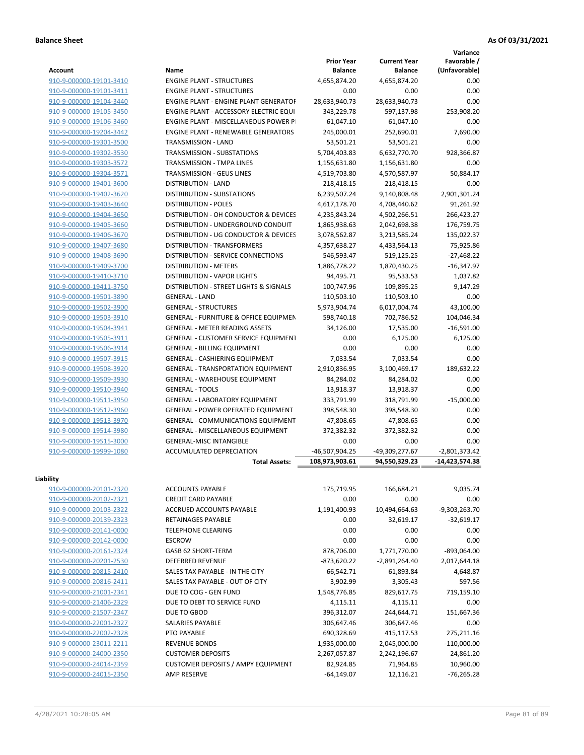**Balance Sheet** **As Of 03/31/2021**

| Account | Name | Prior Year Balance | Current Year Balance | Variance Favorable / (Unfavorable) |
|---|---|---|---|---|
| 910-9-000000-19101-3410 | ENGINE PLANT - STRUCTURES | 4,655,874.20 | 4,655,874.20 | 0.00 |
| 910-9-000000-19101-3411 | ENGINE PLANT - STRUCTURES | 0.00 | 0.00 | 0.00 |
| 910-9-000000-19104-3440 | ENGINE PLANT - ENGINE PLANT GENERATOF | 28,633,940.73 | 28,633,940.73 | 0.00 |
| 910-9-000000-19105-3450 | ENGINE PLANT - ACCESSORY ELECTRIC EQUI | 343,229.78 | 597,137.98 | 253,908.20 |
| 910-9-000000-19106-3460 | ENGINE PLANT - MISCELLANEOUS POWER P | 61,047.10 | 61,047.10 | 0.00 |
| 910-9-000000-19204-3442 | ENGINE PLANT - RENEWABLE GENERATORS | 245,000.01 | 252,690.01 | 7,690.00 |
| 910-9-000000-19301-3500 | TRANSMISSION - LAND | 53,501.21 | 53,501.21 | 0.00 |
| 910-9-000000-19302-3530 | TRANSMISSION - SUBSTATIONS | 5,704,403.83 | 6,632,770.70 | 928,366.87 |
| 910-9-000000-19303-3572 | TRANSMISSION - TMPA LINES | 1,156,631.80 | 1,156,631.80 | 0.00 |
| 910-9-000000-19304-3571 | TRANSMISSION - GEUS LINES | 4,519,703.80 | 4,570,587.97 | 50,884.17 |
| 910-9-000000-19401-3600 | DISTRIBUTION - LAND | 218,418.15 | 218,418.15 | 0.00 |
| 910-9-000000-19402-3620 | DISTRIBUTION - SUBSTATIONS | 6,239,507.24 | 9,140,808.48 | 2,901,301.24 |
| 910-9-000000-19403-3640 | DISTRIBUTION - POLES | 4,617,178.70 | 4,708,440.62 | 91,261.92 |
| 910-9-000000-19404-3650 | DISTRIBUTION - OH CONDUCTOR & DEVICES | 4,235,843.24 | 4,502,266.51 | 266,423.27 |
| 910-9-000000-19405-3660 | DISTRIBUTION - UNDERGROUND CONDUIT | 1,865,938.63 | 2,042,698.38 | 176,759.75 |
| 910-9-000000-19406-3670 | DISTRIBUTION - UG CONDUCTOR & DEVICES | 3,078,562.87 | 3,213,585.24 | 135,022.37 |
| 910-9-000000-19407-3680 | DISTRIBUTION - TRANSFORMERS | 4,357,638.27 | 4,433,564.13 | 75,925.86 |
| 910-9-000000-19408-3690 | DISTRIBUTION - SERVICE CONNECTIONS | 546,593.47 | 519,125.25 | -27,468.22 |
| 910-9-000000-19409-3700 | DISTRIBUTION - METERS | 1,886,778.22 | 1,870,430.25 | -16,347.97 |
| 910-9-000000-19410-3710 | DISTRIBUTION - VAPOR LIGHTS | 94,495.71 | 95,533.53 | 1,037.82 |
| 910-9-000000-19411-3750 | DISTRIBUTION - STREET LIGHTS & SIGNALS | 100,747.96 | 109,895.25 | 9,147.29 |
| 910-9-000000-19501-3890 | GENERAL - LAND | 110,503.10 | 110,503.10 | 0.00 |
| 910-9-000000-19502-3900 | GENERAL - STRUCTURES | 5,973,904.74 | 6,017,004.74 | 43,100.00 |
| 910-9-000000-19503-3910 | GENERAL - FURNITURE & OFFICE EQUIPMEN | 598,740.18 | 702,786.52 | 104,046.34 |
| 910-9-000000-19504-3941 | GENERAL - METER READING ASSETS | 34,126.00 | 17,535.00 | -16,591.00 |
| 910-9-000000-19505-3911 | GENERAL - CUSTOMER SERVICE EQUIPMENT | 0.00 | 6,125.00 | 6,125.00 |
| 910-9-000000-19506-3914 | GENERAL - BILLING EQUIPMENT | 0.00 | 0.00 | 0.00 |
| 910-9-000000-19507-3915 | GENERAL - CASHIERING EQUIPMENT | 7,033.54 | 7,033.54 | 0.00 |
| 910-9-000000-19508-3920 | GENERAL - TRANSPORTATION EQUIPMENT | 2,910,836.95 | 3,100,469.17 | 189,632.22 |
| 910-9-000000-19509-3930 | GENERAL - WAREHOUSE EQUIPMENT | 84,284.02 | 84,284.02 | 0.00 |
| 910-9-000000-19510-3940 | GENERAL - TOOLS | 13,918.37 | 13,918.37 | 0.00 |
| 910-9-000000-19511-3950 | GENERAL - LABORATORY EQUIPMENT | 333,791.99 | 318,791.99 | -15,000.00 |
| 910-9-000000-19512-3960 | GENERAL - POWER OPERATED EQUIPMENT | 398,548.30 | 398,548.30 | 0.00 |
| 910-9-000000-19513-3970 | GENERAL - COMMUNICATIONS EQUIPMENT | 47,808.65 | 47,808.65 | 0.00 |
| 910-9-000000-19514-3980 | GENERAL - MISCELLANEOUS EQUIPMENT | 372,382.32 | 372,382.32 | 0.00 |
| 910-9-000000-19515-3000 | GENERAL-MISC INTANGIBLE | 0.00 | 0.00 | 0.00 |
| 910-9-000000-19999-1080 | ACCUMULATED DEPRECIATION | -46,507,904.25 | -49,309,277.67 | -2,801,373.42 |
| | **Total Assets:** | **108,973,903.61** | **94,550,329.23** | **-14,423,574.38** |

**Liability**

| Account | Name | Prior Year Balance | Current Year Balance | Variance Favorable / (Unfavorable) |
|---|---|---|---|---|
| 910-9-000000-20101-2320 | ACCOUNTS PAYABLE | 175,719.95 | 166,684.21 | 9,035.74 |
| 910-9-000000-20102-2321 | CREDIT CARD PAYABLE | 0.00 | 0.00 | 0.00 |
| 910-9-000000-20103-2322 | ACCRUED ACCOUNTS PAYABLE | 1,191,400.93 | 10,494,664.63 | -9,303,263.70 |
| 910-9-000000-20139-2323 | RETAINAGES PAYABLE | 0.00 | 32,619.17 | -32,619.17 |
| 910-9-000000-20141-0000 | TELEPHONE CLEARING | 0.00 | 0.00 | 0.00 |
| 910-9-000000-20142-0000 | ESCROW | 0.00 | 0.00 | 0.00 |
| 910-9-000000-20161-2324 | GASB 62 SHORT-TERM | 878,706.00 | 1,771,770.00 | -893,064.00 |
| 910-9-000000-20201-2530 | DEFERRED REVENUE | -873,620.22 | -2,891,264.40 | 2,017,644.18 |
| 910-9-000000-20815-2410 | SALES TAX PAYABLE - IN THE CITY | 66,542.71 | 61,893.84 | 4,648.87 |
| 910-9-000000-20816-2411 | SALES TAX PAYABLE - OUT OF CITY | 3,902.99 | 3,305.43 | 597.56 |
| 910-9-000000-21001-2341 | DUE TO COG - GEN FUND | 1,548,776.85 | 829,617.75 | 719,159.10 |
| 910-9-000000-21406-2329 | DUE TO DEBT TO SERVICE FUND | 4,115.11 | 4,115.11 | 0.00 |
| 910-9-000000-21507-2347 | DUE TO GBOD | 396,312.07 | 244,644.71 | 151,667.36 |
| 910-9-000000-22001-2327 | SALARIES PAYABLE | 306,647.46 | 306,647.46 | 0.00 |
| 910-9-000000-22002-2328 | PTO PAYABLE | 690,328.69 | 415,117.53 | 275,211.16 |
| 910-9-000000-23011-2211 | REVENUE BONDS | 1,935,000.00 | 2,045,000.00 | -110,000.00 |
| 910-9-000000-24000-2350 | CUSTOMER DEPOSITS | 2,267,057.87 | 2,242,196.67 | 24,861.20 |
| 910-9-000000-24014-2359 | CUSTOMER DEPOSITS / AMPY EQUIPMENT | 82,924.85 | 71,964.85 | 10,960.00 |
| 910-9-000000-24015-2350 | AMP RESERVE | -64,149.07 | 12,116.21 | -76,265.28 |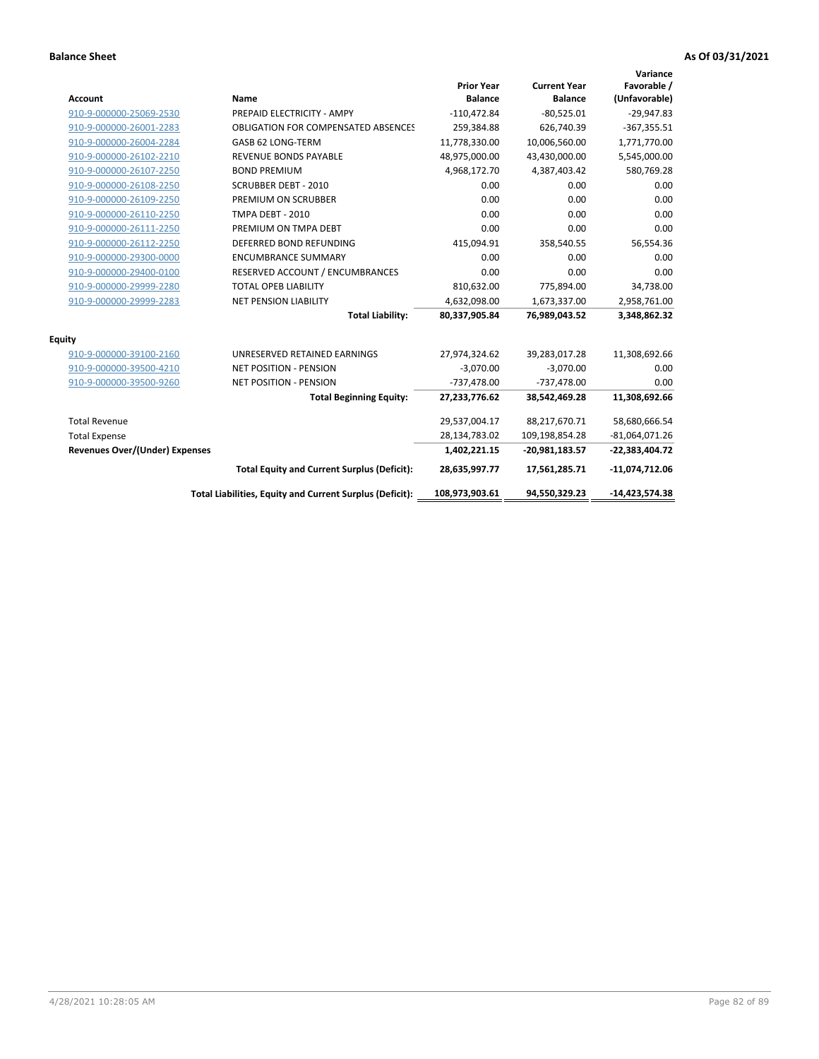**Balance Sheet** **As Of 03/31/2021**

| Account | Name | Prior Year Balance | Current Year Balance | Variance Favorable / (Unfavorable) |
|---|---|---|---|---|
| 910-9-000000-25069-2530 | PREPAID ELECTRICITY - AMPY | -110,472.84 | -80,525.01 | -29,947.83 |
| 910-9-000000-26001-2283 | OBLIGATION FOR COMPENSATED ABSENCES | 259,384.88 | 626,740.39 | -367,355.51 |
| 910-9-000000-26004-2284 | GASB 62 LONG-TERM | 11,778,330.00 | 10,006,560.00 | 1,771,770.00 |
| 910-9-000000-26102-2210 | REVENUE BONDS PAYABLE | 48,975,000.00 | 43,430,000.00 | 5,545,000.00 |
| 910-9-000000-26107-2250 | BOND PREMIUM | 4,968,172.70 | 4,387,403.42 | 580,769.28 |
| 910-9-000000-26108-2250 | SCRUBBER DEBT - 2010 | 0.00 | 0.00 | 0.00 |
| 910-9-000000-26109-2250 | PREMIUM ON SCRUBBER | 0.00 | 0.00 | 0.00 |
| 910-9-000000-26110-2250 | TMPA DEBT - 2010 | 0.00 | 0.00 | 0.00 |
| 910-9-000000-26111-2250 | PREMIUM ON TMPA DEBT | 0.00 | 0.00 | 0.00 |
| 910-9-000000-26112-2250 | DEFERRED BOND REFUNDING | 415,094.91 | 358,540.55 | 56,554.36 |
| 910-9-000000-29300-0000 | ENCUMBRANCE SUMMARY | 0.00 | 0.00 | 0.00 |
| 910-9-000000-29400-0100 | RESERVED ACCOUNT / ENCUMBRANCES | 0.00 | 0.00 | 0.00 |
| 910-9-000000-29999-2280 | TOTAL OPEB LIABILITY | 810,632.00 | 775,894.00 | 34,738.00 |
| 910-9-000000-29999-2283 | NET PENSION LIABILITY | 4,632,098.00 | 1,673,337.00 | 2,958,761.00 |
| | **Total Liability:** | **80,337,905.84** | **76,989,043.52** | **3,348,862.32** |
| **Equity** | | | | |
| 910-9-000000-39100-2160 | UNRESERVED RETAINED EARNINGS | 27,974,324.62 | 39,283,017.28 | 11,308,692.66 |
| 910-9-000000-39500-4210 | NET POSITION - PENSION | -3,070.00 | -3,070.00 | 0.00 |
| 910-9-000000-39500-9260 | NET POSITION - PENSION | -737,478.00 | -737,478.00 | 0.00 |
| | **Total Beginning Equity:** | **27,233,776.62** | **38,542,469.28** | **11,308,692.66** |
| Total Revenue | | 29,537,004.17 | 88,217,670.71 | 58,680,666.54 |
| Total Expense | | 28,134,783.02 | 109,198,854.28 | -81,064,071.26 |
| **Revenues Over/(Under) Expenses** | | **1,402,221.15** | **-20,981,183.57** | **-22,383,404.72** |
| | **Total Equity and Current Surplus (Deficit):** | **28,635,997.77** | **17,561,285.71** | **-11,074,712.06** |
| | **Total Liabilities, Equity and Current Surplus (Deficit):** | **108,973,903.61** | **94,550,329.23** | **-14,423,574.38** |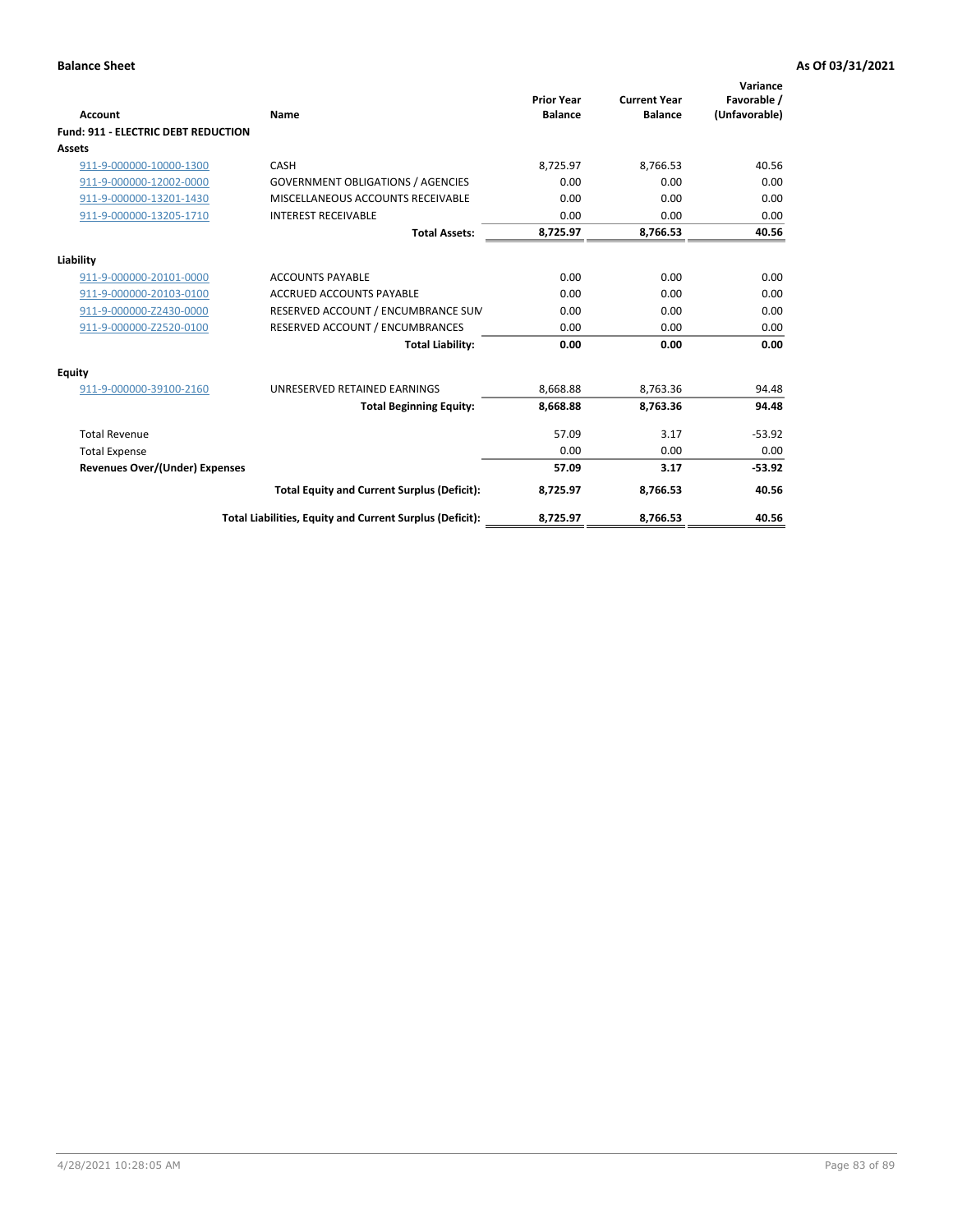**Balance Sheet** | **As Of 03/31/2021**

| Account | Name | Prior Year Balance | Current Year Balance | Variance Favorable / (Unfavorable) |
|---|---|---|---|---|
| **Fund: 911 - ELECTRIC DEBT REDUCTION** | | | | |
| **Assets** | | | | |
| 911-9-000000-10000-1300 | CASH | 8,725.97 | 8,766.53 | 40.56 |
| 911-9-000000-12002-0000 | GOVERNMENT OBLIGATIONS / AGENCIES | 0.00 | 0.00 | 0.00 |
| 911-9-000000-13201-1430 | MISCELLANEOUS ACCOUNTS RECEIVABLE | 0.00 | 0.00 | 0.00 |
| 911-9-000000-13205-1710 | INTEREST RECEIVABLE | 0.00 | 0.00 | 0.00 |
| | **Total Assets:** | **8,725.97** | **8,766.53** | **40.56** |
| **Liability** | | | | |
| 911-9-000000-20101-0000 | ACCOUNTS PAYABLE | 0.00 | 0.00 | 0.00 |
| 911-9-000000-20103-0100 | ACCRUED ACCOUNTS PAYABLE | 0.00 | 0.00 | 0.00 |
| 911-9-000000-Z2430-0000 | RESERVED ACCOUNT / ENCUMBRANCE SUM | 0.00 | 0.00 | 0.00 |
| 911-9-000000-Z2520-0100 | RESERVED ACCOUNT / ENCUMBRANCES | 0.00 | 0.00 | 0.00 |
| | **Total Liability:** | **0.00** | **0.00** | **0.00** |
| **Equity** | | | | |
| 911-9-000000-39100-2160 | UNRESERVED RETAINED EARNINGS | 8,668.88 | 8,763.36 | 94.48 |
| | **Total Beginning Equity:** | **8,668.88** | **8,763.36** | **94.48** |
| Total Revenue | | 57.09 | 3.17 | -53.92 |
| Total Expense | | 0.00 | 0.00 | 0.00 |
| **Revenues Over/(Under) Expenses** | | **57.09** | **3.17** | **-53.92** |
| | **Total Equity and Current Surplus (Deficit):** | **8,725.97** | **8,766.53** | **40.56** |
| | **Total Liabilities, Equity and Current Surplus (Deficit):** | **8,725.97** | **8,766.53** | **40.56** |

4/28/2021 10:28:05 AM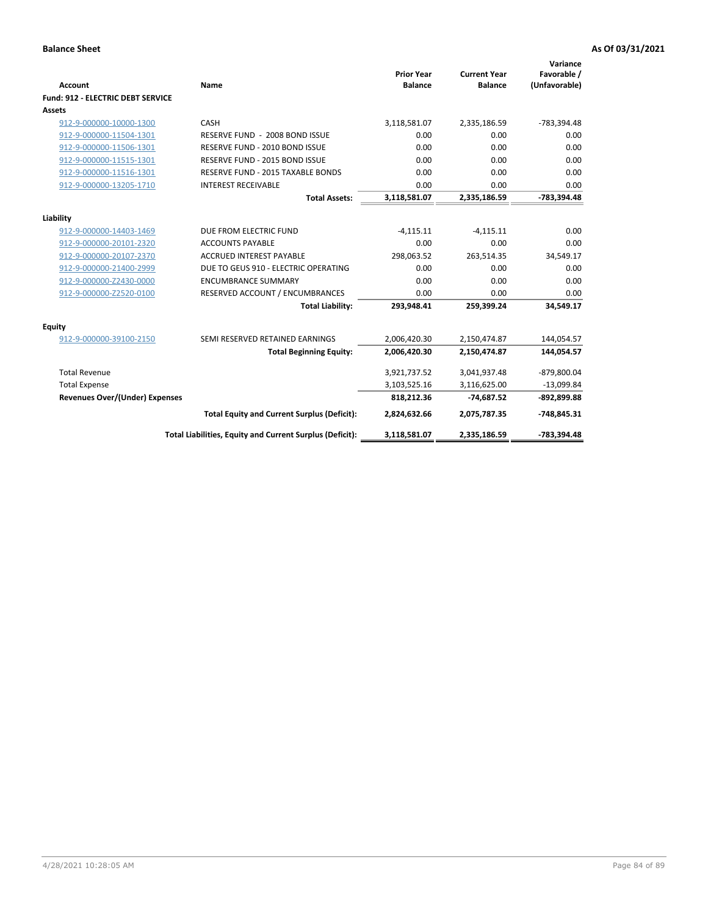**Balance Sheet** **As Of 03/31/2021**

| Account | Name | Prior Year Balance | Current Year Balance | Variance Favorable / (Unfavorable) |
|---|---|---|---|---|
| **Fund: 912 - ELECTRIC DEBT SERVICE** | | | | |
| **Assets** | | | | |
| 912-9-000000-10000-1300 | CASH | 3,118,581.07 | 2,335,186.59 | -783,394.48 |
| 912-9-000000-11504-1301 | RESERVE FUND - 2008 BOND ISSUE | 0.00 | 0.00 | 0.00 |
| 912-9-000000-11506-1301 | RESERVE FUND - 2010 BOND ISSUE | 0.00 | 0.00 | 0.00 |
| 912-9-000000-11515-1301 | RESERVE FUND - 2015 BOND ISSUE | 0.00 | 0.00 | 0.00 |
| 912-9-000000-11516-1301 | RESERVE FUND - 2015 TAXABLE BONDS | 0.00 | 0.00 | 0.00 |
| 912-9-000000-13205-1710 | INTEREST RECEIVABLE | 0.00 | 0.00 | 0.00 |
| | **Total Assets:** | **3,118,581.07** | **2,335,186.59** | **-783,394.48** |
| **Liability** | | | | |
| 912-9-000000-14403-1469 | DUE FROM ELECTRIC FUND | -4,115.11 | -4,115.11 | 0.00 |
| 912-9-000000-20101-2320 | ACCOUNTS PAYABLE | 0.00 | 0.00 | 0.00 |
| 912-9-000000-20107-2370 | ACCRUED INTEREST PAYABLE | 298,063.52 | 263,514.35 | 34,549.17 |
| 912-9-000000-21400-2999 | DUE TO GEUS 910 - ELECTRIC OPERATING | 0.00 | 0.00 | 0.00 |
| 912-9-000000-Z2430-0000 | ENCUMBRANCE SUMMARY | 0.00 | 0.00 | 0.00 |
| 912-9-000000-Z2520-0100 | RESERVED ACCOUNT / ENCUMBRANCES | 0.00 | 0.00 | 0.00 |
| | **Total Liability:** | **293,948.41** | **259,399.24** | **34,549.17** |
| **Equity** | | | | |
| 912-9-000000-39100-2150 | SEMI RESERVED RETAINED EARNINGS | 2,006,420.30 | 2,150,474.87 | 144,054.57 |
| | **Total Beginning Equity:** | **2,006,420.30** | **2,150,474.87** | **144,054.57** |
| Total Revenue | | 3,921,737.52 | 3,041,937.48 | -879,800.04 |
| Total Expense | | 3,103,525.16 | 3,116,625.00 | -13,099.84 |
| **Revenues Over/(Under) Expenses** | | **818,212.36** | **-74,687.52** | **-892,899.88** |
| | **Total Equity and Current Surplus (Deficit):** | **2,824,632.66** | **2,075,787.35** | **-748,845.31** |
| | **Total Liabilities, Equity and Current Surplus (Deficit):** | **3,118,581.07** | **2,335,186.59** | **-783,394.48** |

4/28/2021 10:28:05 AM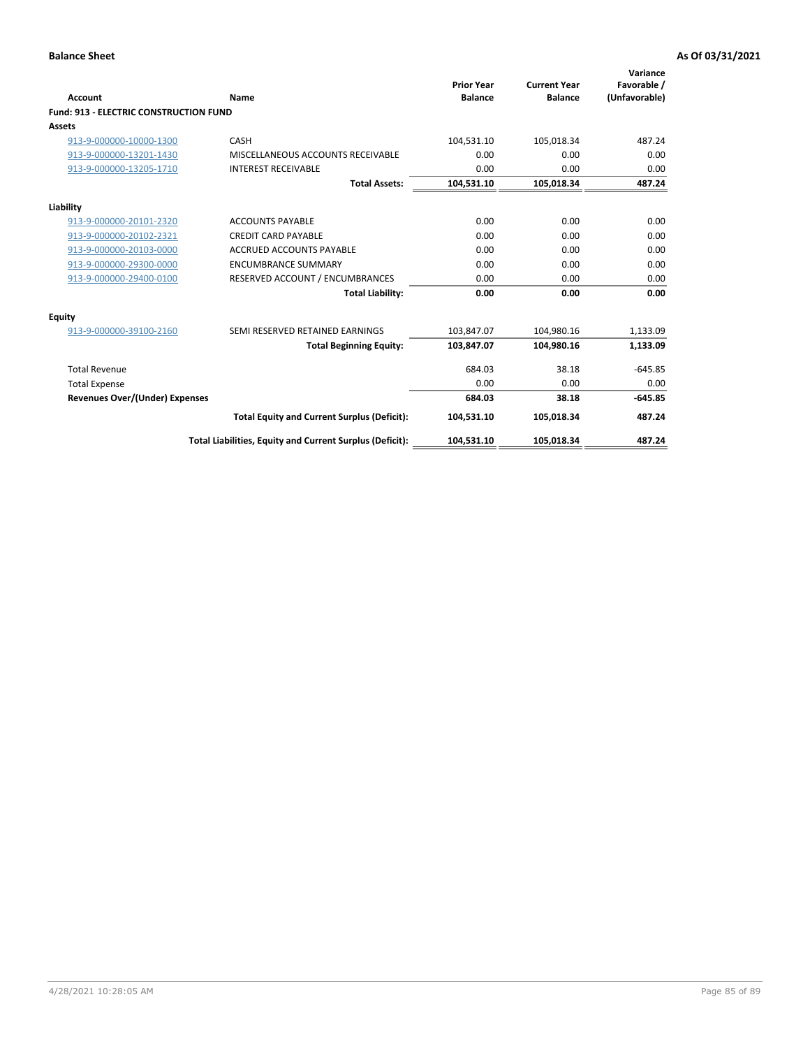**Balance Sheet** **As Of 03/31/2021**

| Account | Name | Prior Year Balance | Current Year Balance | Variance Favorable / (Unfavorable) |
|---|---|---|---|---|
| **Fund: 913 - ELECTRIC CONSTRUCTION FUND** | | | | |
| **Assets** | | | | |
| 913-9-000000-10000-1300 | CASH | 104,531.10 | 105,018.34 | 487.24 |
| 913-9-000000-13201-1430 | MISCELLANEOUS ACCOUNTS RECEIVABLE | 0.00 | 0.00 | 0.00 |
| 913-9-000000-13205-1710 | INTEREST RECEIVABLE | 0.00 | 0.00 | 0.00 |
| | **Total Assets:** | **104,531.10** | **105,018.34** | **487.24** |
| **Liability** | | | | |
| 913-9-000000-20101-2320 | ACCOUNTS PAYABLE | 0.00 | 0.00 | 0.00 |
| 913-9-000000-20102-2321 | CREDIT CARD PAYABLE | 0.00 | 0.00 | 0.00 |
| 913-9-000000-20103-0000 | ACCRUED ACCOUNTS PAYABLE | 0.00 | 0.00 | 0.00 |
| 913-9-000000-29300-0000 | ENCUMBRANCE SUMMARY | 0.00 | 0.00 | 0.00 |
| 913-9-000000-29400-0100 | RESERVED ACCOUNT / ENCUMBRANCES | 0.00 | 0.00 | 0.00 |
| | **Total Liability:** | **0.00** | **0.00** | **0.00** |
| **Equity** | | | | |
| 913-9-000000-39100-2160 | SEMI RESERVED RETAINED EARNINGS | 103,847.07 | 104,980.16 | 1,133.09 |
| | **Total Beginning Equity:** | **103,847.07** | **104,980.16** | **1,133.09** |
| Total Revenue | | 684.03 | 38.18 | -645.85 |
| Total Expense | | 0.00 | 0.00 | 0.00 |
| **Revenues Over/(Under) Expenses** | | **684.03** | **38.18** | **-645.85** |
| | **Total Equity and Current Surplus (Deficit):** | **104,531.10** | **105,018.34** | **487.24** |
| | **Total Liabilities, Equity and Current Surplus (Deficit):** | **104,531.10** | **105,018.34** | **487.24** |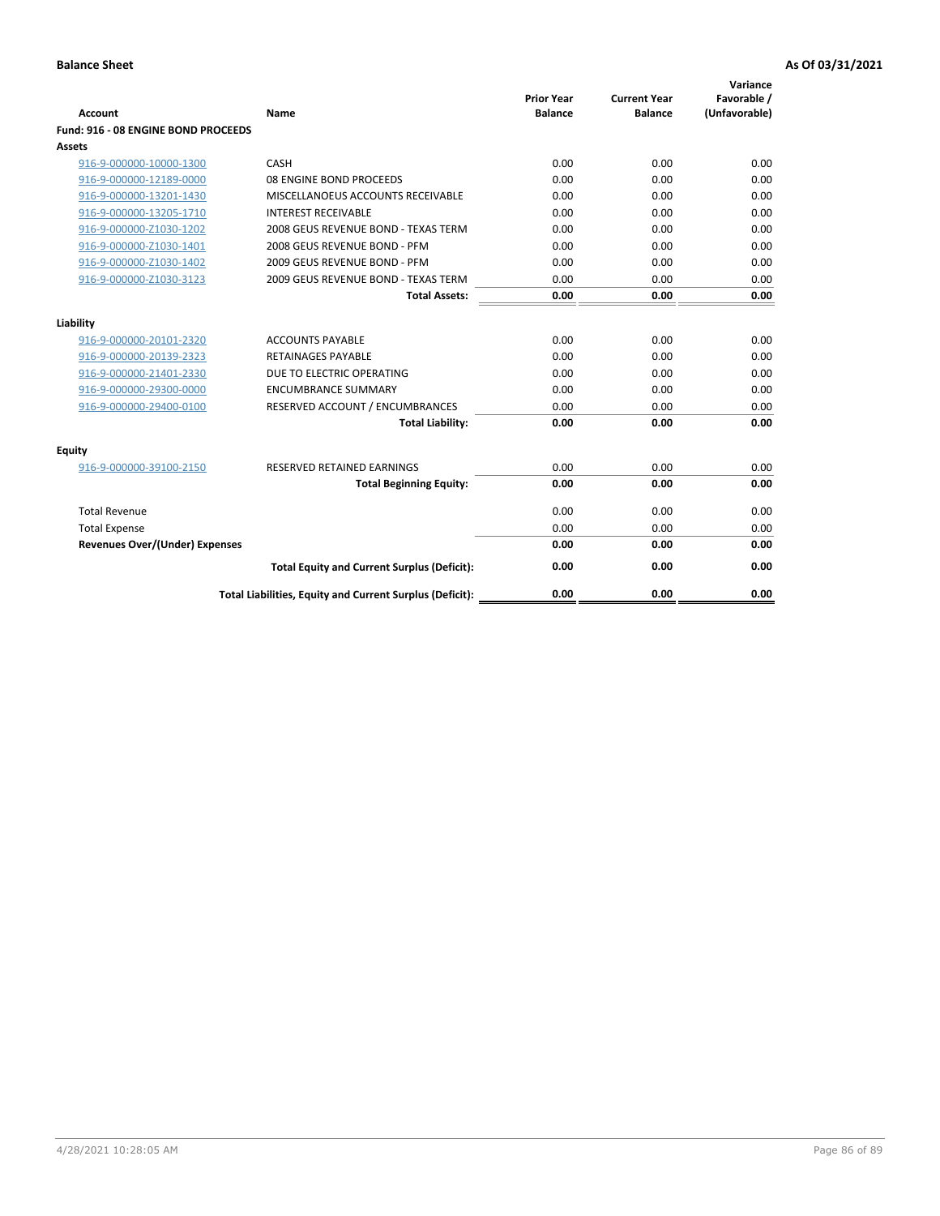**Balance Sheet** **As Of 03/31/2021**

| Account | Name | Prior Year Balance | Current Year Balance | Variance Favorable / (Unfavorable) |
|---|---|---|---|---|
| **Fund: 916 - 08 ENGINE BOND PROCEEDS** | | | | |
| **Assets** | | | | |
| 916-9-000000-10000-1300 | CASH | 0.00 | 0.00 | 0.00 |
| 916-9-000000-12189-0000 | 08 ENGINE BOND PROCEEDS | 0.00 | 0.00 | 0.00 |
| 916-9-000000-13201-1430 | MISCELLANOEUS ACCOUNTS RECEIVABLE | 0.00 | 0.00 | 0.00 |
| 916-9-000000-13205-1710 | INTEREST RECEIVABLE | 0.00 | 0.00 | 0.00 |
| 916-9-000000-Z1030-1202 | 2008 GEUS REVENUE BOND - TEXAS TERM | 0.00 | 0.00 | 0.00 |
| 916-9-000000-Z1030-1401 | 2008 GEUS REVENUE BOND - PFM | 0.00 | 0.00 | 0.00 |
| 916-9-000000-Z1030-1402 | 2009 GEUS REVENUE BOND - PFM | 0.00 | 0.00 | 0.00 |
| 916-9-000000-Z1030-3123 | 2009 GEUS REVENUE BOND - TEXAS TERM | 0.00 | 0.00 | 0.00 |
| | **Total Assets:** | **0.00** | **0.00** | **0.00** |
| **Liability** | | | | |
| 916-9-000000-20101-2320 | ACCOUNTS PAYABLE | 0.00 | 0.00 | 0.00 |
| 916-9-000000-20139-2323 | RETAINAGES PAYABLE | 0.00 | 0.00 | 0.00 |
| 916-9-000000-21401-2330 | DUE TO ELECTRIC OPERATING | 0.00 | 0.00 | 0.00 |
| 916-9-000000-29300-0000 | ENCUMBRANCE SUMMARY | 0.00 | 0.00 | 0.00 |
| 916-9-000000-29400-0100 | RESERVED ACCOUNT / ENCUMBRANCES | 0.00 | 0.00 | 0.00 |
| | **Total Liability:** | **0.00** | **0.00** | **0.00** |
| **Equity** | | | | |
| 916-9-000000-39100-2150 | RESERVED RETAINED EARNINGS | 0.00 | 0.00 | 0.00 |
| | **Total Beginning Equity:** | **0.00** | **0.00** | **0.00** |
| Total Revenue | | 0.00 | 0.00 | 0.00 |
| Total Expense | | 0.00 | 0.00 | 0.00 |
| **Revenues Over/(Under) Expenses** | | **0.00** | **0.00** | **0.00** |
| | **Total Equity and Current Surplus (Deficit):** | **0.00** | **0.00** | **0.00** |
| | **Total Liabilities, Equity and Current Surplus (Deficit):** | **0.00** | **0.00** | **0.00** |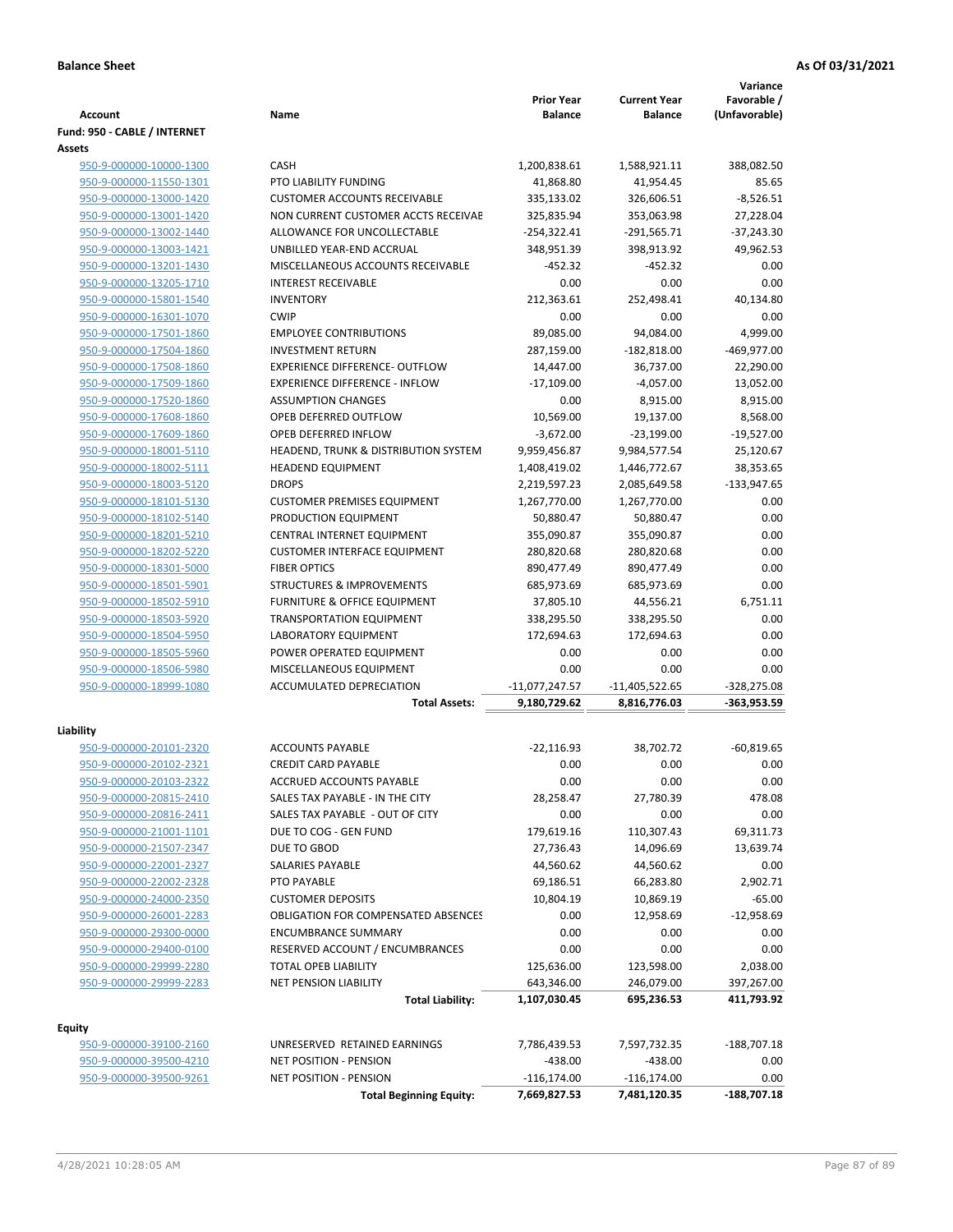**Balance Sheet** **As Of 03/31/2021**

| Account | Name | Prior Year Balance | Current Year Balance | Variance Favorable / (Unfavorable) |
|---|---|---|---|---|
| **Fund: 950 - CABLE / INTERNET** | | | | |
| **Assets** | | | | |
| 950-9-000000-10000-1300 | CASH | 1,200,838.61 | 1,588,921.11 | 388,082.50 |
| 950-9-000000-11550-1301 | PTO LIABILITY FUNDING | 41,868.80 | 41,954.45 | 85.65 |
| 950-9-000000-13000-1420 | CUSTOMER ACCOUNTS RECEIVABLE | 335,133.02 | 326,606.51 | -8,526.51 |
| 950-9-000000-13001-1420 | NON CURRENT CUSTOMER ACCTS RECEIVAE | 325,835.94 | 353,063.98 | 27,228.04 |
| 950-9-000000-13002-1440 | ALLOWANCE FOR UNCOLLECTABLE | -254,322.41 | -291,565.71 | -37,243.30 |
| 950-9-000000-13003-1421 | UNBILLED YEAR-END ACCRUAL | 348,951.39 | 398,913.92 | 49,962.53 |
| 950-9-000000-13201-1430 | MISCELLANEOUS ACCOUNTS RECEIVABLE | -452.32 | -452.32 | 0.00 |
| 950-9-000000-13205-1710 | INTEREST RECEIVABLE | 0.00 | 0.00 | 0.00 |
| 950-9-000000-15801-1540 | INVENTORY | 212,363.61 | 252,498.41 | 40,134.80 |
| 950-9-000000-16301-1070 | CWIP | 0.00 | 0.00 | 0.00 |
| 950-9-000000-17501-1860 | EMPLOYEE CONTRIBUTIONS | 89,085.00 | 94,084.00 | 4,999.00 |
| 950-9-000000-17504-1860 | INVESTMENT RETURN | 287,159.00 | -182,818.00 | -469,977.00 |
| 950-9-000000-17508-1860 | EXPERIENCE DIFFERENCE- OUTFLOW | 14,447.00 | 36,737.00 | 22,290.00 |
| 950-9-000000-17509-1860 | EXPERIENCE DIFFERENCE - INFLOW | -17,109.00 | -4,057.00 | 13,052.00 |
| 950-9-000000-17520-1860 | ASSUMPTION CHANGES | 0.00 | 8,915.00 | 8,915.00 |
| 950-9-000000-17608-1860 | OPEB DEFERRED OUTFLOW | 10,569.00 | 19,137.00 | 8,568.00 |
| 950-9-000000-17609-1860 | OPEB DEFERRED INFLOW | -3,672.00 | -23,199.00 | -19,527.00 |
| 950-9-000000-18001-5110 | HEADEND, TRUNK & DISTRIBUTION SYSTEM | 9,959,456.87 | 9,984,577.54 | 25,120.67 |
| 950-9-000000-18002-5111 | HEADEND EQUIPMENT | 1,408,419.02 | 1,446,772.67 | 38,353.65 |
| 950-9-000000-18003-5120 | DROPS | 2,219,597.23 | 2,085,649.58 | -133,947.65 |
| 950-9-000000-18101-5130 | CUSTOMER PREMISES EQUIPMENT | 1,267,770.00 | 1,267,770.00 | 0.00 |
| 950-9-000000-18102-5140 | PRODUCTION EQUIPMENT | 50,880.47 | 50,880.47 | 0.00 |
| 950-9-000000-18201-5210 | CENTRAL INTERNET EQUIPMENT | 355,090.87 | 355,090.87 | 0.00 |
| 950-9-000000-18202-5220 | CUSTOMER INTERFACE EQUIPMENT | 280,820.68 | 280,820.68 | 0.00 |
| 950-9-000000-18301-5000 | FIBER OPTICS | 890,477.49 | 890,477.49 | 0.00 |
| 950-9-000000-18501-5901 | STRUCTURES & IMPROVEMENTS | 685,973.69 | 685,973.69 | 0.00 |
| 950-9-000000-18502-5910 | FURNITURE & OFFICE EQUIPMENT | 37,805.10 | 44,556.21 | 6,751.11 |
| 950-9-000000-18503-5920 | TRANSPORTATION EQUIPMENT | 338,295.50 | 338,295.50 | 0.00 |
| 950-9-000000-18504-5950 | LABORATORY EQUIPMENT | 172,694.63 | 172,694.63 | 0.00 |
| 950-9-000000-18505-5960 | POWER OPERATED EQUIPMENT | 0.00 | 0.00 | 0.00 |
| 950-9-000000-18506-5980 | MISCELLANEOUS EQUIPMENT | 0.00 | 0.00 | 0.00 |
| 950-9-000000-18999-1080 | ACCUMULATED DEPRECIATION | -11,077,247.57 | -11,405,522.65 | -328,275.08 |
| | **Total Assets:** | **9,180,729.62** | **8,816,776.03** | **-363,953.59** |
| **Liability** | | | | |
| 950-9-000000-20101-2320 | ACCOUNTS PAYABLE | -22,116.93 | 38,702.72 | -60,819.65 |
| 950-9-000000-20102-2321 | CREDIT CARD PAYABLE | 0.00 | 0.00 | 0.00 |
| 950-9-000000-20103-2322 | ACCRUED ACCOUNTS PAYABLE | 0.00 | 0.00 | 0.00 |
| 950-9-000000-20815-2410 | SALES TAX PAYABLE - IN THE CITY | 28,258.47 | 27,780.39 | 478.08 |
| 950-9-000000-20816-2411 | SALES TAX PAYABLE - OUT OF CITY | 0.00 | 0.00 | 0.00 |
| 950-9-000000-21001-1101 | DUE TO COG - GEN FUND | 179,619.16 | 110,307.43 | 69,311.73 |
| 950-9-000000-21507-2347 | DUE TO GBOD | 27,736.43 | 14,096.69 | 13,639.74 |
| 950-9-000000-22001-2327 | SALARIES PAYABLE | 44,560.62 | 44,560.62 | 0.00 |
| 950-9-000000-22002-2328 | PTO PAYABLE | 69,186.51 | 66,283.80 | 2,902.71 |
| 950-9-000000-24000-2350 | CUSTOMER DEPOSITS | 10,804.19 | 10,869.19 | -65.00 |
| 950-9-000000-26001-2283 | OBLIGATION FOR COMPENSATED ABSENCES | 0.00 | 12,958.69 | -12,958.69 |
| 950-9-000000-29300-0000 | ENCUMBRANCE SUMMARY | 0.00 | 0.00 | 0.00 |
| 950-9-000000-29400-0100 | RESERVED ACCOUNT / ENCUMBRANCES | 0.00 | 0.00 | 0.00 |
| 950-9-000000-29999-2280 | TOTAL OPEB LIABILITY | 125,636.00 | 123,598.00 | 2,038.00 |
| 950-9-000000-29999-2283 | NET PENSION LIABILITY | 643,346.00 | 246,079.00 | 397,267.00 |
| | **Total Liability:** | **1,107,030.45** | **695,236.53** | **411,793.92** |
| **Equity** | | | | |
| 950-9-000000-39100-2160 | UNRESERVED RETAINED EARNINGS | 7,786,439.53 | 7,597,732.35 | -188,707.18 |
| 950-9-000000-39500-4210 | NET POSITION - PENSION | -438.00 | -438.00 | 0.00 |
| 950-9-000000-39500-9261 | NET POSITION - PENSION | -116,174.00 | -116,174.00 | 0.00 |
| | **Total Beginning Equity:** | **7,669,827.53** | **7,481,120.35** | **-188,707.18** |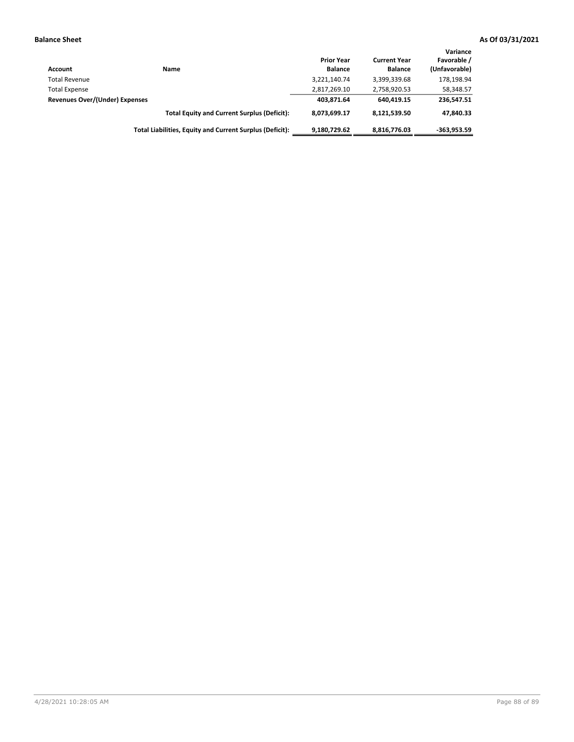**Balance Sheet** **As Of 03/31/2021**

| Account | Name | Prior Year Balance | Current Year Balance | Variance Favorable / (Unfavorable) |
|---|---|---|---|---|
| Total Revenue | | 3,221,140.74 | 3,399,339.68 | 178,198.94 |
| Total Expense | | 2,817,269.10 | 2,758,920.53 | 58,348.57 |
| **Revenues Over/(Under) Expenses** | | **403,871.64** | **640,419.15** | **236,547.51** |
| | **Total Equity and Current Surplus (Deficit):** | **8,073,699.17** | **8,121,539.50** | **47,840.33** |
| | **Total Liabilities, Equity and Current Surplus (Deficit):** | **9,180,729.62** | **8,816,776.03** | **-363,953.59** |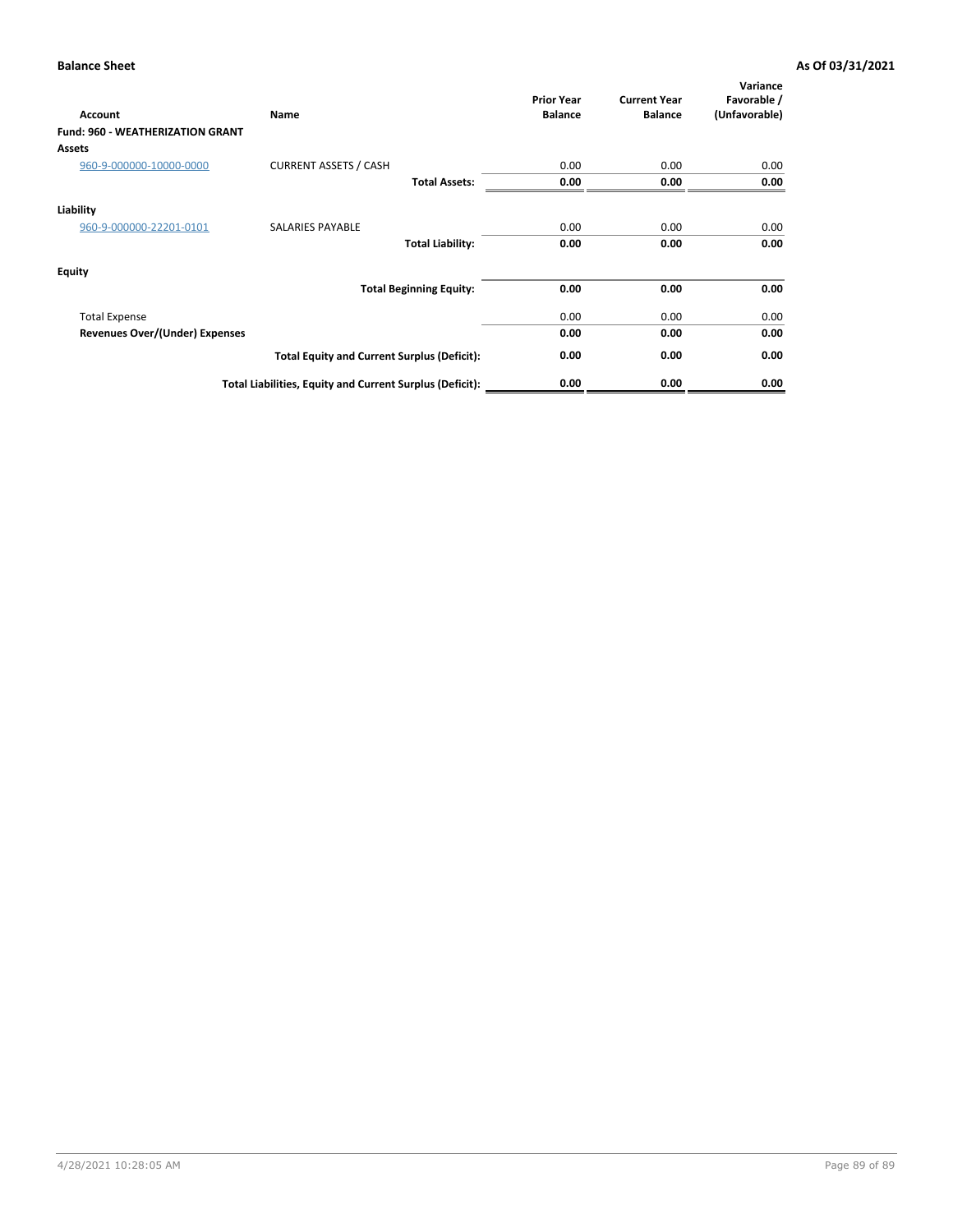**Balance Sheet** **As Of 03/31/2021**

| Account | Name | Prior Year Balance | Current Year Balance | Variance Favorable / (Unfavorable) |
|---|---|---|---|---|
| **Fund: 960 - WEATHERIZATION GRANT** | | | | |
| **Assets** | | | | |
| 960-9-000000-10000-0000 | CURRENT ASSETS / CASH | 0.00 | 0.00 | 0.00 |
| | **Total Assets:** | **0.00** | **0.00** | **0.00** |
| **Liability** | | | | |
| 960-9-000000-22201-0101 | SALARIES PAYABLE | 0.00 | 0.00 | 0.00 |
| | **Total Liability:** | **0.00** | **0.00** | **0.00** |
| **Equity** | | | | |
| | **Total Beginning Equity:** | **0.00** | **0.00** | **0.00** |
| Total Expense | | 0.00 | 0.00 | 0.00 |
| **Revenues Over/(Under) Expenses** | | **0.00** | **0.00** | **0.00** |
| | **Total Equity and Current Surplus (Deficit):** | **0.00** | **0.00** | **0.00** |
| | **Total Liabilities, Equity and Current Surplus (Deficit):** | **0.00** | **0.00** | **0.00** |